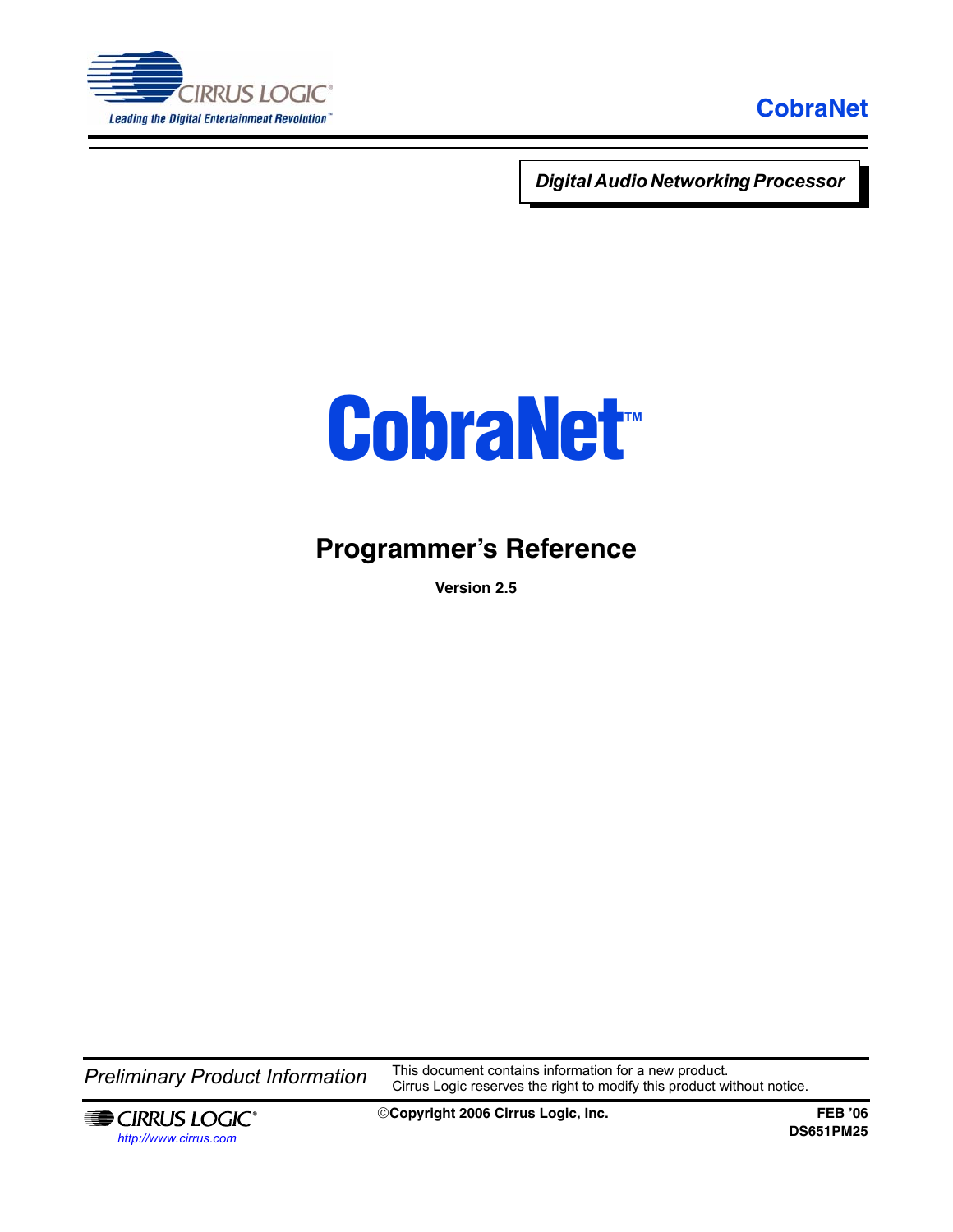CIRRUS LOGIC®

Leading the Digital Entertainment Revolution™

**CobraNet**

***Digital Audio Networking Processor***

# CobraNet™

## Programmer's Reference

**Version 2.5**

*Preliminary Product Information*

This document contains information for a new product.
Cirrus Logic reserves the right to modify this product without notice.

CIRRUS LOGIC®

http://www.cirrus.com

©**Copyright 2006 Cirrus Logic, Inc.**

**FEB '06**

**DS651PM25**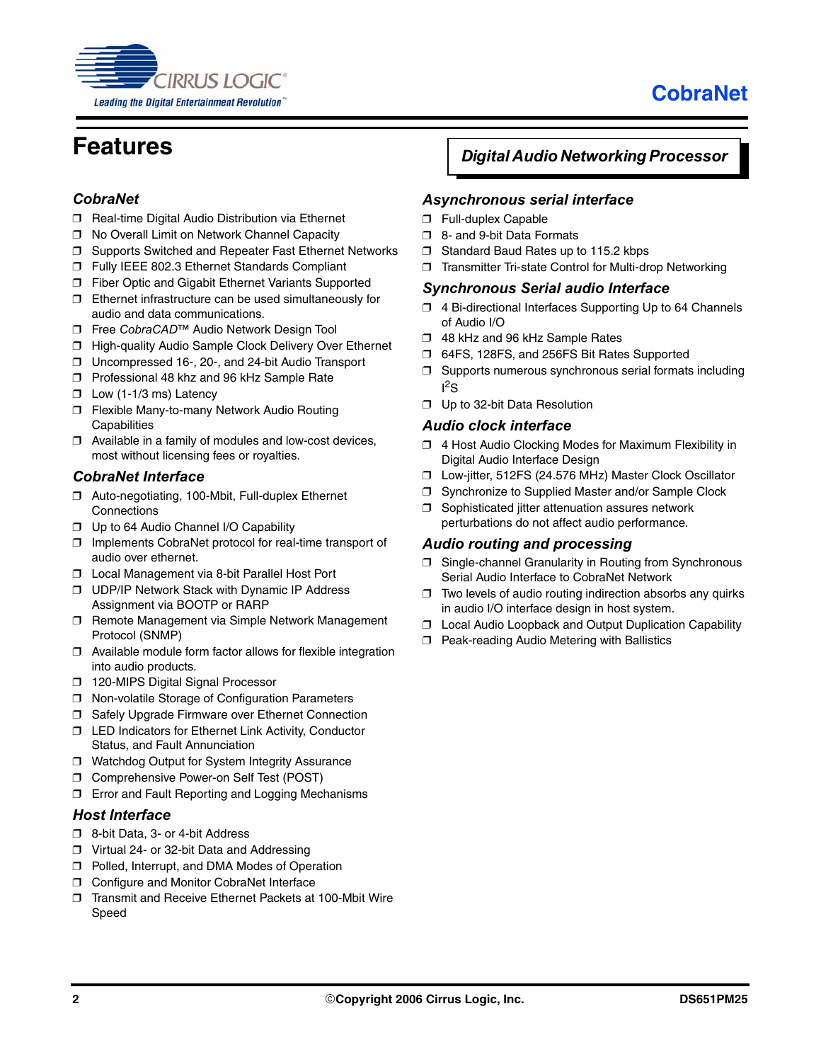# Features

## Digital Audio Networking Processor

### CobraNet

- Real-time Digital Audio Distribution via Ethernet
- No Overall Limit on Network Channel Capacity
- Supports Switched and Repeater Fast Ethernet Networks
- Fully IEEE 802.3 Ethernet Standards Compliant
- Fiber Optic and Gigabit Ethernet Variants Supported
- Ethernet infrastructure can be used simultaneously for audio and data communications.
- Free *CobraCAD*™ Audio Network Design Tool
- High-quality Audio Sample Clock Delivery Over Ethernet
- Uncompressed 16-, 20-, and 24-bit Audio Transport
- Professional 48 khz and 96 kHz Sample Rate
- Low (1-1/3 ms) Latency
- Flexible Many-to-many Network Audio Routing Capabilities
- Available in a family of modules and low-cost devices, most without licensing fees or royalties.

### CobraNet Interface

- Auto-negotiating, 100-Mbit, Full-duplex Ethernet Connections
- Up to 64 Audio Channel I/O Capability
- Implements CobraNet protocol for real-time transport of audio over ethernet.
- Local Management via 8-bit Parallel Host Port
- UDP/IP Network Stack with Dynamic IP Address Assignment via BOOTP or RARP
- Remote Management via Simple Network Management Protocol (SNMP)
- Available module form factor allows for flexible integration into audio products.
- 120-MIPS Digital Signal Processor
- Non-volatile Storage of Configuration Parameters
- Safely Upgrade Firmware over Ethernet Connection
- LED Indicators for Ethernet Link Activity, Conductor Status, and Fault Annunciation
- Watchdog Output for System Integrity Assurance
- Comprehensive Power-on Self Test (POST)
- Error and Fault Reporting and Logging Mechanisms

### Host Interface

- 8-bit Data, 3- or 4-bit Address
- Virtual 24- or 32-bit Data and Addressing
- Polled, Interrupt, and DMA Modes of Operation
- Configure and Monitor CobraNet Interface
- Transmit and Receive Ethernet Packets at 100-Mbit Wire Speed

### Asynchronous serial interface

- Full-duplex Capable
- 8- and 9-bit Data Formats
- Standard Baud Rates up to 115.2 kbps
- Transmitter Tri-state Control for Multi-drop Networking

### Synchronous Serial audio Interface

- 4 Bi-directional Interfaces Supporting Up to 64 Channels of Audio I/O
- 48 kHz and 96 kHz Sample Rates
- 64FS, 128FS, and 256FS Bit Rates Supported
- Supports numerous synchronous serial formats including $I^2S$
- Up to 32-bit Data Resolution

### Audio clock interface

- 4 Host Audio Clocking Modes for Maximum Flexibility in Digital Audio Interface Design
- Low-jitter, 512FS (24.576 MHz) Master Clock Oscillator
- Synchronize to Supplied Master and/or Sample Clock
- Sophisticated jitter attenuation assures network perturbations do not affect audio performance.

### Audio routing and processing

- Single-channel Granularity in Routing from Synchronous Serial Audio Interface to CobraNet Network
- Two levels of audio routing indirection absorbs any quirks in audio I/O interface design in host system.
- Local Audio Loopback and Output Duplication Capability
- Peak-reading Audio Metering with Ballistics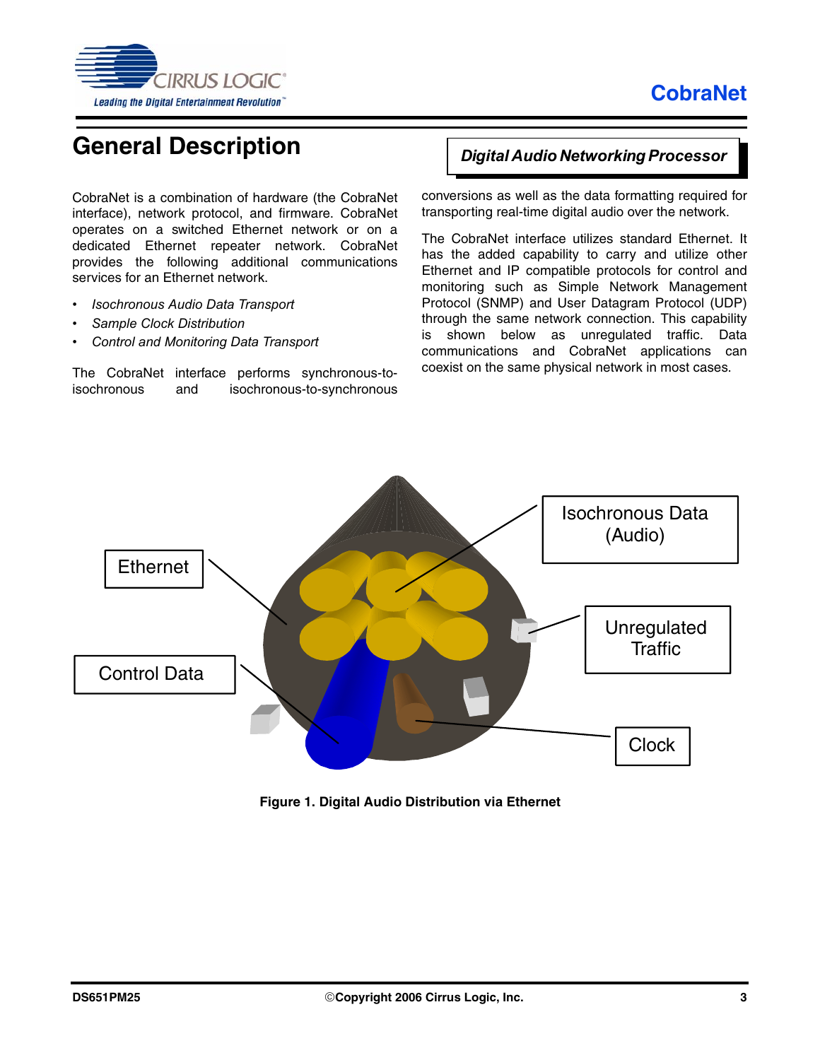# General Description

***Digital Audio Networking Processor***

CobraNet is a combination of hardware (the CobraNet interface), network protocol, and firmware. CobraNet operates on a switched Ethernet network or on a dedicated Ethernet repeater network. CobraNet provides the following additional communications services for an Ethernet network.

- *Isochronous Audio Data Transport*
- *Sample Clock Distribution*
- *Control and Monitoring Data Transport*

The CobraNet interface performs synchronous-to-isochronous and isochronous-to-synchronous conversions as well as the data formatting required for transporting real-time digital audio over the network.

The CobraNet interface utilizes standard Ethernet. It has the added capability to carry and utilize other Ethernet and IP compatible protocols for control and monitoring such as Simple Network Management Protocol (SNMP) and User Datagram Protocol (UDP) through the same network connection. This capability is shown below as unregulated traffic. Data communications and CobraNet applications can coexist on the same physical network in most cases.

Ethernet

Isochronous Data (Audio)

Unregulated Traffic

Control Data

Clock

**Figure 1. Digital Audio Distribution via Ethernet**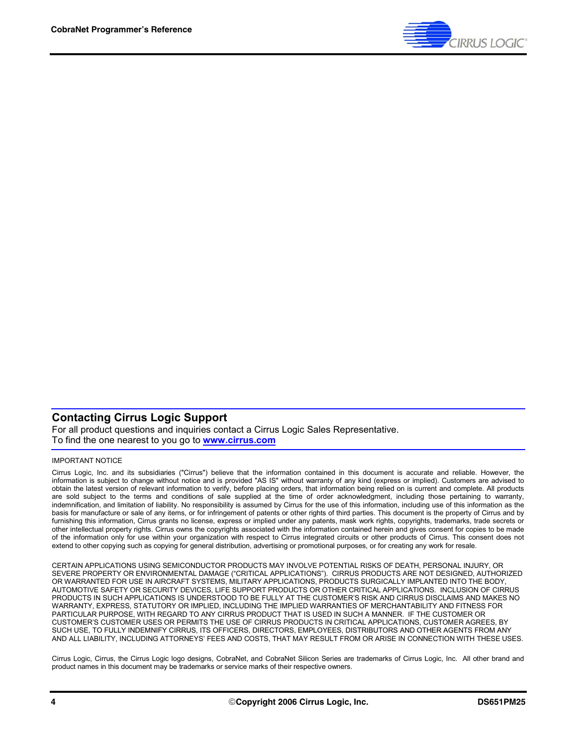## Contacting Cirrus Logic Support

For all product questions and inquiries contact a Cirrus Logic Sales Representative.
To find the one nearest to you go to **www.cirrus.com**

IMPORTANT NOTICE

Cirrus Logic, Inc. and its subsidiaries ("Cirrus") believe that the information contained in this document is accurate and reliable. However, the information is subject to change without notice and is provided "AS IS" without warranty of any kind (express or implied). Customers are advised to obtain the latest version of relevant information to verify, before placing orders, that information being relied on is current and complete. All products are sold subject to the terms and conditions of sale supplied at the time of order acknowledgment, including those pertaining to warranty, indemnification, and limitation of liability. No responsibility is assumed by Cirrus for the use of this information, including use of this information as the basis for manufacture or sale of any items, or for infringement of patents or other rights of third parties. This document is the property of Cirrus and by furnishing this information, Cirrus grants no license, express or implied under any patents, mask work rights, copyrights, trademarks, trade secrets or other intellectual property rights. Cirrus owns the copyrights associated with the information contained herein and gives consent for copies to be made of the information only for use within your organization with respect to Cirrus integrated circuits or other products of Cirrus. This consent does not extend to other copying such as copying for general distribution, advertising or promotional purposes, or for creating any work for resale.

CERTAIN APPLICATIONS USING SEMICONDUCTOR PRODUCTS MAY INVOLVE POTENTIAL RISKS OF DEATH, PERSONAL INJURY, OR SEVERE PROPERTY OR ENVIRONMENTAL DAMAGE ("CRITICAL APPLICATIONS"). CIRRUS PRODUCTS ARE NOT DESIGNED, AUTHORIZED OR WARRANTED FOR USE IN AIRCRAFT SYSTEMS, MILITARY APPLICATIONS, PRODUCTS SURGICALLY IMPLANTED INTO THE BODY, AUTOMOTIVE SAFETY OR SECURITY DEVICES, LIFE SUPPORT PRODUCTS OR OTHER CRITICAL APPLICATIONS. INCLUSION OF CIRRUS PRODUCTS IN SUCH APPLICATIONS IS UNDERSTOOD TO BE FULLY AT THE CUSTOMER'S RISK AND CIRRUS DISCLAIMS AND MAKES NO WARRANTY, EXPRESS, STATUTORY OR IMPLIED, INCLUDING THE IMPLIED WARRANTIES OF MERCHANTABILITY AND FITNESS FOR PARTICULAR PURPOSE, WITH REGARD TO ANY CIRRUS PRODUCT THAT IS USED IN SUCH A MANNER. IF THE CUSTOMER OR CUSTOMER'S CUSTOMER USES OR PERMITS THE USE OF CIRRUS PRODUCTS IN CRITICAL APPLICATIONS, CUSTOMER AGREES, BY SUCH USE, TO FULLY INDEMNIFY CIRRUS, ITS OFFICERS, DIRECTORS, EMPLOYEES, DISTRIBUTORS AND OTHER AGENTS FROM ANY AND ALL LIABILITY, INCLUDING ATTORNEYS' FEES AND COSTS, THAT MAY RESULT FROM OR ARISE IN CONNECTION WITH THESE USES.

Cirrus Logic, Cirrus, the Cirrus Logic logo designs, CobraNet, and CobraNet Silicon Series are trademarks of Cirrus Logic, Inc. All other brand and product names in this document may be trademarks or service marks of their respective owners.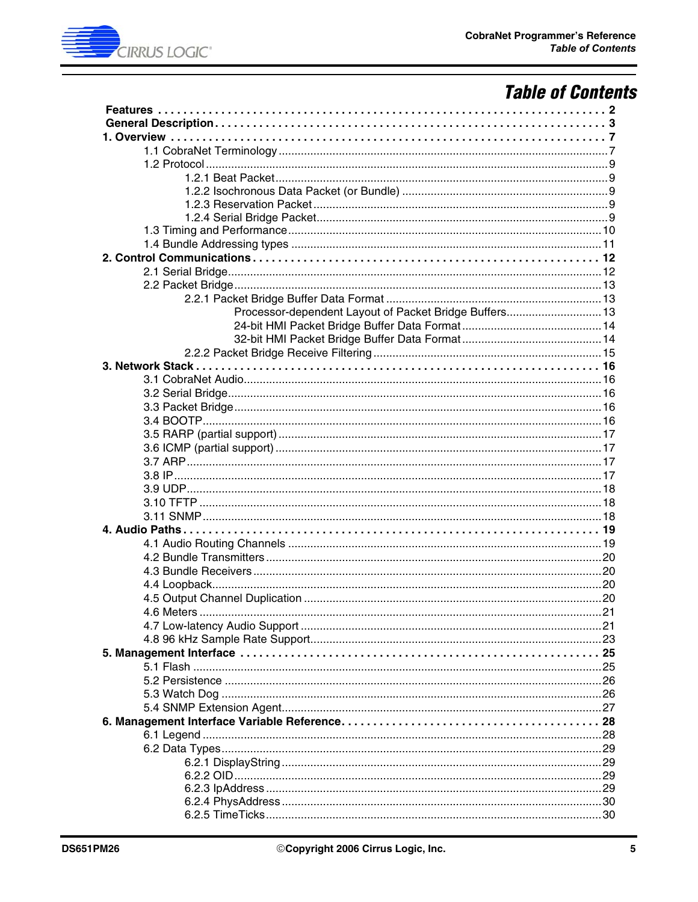# Table of Contents

**Features** ........ 2
**General Description** ........ 3
**1. Overview** ........ 7
- 1.1 CobraNet Terminology ........ 7
- 1.2 Protocol ........ 9
  - 1.2.1 Beat Packet ........ 9
  - 1.2.2 Isochronous Data Packet (or Bundle) ........ 9
  - 1.2.3 Reservation Packet ........ 9
  - 1.2.4 Serial Bridge Packet ........ 9
- 1.3 Timing and Performance ........ 10
- 1.4 Bundle Addressing types ........ 11

**2. Control Communications** ........ 12
- 2.1 Serial Bridge ........ 12
- 2.2 Packet Bridge ........ 13
  - 2.2.1 Packet Bridge Buffer Data Format ........ 13
    - Processor-dependent Layout of Packet Bridge Buffers ........ 13
    - 24-bit HMI Packet Bridge Buffer Data Format ........ 14
    - 32-bit HMI Packet Bridge Buffer Data Format ........ 14
  - 2.2.2 Packet Bridge Receive Filtering ........ 15

**3. Network Stack** ........ 16
- 3.1 CobraNet Audio ........ 16
- 3.2 Serial Bridge ........ 16
- 3.3 Packet Bridge ........ 16
- 3.4 BOOTP ........ 16
- 3.5 RARP (partial support) ........ 17
- 3.6 ICMP (partial support) ........ 17
- 3.7 ARP ........ 17
- 3.8 IP ........ 17
- 3.9 UDP ........ 18
- 3.10 TFTP ........ 18
- 3.11 SNMP ........ 18

**4. Audio Paths** ........ 19
- 4.1 Audio Routing Channels ........ 19
- 4.2 Bundle Transmitters ........ 20
- 4.3 Bundle Receivers ........ 20
- 4.4 Loopback ........ 20
- 4.5 Output Channel Duplication ........ 20
- 4.6 Meters ........ 21
- 4.7 Low-latency Audio Support ........ 21
- 4.8 96 kHz Sample Rate Support ........ 23

**5. Management Interface** ........ 25
- 5.1 Flash ........ 25
- 5.2 Persistence ........ 26
- 5.3 Watch Dog ........ 26
- 5.4 SNMP Extension Agent ........ 27

**6. Management Interface Variable Reference** ........ 28
- 6.1 Legend ........ 28
- 6.2 Data Types ........ 29
  - 6.2.1 DisplayString ........ 29
  - 6.2.2 OID ........ 29
  - 6.2.3 IpAddress ........ 29
  - 6.2.4 PhysAddress ........ 30
  - 6.2.5 TimeTicks ........ 30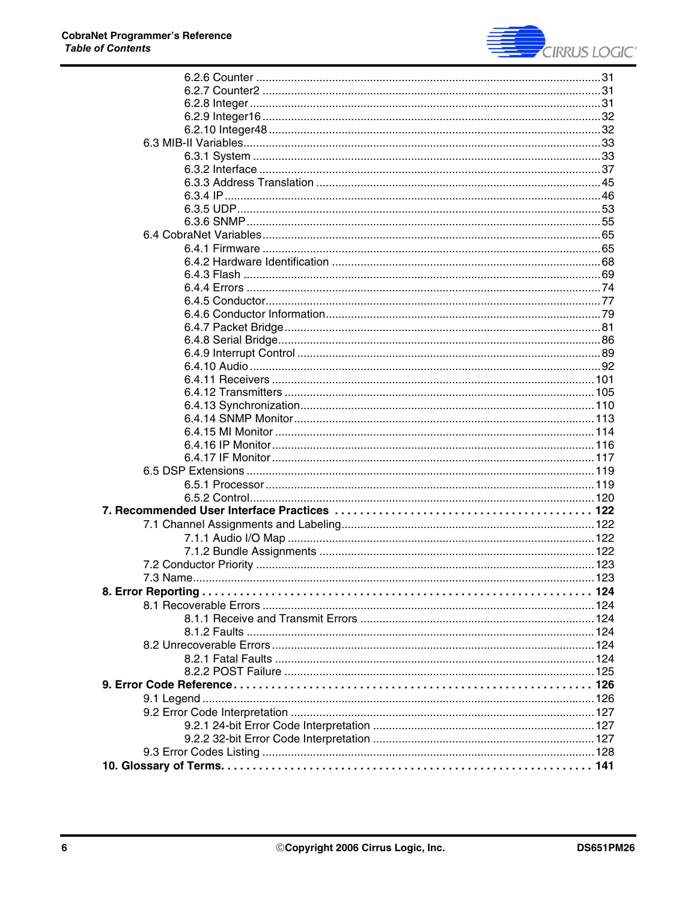6.2.6 Counter ... 31
6.2.7 Counter2 ... 31
6.2.8 Integer ... 31
6.2.9 Integer16 ... 32
6.2.10 Integer48 ... 32
6.3 MIB-II Variables ... 33
6.3.1 System ... 33
6.3.2 Interface ... 37
6.3.3 Address Translation ... 45
6.3.4 IP ... 46
6.3.5 UDP ... 53
6.3.6 SNMP ... 55
6.4 CobraNet Variables ... 65
6.4.1 Firmware ... 65
6.4.2 Hardware Identification ... 68
6.4.3 Flash ... 69
6.4.4 Errors ... 74
6.4.5 Conductor ... 77
6.4.6 Conductor Information ... 79
6.4.7 Packet Bridge ... 81
6.4.8 Serial Bridge ... 86
6.4.9 Interrupt Control ... 89
6.4.10 Audio ... 92
6.4.11 Receivers ... 101
6.4.12 Transmitters ... 105
6.4.13 Synchronization ... 110
6.4.14 SNMP Monitor ... 113
6.4.15 MI Monitor ... 114
6.4.16 IP Monitor ... 116
6.4.17 IF Monitor ... 117
6.5 DSP Extensions ... 119
6.5.1 Processor ... 119
6.5.2 Control ... 120

**7. Recommended User Interface Practices ... 122**

7.1 Channel Assignments and Labeling ... 122
7.1.1 Audio I/O Map ... 122
7.1.2 Bundle Assignments ... 122
7.2 Conductor Priority ... 123
7.3 Name ... 123

**8. Error Reporting ... 124**

8.1 Recoverable Errors ... 124
8.1.1 Receive and Transmit Errors ... 124
8.1.2 Faults ... 124
8.2 Unrecoverable Errors ... 124
8.2.1 Fatal Faults ... 124
8.2.2 POST Failure ... 125

**9. Error Code Reference ... 126**

9.1 Legend ... 126
9.2 Error Code Interpretation ... 127
9.2.1 24-bit Error Code Interpretation ... 127
9.2.2 32-bit Error Code Interpretation ... 127
9.3 Error Codes Listing ... 128

**10. Glossary of Terms ... 141**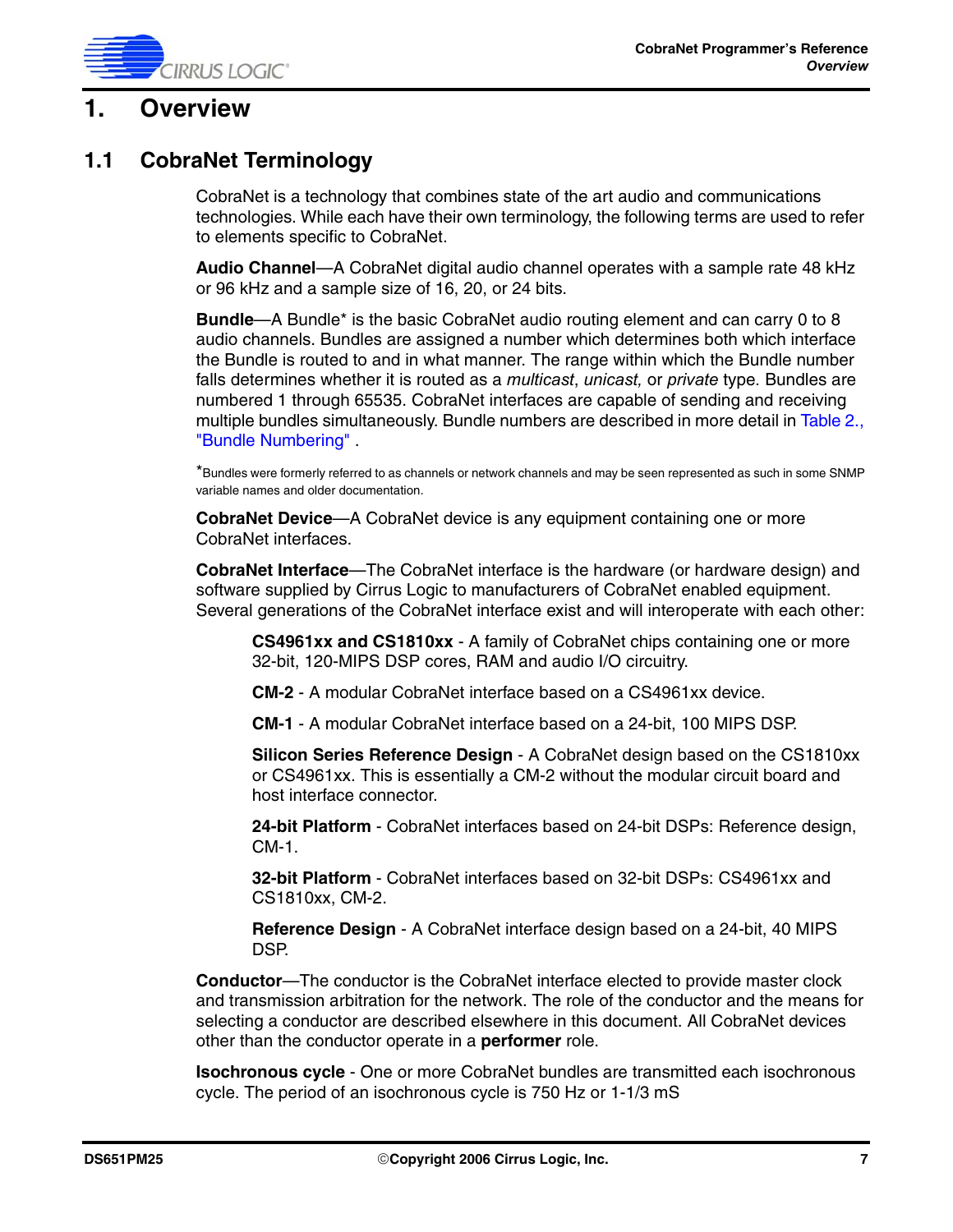# 1. Overview

## 1.1 CobraNet Terminology

CobraNet is a technology that combines state of the art audio and communications technologies. While each have their own terminology, the following terms are used to refer to elements specific to CobraNet.

**Audio Channel**—A CobraNet digital audio channel operates with a sample rate 48 kHz or 96 kHz and a sample size of 16, 20, or 24 bits.

**Bundle**—A Bundle* is the basic CobraNet audio routing element and can carry 0 to 8 audio channels. Bundles are assigned a number which determines both which interface the Bundle is routed to and in what manner. The range within which the Bundle number falls determines whether it is routed as a *multicast*, *unicast,* or *private* type. Bundles are numbered 1 through 65535. CobraNet interfaces are capable of sending and receiving multiple bundles simultaneously. Bundle numbers are described in more detail in Table 2., "Bundle Numbering" .

*Bundles were formerly referred to as channels or network channels and may be seen represented as such in some SNMP variable names and older documentation.

**CobraNet Device**—A CobraNet device is any equipment containing one or more CobraNet interfaces.

**CobraNet Interface**—The CobraNet interface is the hardware (or hardware design) and software supplied by Cirrus Logic to manufacturers of CobraNet enabled equipment. Several generations of the CobraNet interface exist and will interoperate with each other:

> **CS4961xx and CS1810xx** - A family of CobraNet chips containing one or more 32-bit, 120-MIPS DSP cores, RAM and audio I/O circuitry.
>
> **CM-2** - A modular CobraNet interface based on a CS4961xx device.
>
> **CM-1** - A modular CobraNet interface based on a 24-bit, 100 MIPS DSP.
>
> **Silicon Series Reference Design** - A CobraNet design based on the CS1810xx or CS4961xx. This is essentially a CM-2 without the modular circuit board and host interface connector.
>
> **24-bit Platform** - CobraNet interfaces based on 24-bit DSPs: Reference design, CM-1.
>
> **32-bit Platform** - CobraNet interfaces based on 32-bit DSPs: CS4961xx and CS1810xx, CM-2.
>
> **Reference Design** - A CobraNet interface design based on a 24-bit, 40 MIPS DSP.

**Conductor**—The conductor is the CobraNet interface elected to provide master clock and transmission arbitration for the network. The role of the conductor and the means for selecting a conductor are described elsewhere in this document. All CobraNet devices other than the conductor operate in a **performer** role.

**Isochronous cycle** - One or more CobraNet bundles are transmitted each isochronous cycle. The period of an isochronous cycle is 750 Hz or 1-1/3 mS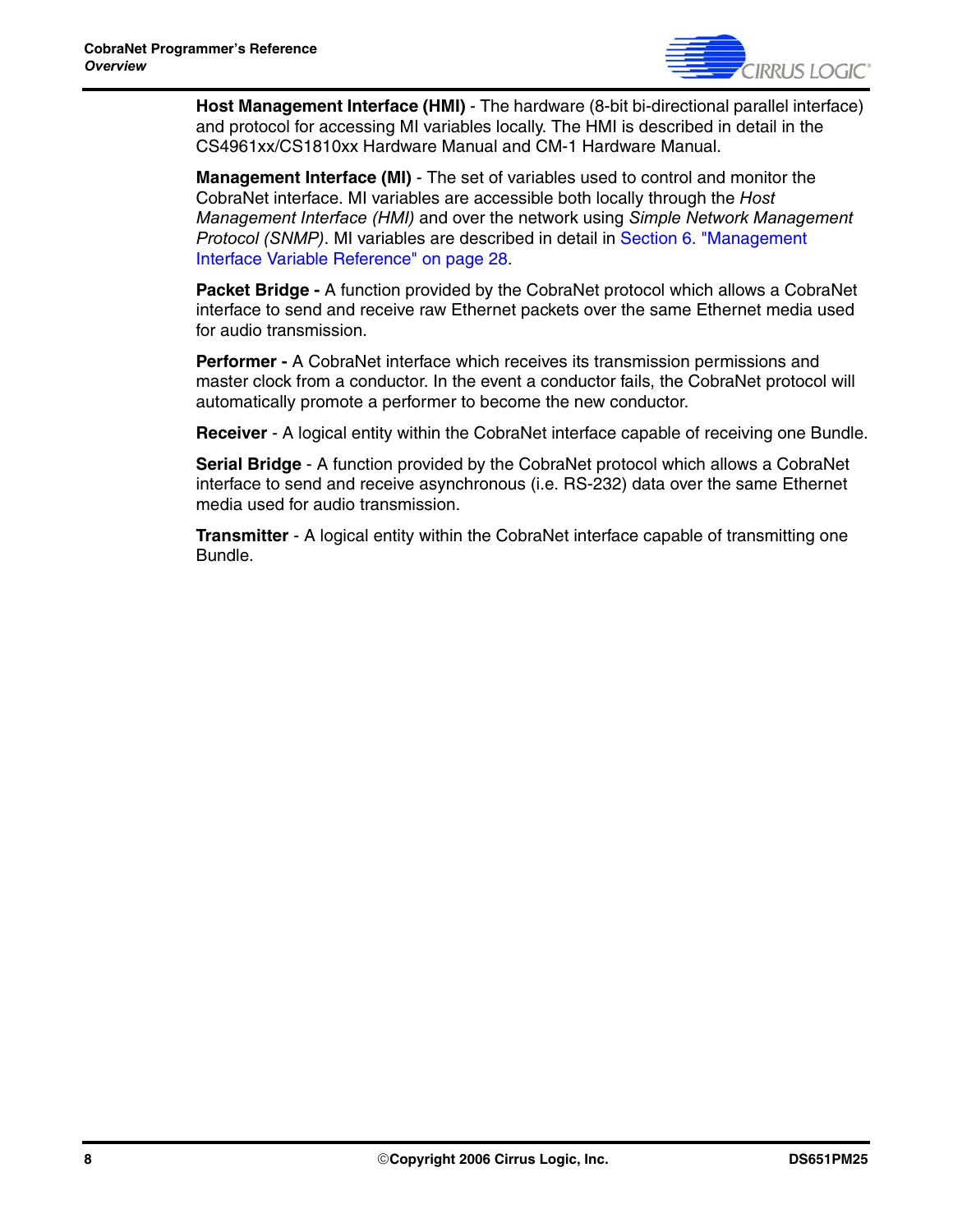**Host Management Interface (HMI)** - The hardware (8-bit bi-directional parallel interface) and protocol for accessing MI variables locally. The HMI is described in detail in the CS4961xx/CS1810xx Hardware Manual and CM-1 Hardware Manual.

**Management Interface (MI)** - The set of variables used to control and monitor the CobraNet interface. MI variables are accessible both locally through the *Host Management Interface (HMI)* and over the network using *Simple Network Management Protocol (SNMP)*. MI variables are described in detail in Section 6. "Management Interface Variable Reference" on page 28.

**Packet Bridge -** A function provided by the CobraNet protocol which allows a CobraNet interface to send and receive raw Ethernet packets over the same Ethernet media used for audio transmission.

**Performer -** A CobraNet interface which receives its transmission permissions and master clock from a conductor. In the event a conductor fails, the CobraNet protocol will automatically promote a performer to become the new conductor.

**Receiver** - A logical entity within the CobraNet interface capable of receiving one Bundle.

**Serial Bridge** - A function provided by the CobraNet protocol which allows a CobraNet interface to send and receive asynchronous (i.e. RS-232) data over the same Ethernet media used for audio transmission.

**Transmitter** - A logical entity within the CobraNet interface capable of transmitting one Bundle.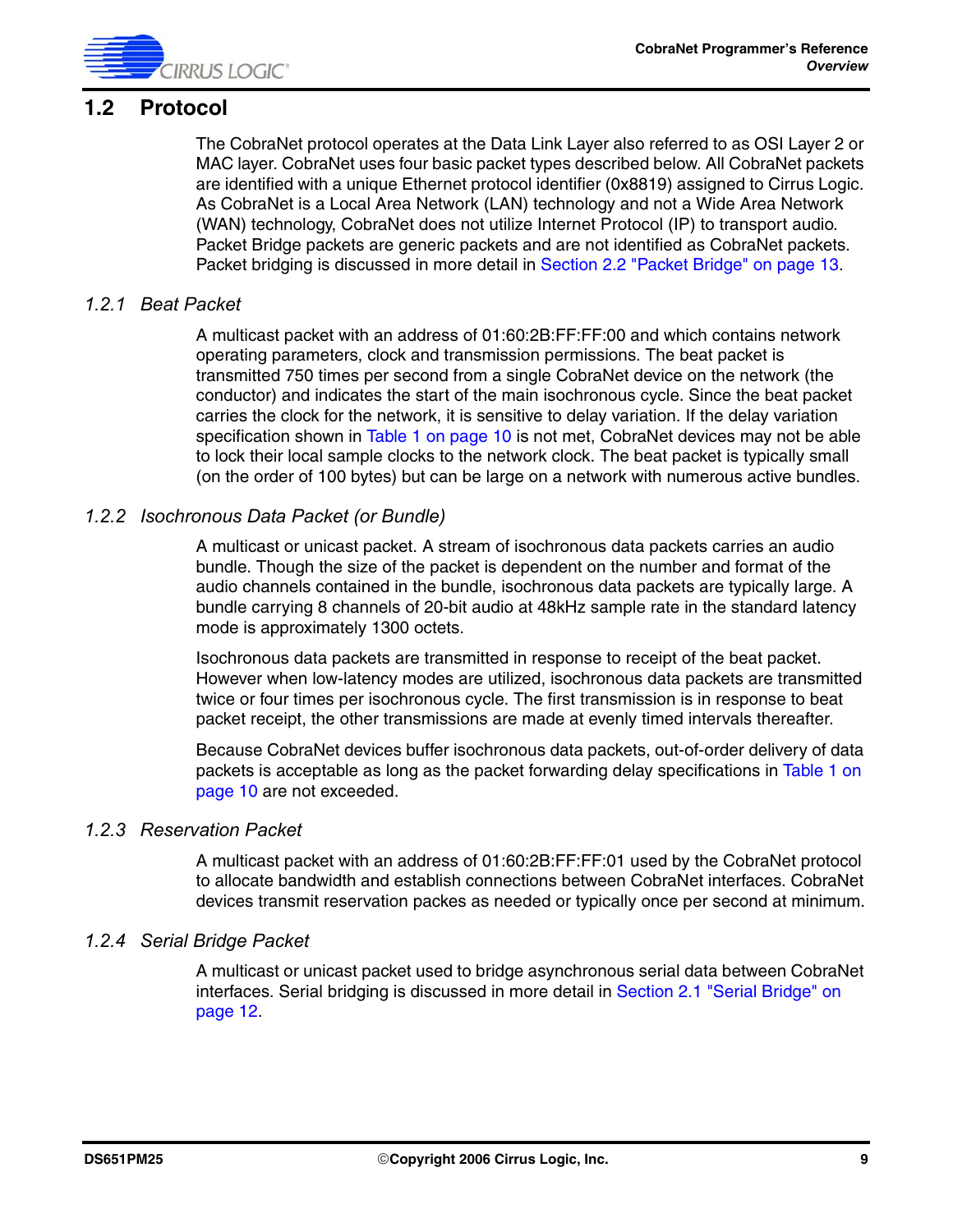## 1.2 Protocol

The CobraNet protocol operates at the Data Link Layer also referred to as OSI Layer 2 or MAC layer. CobraNet uses four basic packet types described below. All CobraNet packets are identified with a unique Ethernet protocol identifier (0x8819) assigned to Cirrus Logic. As CobraNet is a Local Area Network (LAN) technology and not a Wide Area Network (WAN) technology, CobraNet does not utilize Internet Protocol (IP) to transport audio. Packet Bridge packets are generic packets and are not identified as CobraNet packets. Packet bridging is discussed in more detail in Section 2.2 "Packet Bridge" on page 13.

### *1.2.1 Beat Packet*

A multicast packet with an address of 01:60:2B:FF:FF:00 and which contains network operating parameters, clock and transmission permissions. The beat packet is transmitted 750 times per second from a single CobraNet device on the network (the conductor) and indicates the start of the main isochronous cycle. Since the beat packet carries the clock for the network, it is sensitive to delay variation. If the delay variation specification shown in Table 1 on page 10 is not met, CobraNet devices may not be able to lock their local sample clocks to the network clock. The beat packet is typically small (on the order of 100 bytes) but can be large on a network with numerous active bundles.

### *1.2.2 Isochronous Data Packet (or Bundle)*

A multicast or unicast packet. A stream of isochronous data packets carries an audio bundle. Though the size of the packet is dependent on the number and format of the audio channels contained in the bundle, isochronous data packets are typically large. A bundle carrying 8 channels of 20-bit audio at 48kHz sample rate in the standard latency mode is approximately 1300 octets.

Isochronous data packets are transmitted in response to receipt of the beat packet. However when low-latency modes are utilized, isochronous data packets are transmitted twice or four times per isochronous cycle. The first transmission is in response to beat packet receipt, the other transmissions are made at evenly timed intervals thereafter.

Because CobraNet devices buffer isochronous data packets, out-of-order delivery of data packets is acceptable as long as the packet forwarding delay specifications in Table 1 on page 10 are not exceeded.

### *1.2.3 Reservation Packet*

A multicast packet with an address of 01:60:2B:FF:FF:01 used by the CobraNet protocol to allocate bandwidth and establish connections between CobraNet interfaces. CobraNet devices transmit reservation packes as needed or typically once per second at minimum.

### *1.2.4 Serial Bridge Packet*

A multicast or unicast packet used to bridge asynchronous serial data between CobraNet interfaces. Serial bridging is discussed in more detail in Section 2.1 "Serial Bridge" on page 12.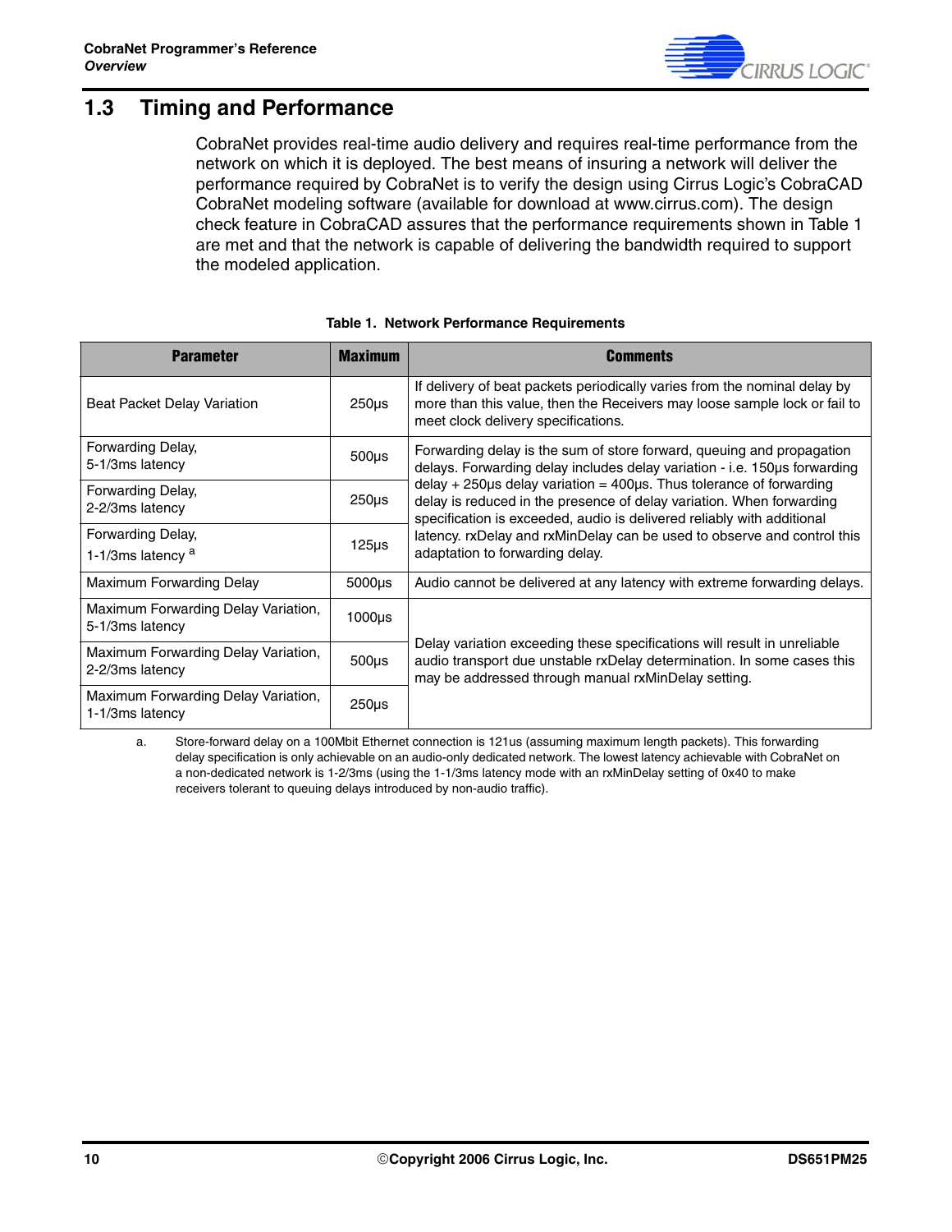## 1.3 Timing and Performance

CobraNet provides real-time audio delivery and requires real-time performance from the network on which it is deployed. The best means of insuring a network will deliver the performance required by CobraNet is to verify the design using Cirrus Logic's CobraCAD CobraNet modeling software (available for download at www.cirrus.com). The design check feature in CobraCAD assures that the performance requirements shown in Table 1 are met and that the network is capable of delivering the bandwidth required to support the modeled application.

**Table 1. Network Performance Requirements**

| Parameter | Maximum | Comments |
|---|---|---|
| Beat Packet Delay Variation | 250µs | If delivery of beat packets periodically varies from the nominal delay by more than this value, then the Receivers may loose sample lock or fail to meet clock delivery specifications. |
| Forwarding Delay, 5-1/3ms latency | 500µs | Forwarding delay is the sum of store forward, queuing and propagation delays. Forwarding delay includes delay variation - i.e. 150µs forwarding delay + 250µs delay variation = 400µs. Thus tolerance of forwarding delay is reduced in the presence of delay variation. When forwarding specification is exceeded, audio is delivered reliably with additional latency. rxDelay and rxMinDelay can be used to observe and control this adaptation to forwarding delay. |
| Forwarding Delay, 2-2/3ms latency | 250µs | |
| Forwarding Delay, 1-1/3ms latency [a] | 125µs | |
| Maximum Forwarding Delay | 5000µs | Audio cannot be delivered at any latency with extreme forwarding delays. |
| Maximum Forwarding Delay Variation, 5-1/3ms latency | 1000µs | Delay variation exceeding these specifications will result in unreliable audio transport due unstable rxDelay determination. In some cases this may be addressed through manual rxMinDelay setting. |
| Maximum Forwarding Delay Variation, 2-2/3ms latency | 500µs | |
| Maximum Forwarding Delay Variation, 1-1/3ms latency | 250µs | |

a. Store-forward delay on a 100Mbit Ethernet connection is 121us (assuming maximum length packets). This forwarding delay specification is only achievable on an audio-only dedicated network. The lowest latency achievable with CobraNet on a non-dedicated network is 1-2/3ms (using the 1-1/3ms latency mode with an rxMinDelay setting of 0x40 to make receivers tolerant to queuing delays introduced by non-audio traffic).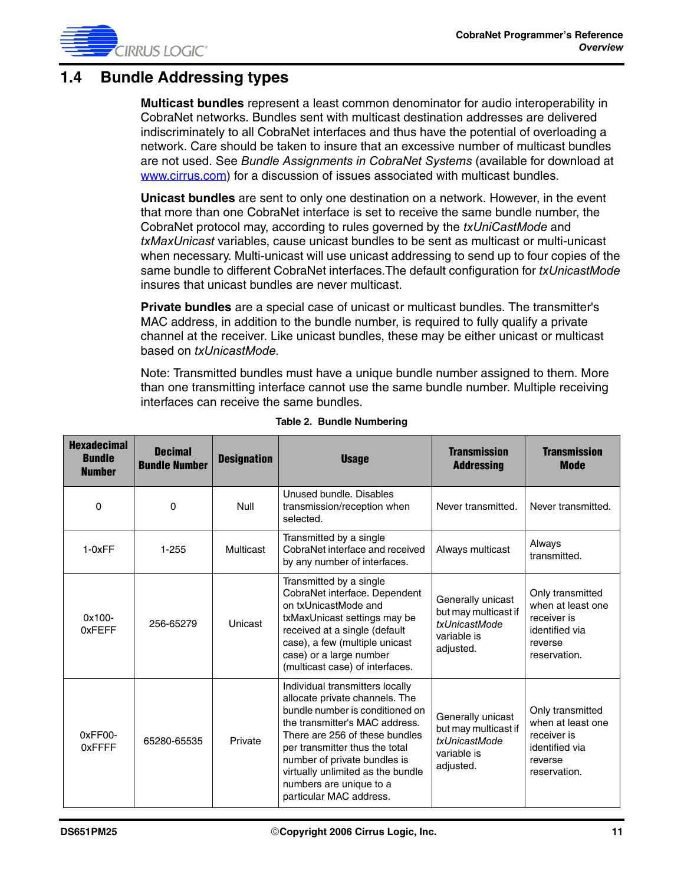## 1.4 Bundle Addressing types

**Multicast bundles** represent a least common denominator for audio interoperability in CobraNet networks. Bundles sent with multicast destination addresses are delivered indiscriminately to all CobraNet interfaces and thus have the potential of overloading a network. Care should be taken to insure that an excessive number of multicast bundles are not used. See *Bundle Assignments in CobraNet Systems* (available for download at www.cirrus.com) for a discussion of issues associated with multicast bundles.

**Unicast bundles** are sent to only one destination on a network. However, in the event that more than one CobraNet interface is set to receive the same bundle number, the CobraNet protocol may, according to rules governed by the *txUniCastMode* and *txMaxUnicast* variables, cause unicast bundles to be sent as multicast or multi-unicast when necessary. Multi-unicast will use unicast addressing to send up to four copies of the same bundle to different CobraNet interfaces.The default configuration for *txUnicastMode* insures that unicast bundles are never multicast.

**Private bundles** are a special case of unicast or multicast bundles. The transmitter's MAC address, in addition to the bundle number, is required to fully qualify a private channel at the receiver. Like unicast bundles, these may be either unicast or multicast based on *txUnicastMode.*

Note: Transmitted bundles must have a unique bundle number assigned to them. More than one transmitting interface cannot use the same bundle number. Multiple receiving interfaces can receive the same bundles.

**Table 2. Bundle Numbering**

| Hexadecimal Bundle Number | Decimal Bundle Number | Designation | Usage | Transmission Addressing | Transmission Mode |
|---|---|---|---|---|---|
| 0 | 0 | Null | Unused bundle. Disables transmission/reception when selected. | Never transmitted. | Never transmitted. |
| 1-0xFF | 1-255 | Multicast | Transmitted by a single CobraNet interface and received by any number of interfaces. | Always multicast | Always transmitted. |
| 0x100-0xFEFF | 256-65279 | Unicast | Transmitted by a single CobraNet interface. Dependent on txUnicastMode and txMaxUnicast settings may be received at a single (default case), a few (multiple unicast case) or a large number (multicast case) of interfaces. | Generally unicast but may multicast if *txUnicastMode* variable is adjusted. | Only transmitted when at least one receiver is identified via reverse reservation. |
| 0xFF00-0xFFFF | 65280-65535 | Private | Individual transmitters locally allocate private channels. The bundle number is conditioned on the transmitter's MAC address. There are 256 of these bundles per transmitter thus the total number of private bundles is virtually unlimited as the bundle numbers are unique to a particular MAC address. | Generally unicast but may multicast if *txUnicastMode* variable is adjusted. | Only transmitted when at least one receiver is identified via reverse reservation. |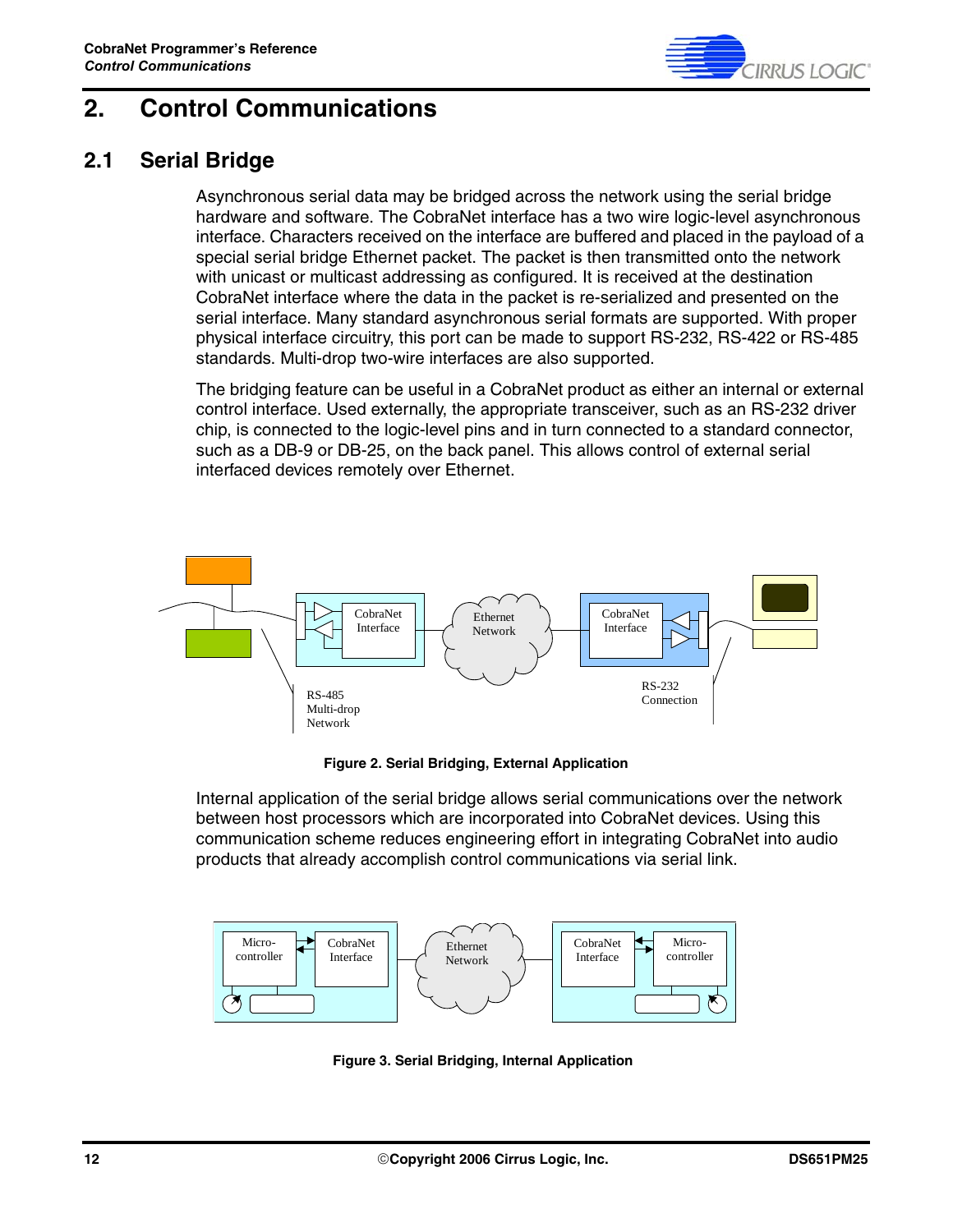# 2. Control Communications

## 2.1 Serial Bridge

Asynchronous serial data may be bridged across the network using the serial bridge hardware and software. The CobraNet interface has a two wire logic-level asynchronous interface. Characters received on the interface are buffered and placed in the payload of a special serial bridge Ethernet packet. The packet is then transmitted onto the network with unicast or multicast addressing as configured. It is received at the destination CobraNet interface where the data in the packet is re-serialized and presented on the serial interface. Many standard asynchronous serial formats are supported. With proper physical interface circuitry, this port can be made to support RS-232, RS-422 or RS-485 standards. Multi-drop two-wire interfaces are also supported.

The bridging feature can be useful in a CobraNet product as either an internal or external control interface. Used externally, the appropriate transceiver, such as an RS-232 driver chip, is connected to the logic-level pins and in turn connected to a standard connector, such as a DB-9 or DB-25, on the back panel. This allows control of external serial interfaced devices remotely over Ethernet.

**Figure 2. Serial Bridging, External Application**

Internal application of the serial bridge allows serial communications over the network between host processors which are incorporated into CobraNet devices. Using this communication scheme reduces engineering effort in integrating CobraNet into audio products that already accomplish control communications via serial link.

**Figure 3. Serial Bridging, Internal Application**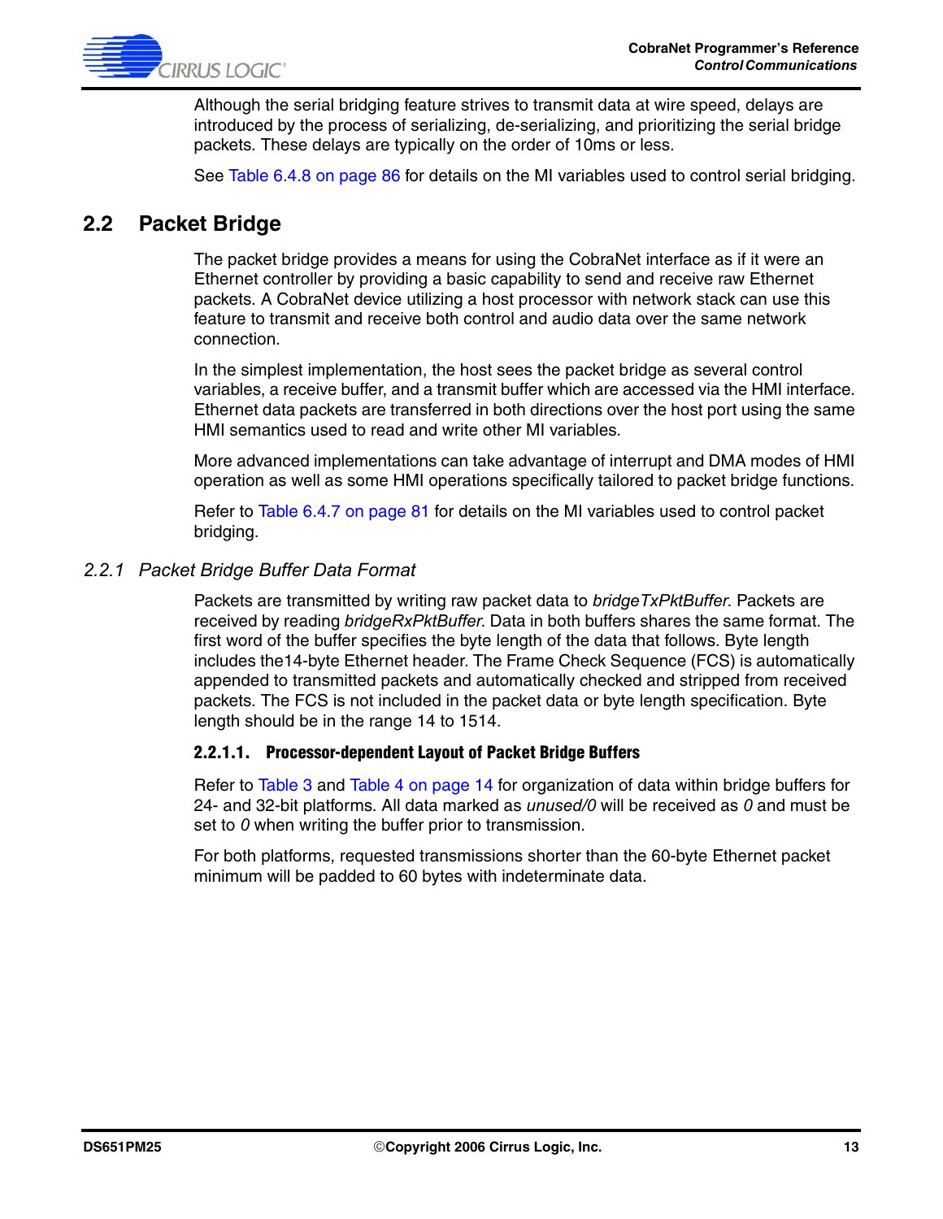Although the serial bridging feature strives to transmit data at wire speed, delays are introduced by the process of serializing, de-serializing, and prioritizing the serial bridge packets. These delays are typically on the order of 10ms or less.

See Table 6.4.8 on page 86 for details on the MI variables used to control serial bridging.

## 2.2 Packet Bridge

The packet bridge provides a means for using the CobraNet interface as if it were an Ethernet controller by providing a basic capability to send and receive raw Ethernet packets. A CobraNet device utilizing a host processor with network stack can use this feature to transmit and receive both control and audio data over the same network connection.

In the simplest implementation, the host sees the packet bridge as several control variables, a receive buffer, and a transmit buffer which are accessed via the HMI interface. Ethernet data packets are transferred in both directions over the host port using the same HMI semantics used to read and write other MI variables.

More advanced implementations can take advantage of interrupt and DMA modes of HMI operation as well as some HMI operations specifically tailored to packet bridge functions.

Refer to Table 6.4.7 on page 81 for details on the MI variables used to control packet bridging.

### *2.2.1 Packet Bridge Buffer Data Format*

Packets are transmitted by writing raw packet data to *bridgeTxPktBuffer*. Packets are received by reading *bridgeRxPktBuffer*. Data in both buffers shares the same format. The first word of the buffer specifies the byte length of the data that follows. Byte length includes the14-byte Ethernet header. The Frame Check Sequence (FCS) is automatically appended to transmitted packets and automatically checked and stripped from received packets. The FCS is not included in the packet data or byte length specification. Byte length should be in the range 14 to 1514.

#### 2.2.1.1. Processor-dependent Layout of Packet Bridge Buffers

Refer to Table 3 and Table 4 on page 14 for organization of data within bridge buffers for 24- and 32-bit platforms. All data marked as *unused/0* will be received as *0* and must be set to *0* when writing the buffer prior to transmission.

For both platforms, requested transmissions shorter than the 60-byte Ethernet packet minimum will be padded to 60 bytes with indeterminate data.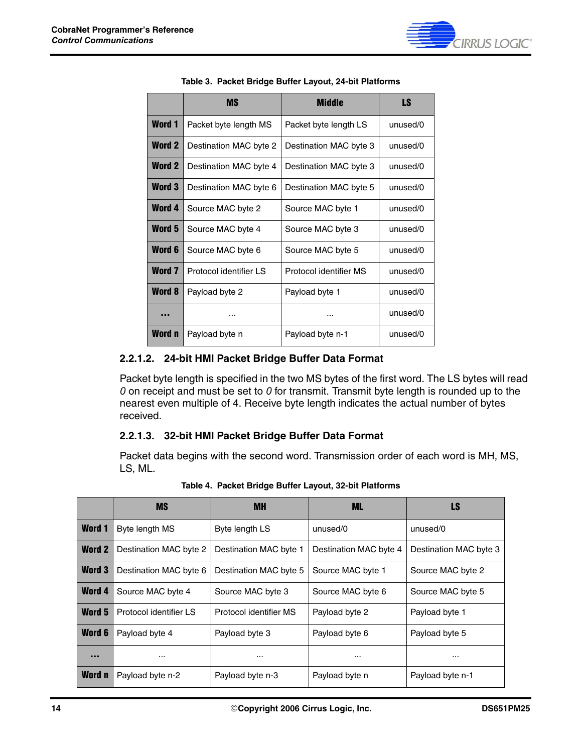**Table 3. Packet Bridge Buffer Layout, 24-bit Platforms**

| | MS | Middle | LS |
|---|---|---|---|
| **Word 1** | Packet byte length MS | Packet byte length LS | unused/0 |
| **Word 2** | Destination MAC byte 2 | Destination MAC byte 3 | unused/0 |
| **Word 2** | Destination MAC byte 4 | Destination MAC byte 3 | unused/0 |
| **Word 3** | Destination MAC byte 6 | Destination MAC byte 5 | unused/0 |
| **Word 4** | Source MAC byte 2 | Source MAC byte 1 | unused/0 |
| **Word 5** | Source MAC byte 4 | Source MAC byte 3 | unused/0 |
| **Word 6** | Source MAC byte 6 | Source MAC byte 5 | unused/0 |
| **Word 7** | Protocol identifier LS | Protocol identifier MS | unused/0 |
| **Word 8** | Payload byte 2 | Payload byte 1 | unused/0 |
| **...** | ... | ... | unused/0 |
| **Word n** | Payload byte n | Payload byte n-1 | unused/0 |

### 2.2.1.2. 24-bit HMI Packet Bridge Buffer Data Format

Packet byte length is specified in the two MS bytes of the first word. The LS bytes will read *0* on receipt and must be set to *0* for transmit. Transmit byte length is rounded up to the nearest even multiple of 4. Receive byte length indicates the actual number of bytes received.

### 2.2.1.3. 32-bit HMI Packet Bridge Buffer Data Format

Packet data begins with the second word. Transmission order of each word is MH, MS, LS, ML.

**Table 4. Packet Bridge Buffer Layout, 32-bit Platforms**

| | MS | MH | ML | LS |
|---|---|---|---|---|
| **Word 1** | Byte length MS | Byte length LS | unused/0 | unused/0 |
| **Word 2** | Destination MAC byte 2 | Destination MAC byte 1 | Destination MAC byte 4 | Destination MAC byte 3 |
| **Word 3** | Destination MAC byte 6 | Destination MAC byte 5 | Source MAC byte 1 | Source MAC byte 2 |
| **Word 4** | Source MAC byte 4 | Source MAC byte 3 | Source MAC byte 6 | Source MAC byte 5 |
| **Word 5** | Protocol identifier LS | Protocol identifier MS | Payload byte 2 | Payload byte 1 |
| **Word 6** | Payload byte 4 | Payload byte 3 | Payload byte 6 | Payload byte 5 |
| **...** | ... | ... | ... | ... |
| **Word n** | Payload byte n-2 | Payload byte n-3 | Payload byte n | Payload byte n-1 |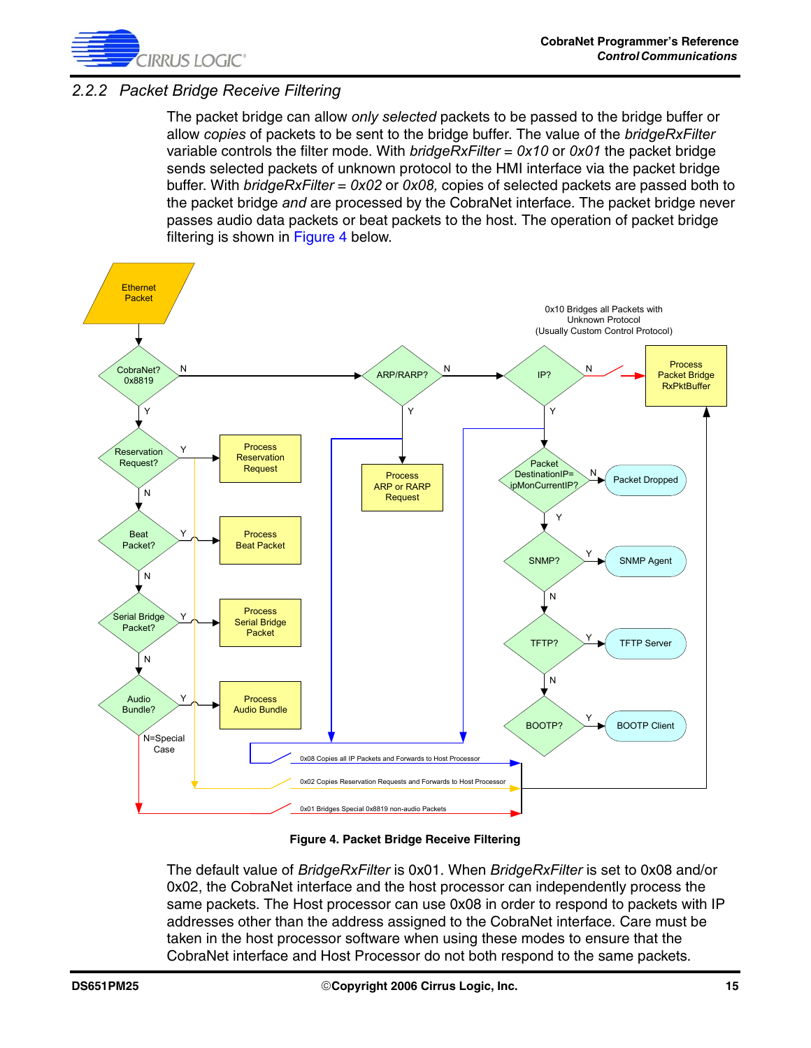## 2.2.2 Packet Bridge Receive Filtering

The packet bridge can allow *only selected* packets to be passed to the bridge buffer or allow *copies* of packets to be sent to the bridge buffer. The value of the *bridgeRxFilter* variable controls the filter mode. With *bridgeRxFilter = 0x10* or *0x01* the packet bridge sends selected packets of unknown protocol to the HMI interface via the packet bridge buffer. With *bridgeRxFilter = 0x02* or *0x08,* copies of selected packets are passed both to the packet bridge *and* are processed by the CobraNet interface. The packet bridge never passes audio data packets or beat packets to the host. The operation of packet bridge filtering is shown in Figure 4 below.

Ethernet Packet

CobraNet? 0x8819 — N → ARP/RARP? — N → IP? — N → Process Packet Bridge RxPktBuffer

0x10 Bridges all Packets with Unknown Protocol (Usually Custom Control Protocol)

CobraNet? Y → Reservation Request? — Y → Process Reservation Request

Reservation Request? N → Beat Packet? — Y → Process Beat Packet

Beat Packet? N → Serial Bridge Packet? — Y → Process Serial Bridge Packet

Serial Bridge Packet? N → Audio Bundle? — Y → Process Audio Bundle

Audio Bundle? N=Special Case

ARP/RARP? Y → Process ARP or RARP Request

IP? Y → Packet DestinationIP= ipMonCurrentIP? — N → Packet Dropped

Y → SNMP? — Y → SNMP Agent

N → TFTP? — Y → TFTP Server

N → BOOTP? — Y → BOOTP Client

0x08 Copies all IP Packets and Forwards to Host Processor

0x02 Copies Reservation Requests and Forwards to Host Processor

0x01 Bridges Special 0x8819 non-audio Packets

**Figure 4. Packet Bridge Receive Filtering**

The default value of *BridgeRxFilter* is 0x01. When *BridgeRxFilter* is set to 0x08 and/or 0x02, the CobraNet interface and the host processor can independently process the same packets. The Host processor can use 0x08 in order to respond to packets with IP addresses other than the address assigned to the CobraNet interface. Care must be taken in the host processor software when using these modes to ensure that the CobraNet interface and Host Processor do not both respond to the same packets.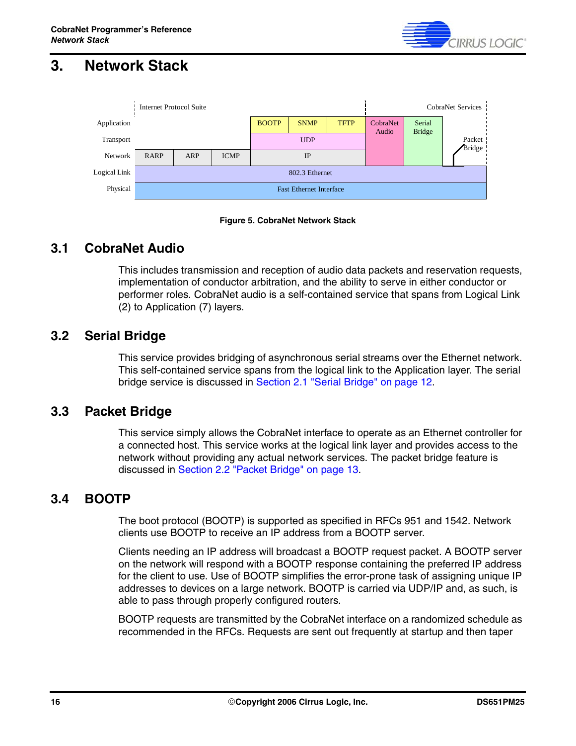# 3. Network Stack

| | Internet Protocol Suite | | | | | | CobraNet Services | | |
|---|---|---|---|---|---|---|---|---|---|
| Application | | | | BOOTP | SNMP | TFTP | CobraNet Audio | Serial Bridge | |
| Transport | | | | UDP | | | | | Packet Bridge |
| Network | RARP | ARP | ICMP | IP | | | | | |
| Logical Link | 802.3 Ethernet | | | | | | | | |
| Physical | Fast Ethernet Interface | | | | | | | | |

**Figure 5. CobraNet Network Stack**

## 3.1 CobraNet Audio

This includes transmission and reception of audio data packets and reservation requests, implementation of conductor arbitration, and the ability to serve in either conductor or performer roles. CobraNet audio is a self-contained service that spans from Logical Link (2) to Application (7) layers.

## 3.2 Serial Bridge

This service provides bridging of asynchronous serial streams over the Ethernet network. This self-contained service spans from the logical link to the Application layer. The serial bridge service is discussed in Section 2.1 "Serial Bridge" on page 12.

## 3.3 Packet Bridge

This service simply allows the CobraNet interface to operate as an Ethernet controller for a connected host. This service works at the logical link layer and provides access to the network without providing any actual network services. The packet bridge feature is discussed in Section 2.2 "Packet Bridge" on page 13.

## 3.4 BOOTP

The boot protocol (BOOTP) is supported as specified in RFCs 951 and 1542. Network clients use BOOTP to receive an IP address from a BOOTP server.

Clients needing an IP address will broadcast a BOOTP request packet. A BOOTP server on the network will respond with a BOOTP response containing the preferred IP address for the client to use. Use of BOOTP simplifies the error-prone task of assigning unique IP addresses to devices on a large network. BOOTP is carried via UDP/IP and, as such, is able to pass through properly configured routers.

BOOTP requests are transmitted by the CobraNet interface on a randomized schedule as recommended in the RFCs. Requests are sent out frequently at startup and then taper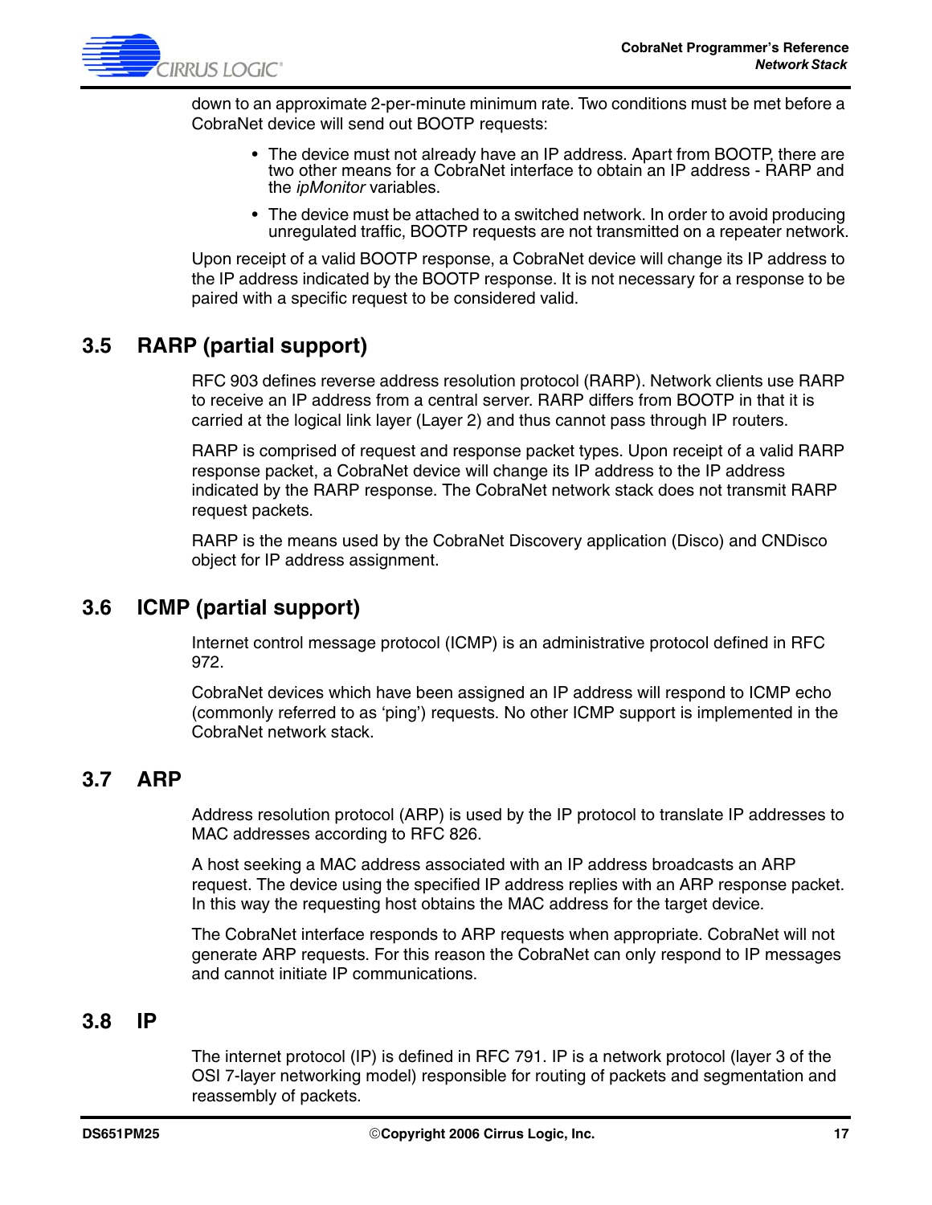down to an approximate 2-per-minute minimum rate. Two conditions must be met before a CobraNet device will send out BOOTP requests:

- The device must not already have an IP address. Apart from BOOTP, there are two other means for a CobraNet interface to obtain an IP address - RARP and the *ipMonitor* variables.
- The device must be attached to a switched network. In order to avoid producing unregulated traffic, BOOTP requests are not transmitted on a repeater network.

Upon receipt of a valid BOOTP response, a CobraNet device will change its IP address to the IP address indicated by the BOOTP response. It is not necessary for a response to be paired with a specific request to be considered valid.

## 3.5 RARP (partial support)

RFC 903 defines reverse address resolution protocol (RARP). Network clients use RARP to receive an IP address from a central server. RARP differs from BOOTP in that it is carried at the logical link layer (Layer 2) and thus cannot pass through IP routers.

RARP is comprised of request and response packet types. Upon receipt of a valid RARP response packet, a CobraNet device will change its IP address to the IP address indicated by the RARP response. The CobraNet network stack does not transmit RARP request packets.

RARP is the means used by the CobraNet Discovery application (Disco) and CNDisco object for IP address assignment.

## 3.6 ICMP (partial support)

Internet control message protocol (ICMP) is an administrative protocol defined in RFC 972.

CobraNet devices which have been assigned an IP address will respond to ICMP echo (commonly referred to as 'ping') requests. No other ICMP support is implemented in the CobraNet network stack.

## 3.7 ARP

Address resolution protocol (ARP) is used by the IP protocol to translate IP addresses to MAC addresses according to RFC 826.

A host seeking a MAC address associated with an IP address broadcasts an ARP request. The device using the specified IP address replies with an ARP response packet. In this way the requesting host obtains the MAC address for the target device.

The CobraNet interface responds to ARP requests when appropriate. CobraNet will not generate ARP requests. For this reason the CobraNet can only respond to IP messages and cannot initiate IP communications.

## 3.8 IP

The internet protocol (IP) is defined in RFC 791. IP is a network protocol (layer 3 of the OSI 7-layer networking model) responsible for routing of packets and segmentation and reassembly of packets.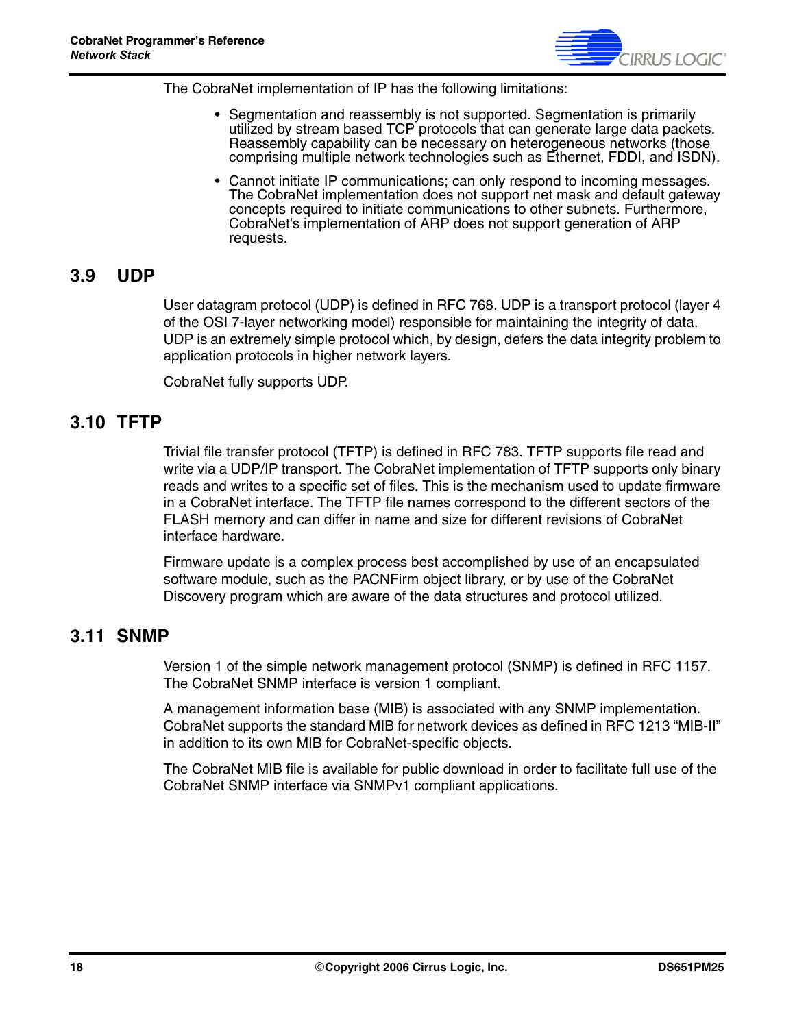The CobraNet implementation of IP has the following limitations:

- Segmentation and reassembly is not supported. Segmentation is primarily utilized by stream based TCP protocols that can generate large data packets. Reassembly capability can be necessary on heterogeneous networks (those comprising multiple network technologies such as Ethernet, FDDI, and ISDN).
- Cannot initiate IP communications; can only respond to incoming messages. The CobraNet implementation does not support net mask and default gateway concepts required to initiate communications to other subnets. Furthermore, CobraNet's implementation of ARP does not support generation of ARP requests.

## 3.9 UDP

User datagram protocol (UDP) is defined in RFC 768. UDP is a transport protocol (layer 4 of the OSI 7-layer networking model) responsible for maintaining the integrity of data. UDP is an extremely simple protocol which, by design, defers the data integrity problem to application protocols in higher network layers.

CobraNet fully supports UDP.

## 3.10 TFTP

Trivial file transfer protocol (TFTP) is defined in RFC 783. TFTP supports file read and write via a UDP/IP transport. The CobraNet implementation of TFTP supports only binary reads and writes to a specific set of files. This is the mechanism used to update firmware in a CobraNet interface. The TFTP file names correspond to the different sectors of the FLASH memory and can differ in name and size for different revisions of CobraNet interface hardware.

Firmware update is a complex process best accomplished by use of an encapsulated software module, such as the PACNFirm object library, or by use of the CobraNet Discovery program which are aware of the data structures and protocol utilized.

## 3.11 SNMP

Version 1 of the simple network management protocol (SNMP) is defined in RFC 1157. The CobraNet SNMP interface is version 1 compliant.

A management information base (MIB) is associated with any SNMP implementation. CobraNet supports the standard MIB for network devices as defined in RFC 1213 “MIB-II” in addition to its own MIB for CobraNet-specific objects.

The CobraNet MIB file is available for public download in order to facilitate full use of the CobraNet SNMP interface via SNMPv1 compliant applications.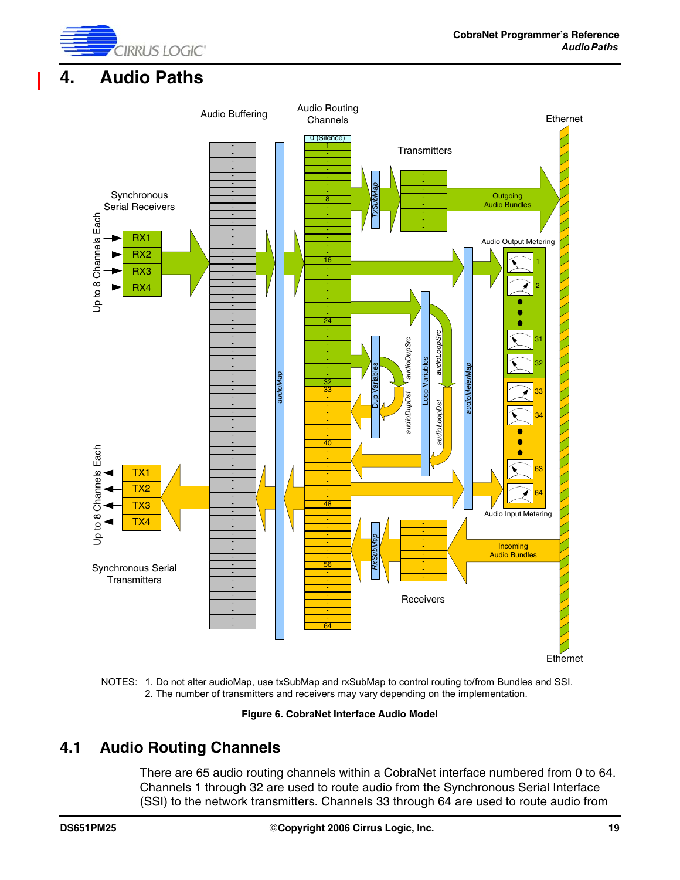# 4. Audio Paths

NOTES: 1. Do not alter audioMap, use txSubMap and rxSubMap to control routing to/from Bundles and SSI.
2. The number of transmitters and receivers may vary depending on the implementation.

**Figure 6. CobraNet Interface Audio Model**

## 4.1 Audio Routing Channels

There are 65 audio routing channels within a CobraNet interface numbered from 0 to 64. Channels 1 through 32 are used to route audio from the Synchronous Serial Interface (SSI) to the network transmitters. Channels 33 through 64 are used to route audio from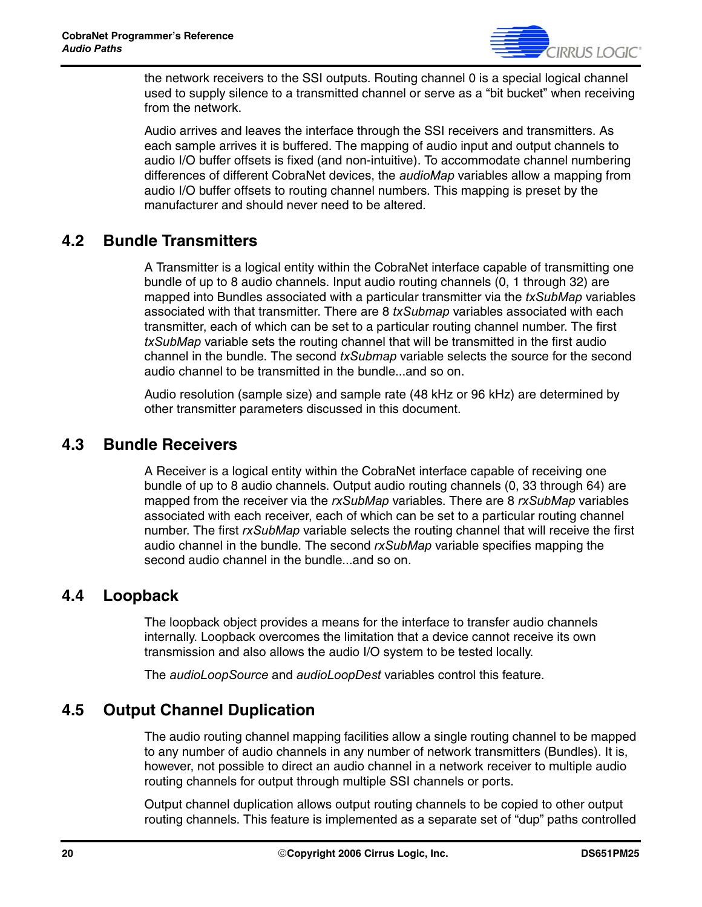the network receivers to the SSI outputs. Routing channel 0 is a special logical channel used to supply silence to a transmitted channel or serve as a "bit bucket" when receiving from the network.

Audio arrives and leaves the interface through the SSI receivers and transmitters. As each sample arrives it is buffered. The mapping of audio input and output channels to audio I/O buffer offsets is fixed (and non-intuitive). To accommodate channel numbering differences of different CobraNet devices, the *audioMap* variables allow a mapping from audio I/O buffer offsets to routing channel numbers. This mapping is preset by the manufacturer and should never need to be altered.

## 4.2 Bundle Transmitters

A Transmitter is a logical entity within the CobraNet interface capable of transmitting one bundle of up to 8 audio channels. Input audio routing channels (0, 1 through 32) are mapped into Bundles associated with a particular transmitter via the *txSubMap* variables associated with that transmitter. There are 8 *txSubmap* variables associated with each transmitter, each of which can be set to a particular routing channel number. The first *txSubMap* variable sets the routing channel that will be transmitted in the first audio channel in the bundle. The second *txSubmap* variable selects the source for the second audio channel to be transmitted in the bundle...and so on.

Audio resolution (sample size) and sample rate (48 kHz or 96 kHz) are determined by other transmitter parameters discussed in this document.

## 4.3 Bundle Receivers

A Receiver is a logical entity within the CobraNet interface capable of receiving one bundle of up to 8 audio channels. Output audio routing channels (0, 33 through 64) are mapped from the receiver via the *rxSubMap* variables. There are 8 *rxSubMap* variables associated with each receiver, each of which can be set to a particular routing channel number. The first *rxSubMap* variable selects the routing channel that will receive the first audio channel in the bundle. The second *rxSubMap* variable specifies mapping the second audio channel in the bundle...and so on.

## 4.4 Loopback

The loopback object provides a means for the interface to transfer audio channels internally. Loopback overcomes the limitation that a device cannot receive its own transmission and also allows the audio I/O system to be tested locally.

The *audioLoopSource* and *audioLoopDest* variables control this feature.

## 4.5 Output Channel Duplication

The audio routing channel mapping facilities allow a single routing channel to be mapped to any number of audio channels in any number of network transmitters (Bundles). It is, however, not possible to direct an audio channel in a network receiver to multiple audio routing channels for output through multiple SSI channels or ports.

Output channel duplication allows output routing channels to be copied to other output routing channels. This feature is implemented as a separate set of "dup" paths controlled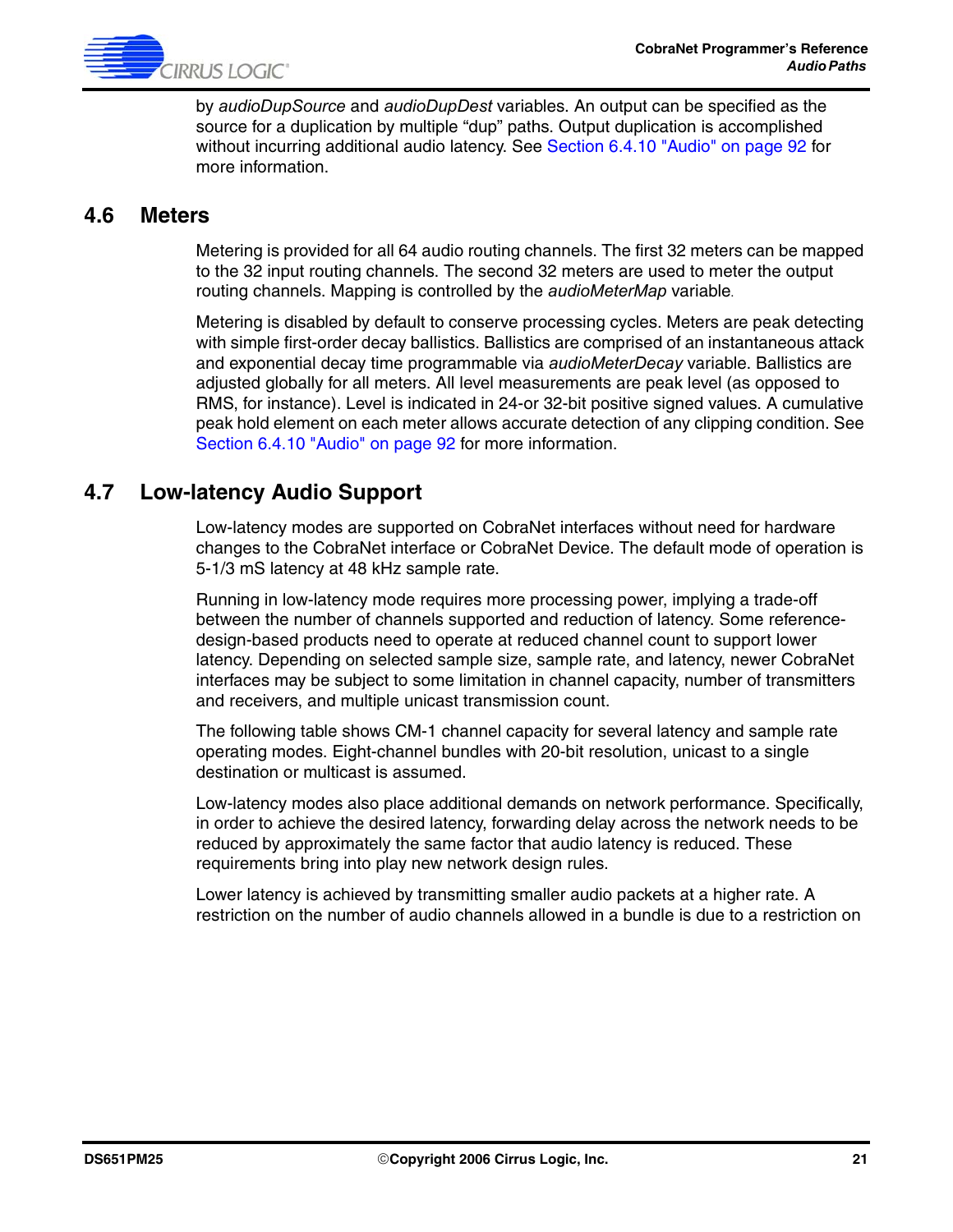by *audioDupSource* and *audioDupDest* variables. An output can be specified as the source for a duplication by multiple "dup" paths. Output duplication is accomplished without incurring additional audio latency. See Section 6.4.10 "Audio" on page 92 for more information.

## 4.6 Meters

Metering is provided for all 64 audio routing channels. The first 32 meters can be mapped to the 32 input routing channels. The second 32 meters are used to meter the output routing channels. Mapping is controlled by the *audioMeterMap* variable.

Metering is disabled by default to conserve processing cycles. Meters are peak detecting with simple first-order decay ballistics. Ballistics are comprised of an instantaneous attack and exponential decay time programmable via *audioMeterDecay* variable. Ballistics are adjusted globally for all meters. All level measurements are peak level (as opposed to RMS, for instance). Level is indicated in 24-or 32-bit positive signed values. A cumulative peak hold element on each meter allows accurate detection of any clipping condition. See Section 6.4.10 "Audio" on page 92 for more information.

## 4.7 Low-latency Audio Support

Low-latency modes are supported on CobraNet interfaces without need for hardware changes to the CobraNet interface or CobraNet Device. The default mode of operation is 5-1/3 mS latency at 48 kHz sample rate.

Running in low-latency mode requires more processing power, implying a trade-off between the number of channels supported and reduction of latency. Some reference-design-based products need to operate at reduced channel count to support lower latency. Depending on selected sample size, sample rate, and latency, newer CobraNet interfaces may be subject to some limitation in channel capacity, number of transmitters and receivers, and multiple unicast transmission count.

The following table shows CM-1 channel capacity for several latency and sample rate operating modes. Eight-channel bundles with 20-bit resolution, unicast to a single destination or multicast is assumed.

Low-latency modes also place additional demands on network performance. Specifically, in order to achieve the desired latency, forwarding delay across the network needs to be reduced by approximately the same factor that audio latency is reduced. These requirements bring into play new network design rules.

Lower latency is achieved by transmitting smaller audio packets at a higher rate. A restriction on the number of audio channels allowed in a bundle is due to a restriction on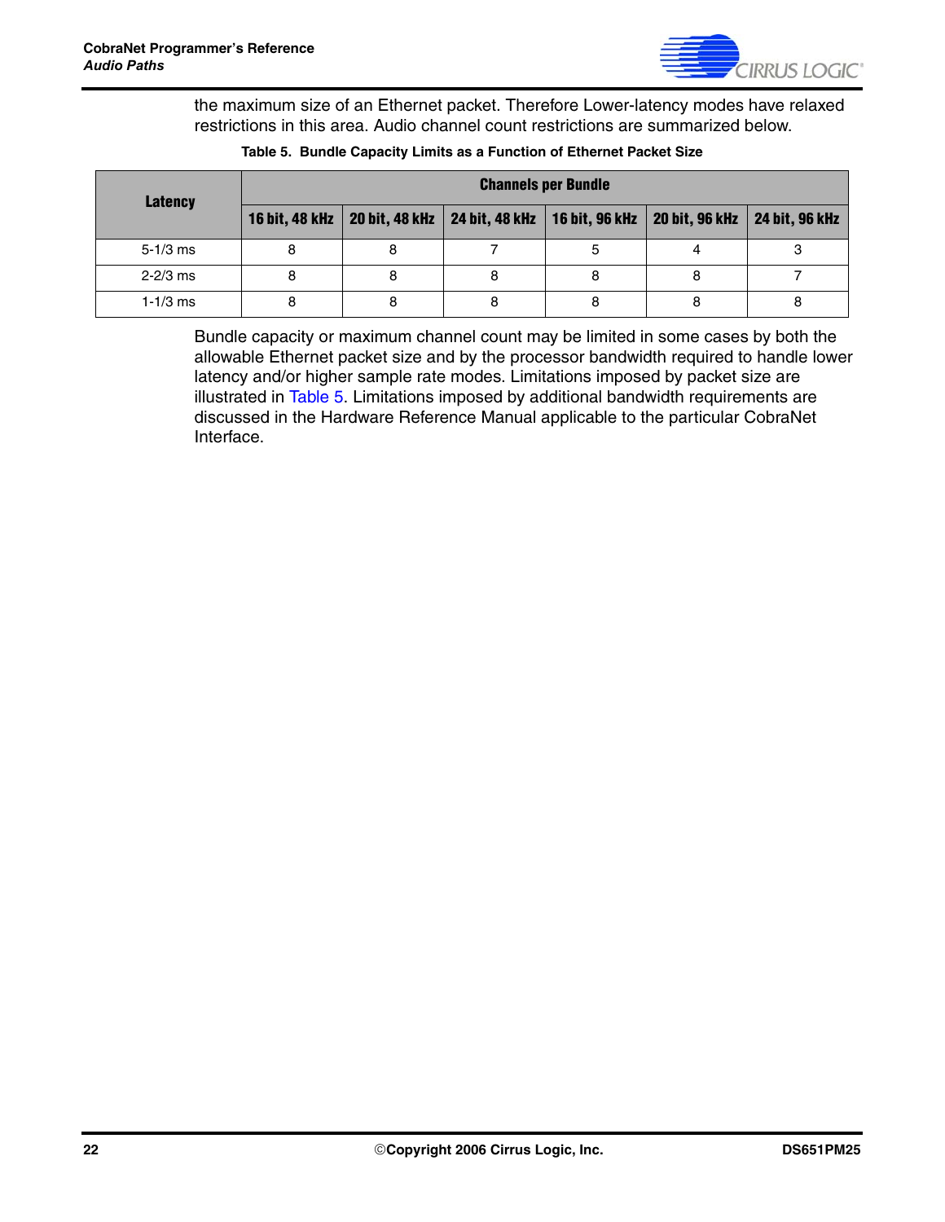the maximum size of an Ethernet packet. Therefore Lower-latency modes have relaxed restrictions in this area. Audio channel count restrictions are summarized below.

**Table 5. Bundle Capacity Limits as a Function of Ethernet Packet Size**

| Latency | Channels per Bundle | | | | | |
|---|---|---|---|---|---|---|
| | 16 bit, 48 kHz | 20 bit, 48 kHz | 24 bit, 48 kHz | 16 bit, 96 kHz | 20 bit, 96 kHz | 24 bit, 96 kHz |
| 5-1/3 ms | 8 | 8 | 7 | 5 | 4 | 3 |
| 2-2/3 ms | 8 | 8 | 8 | 8 | 8 | 7 |
| 1-1/3 ms | 8 | 8 | 8 | 8 | 8 | 8 |

Bundle capacity or maximum channel count may be limited in some cases by both the allowable Ethernet packet size and by the processor bandwidth required to handle lower latency and/or higher sample rate modes. Limitations imposed by packet size are illustrated in Table 5. Limitations imposed by additional bandwidth requirements are discussed in the Hardware Reference Manual applicable to the particular CobraNet Interface.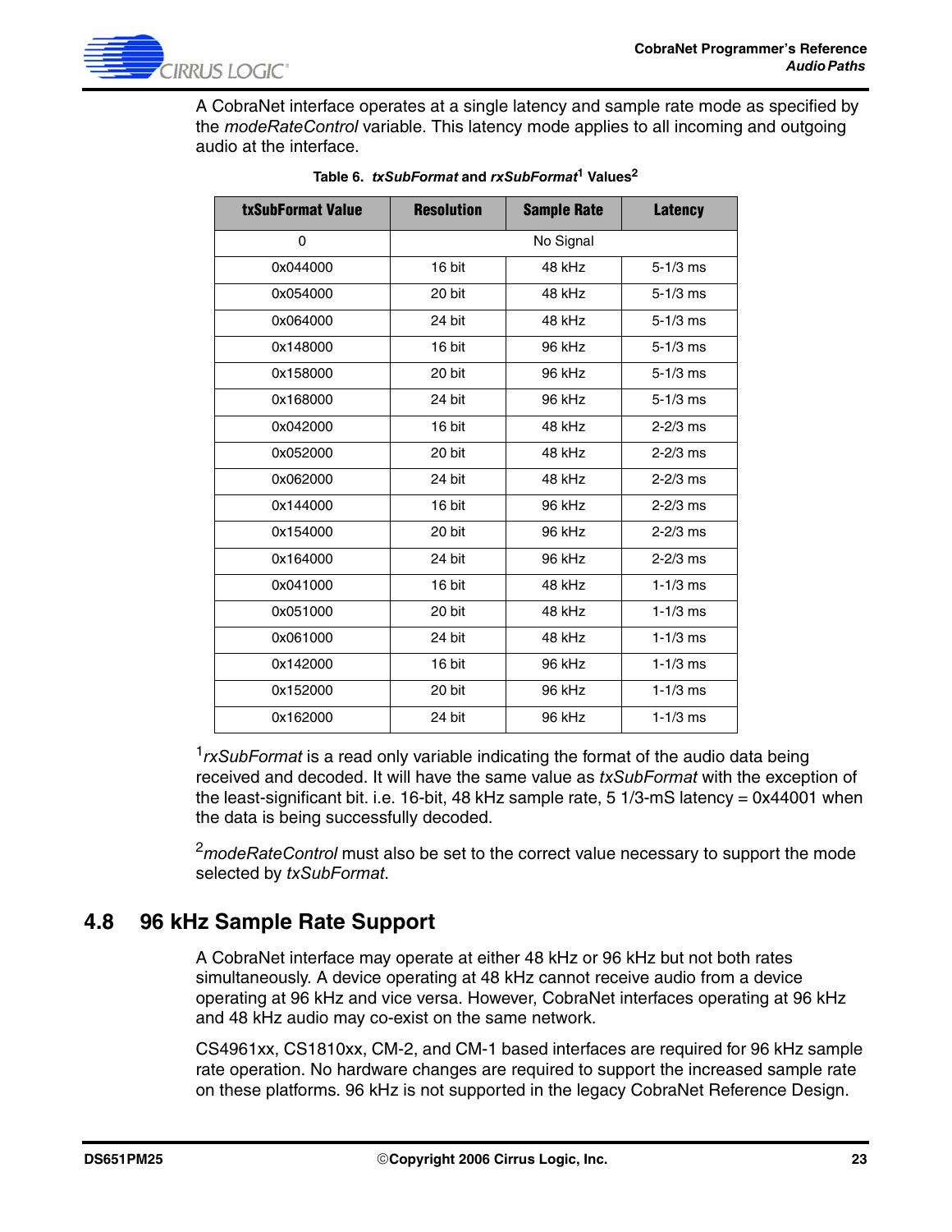A CobraNet interface operates at a single latency and sample rate mode as specified by the *modeRateControl* variable. This latency mode applies to all incoming and outgoing audio at the interface.

**Table 6. *txSubFormat* and *rxSubFormat*[1] Values[2]**

| txSubFormat Value | Resolution | Sample Rate | Latency |
|---|---|---|---|
| 0 | No Signal | | |
| 0x044000 | 16 bit | 48 kHz | 5-1/3 ms |
| 0x054000 | 20 bit | 48 kHz | 5-1/3 ms |
| 0x064000 | 24 bit | 48 kHz | 5-1/3 ms |
| 0x148000 | 16 bit | 96 kHz | 5-1/3 ms |
| 0x158000 | 20 bit | 96 kHz | 5-1/3 ms |
| 0x168000 | 24 bit | 96 kHz | 5-1/3 ms |
| 0x042000 | 16 bit | 48 kHz | 2-2/3 ms |
| 0x052000 | 20 bit | 48 kHz | 2-2/3 ms |
| 0x062000 | 24 bit | 48 kHz | 2-2/3 ms |
| 0x144000 | 16 bit | 96 kHz | 2-2/3 ms |
| 0x154000 | 20 bit | 96 kHz | 2-2/3 ms |
| 0x164000 | 24 bit | 96 kHz | 2-2/3 ms |
| 0x041000 | 16 bit | 48 kHz | 1-1/3 ms |
| 0x051000 | 20 bit | 48 kHz | 1-1/3 ms |
| 0x061000 | 24 bit | 48 kHz | 1-1/3 ms |
| 0x142000 | 16 bit | 96 kHz | 1-1/3 ms |
| 0x152000 | 20 bit | 96 kHz | 1-1/3 ms |
| 0x162000 | 24 bit | 96 kHz | 1-1/3 ms |

[1]*rxSubFormat* is a read only variable indicating the format of the audio data being received and decoded. It will have the same value as *txSubFormat* with the exception of the least-significant bit. i.e. 16-bit, 48 kHz sample rate, 5 1/3-mS latency = 0x44001 when the data is being successfully decoded.

[2]*modeRateControl* must also be set to the correct value necessary to support the mode selected by *txSubFormat*.

## 4.8 96 kHz Sample Rate Support

A CobraNet interface may operate at either 48 kHz or 96 kHz but not both rates simultaneously. A device operating at 48 kHz cannot receive audio from a device operating at 96 kHz and vice versa. However, CobraNet interfaces operating at 96 kHz and 48 kHz audio may co-exist on the same network.

CS4961xx, CS1810xx, CM-2, and CM-1 based interfaces are required for 96 kHz sample rate operation. No hardware changes are required to support the increased sample rate on these platforms. 96 kHz is not supported in the legacy CobraNet Reference Design.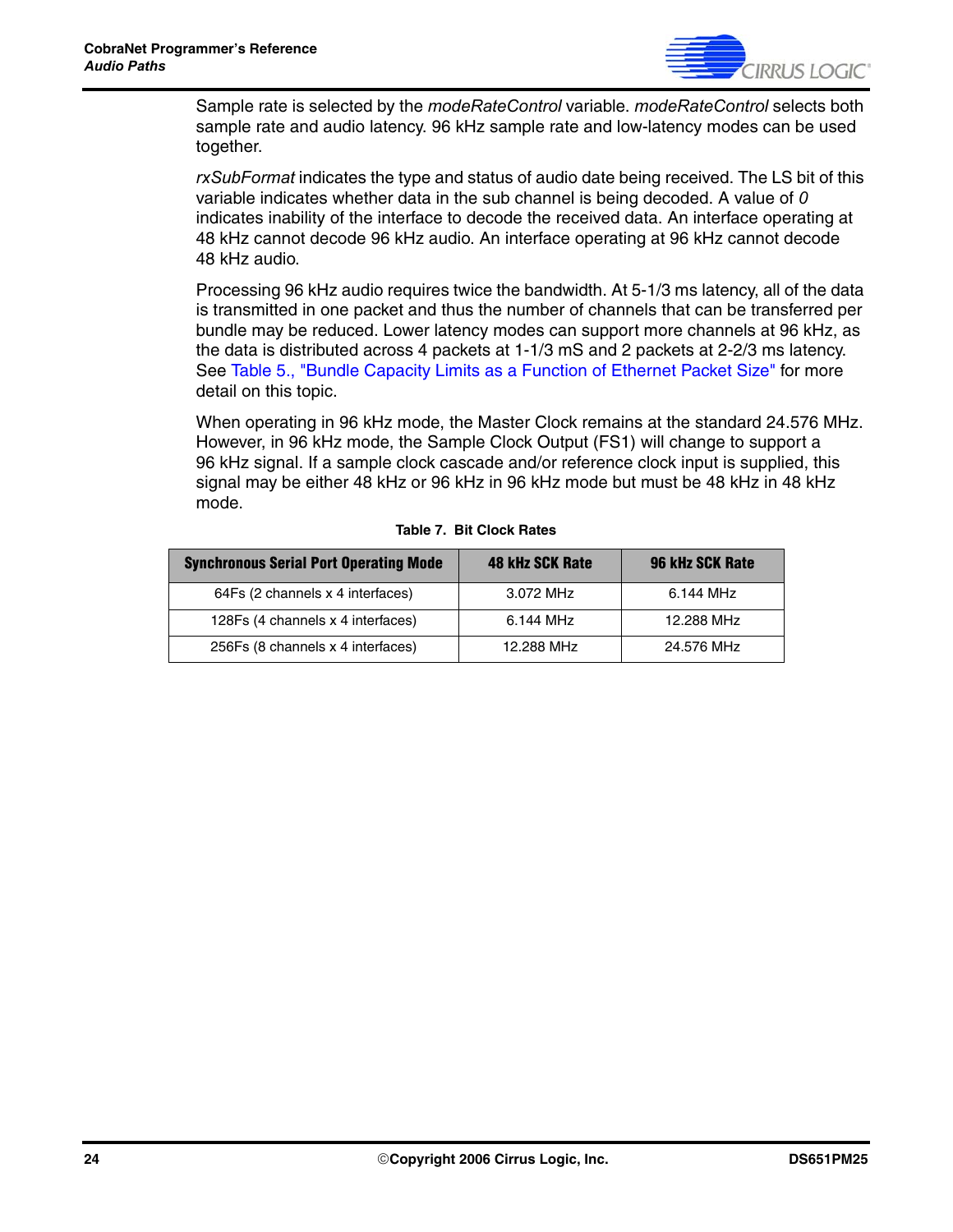Sample rate is selected by the *modeRateControl* variable. *modeRateControl* selects both sample rate and audio latency. 96 kHz sample rate and low-latency modes can be used together.

*rxSubFormat* indicates the type and status of audio date being received. The LS bit of this variable indicates whether data in the sub channel is being decoded. A value of *0* indicates inability of the interface to decode the received data. An interface operating at 48 kHz cannot decode 96 kHz audio. An interface operating at 96 kHz cannot decode 48 kHz audio.

Processing 96 kHz audio requires twice the bandwidth. At 5-1/3 ms latency, all of the data is transmitted in one packet and thus the number of channels that can be transferred per bundle may be reduced. Lower latency modes can support more channels at 96 kHz, as the data is distributed across 4 packets at 1-1/3 mS and 2 packets at 2-2/3 ms latency. See Table 5., "Bundle Capacity Limits as a Function of Ethernet Packet Size" for more detail on this topic.

When operating in 96 kHz mode, the Master Clock remains at the standard 24.576 MHz. However, in 96 kHz mode, the Sample Clock Output (FS1) will change to support a 96 kHz signal. If a sample clock cascade and/or reference clock input is supplied, this signal may be either 48 kHz or 96 kHz in 96 kHz mode but must be 48 kHz in 48 kHz mode.

**Table 7. Bit Clock Rates**

| Synchronous Serial Port Operating Mode | 48 kHz SCK Rate | 96 kHz SCK Rate |
|---|---|---|
| 64Fs (2 channels x 4 interfaces) | 3.072 MHz | 6.144 MHz |
| 128Fs (4 channels x 4 interfaces) | 6.144 MHz | 12.288 MHz |
| 256Fs (8 channels x 4 interfaces) | 12.288 MHz | 24.576 MHz |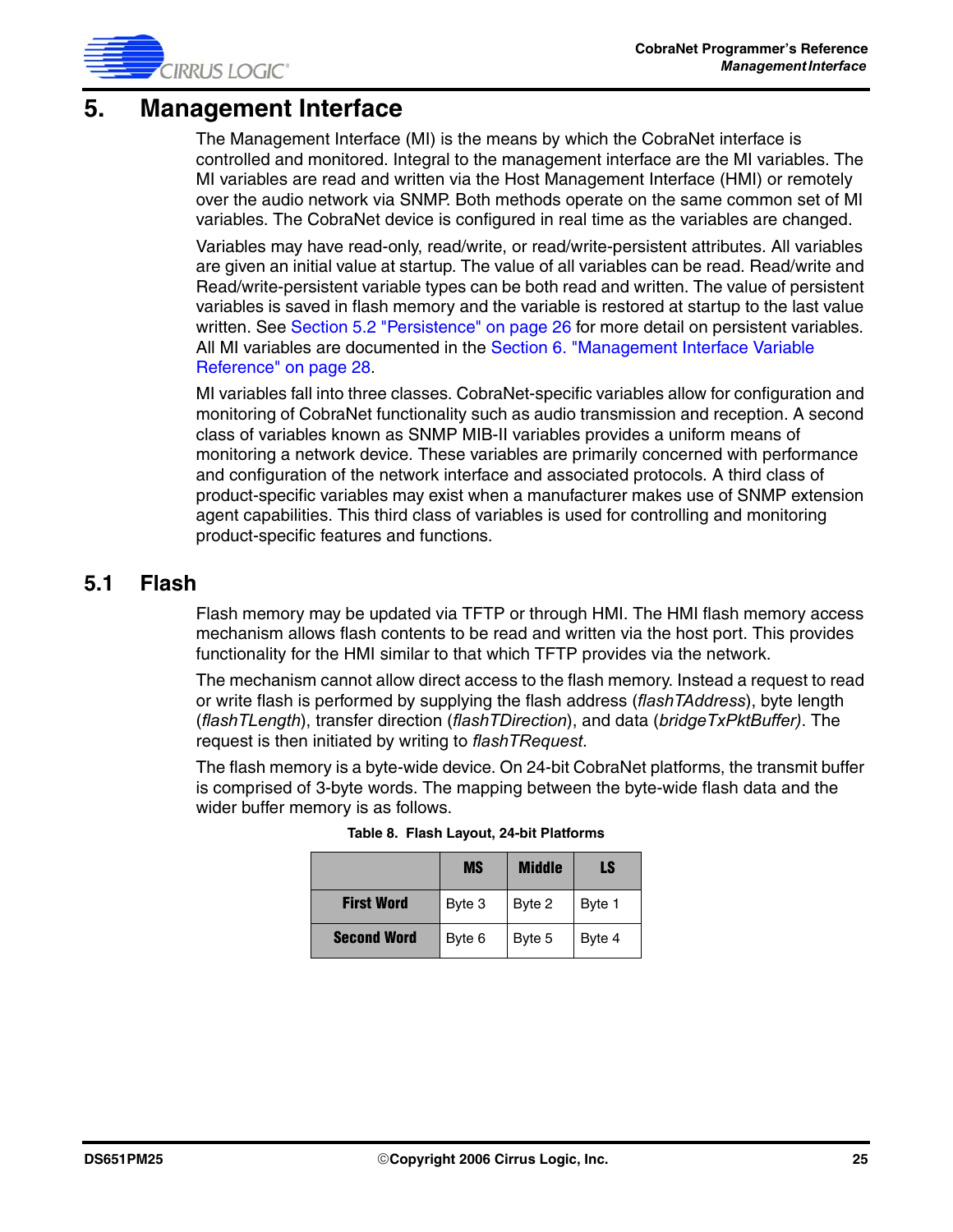# 5. Management Interface

The Management Interface (MI) is the means by which the CobraNet interface is controlled and monitored. Integral to the management interface are the MI variables. The MI variables are read and written via the Host Management Interface (HMI) or remotely over the audio network via SNMP. Both methods operate on the same common set of MI variables. The CobraNet device is configured in real time as the variables are changed.

Variables may have read-only, read/write, or read/write-persistent attributes. All variables are given an initial value at startup. The value of all variables can be read. Read/write and Read/write-persistent variable types can be both read and written. The value of persistent variables is saved in flash memory and the variable is restored at startup to the last value written. See Section 5.2 "Persistence" on page 26 for more detail on persistent variables. All MI variables are documented in the Section 6. "Management Interface Variable Reference" on page 28.

MI variables fall into three classes. CobraNet-specific variables allow for configuration and monitoring of CobraNet functionality such as audio transmission and reception. A second class of variables known as SNMP MIB-II variables provides a uniform means of monitoring a network device. These variables are primarily concerned with performance and configuration of the network interface and associated protocols. A third class of product-specific variables may exist when a manufacturer makes use of SNMP extension agent capabilities. This third class of variables is used for controlling and monitoring product-specific features and functions.

## 5.1 Flash

Flash memory may be updated via TFTP or through HMI. The HMI flash memory access mechanism allows flash contents to be read and written via the host port. This provides functionality for the HMI similar to that which TFTP provides via the network.

The mechanism cannot allow direct access to the flash memory. Instead a request to read or write flash is performed by supplying the flash address (*flashTAddress*), byte length (*flashTLength*), transfer direction (*flashTDirection*), and data (*bridgeTxPktBuffer)*. The request is then initiated by writing to *flashTRequest*.

The flash memory is a byte-wide device. On 24-bit CobraNet platforms, the transmit buffer is comprised of 3-byte words. The mapping between the byte-wide flash data and the wider buffer memory is as follows.

**Table 8. Flash Layout, 24-bit Platforms**

| | MS | Middle | LS |
|---|---|---|---|
| **First Word** | Byte 3 | Byte 2 | Byte 1 |
| **Second Word** | Byte 6 | Byte 5 | Byte 4 |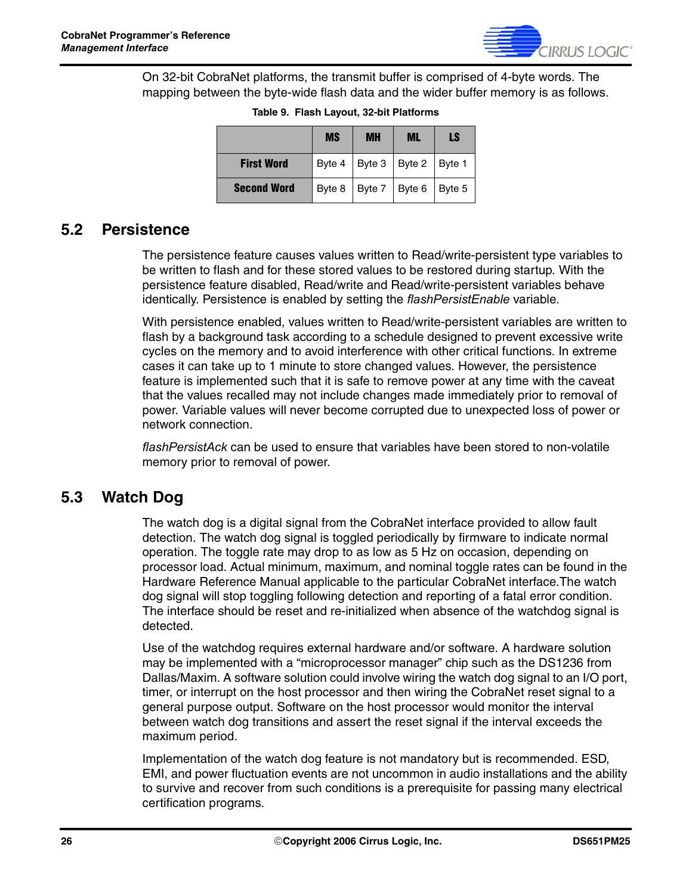On 32-bit CobraNet platforms, the transmit buffer is comprised of 4-byte words. The mapping between the byte-wide flash data and the wider buffer memory is as follows.

**Table 9. Flash Layout, 32-bit Platforms**

| | MS | MH | ML | LS |
|---|---|---|---|---|
| **First Word** | Byte 4 | Byte 3 | Byte 2 | Byte 1 |
| **Second Word** | Byte 8 | Byte 7 | Byte 6 | Byte 5 |

## 5.2 Persistence

The persistence feature causes values written to Read/write-persistent type variables to be written to flash and for these stored values to be restored during startup. With the persistence feature disabled, Read/write and Read/write-persistent variables behave identically. Persistence is enabled by setting the *flashPersistEnable* variable.

With persistence enabled, values written to Read/write-persistent variables are written to flash by a background task according to a schedule designed to prevent excessive write cycles on the memory and to avoid interference with other critical functions. In extreme cases it can take up to 1 minute to store changed values. However, the persistence feature is implemented such that it is safe to remove power at any time with the caveat that the values recalled may not include changes made immediately prior to removal of power. Variable values will never become corrupted due to unexpected loss of power or network connection.

*flashPersistAck* can be used to ensure that variables have been stored to non-volatile memory prior to removal of power.

## 5.3 Watch Dog

The watch dog is a digital signal from the CobraNet interface provided to allow fault detection. The watch dog signal is toggled periodically by firmware to indicate normal operation. The toggle rate may drop to as low as 5 Hz on occasion, depending on processor load. Actual minimum, maximum, and nominal toggle rates can be found in the Hardware Reference Manual applicable to the particular CobraNet interface.The watch dog signal will stop toggling following detection and reporting of a fatal error condition. The interface should be reset and re-initialized when absence of the watchdog signal is detected.

Use of the watchdog requires external hardware and/or software. A hardware solution may be implemented with a “microprocessor manager” chip such as the DS1236 from Dallas/Maxim. A software solution could involve wiring the watch dog signal to an I/O port, timer, or interrupt on the host processor and then wiring the CobraNet reset signal to a general purpose output. Software on the host processor would monitor the interval between watch dog transitions and assert the reset signal if the interval exceeds the maximum period.

Implementation of the watch dog feature is not mandatory but is recommended. ESD, EMI, and power fluctuation events are not uncommon in audio installations and the ability to survive and recover from such conditions is a prerequisite for passing many electrical certification programs.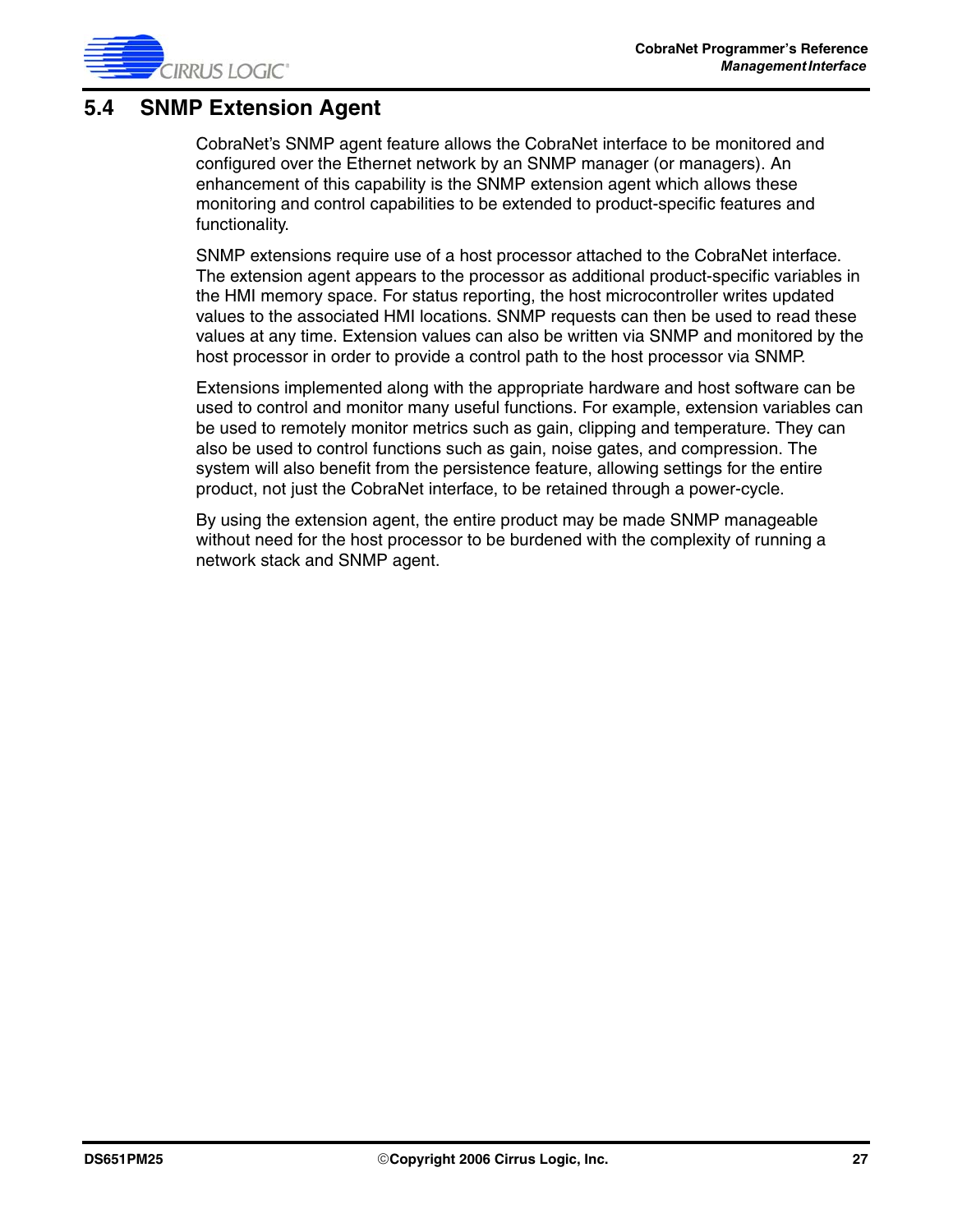## 5.4 SNMP Extension Agent

CobraNet's SNMP agent feature allows the CobraNet interface to be monitored and configured over the Ethernet network by an SNMP manager (or managers). An enhancement of this capability is the SNMP extension agent which allows these monitoring and control capabilities to be extended to product-specific features and functionality.

SNMP extensions require use of a host processor attached to the CobraNet interface. The extension agent appears to the processor as additional product-specific variables in the HMI memory space. For status reporting, the host microcontroller writes updated values to the associated HMI locations. SNMP requests can then be used to read these values at any time. Extension values can also be written via SNMP and monitored by the host processor in order to provide a control path to the host processor via SNMP.

Extensions implemented along with the appropriate hardware and host software can be used to control and monitor many useful functions. For example, extension variables can be used to remotely monitor metrics such as gain, clipping and temperature. They can also be used to control functions such as gain, noise gates, and compression. The system will also benefit from the persistence feature, allowing settings for the entire product, not just the CobraNet interface, to be retained through a power-cycle.

By using the extension agent, the entire product may be made SNMP manageable without need for the host processor to be burdened with the complexity of running a network stack and SNMP agent.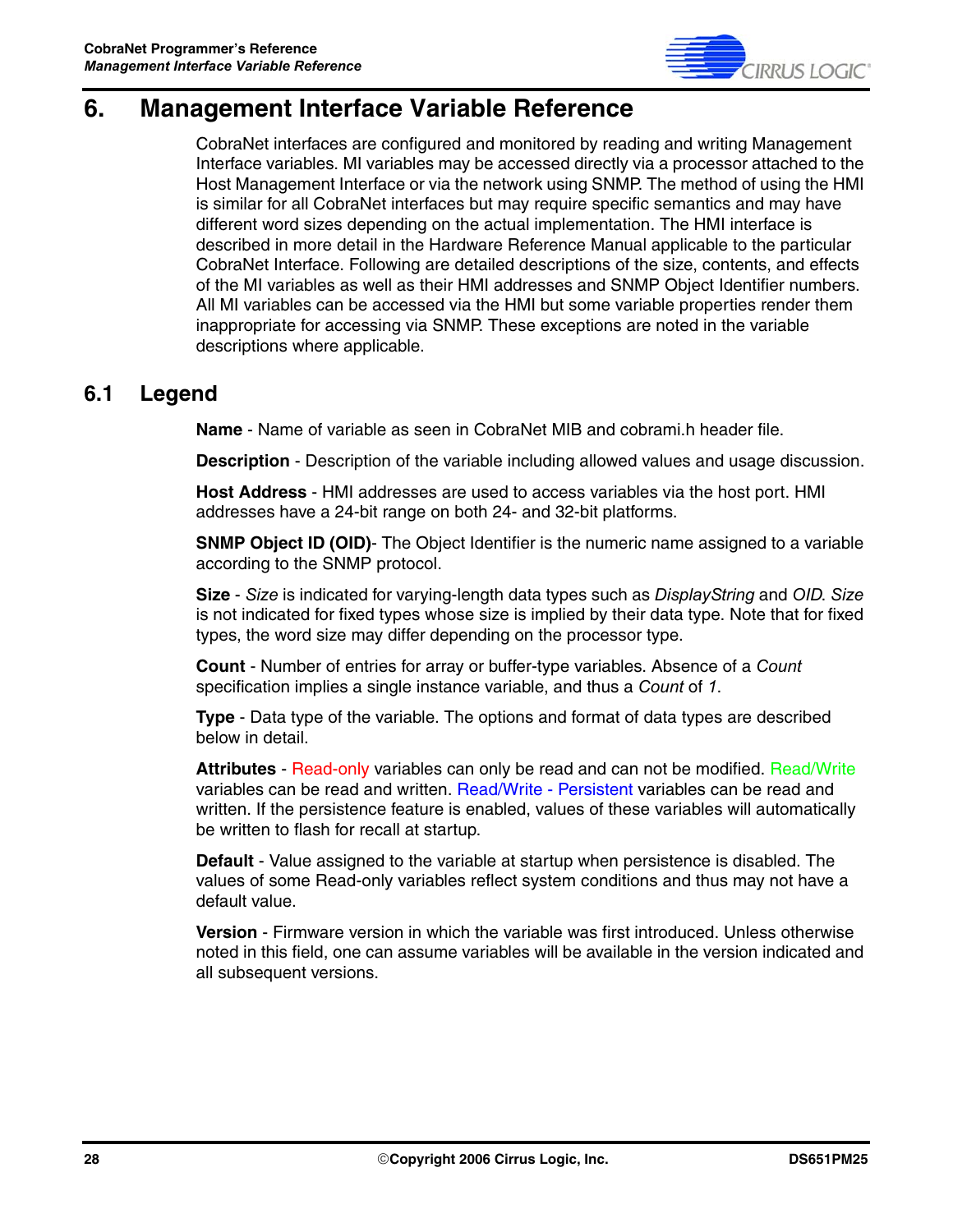# 6. Management Interface Variable Reference

CobraNet interfaces are configured and monitored by reading and writing Management Interface variables. MI variables may be accessed directly via a processor attached to the Host Management Interface or via the network using SNMP. The method of using the HMI is similar for all CobraNet interfaces but may require specific semantics and may have different word sizes depending on the actual implementation. The HMI interface is described in more detail in the Hardware Reference Manual applicable to the particular CobraNet Interface. Following are detailed descriptions of the size, contents, and effects of the MI variables as well as their HMI addresses and SNMP Object Identifier numbers. All MI variables can be accessed via the HMI but some variable properties render them inappropriate for accessing via SNMP. These exceptions are noted in the variable descriptions where applicable.

## 6.1 Legend

**Name** - Name of variable as seen in CobraNet MIB and cobrami.h header file.

**Description** - Description of the variable including allowed values and usage discussion.

**Host Address** - HMI addresses are used to access variables via the host port. HMI addresses have a 24-bit range on both 24- and 32-bit platforms.

**SNMP Object ID (OID)**- The Object Identifier is the numeric name assigned to a variable according to the SNMP protocol.

**Size** - *Size* is indicated for varying-length data types such as *DisplayString* and *OID*. *Size* is not indicated for fixed types whose size is implied by their data type. Note that for fixed types, the word size may differ depending on the processor type.

**Count** - Number of entries for array or buffer-type variables. Absence of a *Count* specification implies a single instance variable, and thus a *Count* of *1*.

**Type** - Data type of the variable. The options and format of data types are described below in detail.

**Attributes** - Read-only variables can only be read and can not be modified. Read/Write variables can be read and written. Read/Write - Persistent variables can be read and written. If the persistence feature is enabled, values of these variables will automatically be written to flash for recall at startup.

**Default** - Value assigned to the variable at startup when persistence is disabled. The values of some Read-only variables reflect system conditions and thus may not have a default value.

**Version** - Firmware version in which the variable was first introduced. Unless otherwise noted in this field, one can assume variables will be available in the version indicated and all subsequent versions.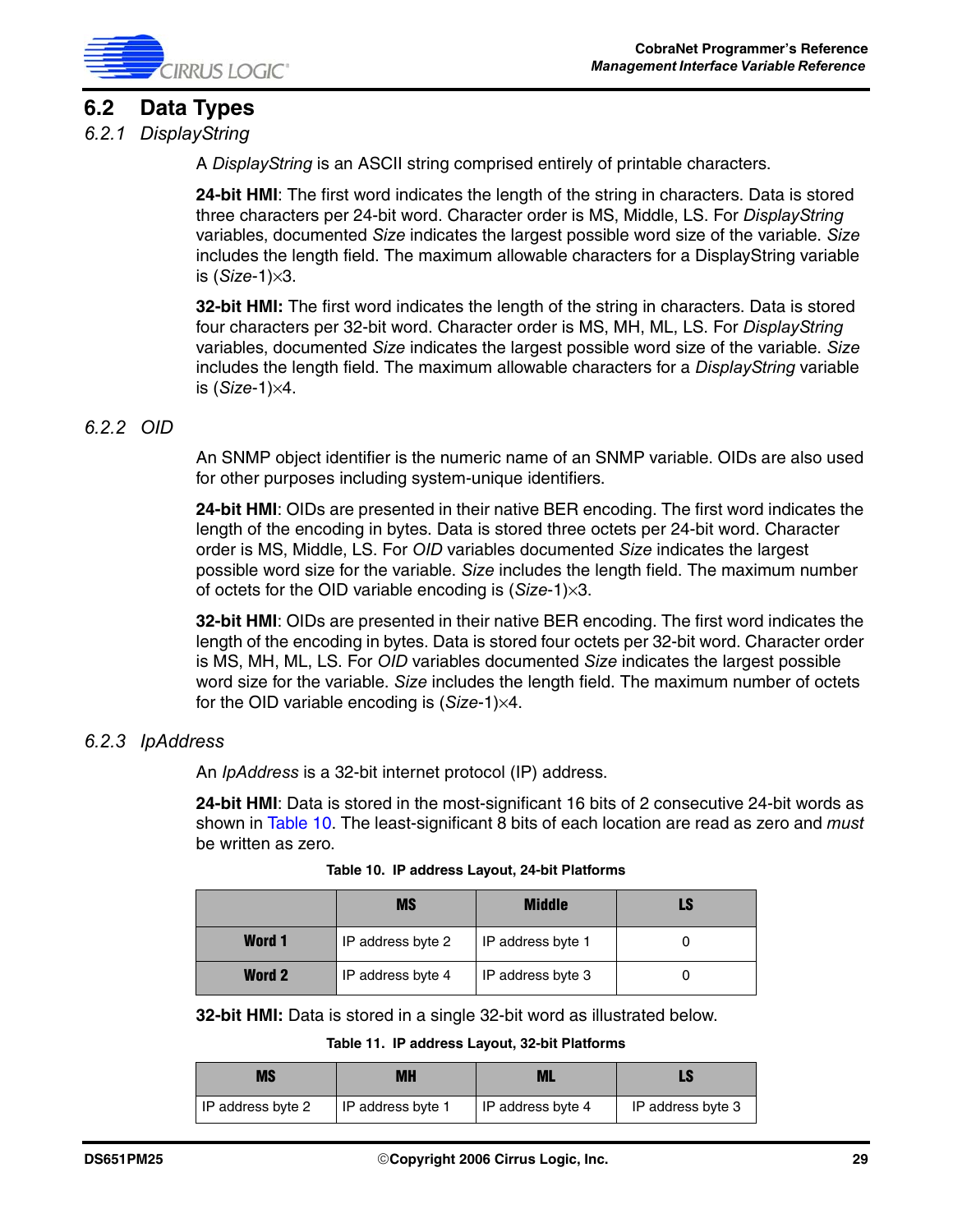## 6.2 Data Types

### 6.2.1 DisplayString

A *DisplayString* is an ASCII string comprised entirely of printable characters.

**24-bit HMI**: The first word indicates the length of the string in characters. Data is stored three characters per 24-bit word. Character order is MS, Middle, LS. For *DisplayString* variables, documented *Size* indicates the largest possible word size of the variable. *Size* includes the length field. The maximum allowable characters for a DisplayString variable is (*Size*-1)×3.

**32-bit HMI:** The first word indicates the length of the string in characters. Data is stored four characters per 32-bit word. Character order is MS, MH, ML, LS. For *DisplayString* variables, documented *Size* indicates the largest possible word size of the variable. *Size* includes the length field. The maximum allowable characters for a *DisplayString* variable is (*Size*-1)×4.

### 6.2.2 OID

An SNMP object identifier is the numeric name of an SNMP variable. OIDs are also used for other purposes including system-unique identifiers.

**24-bit HMI**: OIDs are presented in their native BER encoding. The first word indicates the length of the encoding in bytes. Data is stored three octets per 24-bit word. Character order is MS, Middle, LS. For *OID* variables documented *Size* indicates the largest possible word size for the variable. *Size* includes the length field. The maximum number of octets for the OID variable encoding is (*Size*-1)×3.

**32-bit HMI**: OIDs are presented in their native BER encoding. The first word indicates the length of the encoding in bytes. Data is stored four octets per 32-bit word. Character order is MS, MH, ML, LS. For *OID* variables documented *Size* indicates the largest possible word size for the variable. *Size* includes the length field. The maximum number of octets for the OID variable encoding is (*Size*-1)×4.

### 6.2.3 IpAddress

An *IpAddress* is a 32-bit internet protocol (IP) address.

**24-bit HMI**: Data is stored in the most-significant 16 bits of 2 consecutive 24-bit words as shown in Table 10. The least-significant 8 bits of each location are read as zero and *must* be written as zero.

**Table 10. IP address Layout, 24-bit Platforms**

| | MS | Middle | LS |
|---|---|---|---|
| **Word 1** | IP address byte 2 | IP address byte 1 | 0 |
| **Word 2** | IP address byte 4 | IP address byte 3 | 0 |

**32-bit HMI:** Data is stored in a single 32-bit word as illustrated below.

**Table 11. IP address Layout, 32-bit Platforms**

| MS | MH | ML | LS |
|---|---|---|---|
| IP address byte 2 | IP address byte 1 | IP address byte 4 | IP address byte 3 |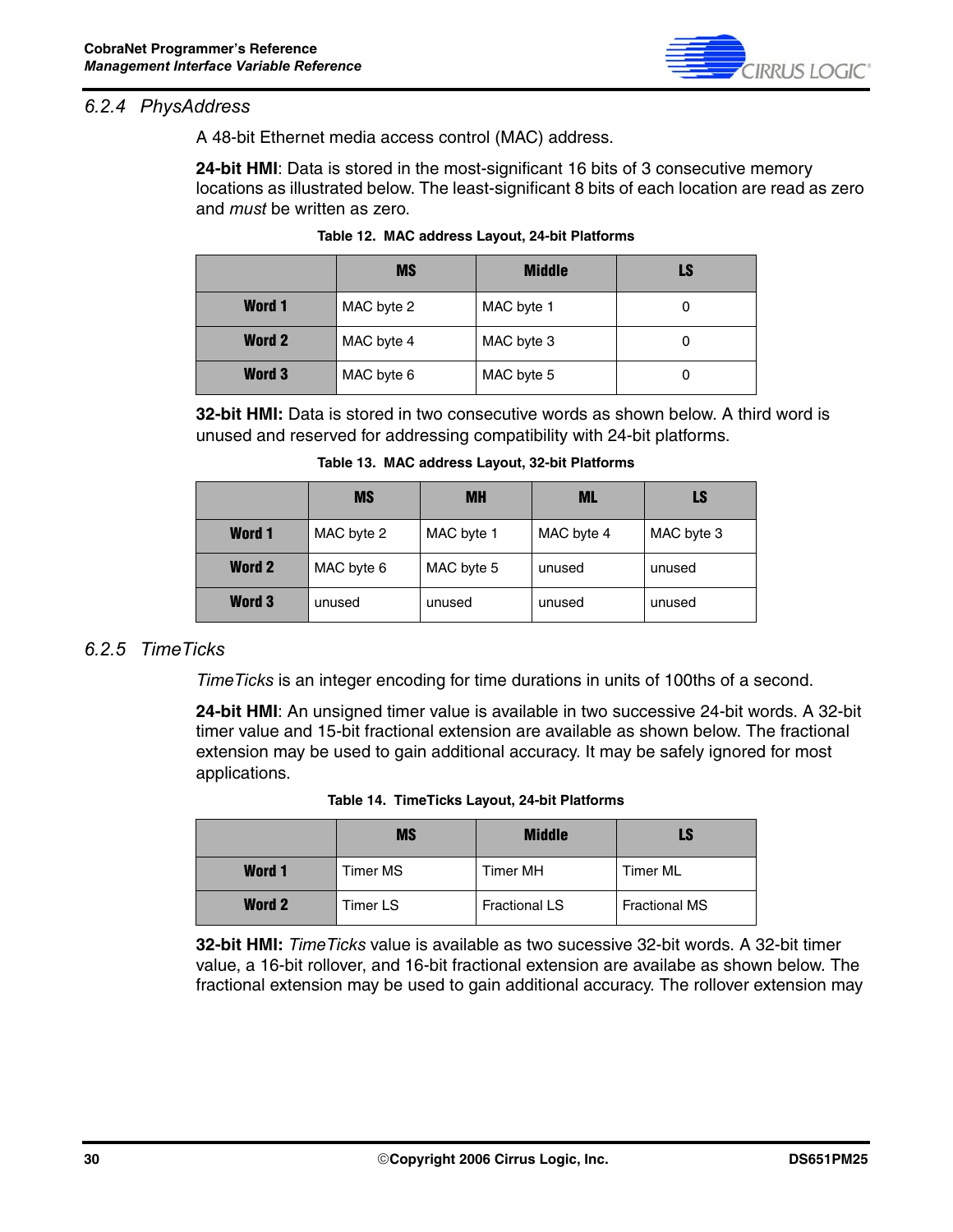### 6.2.4 PhysAddress

A 48-bit Ethernet media access control (MAC) address.

**24-bit HMI**: Data is stored in the most-significant 16 bits of 3 consecutive memory locations as illustrated below. The least-significant 8 bits of each location are read as zero and *must* be written as zero.

**Table 12. MAC address Layout, 24-bit Platforms**

| | MS | Middle | LS |
|---|---|---|---|
| **Word 1** | MAC byte 2 | MAC byte 1 | 0 |
| **Word 2** | MAC byte 4 | MAC byte 3 | 0 |
| **Word 3** | MAC byte 6 | MAC byte 5 | 0 |

**32-bit HMI:** Data is stored in two consecutive words as shown below. A third word is unused and reserved for addressing compatibility with 24-bit platforms.

**Table 13. MAC address Layout, 32-bit Platforms**

| | MS | MH | ML | LS |
|---|---|---|---|---|
| **Word 1** | MAC byte 2 | MAC byte 1 | MAC byte 4 | MAC byte 3 |
| **Word 2** | MAC byte 6 | MAC byte 5 | unused | unused |
| **Word 3** | unused | unused | unused | unused |

### 6.2.5 TimeTicks

*TimeTicks* is an integer encoding for time durations in units of 100ths of a second.

**24-bit HMI**: An unsigned timer value is available in two successive 24-bit words. A 32-bit timer value and 15-bit fractional extension are available as shown below. The fractional extension may be used to gain additional accuracy. It may be safely ignored for most applications.

**Table 14. TimeTicks Layout, 24-bit Platforms**

| | MS | Middle | LS |
|---|---|---|---|
| **Word 1** | Timer MS | Timer MH | Timer ML |
| **Word 2** | Timer LS | Fractional LS | Fractional MS |

**32-bit HMI:** *TimeTicks* value is available as two sucessive 32-bit words. A 32-bit timer value, a 16-bit rollover, and 16-bit fractional extension are availabe as shown below. The fractional extension may be used to gain additional accuracy. The rollover extension may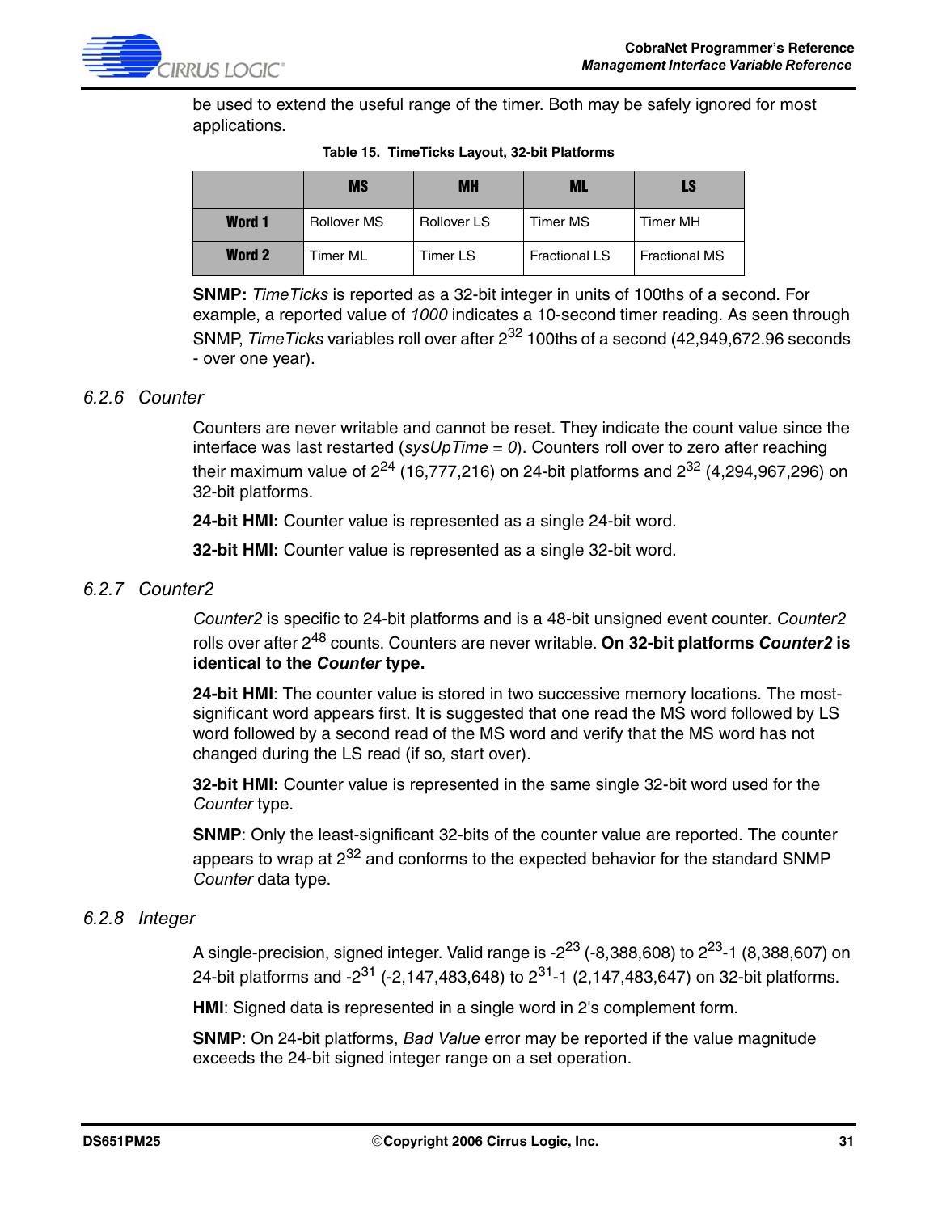be used to extend the useful range of the timer. Both may be safely ignored for most applications.

**Table 15. TimeTicks Layout, 32-bit Platforms**

| | MS | MH | ML | LS |
|---|---|---|---|---|
| **Word 1** | Rollover MS | Rollover LS | Timer MS | Timer MH |
| **Word 2** | Timer ML | Timer LS | Fractional LS | Fractional MS |

**SNMP:** *TimeTicks* is reported as a 32-bit integer in units of 100ths of a second. For example, a reported value of *1000* indicates a 10-second timer reading. As seen through SNMP, *TimeTicks* variables roll over after $2^{32}$ 100ths of a second (42,949,672.96 seconds - over one year).

### *6.2.6 Counter*

Counters are never writable and cannot be reset. They indicate the count value since the interface was last restarted (*sysUpTime = 0*). Counters roll over to zero after reaching their maximum value of $2^{24}$ (16,777,216) on 24-bit platforms and $2^{32}$ (4,294,967,296) on 32-bit platforms.

**24-bit HMI:** Counter value is represented as a single 24-bit word.

**32-bit HMI:** Counter value is represented as a single 32-bit word.

### *6.2.7 Counter2*

*Counter2* is specific to 24-bit platforms and is a 48-bit unsigned event counter. *Counter2* rolls over after $2^{48}$ counts. Counters are never writable. **On 32-bit platforms *Counter2* is identical to the *Counter* type.**

**24-bit HMI**: The counter value is stored in two successive memory locations. The most-significant word appears first. It is suggested that one read the MS word followed by LS word followed by a second read of the MS word and verify that the MS word has not changed during the LS read (if so, start over).

**32-bit HMI:** Counter value is represented in the same single 32-bit word used for the *Counter* type.

**SNMP**: Only the least-significant 32-bits of the counter value are reported. The counter appears to wrap at $2^{32}$ and conforms to the expected behavior for the standard SNMP *Counter* data type.

### *6.2.8 Integer*

A single-precision, signed integer. Valid range is $-2^{23}$ (-8,388,608) to $2^{23}$-1 (8,388,607) on 24-bit platforms and $-2^{31}$ (-2,147,483,648) to $2^{31}$-1 (2,147,483,647) on 32-bit platforms.

**HMI**: Signed data is represented in a single word in 2's complement form.

**SNMP**: On 24-bit platforms, *Bad Value* error may be reported if the value magnitude exceeds the 24-bit signed integer range on a set operation.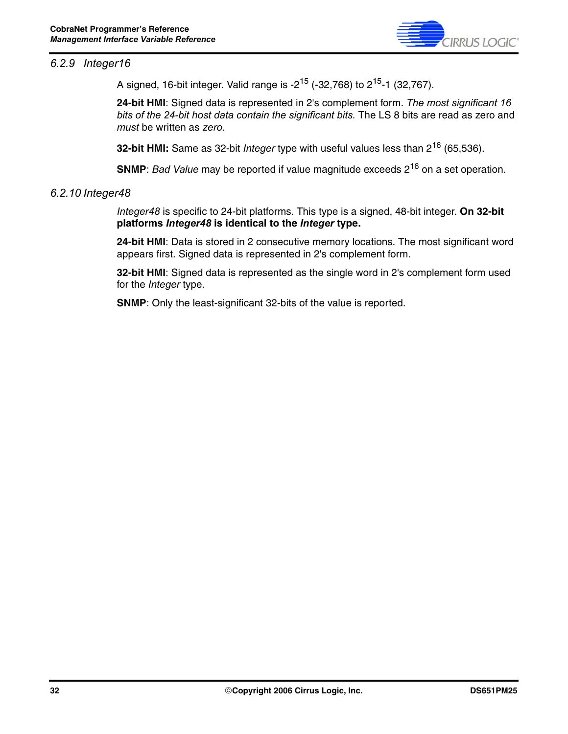### 6.2.9 Integer16

A signed, 16-bit integer. Valid range is $-2^{15}$ (-32,768) to $2^{15}-1$ (32,767).

**24-bit HMI**: Signed data is represented in 2's complement form. *The most significant 16 bits of the 24-bit host data contain the significant bits.* The LS 8 bits are read as zero and *must* be written as *zero*.

**32-bit HMI:** Same as 32-bit *Integer* type with useful values less than $2^{16}$ (65,536).

**SNMP**: *Bad Value* may be reported if value magnitude exceeds $2^{16}$ on a set operation.

### 6.2.10 Integer48

*Integer48* is specific to 24-bit platforms. This type is a signed, 48-bit integer. **On 32-bit platforms *Integer48* is identical to the *Integer* type.**

**24-bit HMI**: Data is stored in 2 consecutive memory locations. The most significant word appears first. Signed data is represented in 2's complement form.

**32-bit HMI**: Signed data is represented as the single word in 2's complement form used for the *Integer* type.

**SNMP**: Only the least-significant 32-bits of the value is reported.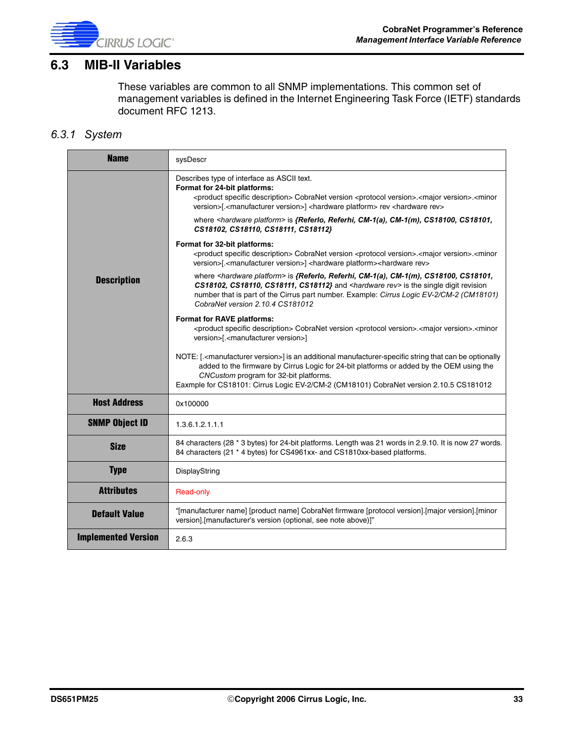## 6.3 MIB-II Variables

These variables are common to all SNMP implementations. This common set of management variables is defined in the Internet Engineering Task Force (IETF) standards document RFC 1213.

### *6.3.1 System*

| **Name** | sysDescr |
|---|---|
| **Description** | Describes type of interface as ASCII text.<br>**Format for 24-bit platforms:**<br><product specific description> CobraNet version <protocol version>.<major version>.<minor version>[.<manufacturer version>] <hardware platform> rev <hardware rev><br>where *<hardware platform>* is ***{Referlo, Referhi, CM-1(a), CM-1(m), CS18100, CS18101, CS18102, CS18110, CS18111, CS18112}***<br>**Format for 32-bit platforms:**<br><product specific description> CobraNet version <protocol version>.<major version>.<minor version>[.<manufacturer version>] <hardware platform><hardware rev><br>where *<hardware platform>* is ***{Referlo, Referhi, CM-1(a), CM-1(m), CS18100, CS18101, CS18102, CS18110, CS18111, CS18112}*** and *<hardware rev>* is the single digit revision number that is part of the Cirrus part number. Example: *Cirrus Logic EV-2/CM-2 (CM18101) CobraNet version 2.10.4 CS181012*<br>**Format for RAVE platforms:**<br><product specific description> CobraNet version <protocol version>.<major version>.<minor version>[.<manufacturer version>]<br>NOTE: [.<manufacturer version>] is an additional manufacturer-specific string that can be optionally added to the firmware by Cirrus Logic for 24-bit platforms or added by the OEM using the *CNCustom* program for 32-bit platforms.<br>Eaxmple for CS18101: Cirrus Logic EV-2/CM-2 (CM18101) CobraNet version 2.10.5 CS181012 |
| **Host Address** | 0x100000 |
| **SNMP Object ID** | 1.3.6.1.2.1.1.1 |
| **Size** | 84 characters (28 * 3 bytes) for 24-bit platforms. Length was 21 words in 2.9.10. It is now 27 words.<br>84 characters (21 * 4 bytes) for CS4961xx- and CS1810xx-based platforms. |
| **Type** | DisplayString |
| **Attributes** | Read-only |
| **Default Value** | "[manufacturer name] [product name] CobraNet firmware [protocol version].[major version].[minor version].[manufacturer's version (optional, see note above)]" |
| **Implemented Version** | 2.6.3 |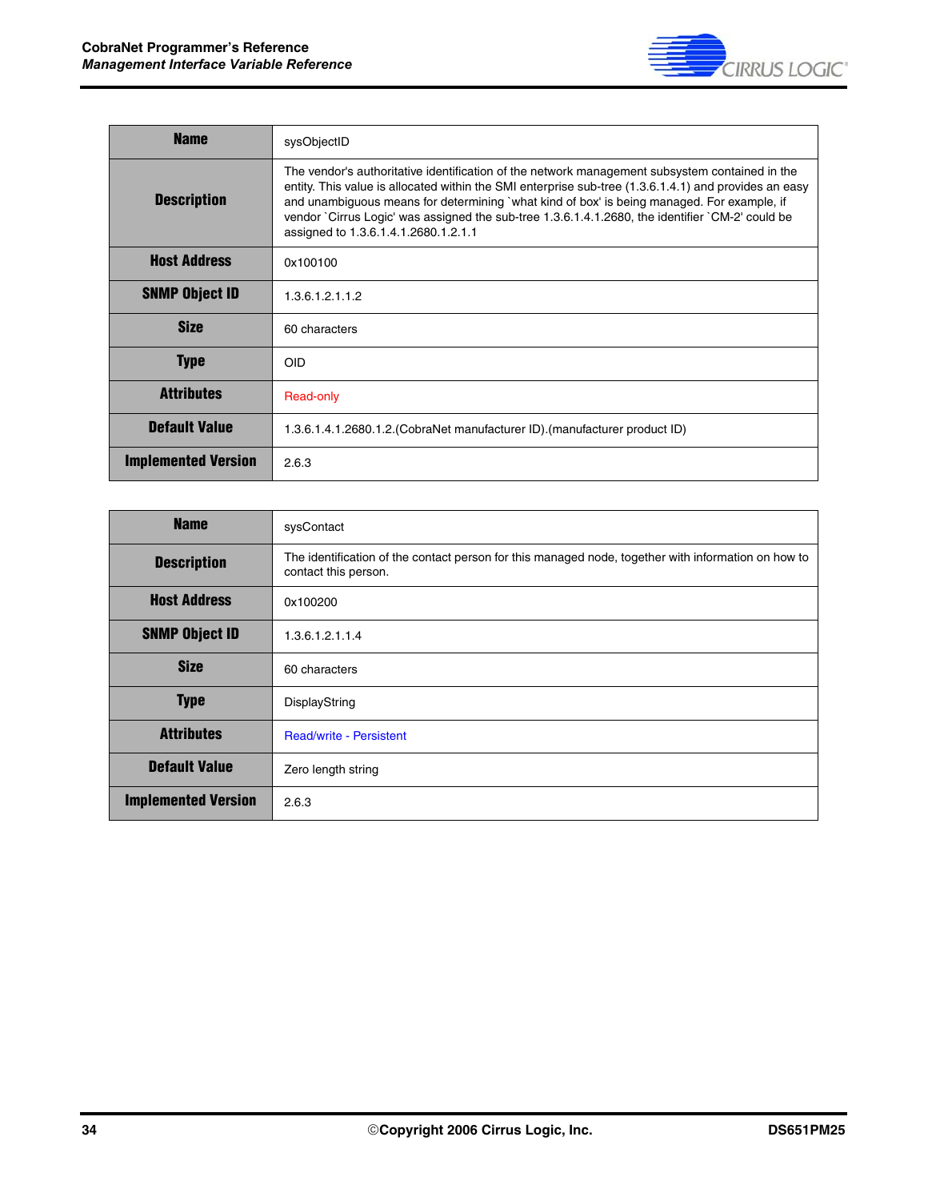| Name | sysObjectID |
|---|---|
| Description | The vendor's authoritative identification of the network management subsystem contained in the entity. This value is allocated within the SMI enterprise sub-tree (1.3.6.1.4.1) and provides an easy and unambiguous means for determining `what kind of box' is being managed. For example, if vendor `Cirrus Logic' was assigned the sub-tree 1.3.6.1.4.1.2680, the identifier `CM-2' could be assigned to 1.3.6.1.4.1.2680.1.2.1.1 |
| Host Address | 0x100100 |
| SNMP Object ID | 1.3.6.1.2.1.1.2 |
| Size | 60 characters |
| Type | OID |
| Attributes | Read-only |
| Default Value | 1.3.6.1.4.1.2680.1.2.(CobraNet manufacturer ID).(manufacturer product ID) |
| Implemented Version | 2.6.3 |

| Name | sysContact |
|---|---|
| Description | The identification of the contact person for this managed node, together with information on how to contact this person. |
| Host Address | 0x100200 |
| SNMP Object ID | 1.3.6.1.2.1.1.4 |
| Size | 60 characters |
| Type | DisplayString |
| Attributes | Read/write - Persistent |
| Default Value | Zero length string |
| Implemented Version | 2.6.3 |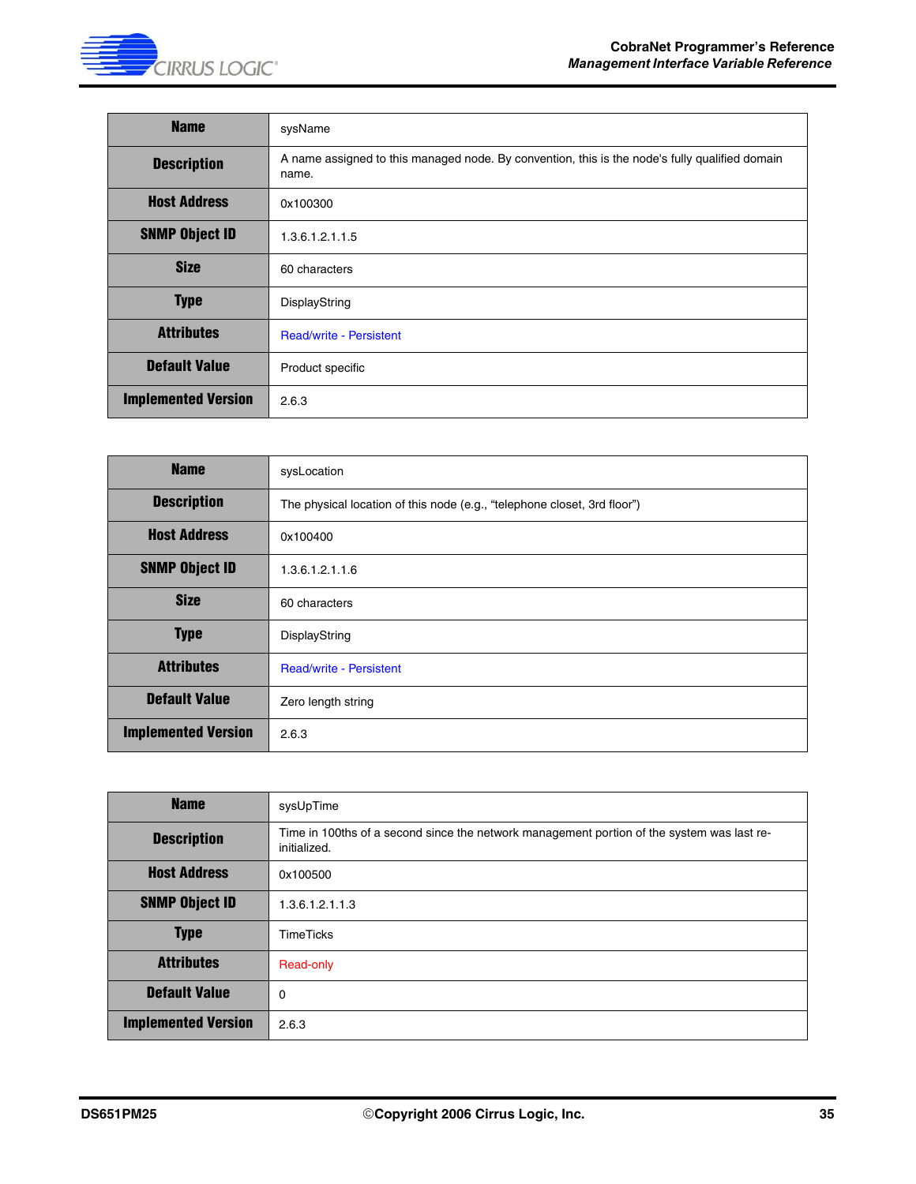| Name | sysName |
|---|---|
| Description | A name assigned to this managed node. By convention, this is the node's fully qualified domain name. |
| Host Address | 0x100300 |
| SNMP Object ID | 1.3.6.1.2.1.1.5 |
| Size | 60 characters |
| Type | DisplayString |
| Attributes | Read/write - Persistent |
| Default Value | Product specific |
| Implemented Version | 2.6.3 |

| Name | sysLocation |
|---|---|
| Description | The physical location of this node (e.g., “telephone closet, 3rd floor”) |
| Host Address | 0x100400 |
| SNMP Object ID | 1.3.6.1.2.1.1.6 |
| Size | 60 characters |
| Type | DisplayString |
| Attributes | Read/write - Persistent |
| Default Value | Zero length string |
| Implemented Version | 2.6.3 |

| Name | sysUpTime |
|---|---|
| Description | Time in 100ths of a second since the network management portion of the system was last re-initialized. |
| Host Address | 0x100500 |
| SNMP Object ID | 1.3.6.1.2.1.1.3 |
| Type | TimeTicks |
| Attributes | Read-only |
| Default Value | 0 |
| Implemented Version | 2.6.3 |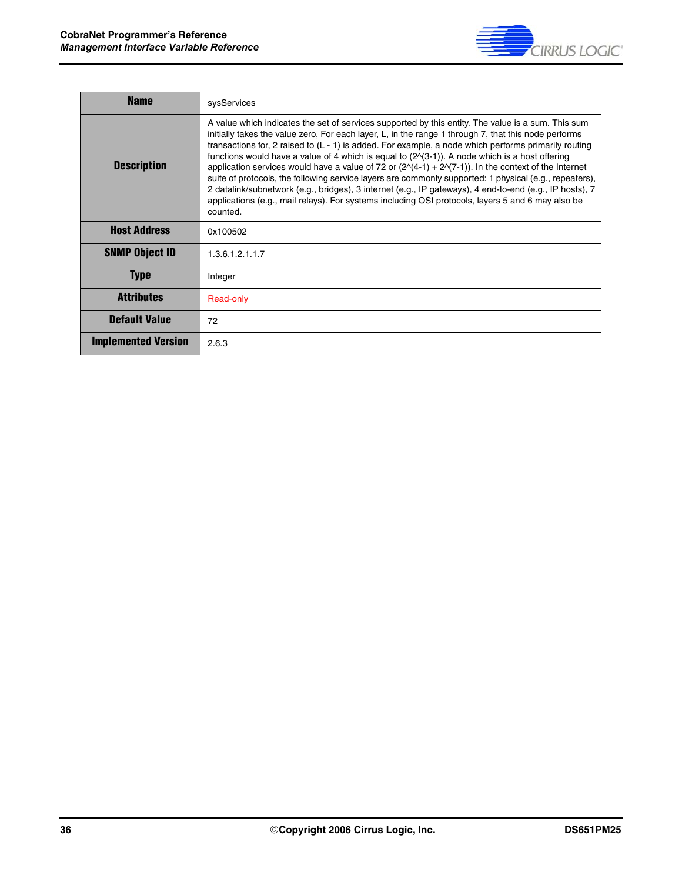| Name | sysServices |
|---|---|
| Description | A value which indicates the set of services supported by this entity. The value is a sum. This sum initially takes the value zero, For each layer, L, in the range 1 through 7, that this node performs transactions for, 2 raised to (L - 1) is added. For example, a node which performs primarily routing functions would have a value of 4 which is equal to (2^(3-1)). A node which is a host offering application services would have a value of 72 or (2^(4-1) + 2^(7-1)). In the context of the Internet suite of protocols, the following service layers are commonly supported: 1 physical (e.g., repeaters), 2 datalink/subnetwork (e.g., bridges), 3 internet (e.g., IP gateways), 4 end-to-end (e.g., IP hosts), 7 applications (e.g., mail relays). For systems including OSI protocols, layers 5 and 6 may also be counted. |
| Host Address | 0x100502 |
| SNMP Object ID | 1.3.6.1.2.1.1.7 |
| Type | Integer |
| Attributes | Read-only |
| Default Value | 72 |
| Implemented Version | 2.6.3 |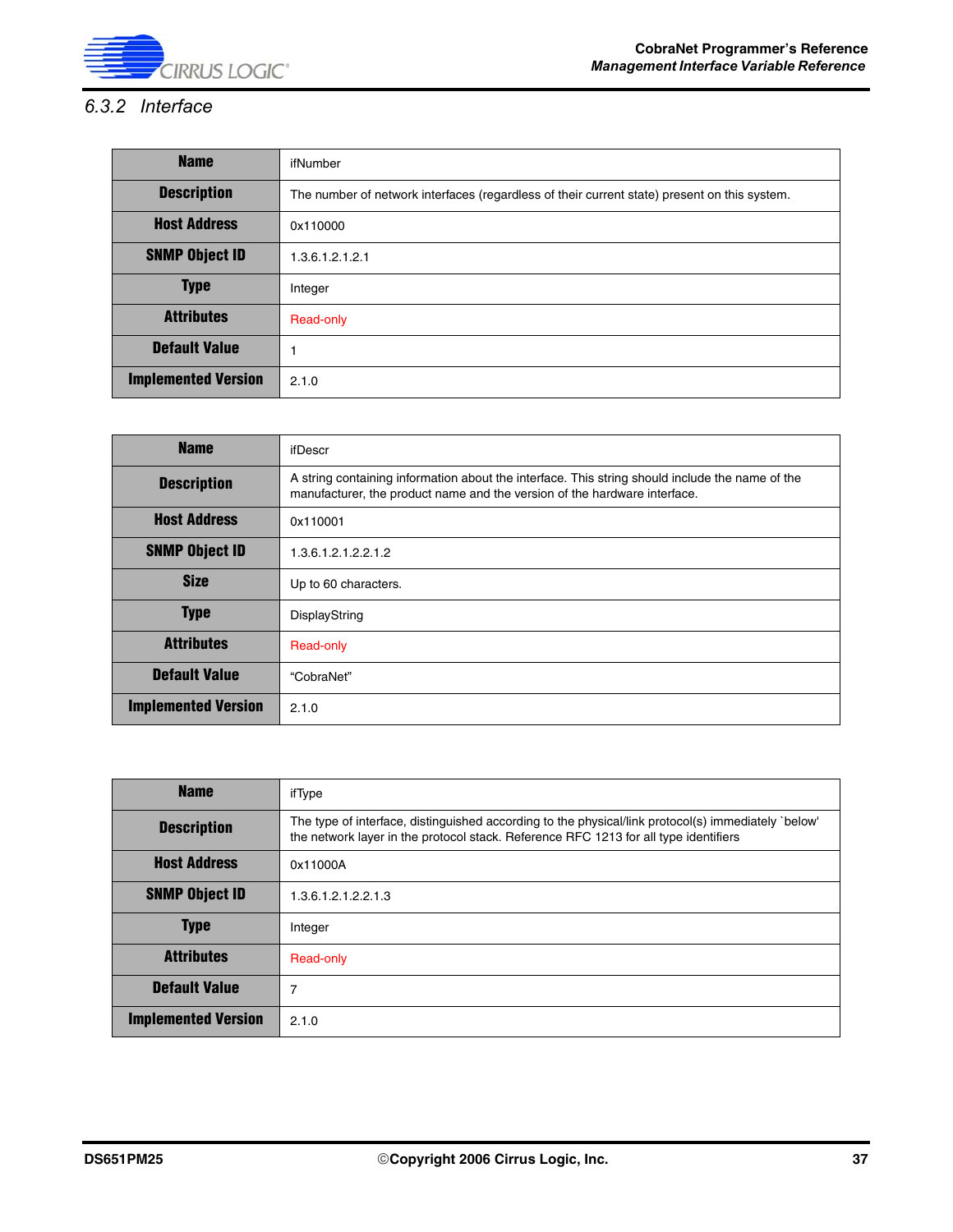### 6.3.2 Interface

| Name | ifNumber |
|---|---|
| Description | The number of network interfaces (regardless of their current state) present on this system. |
| Host Address | 0x110000 |
| SNMP Object ID | 1.3.6.1.2.1.2.1 |
| Type | Integer |
| Attributes | Read-only |
| Default Value | 1 |
| Implemented Version | 2.1.0 |

| Name | ifDescr |
|---|---|
| Description | A string containing information about the interface. This string should include the name of the manufacturer, the product name and the version of the hardware interface. |
| Host Address | 0x110001 |
| SNMP Object ID | 1.3.6.1.2.1.2.2.1.2 |
| Size | Up to 60 characters. |
| Type | DisplayString |
| Attributes | Read-only |
| Default Value | "CobraNet" |
| Implemented Version | 2.1.0 |

| Name | ifType |
|---|---|
| Description | The type of interface, distinguished according to the physical/link protocol(s) immediately `below' the network layer in the protocol stack. Reference RFC 1213 for all type identifiers |
| Host Address | 0x11000A |
| SNMP Object ID | 1.3.6.1.2.1.2.2.1.3 |
| Type | Integer |
| Attributes | Read-only |
| Default Value | 7 |
| Implemented Version | 2.1.0 |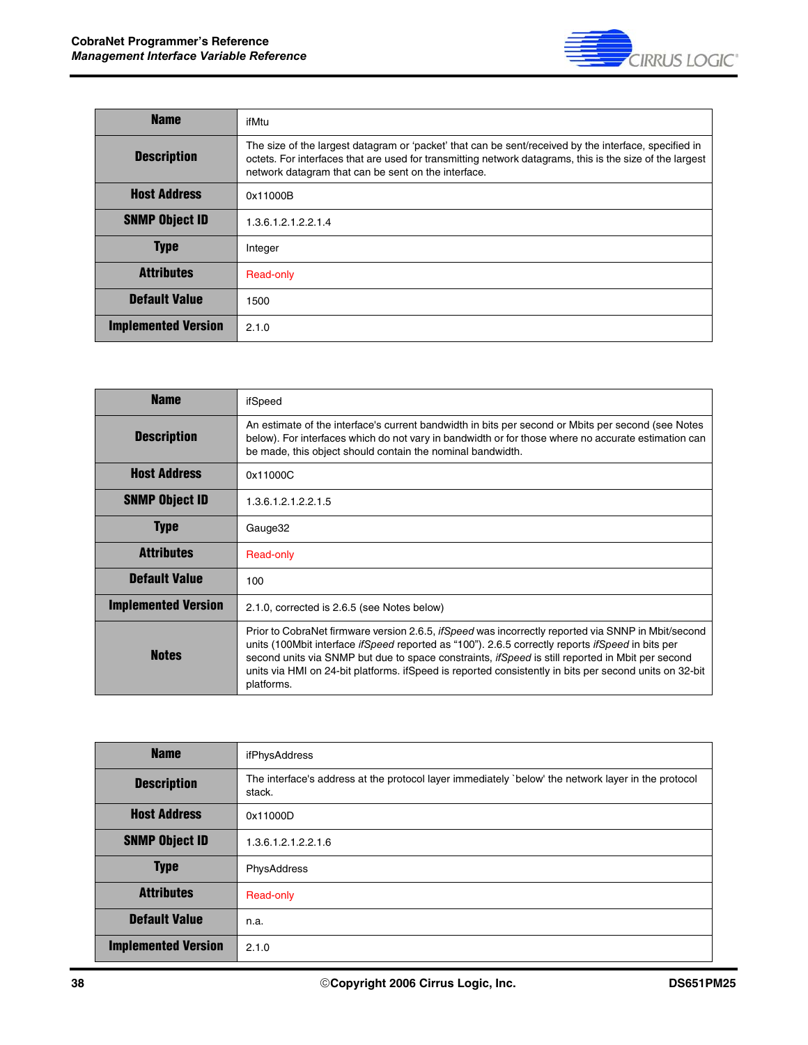| Name | ifMtu |
|---|---|
| Description | The size of the largest datagram or ‘packet’ that can be sent/received by the interface, specified in octets. For interfaces that are used for transmitting network datagrams, this is the size of the largest network datagram that can be sent on the interface. |
| Host Address | 0x11000B |
| SNMP Object ID | 1.3.6.1.2.1.2.2.1.4 |
| Type | Integer |
| Attributes | Read-only |
| Default Value | 1500 |
| Implemented Version | 2.1.0 |

| Name | ifSpeed |
|---|---|
| Description | An estimate of the interface's current bandwidth in bits per second or Mbits per second (see Notes below). For interfaces which do not vary in bandwidth or for those where no accurate estimation can be made, this object should contain the nominal bandwidth. |
| Host Address | 0x11000C |
| SNMP Object ID | 1.3.6.1.2.1.2.2.1.5 |
| Type | Gauge32 |
| Attributes | Read-only |
| Default Value | 100 |
| Implemented Version | 2.1.0, corrected is 2.6.5 (see Notes below) |
| Notes | Prior to CobraNet firmware version 2.6.5, *ifSpeed* was incorrectly reported via SNNP in Mbit/second units (100Mbit interface *ifSpeed* reported as “100”). 2.6.5 correctly reports *ifSpeed* in bits per second units via SNMP but due to space constraints, *ifSpeed* is still reported in Mbit per second units via HMI on 24-bit platforms. ifSpeed is reported consistently in bits per second units on 32-bit platforms. |

| Name | ifPhysAddress |
|---|---|
| Description | The interface's address at the protocol layer immediately `below' the network layer in the protocol stack. |
| Host Address | 0x11000D |
| SNMP Object ID | 1.3.6.1.2.1.2.2.1.6 |
| Type | PhysAddress |
| Attributes | Read-only |
| Default Value | n.a. |
| Implemented Version | 2.1.0 |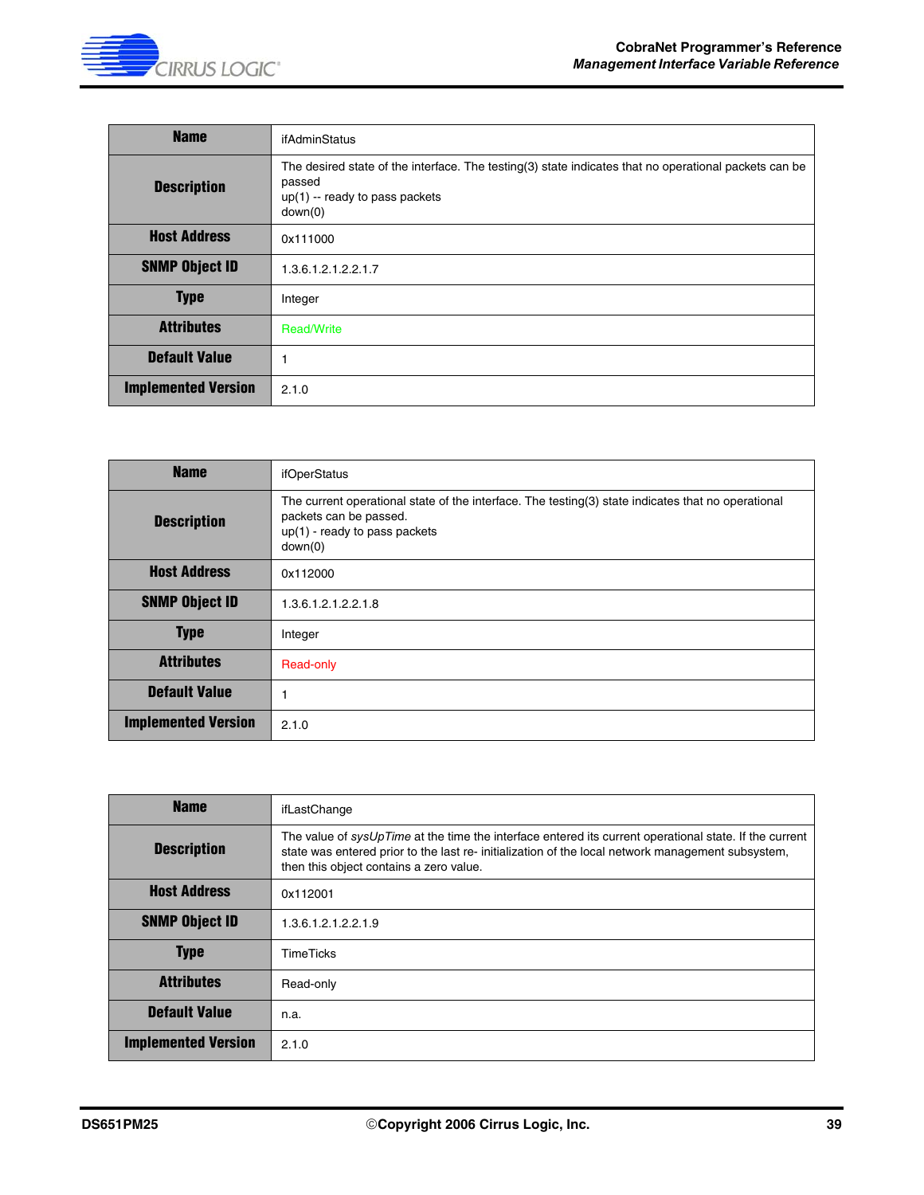| Name | ifAdminStatus |
|---|---|
| Description | The desired state of the interface. The testing(3) state indicates that no operational packets can be passed<br>up(1) -- ready to pass packets<br>down(0) |
| Host Address | 0x111000 |
| SNMP Object ID | 1.3.6.1.2.1.2.2.1.7 |
| Type | Integer |
| Attributes | Read/Write |
| Default Value | 1 |
| Implemented Version | 2.1.0 |

| Name | ifOperStatus |
|---|---|
| Description | The current operational state of the interface. The testing(3) state indicates that no operational packets can be passed.<br>up(1) - ready to pass packets<br>down(0) |
| Host Address | 0x112000 |
| SNMP Object ID | 1.3.6.1.2.1.2.2.1.8 |
| Type | Integer |
| Attributes | Read-only |
| Default Value | 1 |
| Implemented Version | 2.1.0 |

| Name | ifLastChange |
|---|---|
| Description | The value of *sysUpTime* at the time the interface entered its current operational state. If the current state was entered prior to the last re- initialization of the local network management subsystem, then this object contains a zero value. |
| Host Address | 0x112001 |
| SNMP Object ID | 1.3.6.1.2.1.2.2.1.9 |
| Type | TimeTicks |
| Attributes | Read-only |
| Default Value | n.a. |
| Implemented Version | 2.1.0 |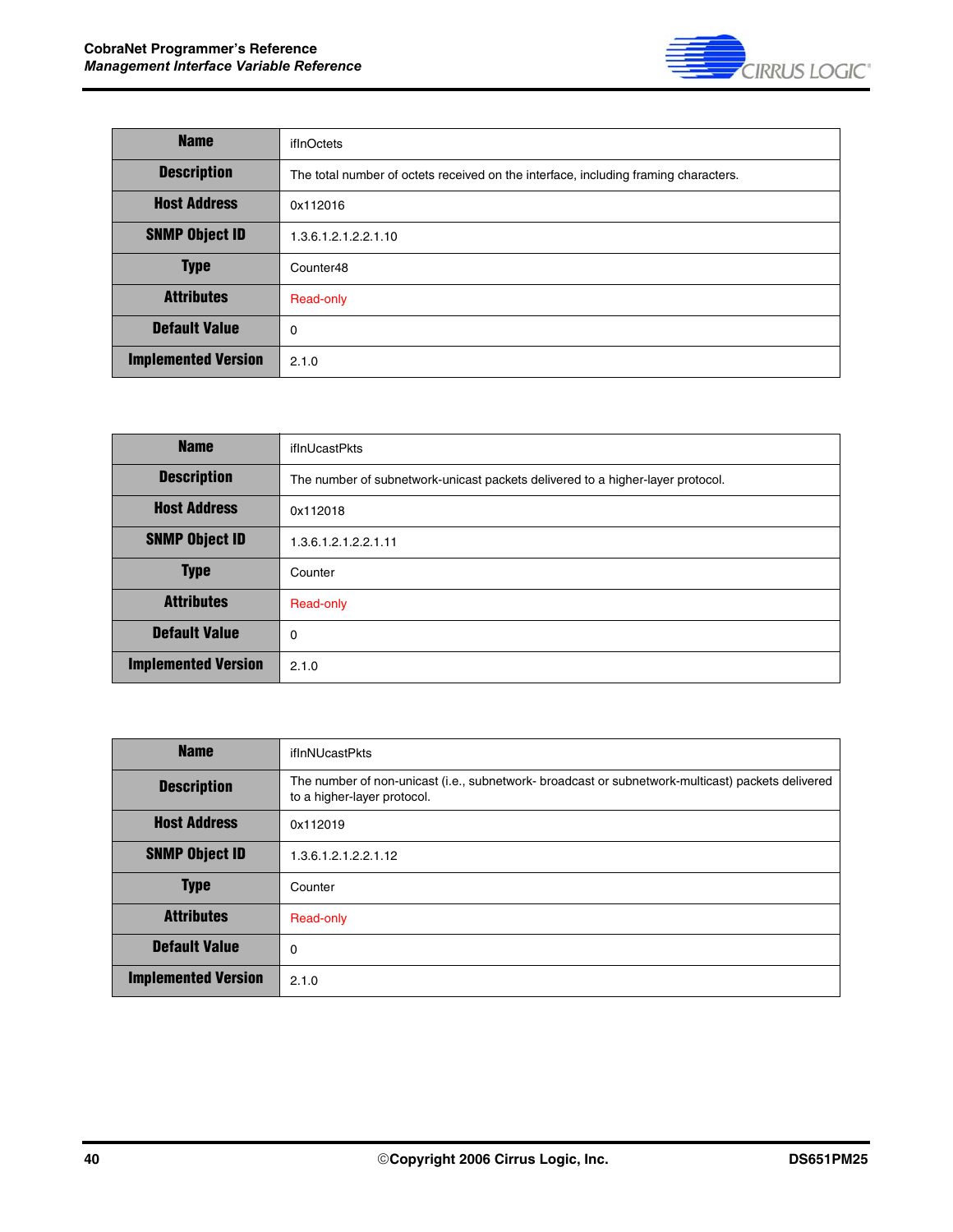| Name | ifInOctets |
|---|---|
| Description | The total number of octets received on the interface, including framing characters. |
| Host Address | 0x112016 |
| SNMP Object ID | 1.3.6.1.2.1.2.2.1.10 |
| Type | Counter48 |
| Attributes | Read-only |
| Default Value | 0 |
| Implemented Version | 2.1.0 |

| Name | ifInUcastPkts |
|---|---|
| Description | The number of subnetwork-unicast packets delivered to a higher-layer protocol. |
| Host Address | 0x112018 |
| SNMP Object ID | 1.3.6.1.2.1.2.2.1.11 |
| Type | Counter |
| Attributes | Read-only |
| Default Value | 0 |
| Implemented Version | 2.1.0 |

| Name | ifInNUcastPkts |
|---|---|
| Description | The number of non-unicast (i.e., subnetwork- broadcast or subnetwork-multicast) packets delivered to a higher-layer protocol. |
| Host Address | 0x112019 |
| SNMP Object ID | 1.3.6.1.2.1.2.2.1.12 |
| Type | Counter |
| Attributes | Read-only |
| Default Value | 0 |
| Implemented Version | 2.1.0 |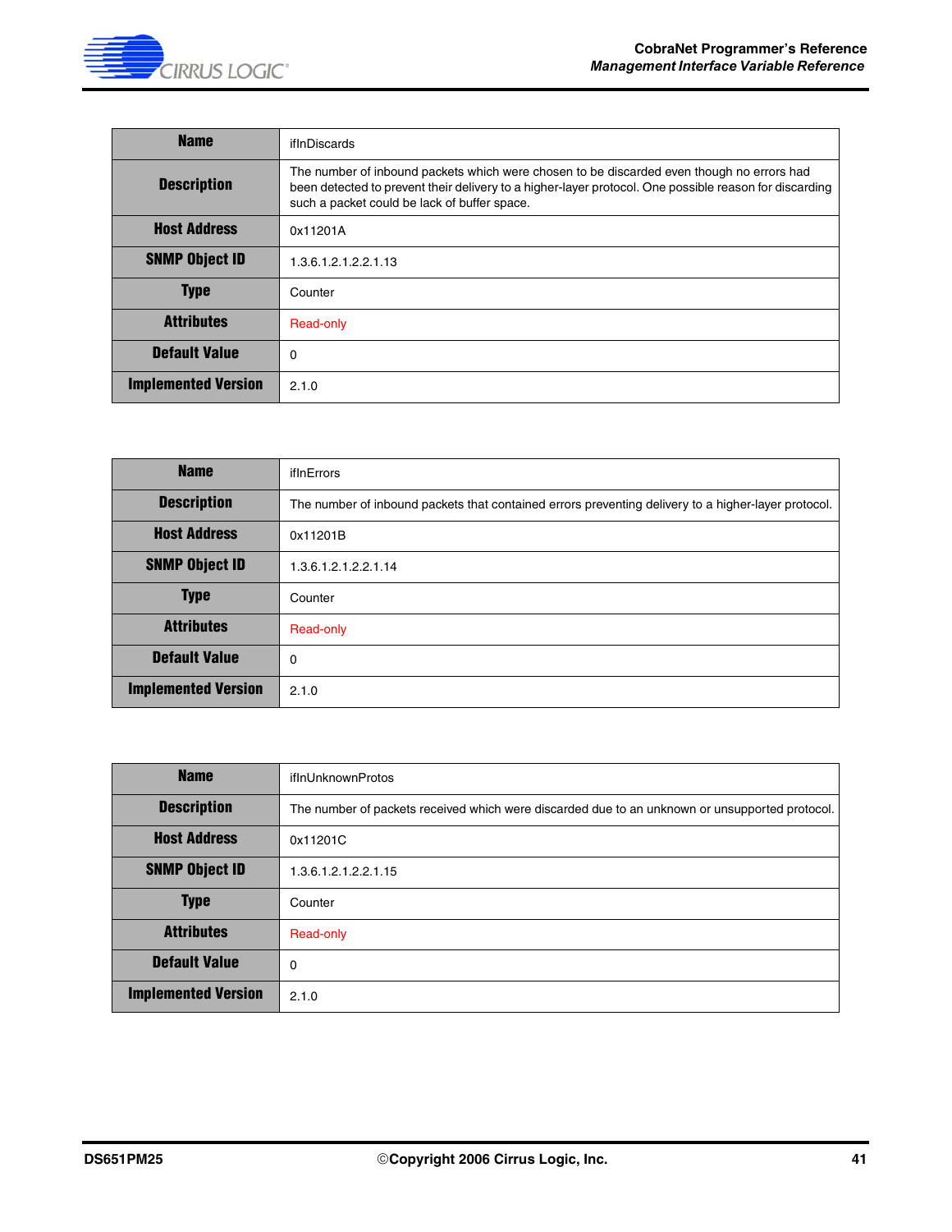| Name | ifInDiscards |
|---|---|
| Description | The number of inbound packets which were chosen to be discarded even though no errors had been detected to prevent their delivery to a higher-layer protocol. One possible reason for discarding such a packet could be lack of buffer space. |
| Host Address | 0x11201A |
| SNMP Object ID | 1.3.6.1.2.1.2.2.1.13 |
| Type | Counter |
| Attributes | Read-only |
| Default Value | 0 |
| Implemented Version | 2.1.0 |

| Name | ifInErrors |
|---|---|
| Description | The number of inbound packets that contained errors preventing delivery to a higher-layer protocol. |
| Host Address | 0x11201B |
| SNMP Object ID | 1.3.6.1.2.1.2.2.1.14 |
| Type | Counter |
| Attributes | Read-only |
| Default Value | 0 |
| Implemented Version | 2.1.0 |

| Name | ifInUnknownProtos |
|---|---|
| Description | The number of packets received which were discarded due to an unknown or unsupported protocol. |
| Host Address | 0x11201C |
| SNMP Object ID | 1.3.6.1.2.1.2.2.1.15 |
| Type | Counter |
| Attributes | Read-only |
| Default Value | 0 |
| Implemented Version | 2.1.0 |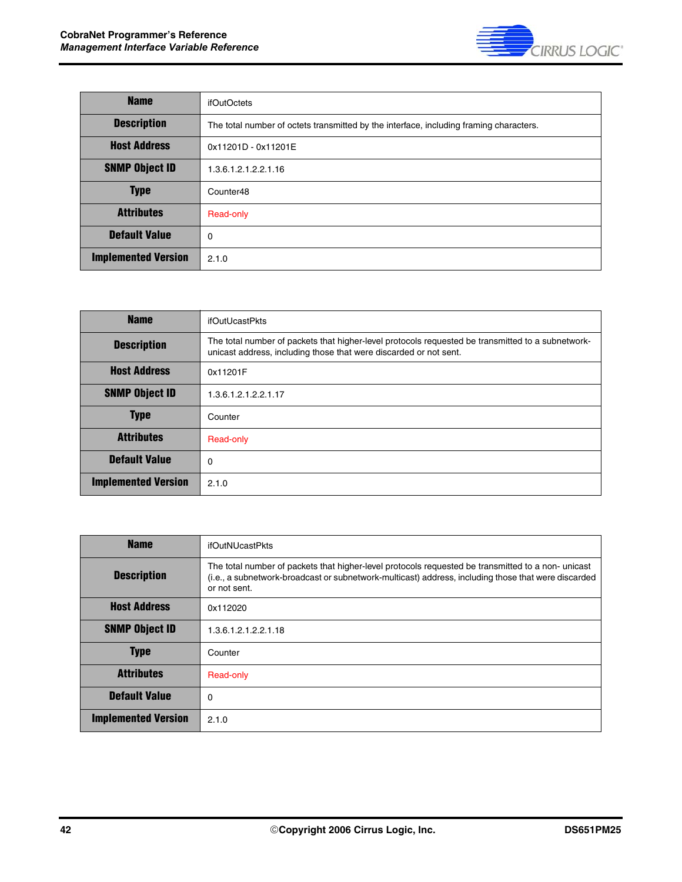| Name | ifOutOctets |
|---|---|
| Description | The total number of octets transmitted by the interface, including framing characters. |
| Host Address | 0x11201D - 0x11201E |
| SNMP Object ID | 1.3.6.1.2.1.2.2.1.16 |
| Type | Counter48 |
| Attributes | Read-only |
| Default Value | 0 |
| Implemented Version | 2.1.0 |

| Name | ifOutUcastPkts |
|---|---|
| Description | The total number of packets that higher-level protocols requested be transmitted to a subnetwork-unicast address, including those that were discarded or not sent. |
| Host Address | 0x11201F |
| SNMP Object ID | 1.3.6.1.2.1.2.2.1.17 |
| Type | Counter |
| Attributes | Read-only |
| Default Value | 0 |
| Implemented Version | 2.1.0 |

| Name | ifOutNUcastPkts |
|---|---|
| Description | The total number of packets that higher-level protocols requested be transmitted to a non- unicast (i.e., a subnetwork-broadcast or subnetwork-multicast) address, including those that were discarded or not sent. |
| Host Address | 0x112020 |
| SNMP Object ID | 1.3.6.1.2.1.2.2.1.18 |
| Type | Counter |
| Attributes | Read-only |
| Default Value | 0 |
| Implemented Version | 2.1.0 |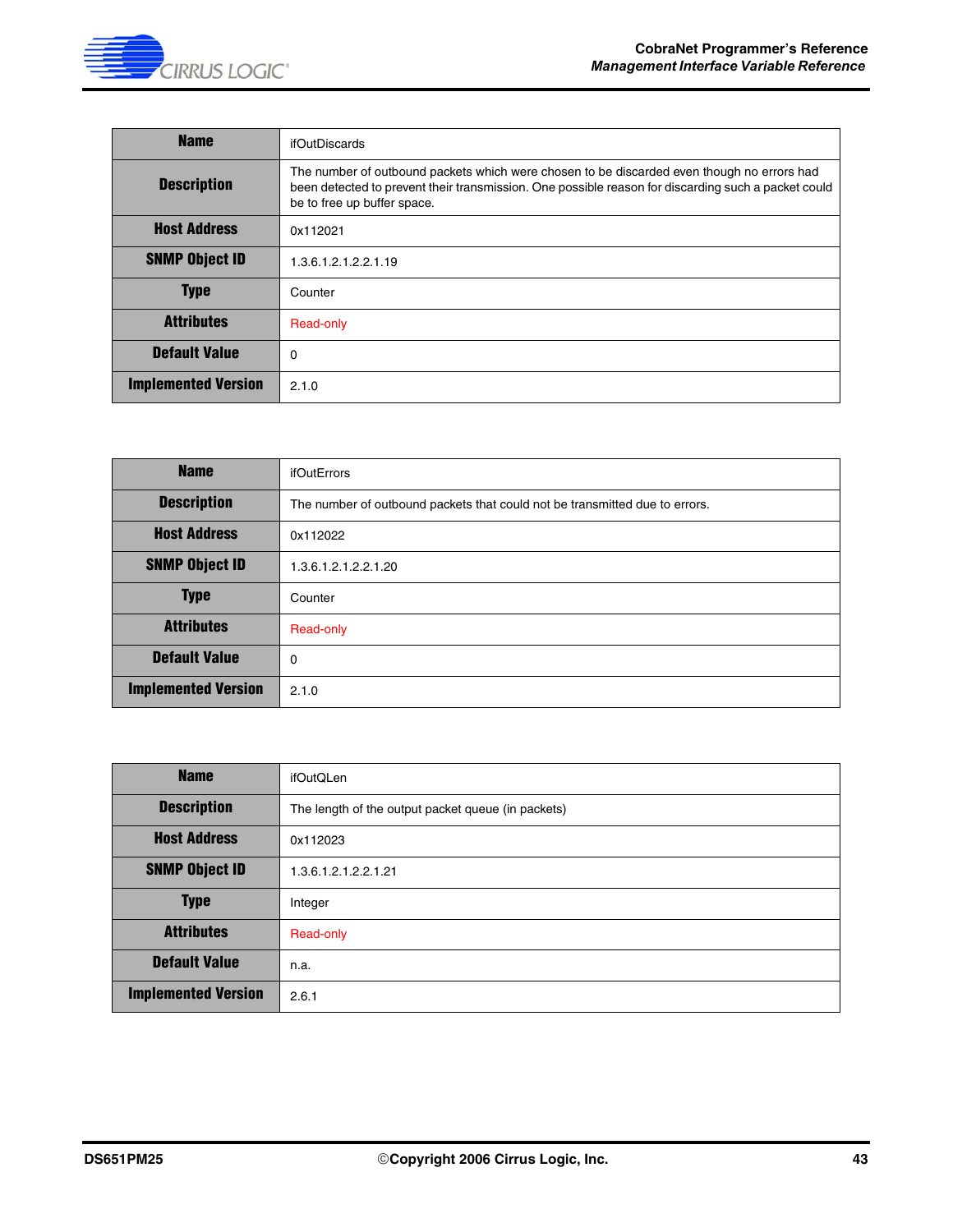| Name | ifOutDiscards |
|---|---|
| Description | The number of outbound packets which were chosen to be discarded even though no errors had been detected to prevent their transmission. One possible reason for discarding such a packet could be to free up buffer space. |
| Host Address | 0x112021 |
| SNMP Object ID | 1.3.6.1.2.1.2.2.1.19 |
| Type | Counter |
| Attributes | Read-only |
| Default Value | 0 |
| Implemented Version | 2.1.0 |

| Name | ifOutErrors |
|---|---|
| Description | The number of outbound packets that could not be transmitted due to errors. |
| Host Address | 0x112022 |
| SNMP Object ID | 1.3.6.1.2.1.2.2.1.20 |
| Type | Counter |
| Attributes | Read-only |
| Default Value | 0 |
| Implemented Version | 2.1.0 |

| Name | ifOutQLen |
|---|---|
| Description | The length of the output packet queue (in packets) |
| Host Address | 0x112023 |
| SNMP Object ID | 1.3.6.1.2.1.2.2.1.21 |
| Type | Integer |
| Attributes | Read-only |
| Default Value | n.a. |
| Implemented Version | 2.6.1 |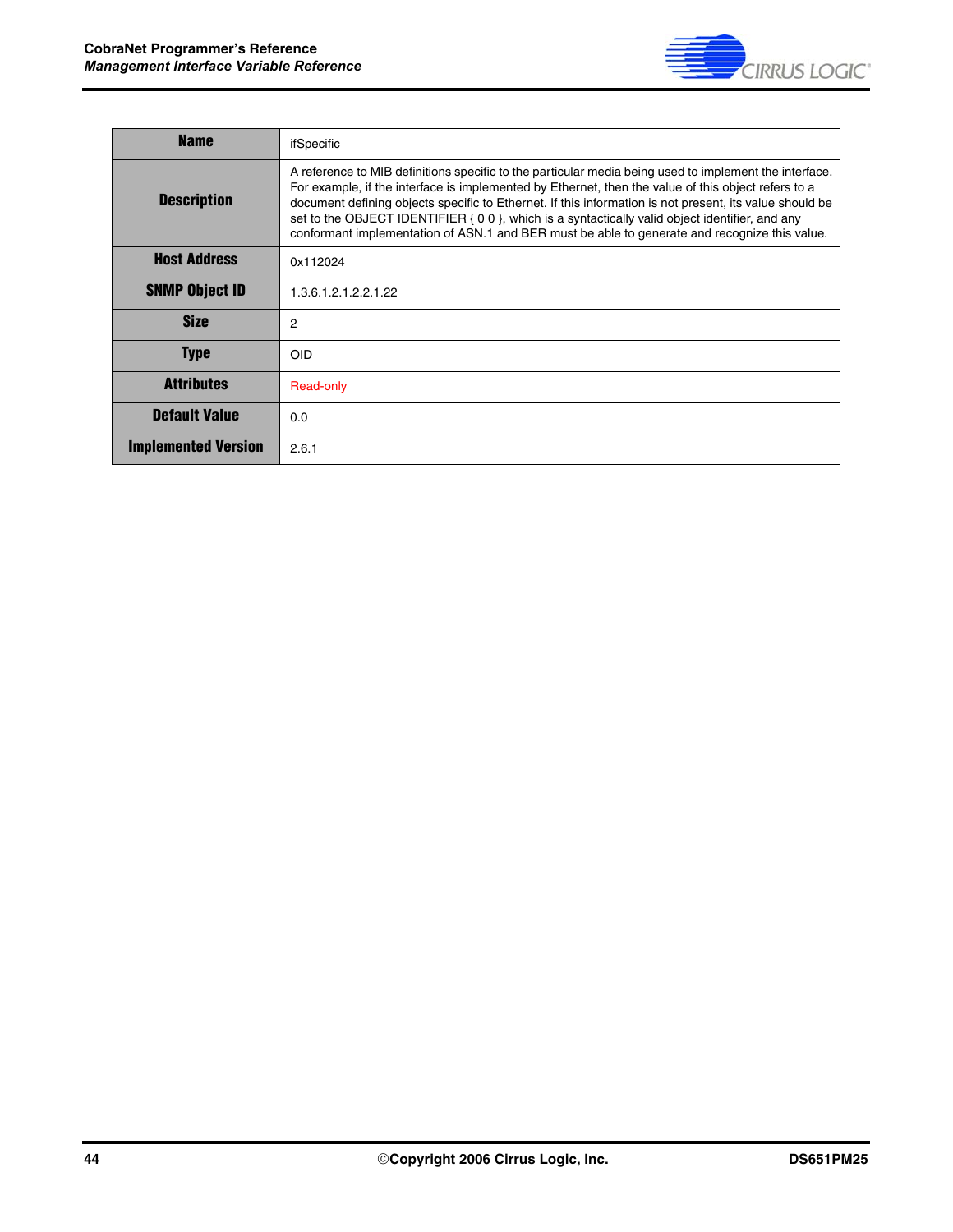| Name | ifSpecific |
|---|---|
| Description | A reference to MIB definitions specific to the particular media being used to implement the interface. For example, if the interface is implemented by Ethernet, then the value of this object refers to a document defining objects specific to Ethernet. If this information is not present, its value should be set to the OBJECT IDENTIFIER { 0 0 }, which is a syntactically valid object identifier, and any conformant implementation of ASN.1 and BER must be able to generate and recognize this value. |
| Host Address | 0x112024 |
| SNMP Object ID | 1.3.6.1.2.1.2.2.1.22 |
| Size | 2 |
| Type | OID |
| Attributes | Read-only |
| Default Value | 0.0 |
| Implemented Version | 2.6.1 |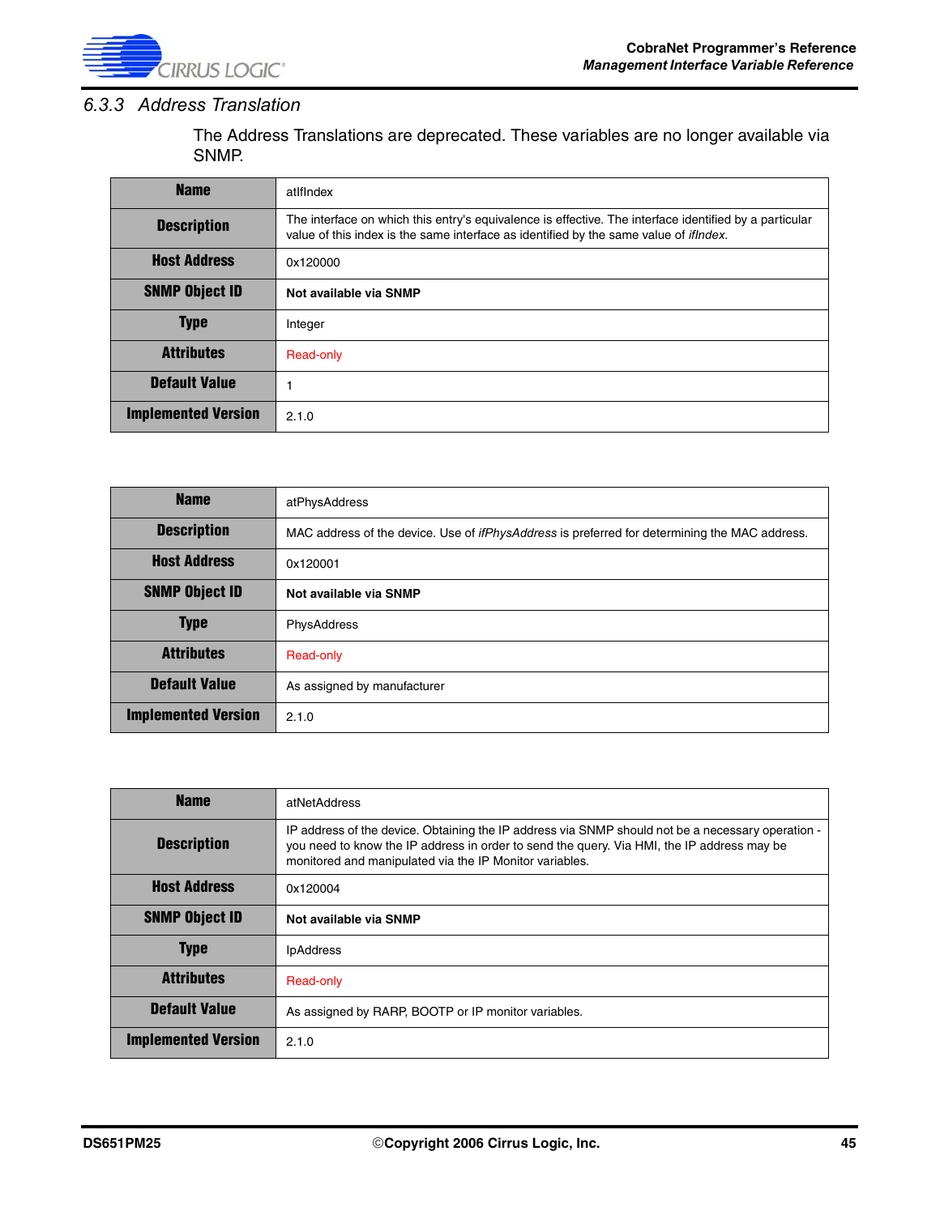### 6.3.3 Address Translation

The Address Translations are deprecated. These variables are no longer available via SNMP.

| Name | atIfIndex |
|---|---|
| Description | The interface on which this entry's equivalence is effective. The interface identified by a particular value of this index is the same interface as identified by the same value of *ifIndex*. |
| Host Address | 0x120000 |
| SNMP Object ID | **Not available via SNMP** |
| Type | Integer |
| Attributes | Read-only |
| Default Value | 1 |
| Implemented Version | 2.1.0 |

| Name | atPhysAddress |
|---|---|
| Description | MAC address of the device. Use of *ifPhysAddress* is preferred for determining the MAC address. |
| Host Address | 0x120001 |
| SNMP Object ID | **Not available via SNMP** |
| Type | PhysAddress |
| Attributes | Read-only |
| Default Value | As assigned by manufacturer |
| Implemented Version | 2.1.0 |

| Name | atNetAddress |
|---|---|
| Description | IP address of the device. Obtaining the IP address via SNMP should not be a necessary operation - you need to know the IP address in order to send the query. Via HMI, the IP address may be monitored and manipulated via the IP Monitor variables. |
| Host Address | 0x120004 |
| SNMP Object ID | **Not available via SNMP** |
| Type | IpAddress |
| Attributes | Read-only |
| Default Value | As assigned by RARP, BOOTP or IP monitor variables. |
| Implemented Version | 2.1.0 |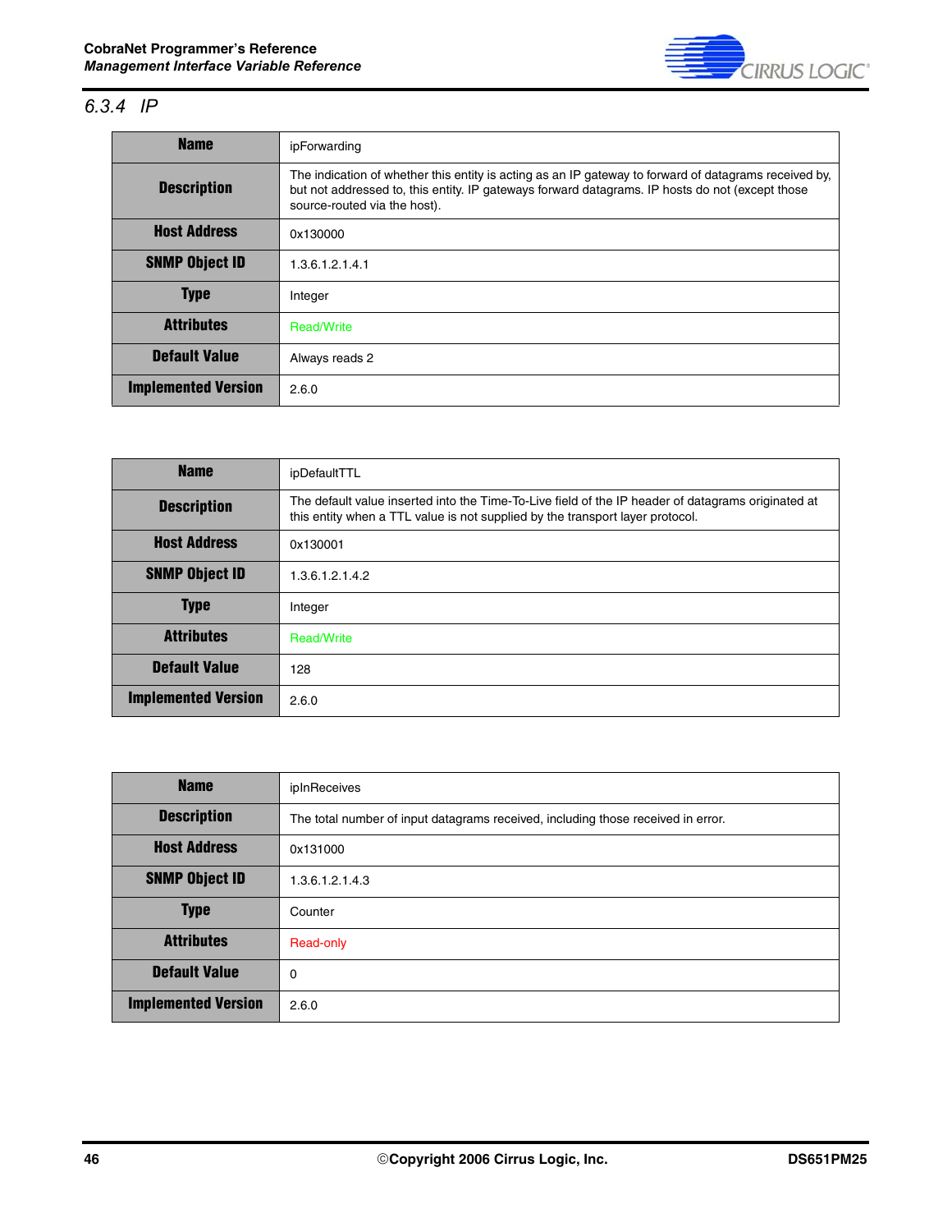### 6.3.4 IP

| Name | ipForwarding |
|---|---|
| Description | The indication of whether this entity is acting as an IP gateway to forward of datagrams received by, but not addressed to, this entity. IP gateways forward datagrams. IP hosts do not (except those source-routed via the host). |
| Host Address | 0x130000 |
| SNMP Object ID | 1.3.6.1.2.1.4.1 |
| Type | Integer |
| Attributes | Read/Write |
| Default Value | Always reads 2 |
| Implemented Version | 2.6.0 |

| Name | ipDefaultTTL |
|---|---|
| Description | The default value inserted into the Time-To-Live field of the IP header of datagrams originated at this entity when a TTL value is not supplied by the transport layer protocol. |
| Host Address | 0x130001 |
| SNMP Object ID | 1.3.6.1.2.1.4.2 |
| Type | Integer |
| Attributes | Read/Write |
| Default Value | 128 |
| Implemented Version | 2.6.0 |

| Name | ipInReceives |
|---|---|
| Description | The total number of input datagrams received, including those received in error. |
| Host Address | 0x131000 |
| SNMP Object ID | 1.3.6.1.2.1.4.3 |
| Type | Counter |
| Attributes | Read-only |
| Default Value | 0 |
| Implemented Version | 2.6.0 |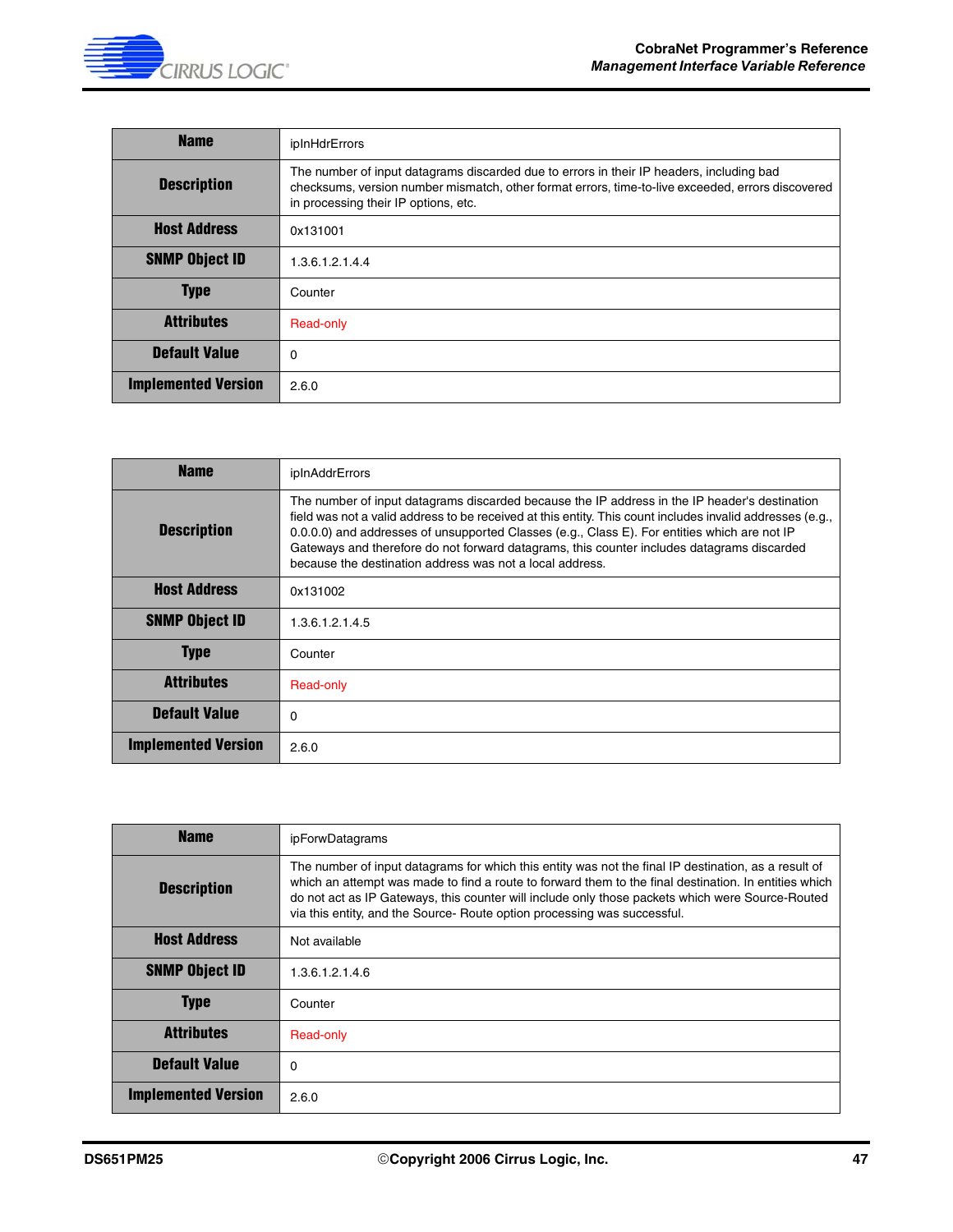| Name | ipInHdrErrors |
|---|---|
| Description | The number of input datagrams discarded due to errors in their IP headers, including bad checksums, version number mismatch, other format errors, time-to-live exceeded, errors discovered in processing their IP options, etc. |
| Host Address | 0x131001 |
| SNMP Object ID | 1.3.6.1.2.1.4.4 |
| Type | Counter |
| Attributes | Read-only |
| Default Value | 0 |
| Implemented Version | 2.6.0 |

| Name | ipInAddrErrors |
|---|---|
| Description | The number of input datagrams discarded because the IP address in the IP header's destination field was not a valid address to be received at this entity. This count includes invalid addresses (e.g., 0.0.0.0) and addresses of unsupported Classes (e.g., Class E). For entities which are not IP Gateways and therefore do not forward datagrams, this counter includes datagrams discarded because the destination address was not a local address. |
| Host Address | 0x131002 |
| SNMP Object ID | 1.3.6.1.2.1.4.5 |
| Type | Counter |
| Attributes | Read-only |
| Default Value | 0 |
| Implemented Version | 2.6.0 |

| Name | ipForwDatagrams |
|---|---|
| Description | The number of input datagrams for which this entity was not the final IP destination, as a result of which an attempt was made to find a route to forward them to the final destination. In entities which do not act as IP Gateways, this counter will include only those packets which were Source-Routed via this entity, and the Source- Route option processing was successful. |
| Host Address | Not available |
| SNMP Object ID | 1.3.6.1.2.1.4.6 |
| Type | Counter |
| Attributes | Read-only |
| Default Value | 0 |
| Implemented Version | 2.6.0 |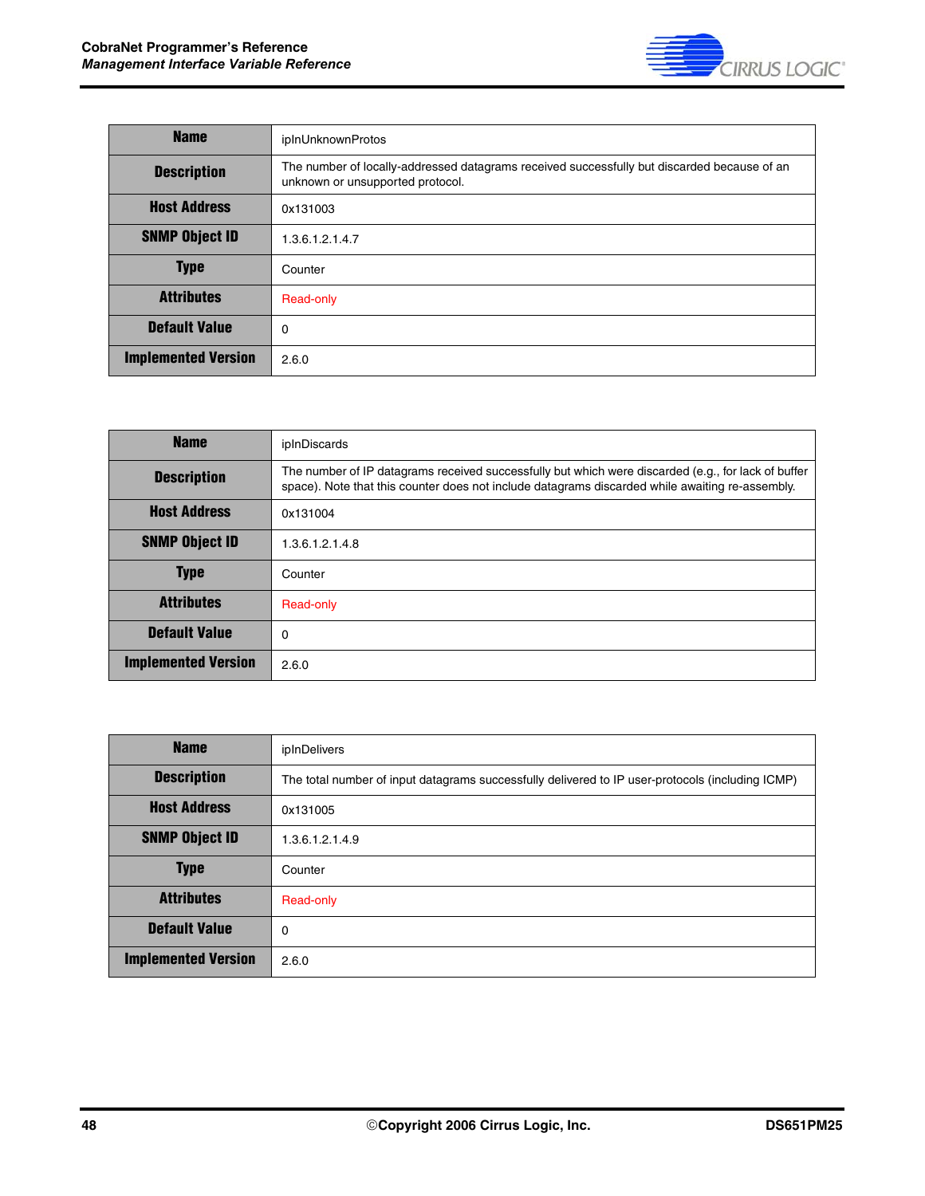| Name | ipInUnknownProtos |
|---|---|
| Description | The number of locally-addressed datagrams received successfully but discarded because of an unknown or unsupported protocol. |
| Host Address | 0x131003 |
| SNMP Object ID | 1.3.6.1.2.1.4.7 |
| Type | Counter |
| Attributes | Read-only |
| Default Value | 0 |
| Implemented Version | 2.6.0 |

| Name | ipInDiscards |
|---|---|
| Description | The number of IP datagrams received successfully but which were discarded (e.g., for lack of buffer space). Note that this counter does not include datagrams discarded while awaiting re-assembly. |
| Host Address | 0x131004 |
| SNMP Object ID | 1.3.6.1.2.1.4.8 |
| Type | Counter |
| Attributes | Read-only |
| Default Value | 0 |
| Implemented Version | 2.6.0 |

| Name | ipInDelivers |
|---|---|
| Description | The total number of input datagrams successfully delivered to IP user-protocols (including ICMP) |
| Host Address | 0x131005 |
| SNMP Object ID | 1.3.6.1.2.1.4.9 |
| Type | Counter |
| Attributes | Read-only |
| Default Value | 0 |
| Implemented Version | 2.6.0 |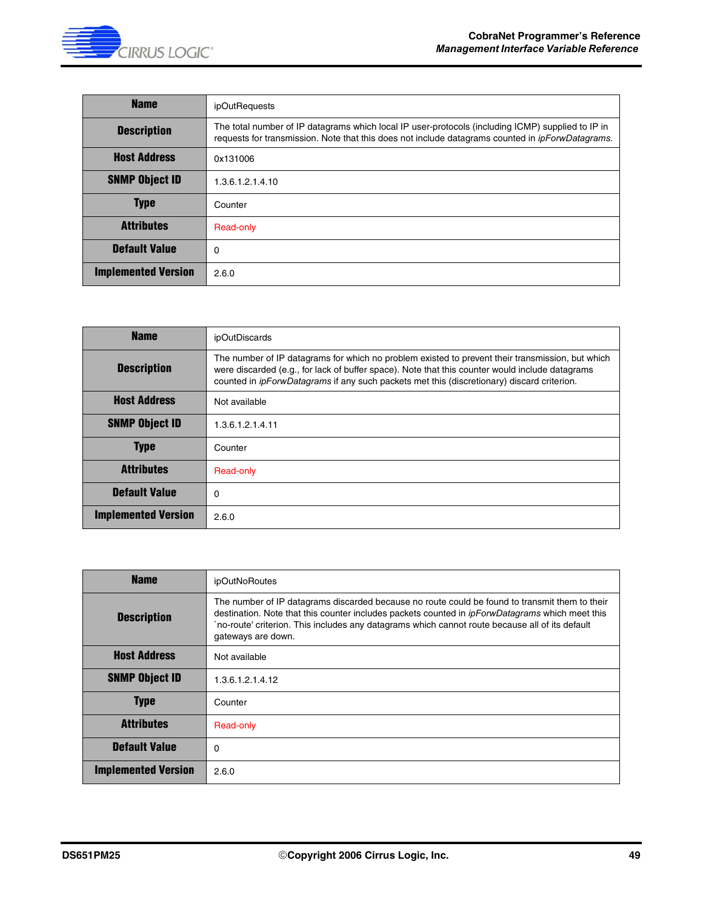| Name | ipOutRequests |
|---|---|
| Description | The total number of IP datagrams which local IP user-protocols (including ICMP) supplied to IP in requests for transmission. Note that this does not include datagrams counted in *ipForwDatagrams.* |
| Host Address | 0x131006 |
| SNMP Object ID | 1.3.6.1.2.1.4.10 |
| Type | Counter |
| Attributes | Read-only |
| Default Value | 0 |
| Implemented Version | 2.6.0 |

| Name | ipOutDiscards |
|---|---|
| Description | The number of IP datagrams for which no problem existed to prevent their transmission, but which were discarded (e.g., for lack of buffer space). Note that this counter would include datagrams counted in *ipForwDatagrams* if any such packets met this (discretionary) discard criterion. |
| Host Address | Not available |
| SNMP Object ID | 1.3.6.1.2.1.4.11 |
| Type | Counter |
| Attributes | Read-only |
| Default Value | 0 |
| Implemented Version | 2.6.0 |

| Name | ipOutNoRoutes |
|---|---|
| Description | The number of IP datagrams discarded because no route could be found to transmit them to their destination. Note that this counter includes packets counted in *ipForwDatagrams* which meet this `no-route' criterion. This includes any datagrams which cannot route because all of its default gateways are down. |
| Host Address | Not available |
| SNMP Object ID | 1.3.6.1.2.1.4.12 |
| Type | Counter |
| Attributes | Read-only |
| Default Value | 0 |
| Implemented Version | 2.6.0 |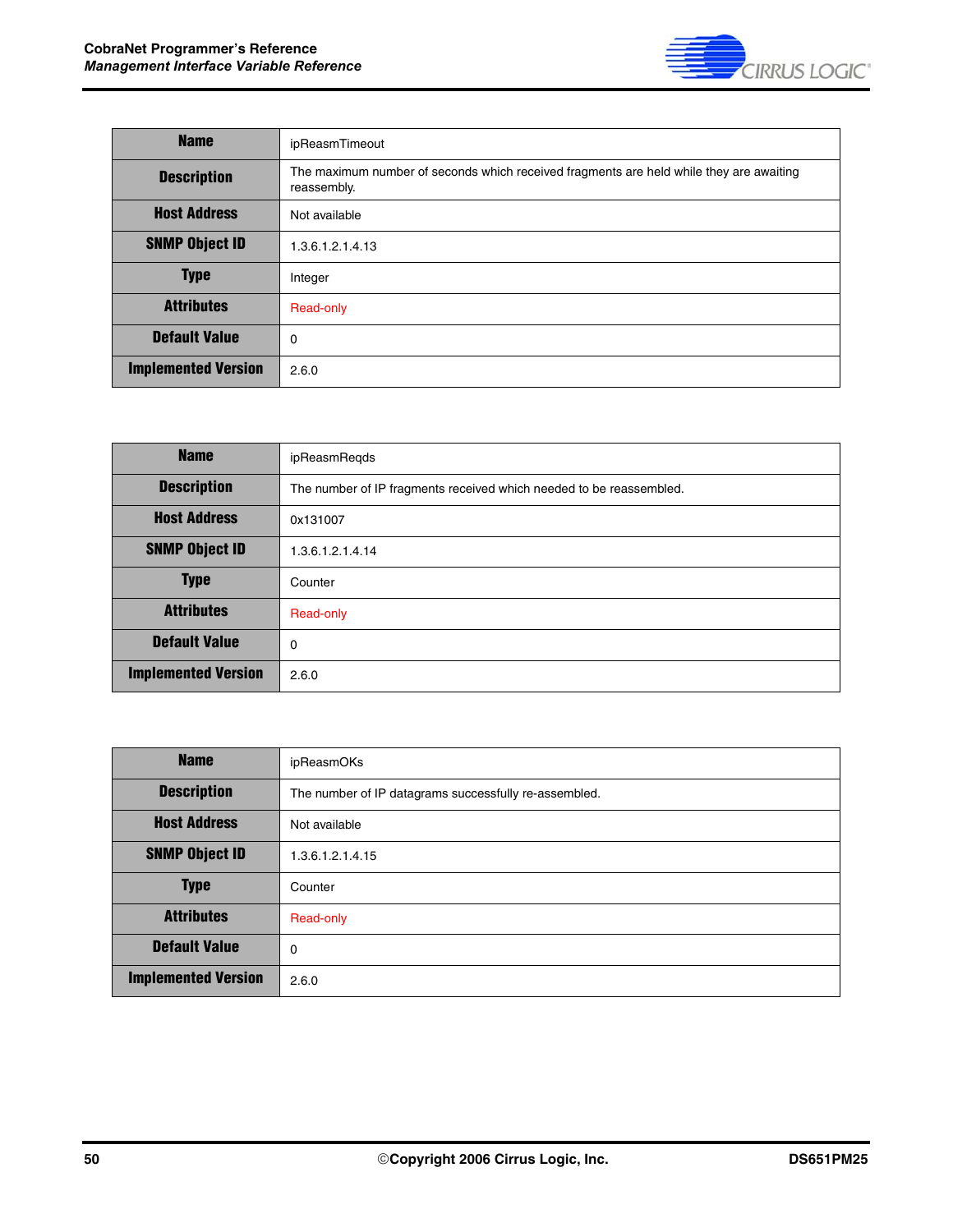| Name | ipReasmTimeout |
|---|---|
| Description | The maximum number of seconds which received fragments are held while they are awaiting reassembly. |
| Host Address | Not available |
| SNMP Object ID | 1.3.6.1.2.1.4.13 |
| Type | Integer |
| Attributes | Read-only |
| Default Value | 0 |
| Implemented Version | 2.6.0 |

| Name | ipReasmReqds |
|---|---|
| Description | The number of IP fragments received which needed to be reassembled. |
| Host Address | 0x131007 |
| SNMP Object ID | 1.3.6.1.2.1.4.14 |
| Type | Counter |
| Attributes | Read-only |
| Default Value | 0 |
| Implemented Version | 2.6.0 |

| Name | ipReasmOKs |
|---|---|
| Description | The number of IP datagrams successfully re-assembled. |
| Host Address | Not available |
| SNMP Object ID | 1.3.6.1.2.1.4.15 |
| Type | Counter |
| Attributes | Read-only |
| Default Value | 0 |
| Implemented Version | 2.6.0 |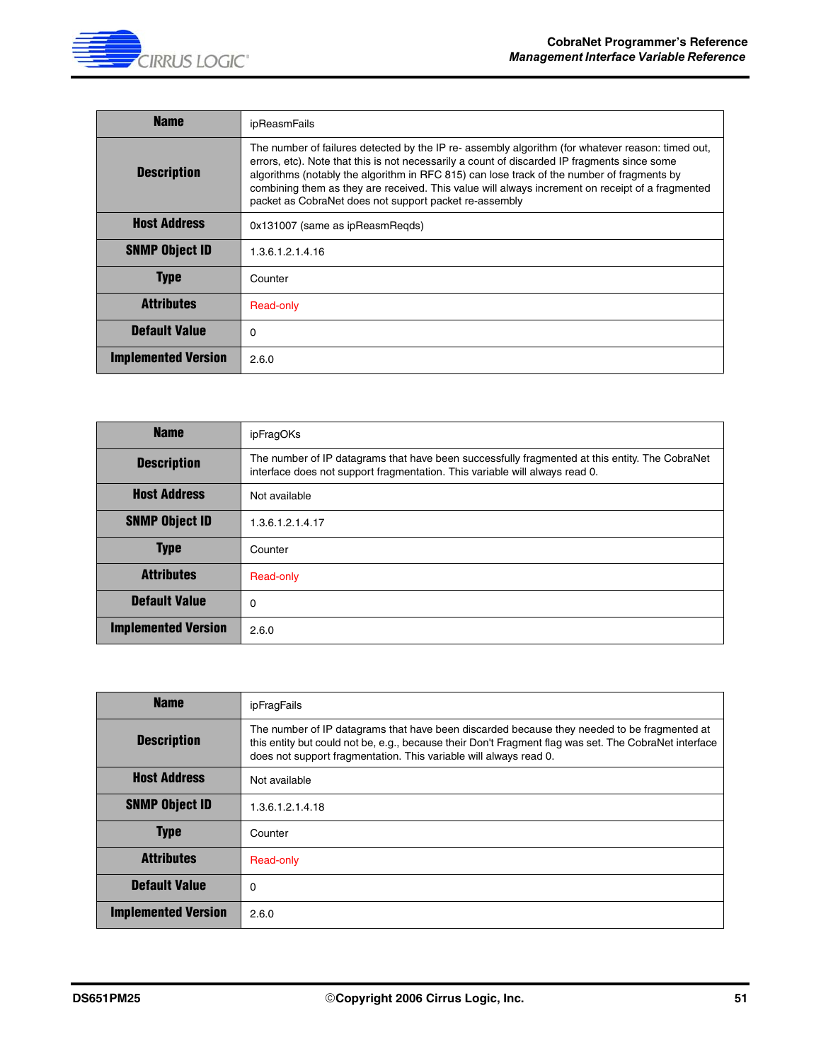| Name | ipReasmFails |
|---|---|
| Description | The number of failures detected by the IP re- assembly algorithm (for whatever reason: timed out, errors, etc). Note that this is not necessarily a count of discarded IP fragments since some algorithms (notably the algorithm in RFC 815) can lose track of the number of fragments by combining them as they are received. This value will always increment on receipt of a fragmented packet as CobraNet does not support packet re-assembly |
| Host Address | 0x131007 (same as ipReasmReqds) |
| SNMP Object ID | 1.3.6.1.2.1.4.16 |
| Type | Counter |
| Attributes | Read-only |
| Default Value | 0 |
| Implemented Version | 2.6.0 |

| Name | ipFragOKs |
|---|---|
| Description | The number of IP datagrams that have been successfully fragmented at this entity. The CobraNet interface does not support fragmentation. This variable will always read 0. |
| Host Address | Not available |
| SNMP Object ID | 1.3.6.1.2.1.4.17 |
| Type | Counter |
| Attributes | Read-only |
| Default Value | 0 |
| Implemented Version | 2.6.0 |

| Name | ipFragFails |
|---|---|
| Description | The number of IP datagrams that have been discarded because they needed to be fragmented at this entity but could not be, e.g., because their Don't Fragment flag was set. The CobraNet interface does not support fragmentation. This variable will always read 0. |
| Host Address | Not available |
| SNMP Object ID | 1.3.6.1.2.1.4.18 |
| Type | Counter |
| Attributes | Read-only |
| Default Value | 0 |
| Implemented Version | 2.6.0 |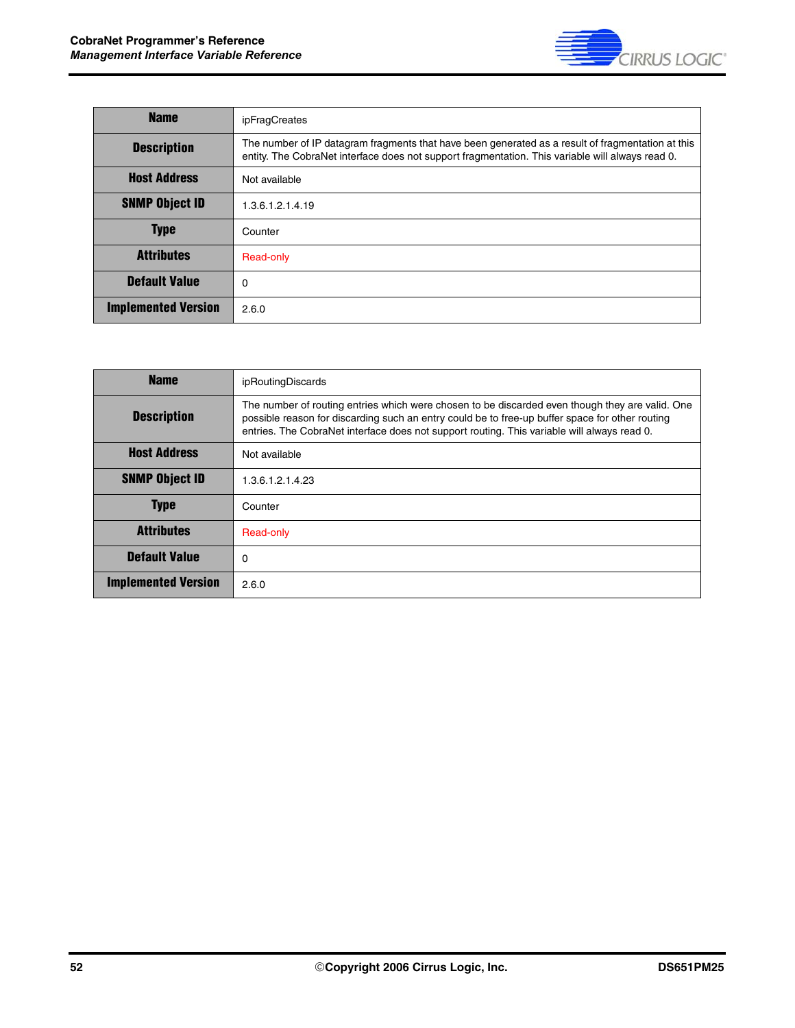| Name | ipFragCreates |
|---|---|
| Description | The number of IP datagram fragments that have been generated as a result of fragmentation at this entity. The CobraNet interface does not support fragmentation. This variable will always read 0. |
| Host Address | Not available |
| SNMP Object ID | 1.3.6.1.2.1.4.19 |
| Type | Counter |
| Attributes | Read-only |
| Default Value | 0 |
| Implemented Version | 2.6.0 |

| Name | ipRoutingDiscards |
|---|---|
| Description | The number of routing entries which were chosen to be discarded even though they are valid. One possible reason for discarding such an entry could be to free-up buffer space for other routing entries. The CobraNet interface does not support routing. This variable will always read 0. |
| Host Address | Not available |
| SNMP Object ID | 1.3.6.1.2.1.4.23 |
| Type | Counter |
| Attributes | Read-only |
| Default Value | 0 |
| Implemented Version | 2.6.0 |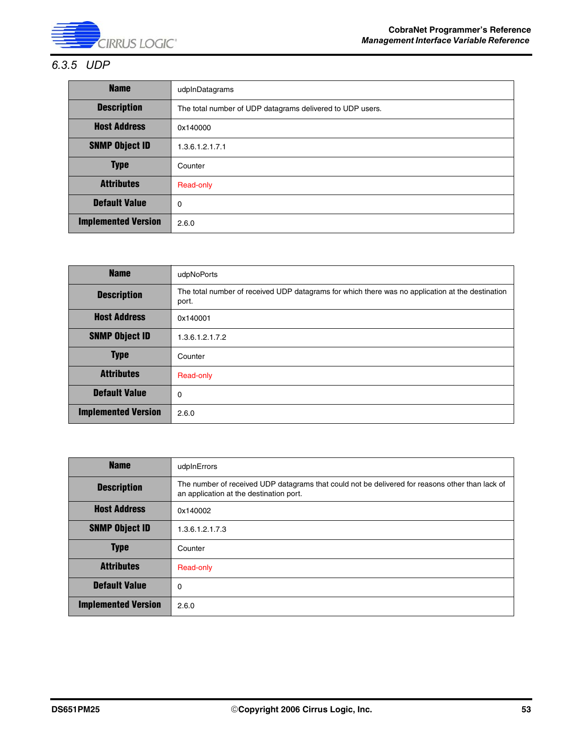### 6.3.5 UDP

| Name | udpInDatagrams |
|---|---|
| Description | The total number of UDP datagrams delivered to UDP users. |
| Host Address | 0x140000 |
| SNMP Object ID | 1.3.6.1.2.1.7.1 |
| Type | Counter |
| Attributes | Read-only |
| Default Value | 0 |
| Implemented Version | 2.6.0 |

| Name | udpNoPorts |
|---|---|
| Description | The total number of received UDP datagrams for which there was no application at the destination port. |
| Host Address | 0x140001 |
| SNMP Object ID | 1.3.6.1.2.1.7.2 |
| Type | Counter |
| Attributes | Read-only |
| Default Value | 0 |
| Implemented Version | 2.6.0 |

| Name | udpInErrors |
|---|---|
| Description | The number of received UDP datagrams that could not be delivered for reasons other than lack of an application at the destination port. |
| Host Address | 0x140002 |
| SNMP Object ID | 1.3.6.1.2.1.7.3 |
| Type | Counter |
| Attributes | Read-only |
| Default Value | 0 |
| Implemented Version | 2.6.0 |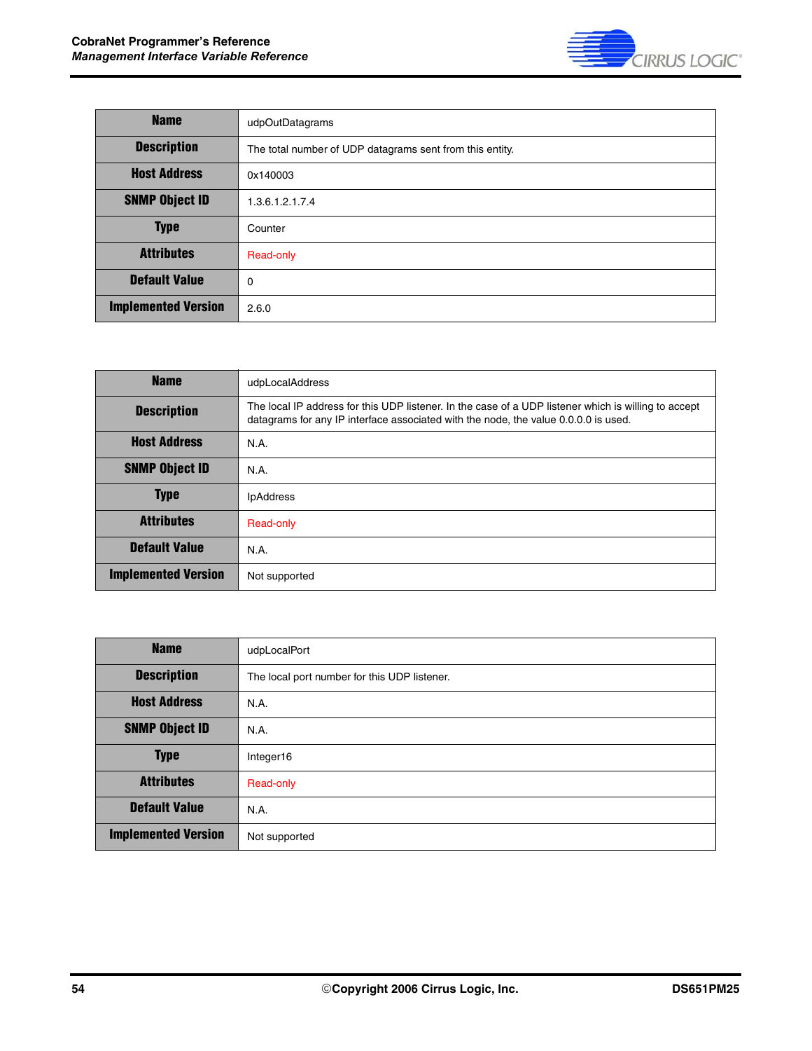| Name | udpOutDatagrams |
|---|---|
| Description | The total number of UDP datagrams sent from this entity. |
| Host Address | 0x140003 |
| SNMP Object ID | 1.3.6.1.2.1.7.4 |
| Type | Counter |
| Attributes | Read-only |
| Default Value | 0 |
| Implemented Version | 2.6.0 |

| Name | udpLocalAddress |
|---|---|
| Description | The local IP address for this UDP listener. In the case of a UDP listener which is willing to accept datagrams for any IP interface associated with the node, the value 0.0.0.0 is used. |
| Host Address | N.A. |
| SNMP Object ID | N.A. |
| Type | IpAddress |
| Attributes | Read-only |
| Default Value | N.A. |
| Implemented Version | Not supported |

| Name | udpLocalPort |
|---|---|
| Description | The local port number for this UDP listener. |
| Host Address | N.A. |
| SNMP Object ID | N.A. |
| Type | Integer16 |
| Attributes | Read-only |
| Default Value | N.A. |
| Implemented Version | Not supported |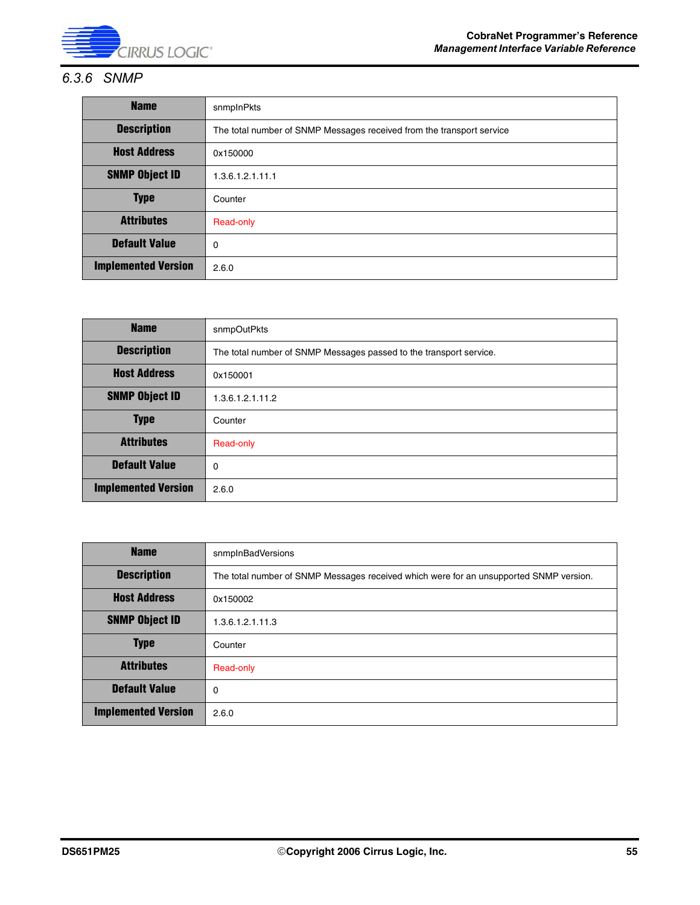### 6.3.6 SNMP

| Name | snmpInPkts |
|---|---|
| Description | The total number of SNMP Messages received from the transport service |
| Host Address | 0x150000 |
| SNMP Object ID | 1.3.6.1.2.1.11.1 |
| Type | Counter |
| Attributes | Read-only |
| Default Value | 0 |
| Implemented Version | 2.6.0 |

| Name | snmpOutPkts |
|---|---|
| Description | The total number of SNMP Messages passed to the transport service. |
| Host Address | 0x150001 |
| SNMP Object ID | 1.3.6.1.2.1.11.2 |
| Type | Counter |
| Attributes | Read-only |
| Default Value | 0 |
| Implemented Version | 2.6.0 |

| Name | snmpInBadVersions |
|---|---|
| Description | The total number of SNMP Messages received which were for an unsupported SNMP version. |
| Host Address | 0x150002 |
| SNMP Object ID | 1.3.6.1.2.1.11.3 |
| Type | Counter |
| Attributes | Read-only |
| Default Value | 0 |
| Implemented Version | 2.6.0 |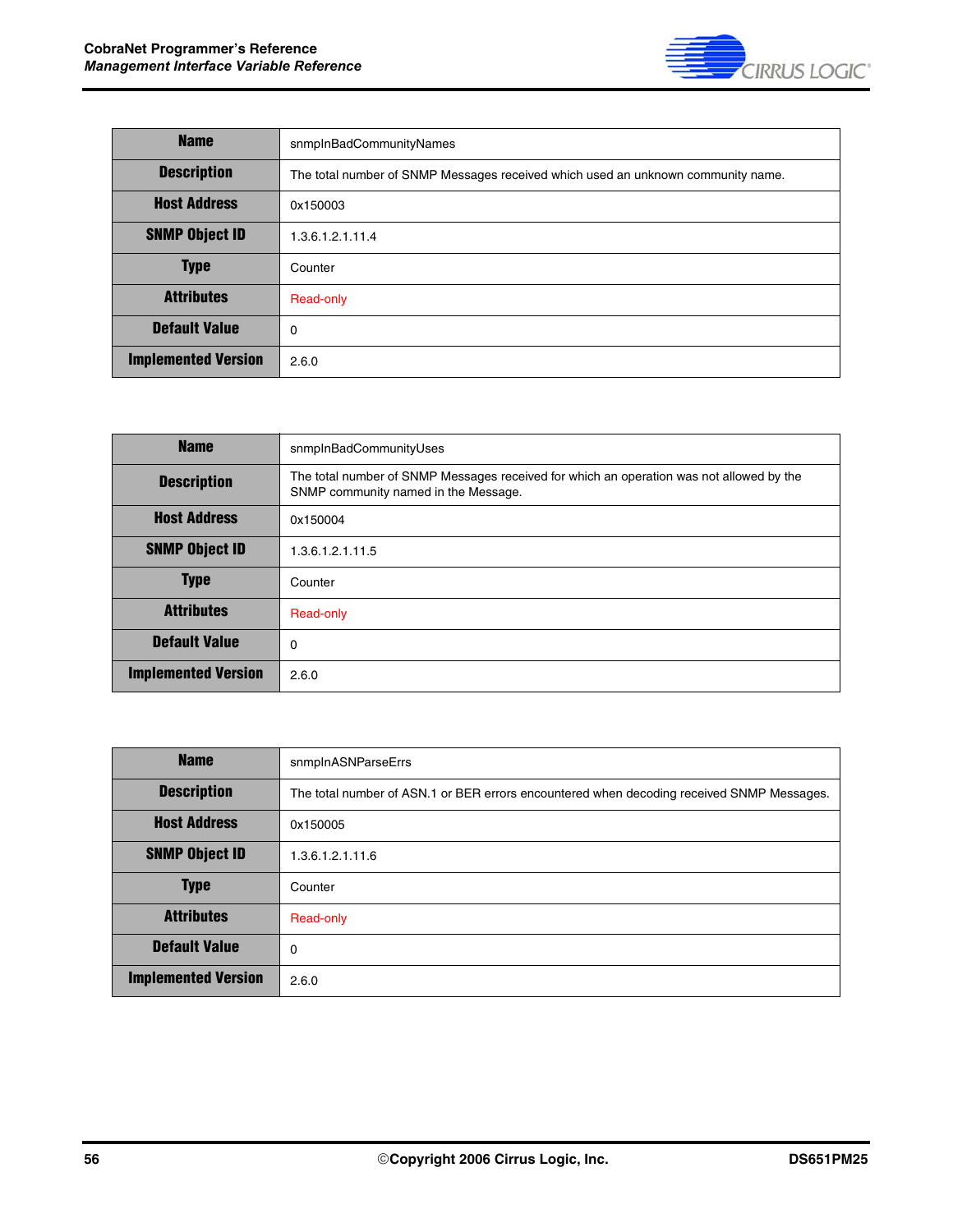| Name | snmpInBadCommunityNames |
|---|---|
| Description | The total number of SNMP Messages received which used an unknown community name. |
| Host Address | 0x150003 |
| SNMP Object ID | 1.3.6.1.2.1.11.4 |
| Type | Counter |
| Attributes | Read-only |
| Default Value | 0 |
| Implemented Version | 2.6.0 |

| Name | snmpInBadCommunityUses |
|---|---|
| Description | The total number of SNMP Messages received for which an operation was not allowed by the SNMP community named in the Message. |
| Host Address | 0x150004 |
| SNMP Object ID | 1.3.6.1.2.1.11.5 |
| Type | Counter |
| Attributes | Read-only |
| Default Value | 0 |
| Implemented Version | 2.6.0 |

| Name | snmpInASNParseErrs |
|---|---|
| Description | The total number of ASN.1 or BER errors encountered when decoding received SNMP Messages. |
| Host Address | 0x150005 |
| SNMP Object ID | 1.3.6.1.2.1.11.6 |
| Type | Counter |
| Attributes | Read-only |
| Default Value | 0 |
| Implemented Version | 2.6.0 |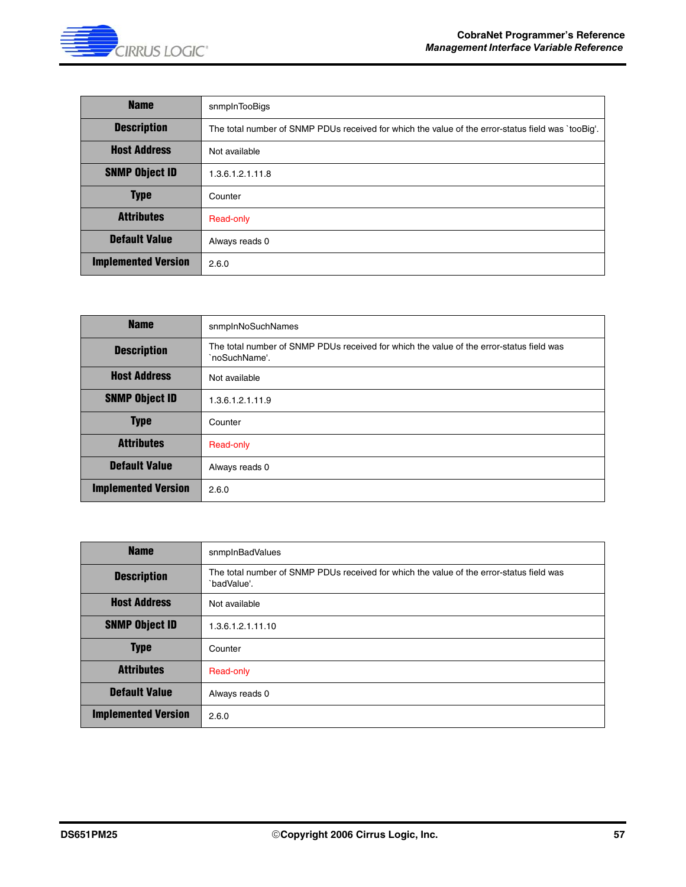| Name | snmpInTooBigs |
|---|---|
| Description | The total number of SNMP PDUs received for which the value of the error-status field was `tooBig'. |
| Host Address | Not available |
| SNMP Object ID | 1.3.6.1.2.1.11.8 |
| Type | Counter |
| Attributes | Read-only |
| Default Value | Always reads 0 |
| Implemented Version | 2.6.0 |

| Name | snmpInNoSuchNames |
|---|---|
| Description | The total number of SNMP PDUs received for which the value of the error-status field was `noSuchName'. |
| Host Address | Not available |
| SNMP Object ID | 1.3.6.1.2.1.11.9 |
| Type | Counter |
| Attributes | Read-only |
| Default Value | Always reads 0 |
| Implemented Version | 2.6.0 |

| Name | snmpInBadValues |
|---|---|
| Description | The total number of SNMP PDUs received for which the value of the error-status field was `badValue'. |
| Host Address | Not available |
| SNMP Object ID | 1.3.6.1.2.1.11.10 |
| Type | Counter |
| Attributes | Read-only |
| Default Value | Always reads 0 |
| Implemented Version | 2.6.0 |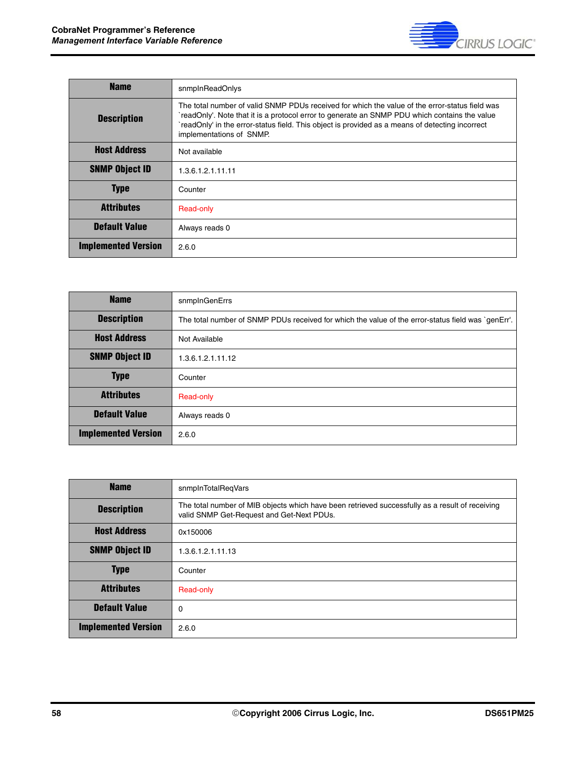| Name | snmpInReadOnlys |
|---|---|
| Description | The total number of valid SNMP PDUs received for which the value of the error-status field was `readOnly'. Note that it is a protocol error to generate an SNMP PDU which contains the value `readOnly' in the error-status field. This object is provided as a means of detecting incorrect implementations of SNMP. |
| Host Address | Not available |
| SNMP Object ID | 1.3.6.1.2.1.11.11 |
| Type | Counter |
| Attributes | Read-only |
| Default Value | Always reads 0 |
| Implemented Version | 2.6.0 |

| Name | snmpInGenErrs |
|---|---|
| Description | The total number of SNMP PDUs received for which the value of the error-status field was `genErr'. |
| Host Address | Not Available |
| SNMP Object ID | 1.3.6.1.2.1.11.12 |
| Type | Counter |
| Attributes | Read-only |
| Default Value | Always reads 0 |
| Implemented Version | 2.6.0 |

| Name | snmpInTotalReqVars |
|---|---|
| Description | The total number of MIB objects which have been retrieved successfully as a result of receiving valid SNMP Get-Request and Get-Next PDUs. |
| Host Address | 0x150006 |
| SNMP Object ID | 1.3.6.1.2.1.11.13 |
| Type | Counter |
| Attributes | Read-only |
| Default Value | 0 |
| Implemented Version | 2.6.0 |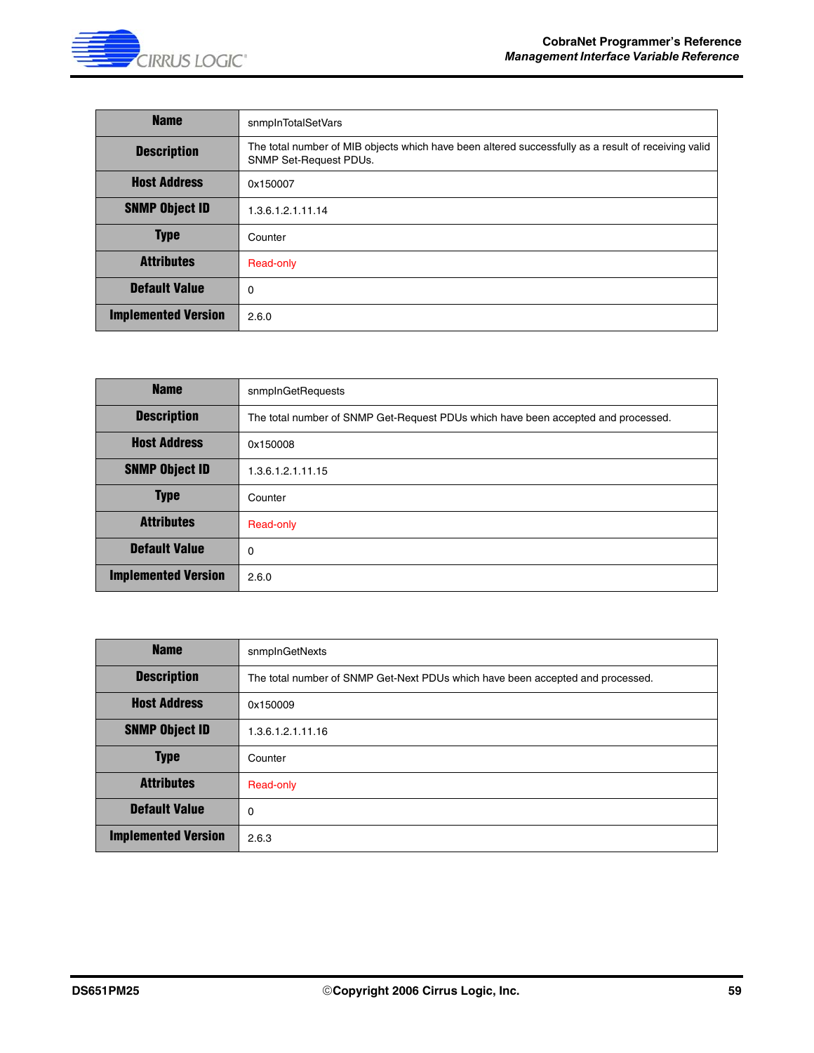| Name | snmpInTotalSetVars |
|---|---|
| Description | The total number of MIB objects which have been altered successfully as a result of receiving valid SNMP Set-Request PDUs. |
| Host Address | 0x150007 |
| SNMP Object ID | 1.3.6.1.2.1.11.14 |
| Type | Counter |
| Attributes | Read-only |
| Default Value | 0 |
| Implemented Version | 2.6.0 |

| Name | snmpInGetRequests |
|---|---|
| Description | The total number of SNMP Get-Request PDUs which have been accepted and processed. |
| Host Address | 0x150008 |
| SNMP Object ID | 1.3.6.1.2.1.11.15 |
| Type | Counter |
| Attributes | Read-only |
| Default Value | 0 |
| Implemented Version | 2.6.0 |

| Name | snmpInGetNexts |
|---|---|
| Description | The total number of SNMP Get-Next PDUs which have been accepted and processed. |
| Host Address | 0x150009 |
| SNMP Object ID | 1.3.6.1.2.1.11.16 |
| Type | Counter |
| Attributes | Read-only |
| Default Value | 0 |
| Implemented Version | 2.6.3 |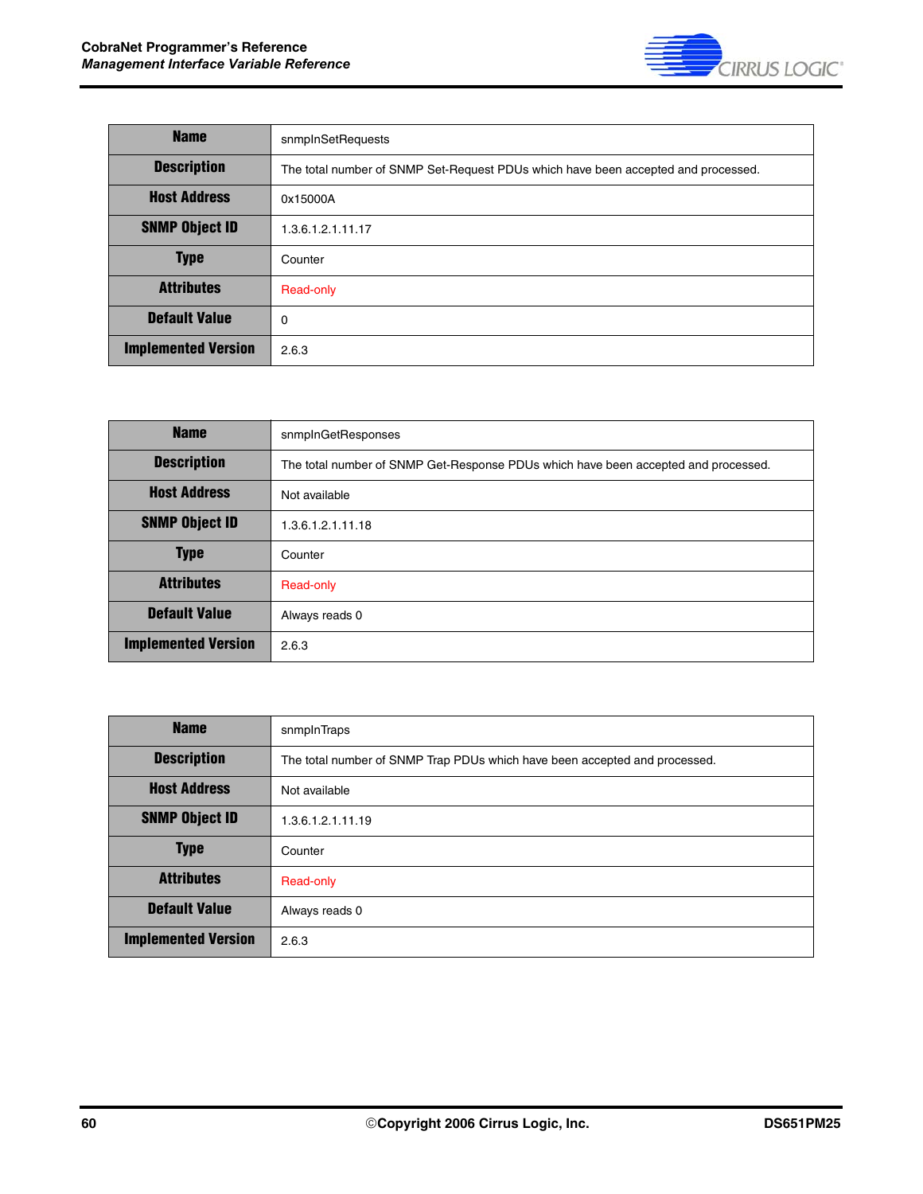| Name | snmpInSetRequests |
|---|---|
| Description | The total number of SNMP Set-Request PDUs which have been accepted and processed. |
| Host Address | 0x15000A |
| SNMP Object ID | 1.3.6.1.2.1.11.17 |
| Type | Counter |
| Attributes | Read-only |
| Default Value | 0 |
| Implemented Version | 2.6.3 |

| Name | snmpInGetResponses |
|---|---|
| Description | The total number of SNMP Get-Response PDUs which have been accepted and processed. |
| Host Address | Not available |
| SNMP Object ID | 1.3.6.1.2.1.11.18 |
| Type | Counter |
| Attributes | Read-only |
| Default Value | Always reads 0 |
| Implemented Version | 2.6.3 |

| Name | snmpInTraps |
|---|---|
| Description | The total number of SNMP Trap PDUs which have been accepted and processed. |
| Host Address | Not available |
| SNMP Object ID | 1.3.6.1.2.1.11.19 |
| Type | Counter |
| Attributes | Read-only |
| Default Value | Always reads 0 |
| Implemented Version | 2.6.3 |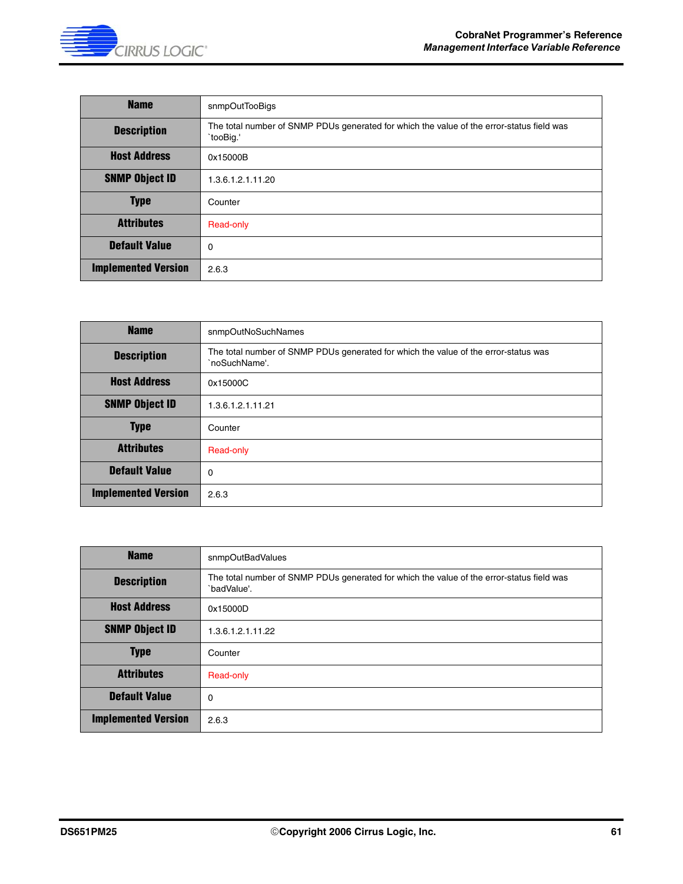| Name | snmpOutTooBigs |
|---|---|
| Description | The total number of SNMP PDUs generated for which the value of the error-status field was `tooBig.' |
| Host Address | 0x15000B |
| SNMP Object ID | 1.3.6.1.2.1.11.20 |
| Type | Counter |
| Attributes | Read-only |
| Default Value | 0 |
| Implemented Version | 2.6.3 |

| Name | snmpOutNoSuchNames |
|---|---|
| Description | The total number of SNMP PDUs generated for which the value of the error-status was `noSuchName'. |
| Host Address | 0x15000C |
| SNMP Object ID | 1.3.6.1.2.1.11.21 |
| Type | Counter |
| Attributes | Read-only |
| Default Value | 0 |
| Implemented Version | 2.6.3 |

| Name | snmpOutBadValues |
|---|---|
| Description | The total number of SNMP PDUs generated for which the value of the error-status field was `badValue'. |
| Host Address | 0x15000D |
| SNMP Object ID | 1.3.6.1.2.1.11.22 |
| Type | Counter |
| Attributes | Read-only |
| Default Value | 0 |
| Implemented Version | 2.6.3 |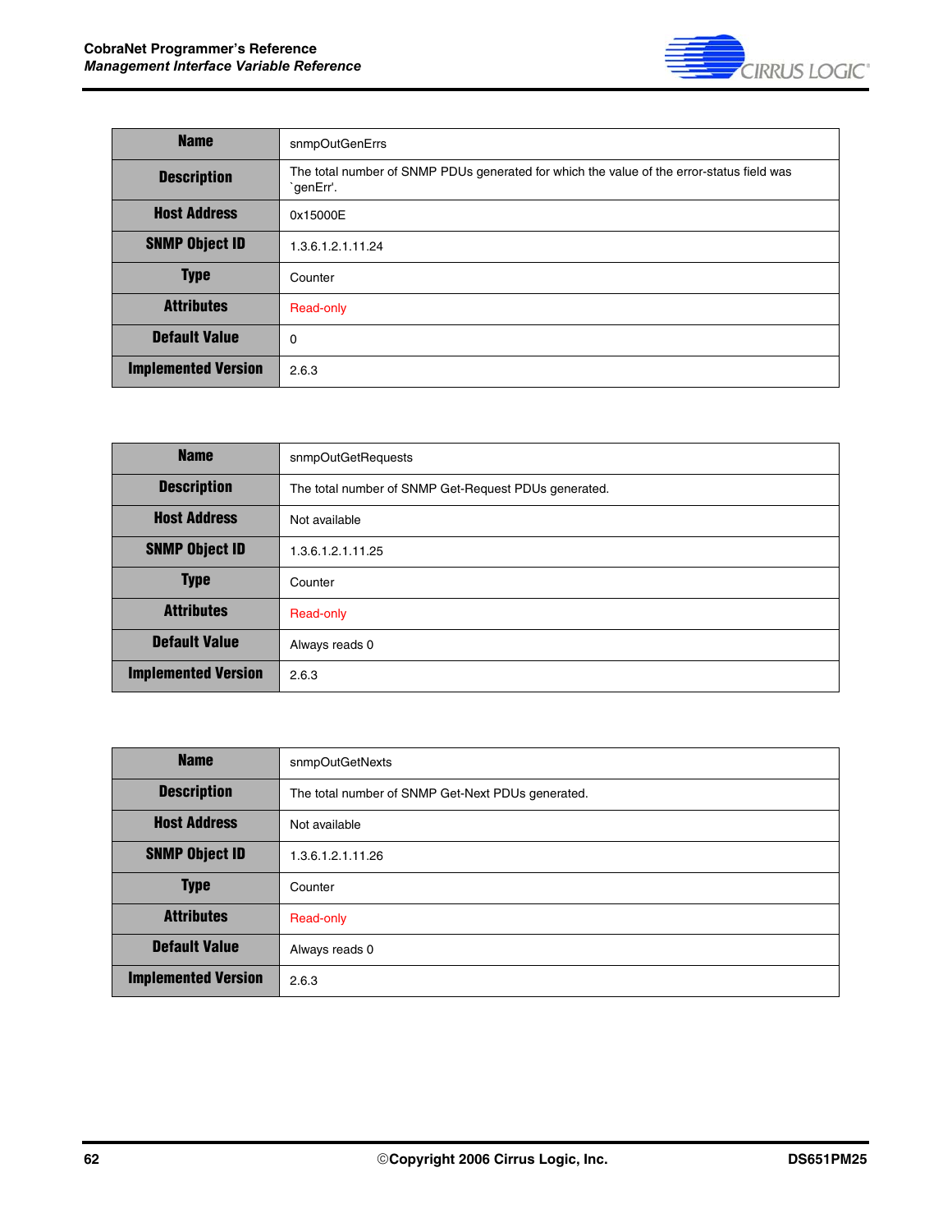| Name | snmpOutGenErrs |
|---|---|
| Description | The total number of SNMP PDUs generated for which the value of the error-status field was `genErr'. |
| Host Address | 0x15000E |
| SNMP Object ID | 1.3.6.1.2.1.11.24 |
| Type | Counter |
| Attributes | Read-only |
| Default Value | 0 |
| Implemented Version | 2.6.3 |

| Name | snmpOutGetRequests |
|---|---|
| Description | The total number of SNMP Get-Request PDUs generated. |
| Host Address | Not available |
| SNMP Object ID | 1.3.6.1.2.1.11.25 |
| Type | Counter |
| Attributes | Read-only |
| Default Value | Always reads 0 |
| Implemented Version | 2.6.3 |

| Name | snmpOutGetNexts |
|---|---|
| Description | The total number of SNMP Get-Next PDUs generated. |
| Host Address | Not available |
| SNMP Object ID | 1.3.6.1.2.1.11.26 |
| Type | Counter |
| Attributes | Read-only |
| Default Value | Always reads 0 |
| Implemented Version | 2.6.3 |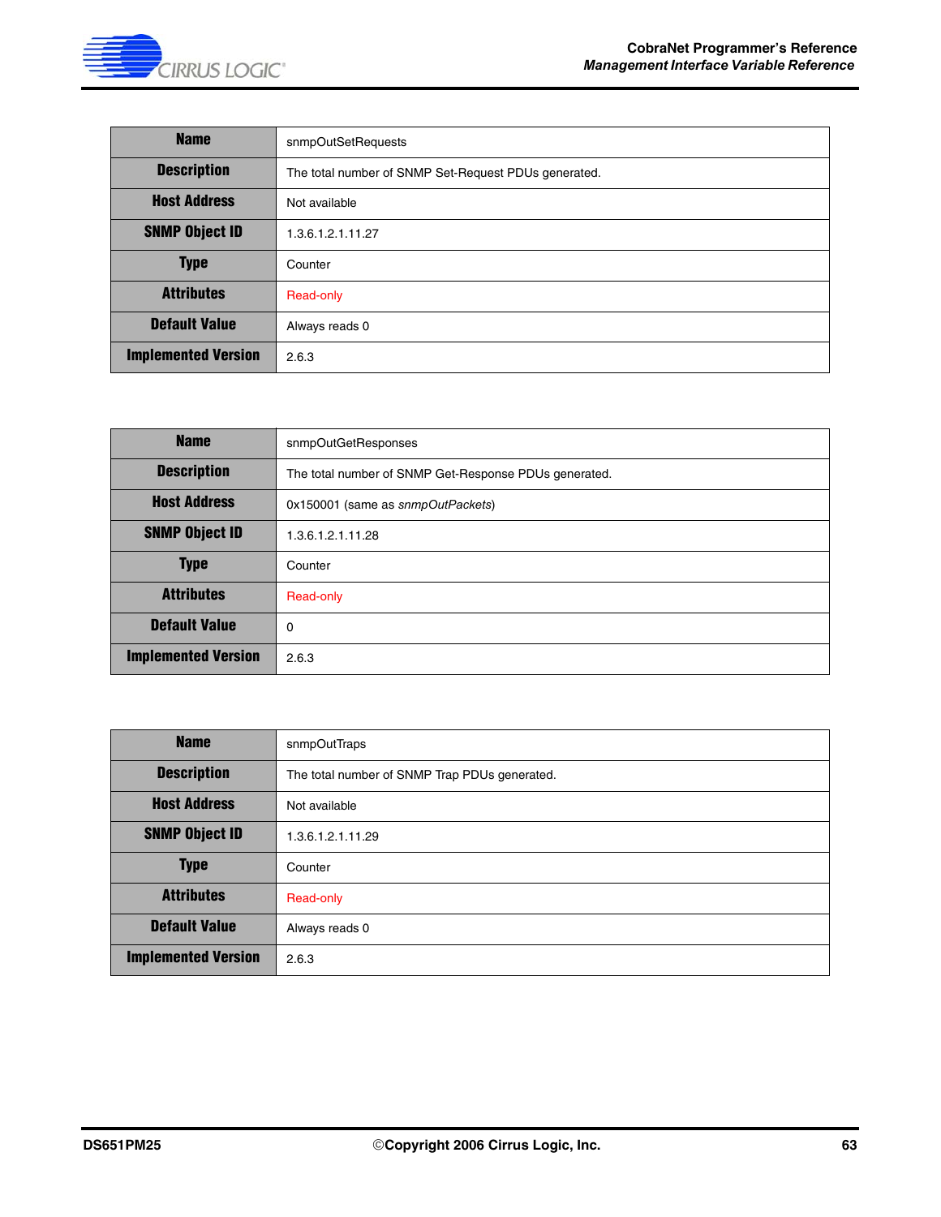| Name | snmpOutSetRequests |
|---|---|
| Description | The total number of SNMP Set-Request PDUs generated. |
| Host Address | Not available |
| SNMP Object ID | 1.3.6.1.2.1.11.27 |
| Type | Counter |
| Attributes | Read-only |
| Default Value | Always reads 0 |
| Implemented Version | 2.6.3 |

| Name | snmpOutGetResponses |
|---|---|
| Description | The total number of SNMP Get-Response PDUs generated. |
| Host Address | 0x150001 (same as *snmpOutPackets*) |
| SNMP Object ID | 1.3.6.1.2.1.11.28 |
| Type | Counter |
| Attributes | Read-only |
| Default Value | 0 |
| Implemented Version | 2.6.3 |

| Name | snmpOutTraps |
|---|---|
| Description | The total number of SNMP Trap PDUs generated. |
| Host Address | Not available |
| SNMP Object ID | 1.3.6.1.2.1.11.29 |
| Type | Counter |
| Attributes | Read-only |
| Default Value | Always reads 0 |
| Implemented Version | 2.6.3 |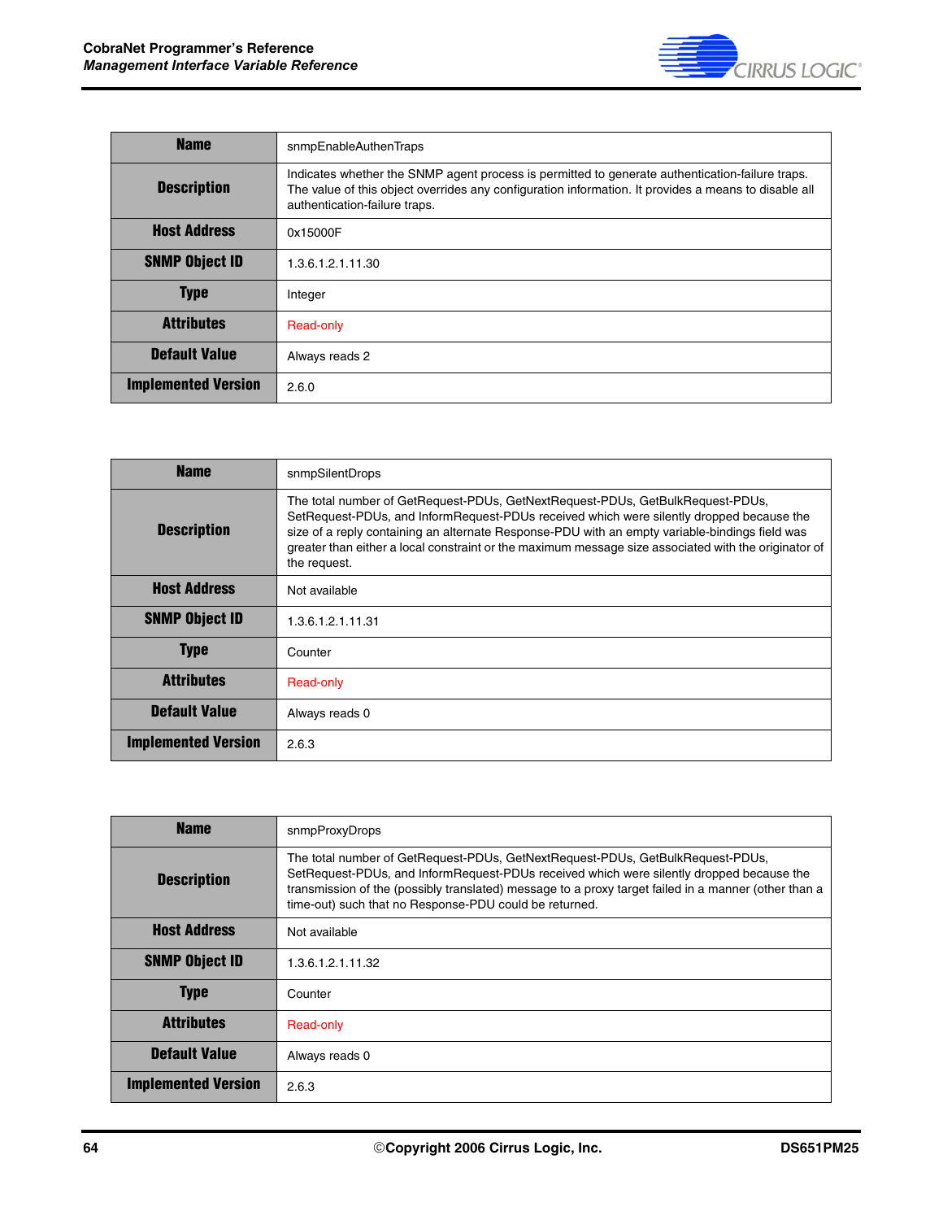| Name | snmpEnableAuthenTraps |
|---|---|
| Description | Indicates whether the SNMP agent process is permitted to generate authentication-failure traps. The value of this object overrides any configuration information. It provides a means to disable all authentication-failure traps. |
| Host Address | 0x15000F |
| SNMP Object ID | 1.3.6.1.2.1.11.30 |
| Type | Integer |
| Attributes | Read-only |
| Default Value | Always reads 2 |
| Implemented Version | 2.6.0 |

| Name | snmpSilentDrops |
|---|---|
| Description | The total number of GetRequest-PDUs, GetNextRequest-PDUs, GetBulkRequest-PDUs, SetRequest-PDUs, and InformRequest-PDUs received which were silently dropped because the size of a reply containing an alternate Response-PDU with an empty variable-bindings field was greater than either a local constraint or the maximum message size associated with the originator of the request. |
| Host Address | Not available |
| SNMP Object ID | 1.3.6.1.2.1.11.31 |
| Type | Counter |
| Attributes | Read-only |
| Default Value | Always reads 0 |
| Implemented Version | 2.6.3 |

| Name | snmpProxyDrops |
|---|---|
| Description | The total number of GetRequest-PDUs, GetNextRequest-PDUs, GetBulkRequest-PDUs, SetRequest-PDUs, and InformRequest-PDUs received which were silently dropped because the transmission of the (possibly translated) message to a proxy target failed in a manner (other than a time-out) such that no Response-PDU could be returned. |
| Host Address | Not available |
| SNMP Object ID | 1.3.6.1.2.1.11.32 |
| Type | Counter |
| Attributes | Read-only |
| Default Value | Always reads 0 |
| Implemented Version | 2.6.3 |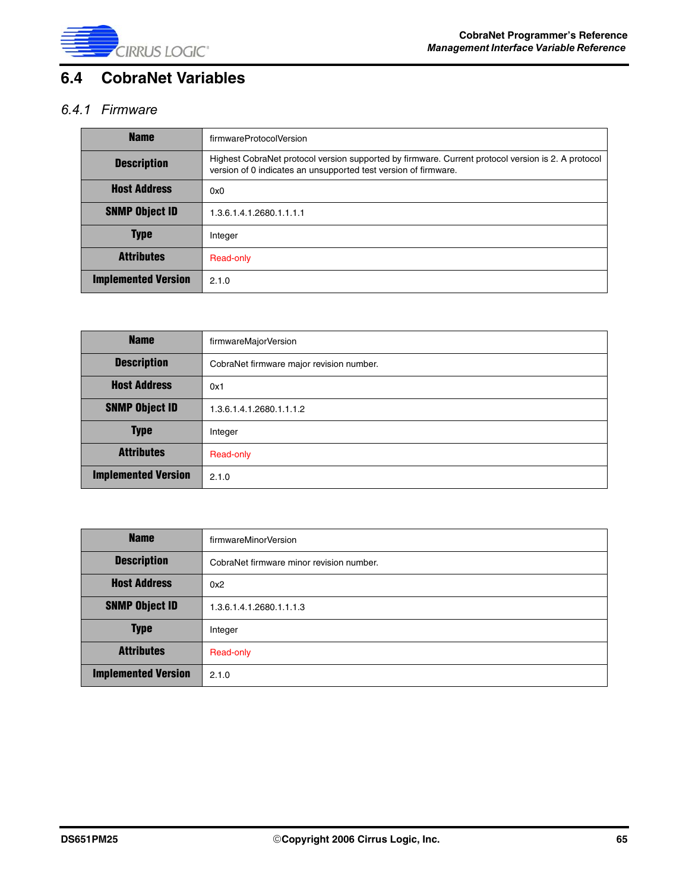## 6.4 CobraNet Variables

### 6.4.1 Firmware

| Name | firmwareProtocolVersion |
|---|---|
| Description | Highest CobraNet protocol version supported by firmware. Current protocol version is 2. A protocol version of 0 indicates an unsupported test version of firmware. |
| Host Address | 0x0 |
| SNMP Object ID | 1.3.6.1.4.1.2680.1.1.1.1 |
| Type | Integer |
| Attributes | Read-only |
| Implemented Version | 2.1.0 |

| Name | firmwareMajorVersion |
|---|---|
| Description | CobraNet firmware major revision number. |
| Host Address | 0x1 |
| SNMP Object ID | 1.3.6.1.4.1.2680.1.1.1.2 |
| Type | Integer |
| Attributes | Read-only |
| Implemented Version | 2.1.0 |

| Name | firmwareMinorVersion |
|---|---|
| Description | CobraNet firmware minor revision number. |
| Host Address | 0x2 |
| SNMP Object ID | 1.3.6.1.4.1.2680.1.1.1.3 |
| Type | Integer |
| Attributes | Read-only |
| Implemented Version | 2.1.0 |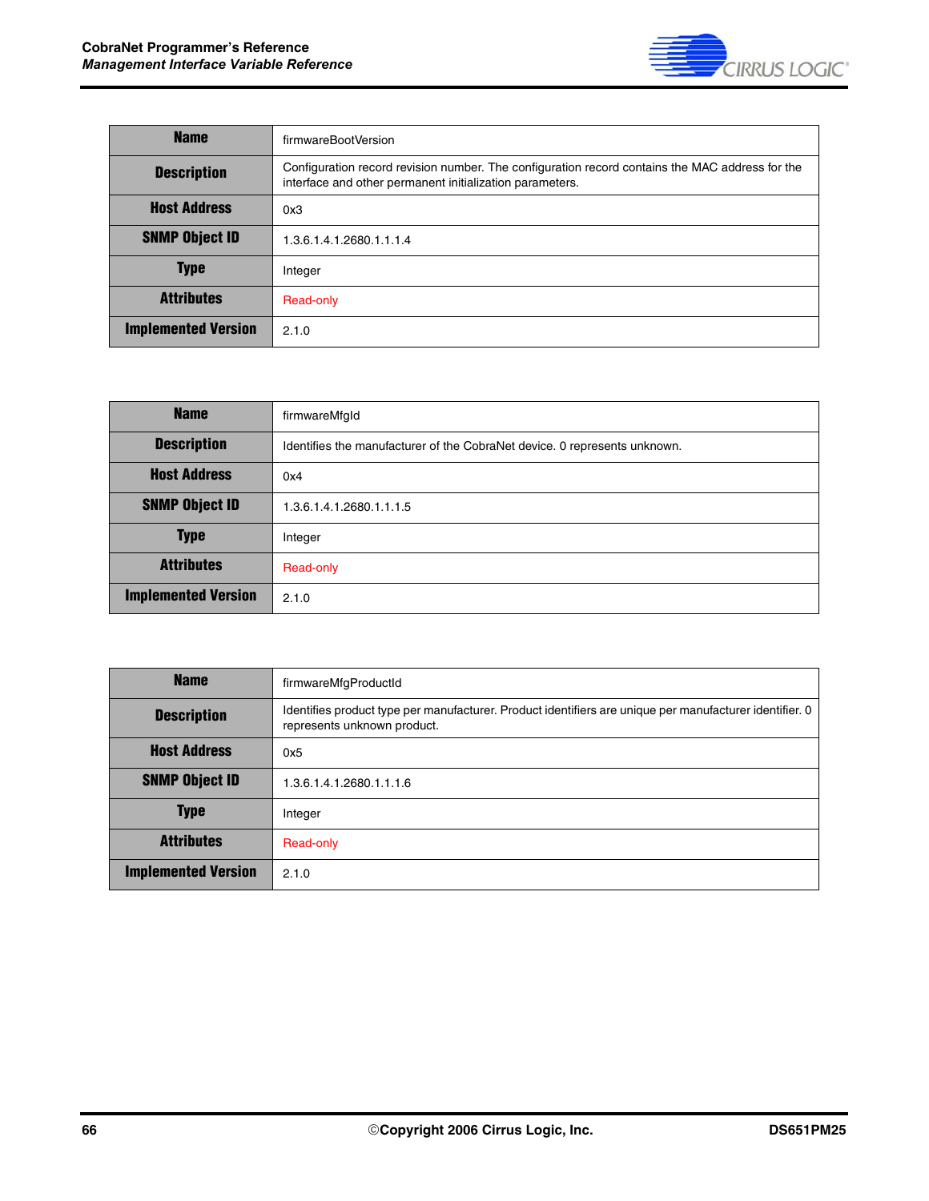| Name | firmwareBootVersion |
|---|---|
| Description | Configuration record revision number. The configuration record contains the MAC address for the interface and other permanent initialization parameters. |
| Host Address | 0x3 |
| SNMP Object ID | 1.3.6.1.4.1.2680.1.1.1.4 |
| Type | Integer |
| Attributes | Read-only |
| Implemented Version | 2.1.0 |

| Name | firmwareMfgId |
|---|---|
| Description | Identifies the manufacturer of the CobraNet device. 0 represents unknown. |
| Host Address | 0x4 |
| SNMP Object ID | 1.3.6.1.4.1.2680.1.1.1.5 |
| Type | Integer |
| Attributes | Read-only |
| Implemented Version | 2.1.0 |

| Name | firmwareMfgProductId |
|---|---|
| Description | Identifies product type per manufacturer. Product identifiers are unique per manufacturer identifier. 0 represents unknown product. |
| Host Address | 0x5 |
| SNMP Object ID | 1.3.6.1.4.1.2680.1.1.1.6 |
| Type | Integer |
| Attributes | Read-only |
| Implemented Version | 2.1.0 |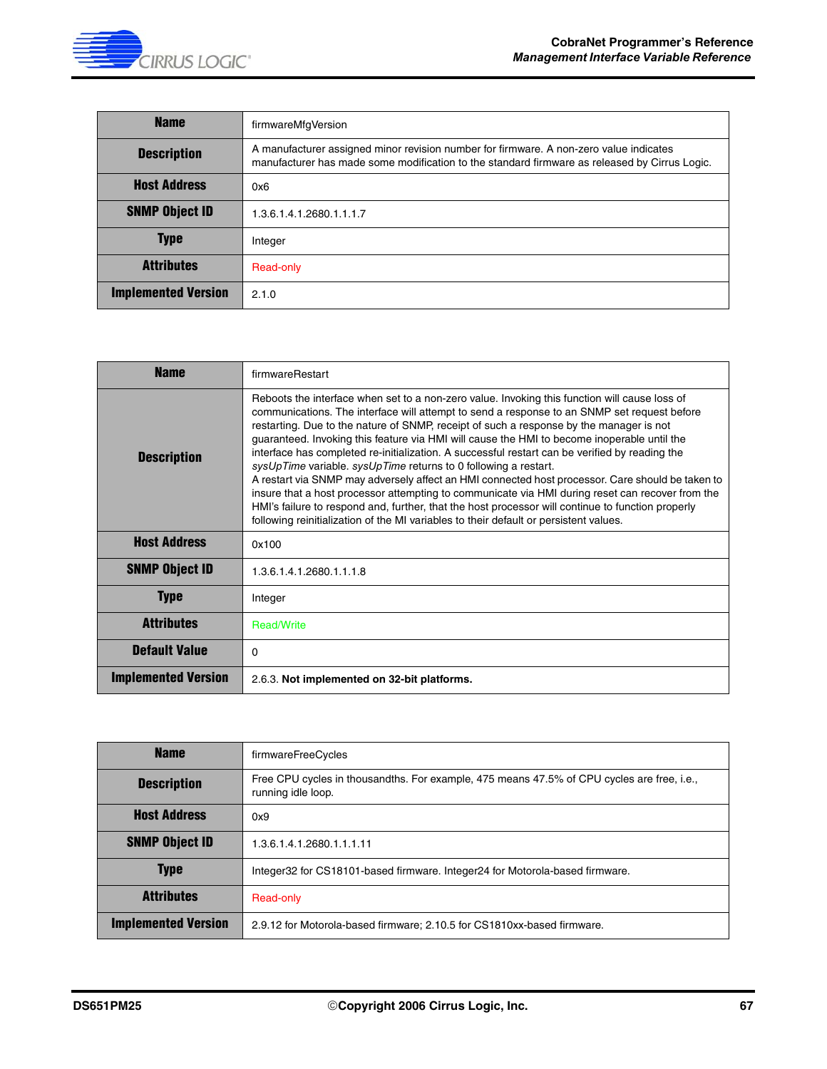| Name | firmwareMfgVersion |
|---|---|
| Description | A manufacturer assigned minor revision number for firmware. A non-zero value indicates manufacturer has made some modification to the standard firmware as released by Cirrus Logic. |
| Host Address | 0x6 |
| SNMP Object ID | 1.3.6.1.4.1.2680.1.1.1.7 |
| Type | Integer |
| Attributes | Read-only |
| Implemented Version | 2.1.0 |

| Name | firmwareRestart |
|---|---|
| Description | Reboots the interface when set to a non-zero value. Invoking this function will cause loss of communications. The interface will attempt to send a response to an SNMP set request before restarting. Due to the nature of SNMP, receipt of such a response by the manager is not guaranteed. Invoking this feature via HMI will cause the HMI to become inoperable until the interface has completed re-initialization. A successful restart can be verified by reading the *sysUpTime* variable. *sysUpTime* returns to 0 following a restart.<br>A restart via SNMP may adversely affect an HMI connected host processor. Care should be taken to insure that a host processor attempting to communicate via HMI during reset can recover from the HMI's failure to respond and, further, that the host processor will continue to function properly following reinitialization of the MI variables to their default or persistent values. |
| Host Address | 0x100 |
| SNMP Object ID | 1.3.6.1.4.1.2680.1.1.1.8 |
| Type | Integer |
| Attributes | Read/Write |
| Default Value | 0 |
| Implemented Version | 2.6.3. **Not implemented on 32-bit platforms.** |

| Name | firmwareFreeCycles |
|---|---|
| Description | Free CPU cycles in thousandths. For example, 475 means 47.5% of CPU cycles are free, i.e., running idle loop. |
| Host Address | 0x9 |
| SNMP Object ID | 1.3.6.1.4.1.2680.1.1.1.11 |
| Type | Integer32 for CS18101-based firmware. Integer24 for Motorola-based firmware. |
| Attributes | Read-only |
| Implemented Version | 2.9.12 for Motorola-based firmware; 2.10.5 for CS1810xx-based firmware. |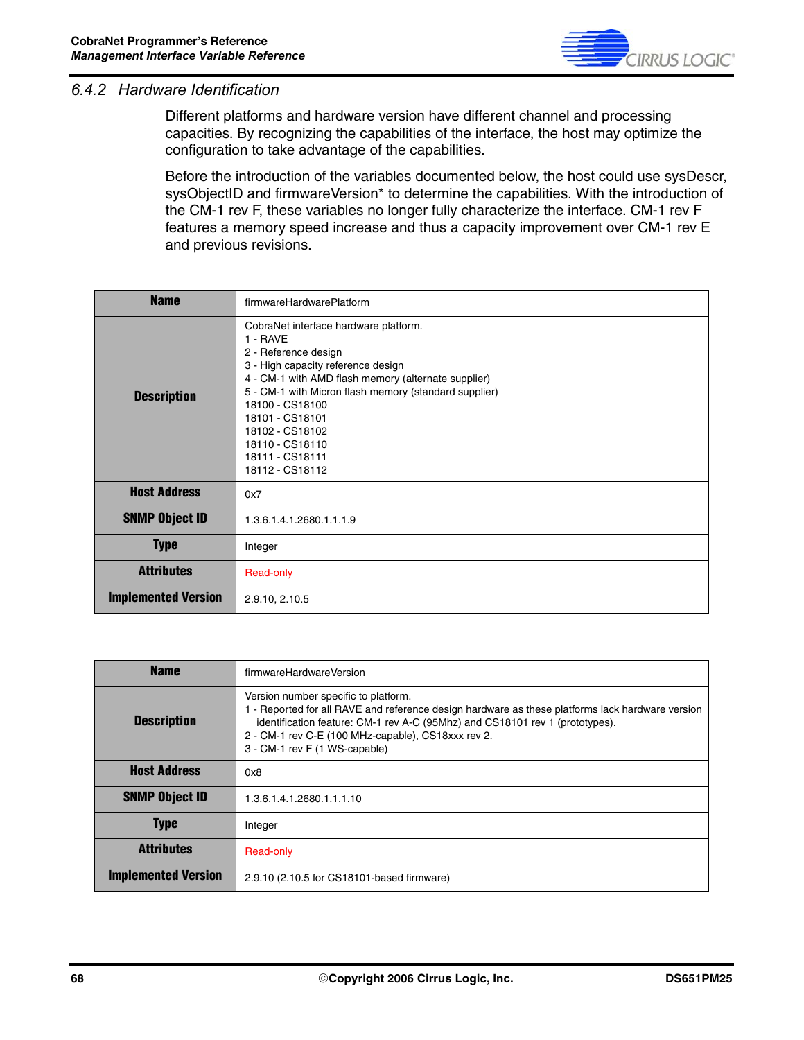### 6.4.2 Hardware Identification

Different platforms and hardware version have different channel and processing capacities. By recognizing the capabilities of the interface, the host may optimize the configuration to take advantage of the capabilities.

Before the introduction of the variables documented below, the host could use sysDescr, sysObjectID and firmwareVersion* to determine the capabilities. With the introduction of the CM-1 rev F, these variables no longer fully characterize the interface. CM-1 rev F features a memory speed increase and thus a capacity improvement over CM-1 rev E and previous revisions.

| **Name** | firmwareHardwarePlatform |
|---|---|
| **Description** | CobraNet interface hardware platform.<br>1 - RAVE<br>2 - Reference design<br>3 - High capacity reference design<br>4 - CM-1 with AMD flash memory (alternate supplier)<br>5 - CM-1 with Micron flash memory (standard supplier)<br>18100 - CS18100<br>18101 - CS18101<br>18102 - CS18102<br>18110 - CS18110<br>18111 - CS18111<br>18112 - CS18112 |
| **Host Address** | 0x7 |
| **SNMP Object ID** | 1.3.6.1.4.1.2680.1.1.1.9 |
| **Type** | Integer |
| **Attributes** | Read-only |
| **Implemented Version** | 2.9.10, 2.10.5 |

| **Name** | firmwareHardwareVersion |
|---|---|
| **Description** | Version number specific to platform.<br>1 - Reported for all RAVE and reference design hardware as these platforms lack hardware version identification feature: CM-1 rev A-C (95Mhz) and CS18101 rev 1 (prototypes).<br>2 - CM-1 rev C-E (100 MHz-capable), CS18xxx rev 2.<br>3 - CM-1 rev F (1 WS-capable) |
| **Host Address** | 0x8 |
| **SNMP Object ID** | 1.3.6.1.4.1.2680.1.1.1.10 |
| **Type** | Integer |
| **Attributes** | Read-only |
| **Implemented Version** | 2.9.10 (2.10.5 for CS18101-based firmware) |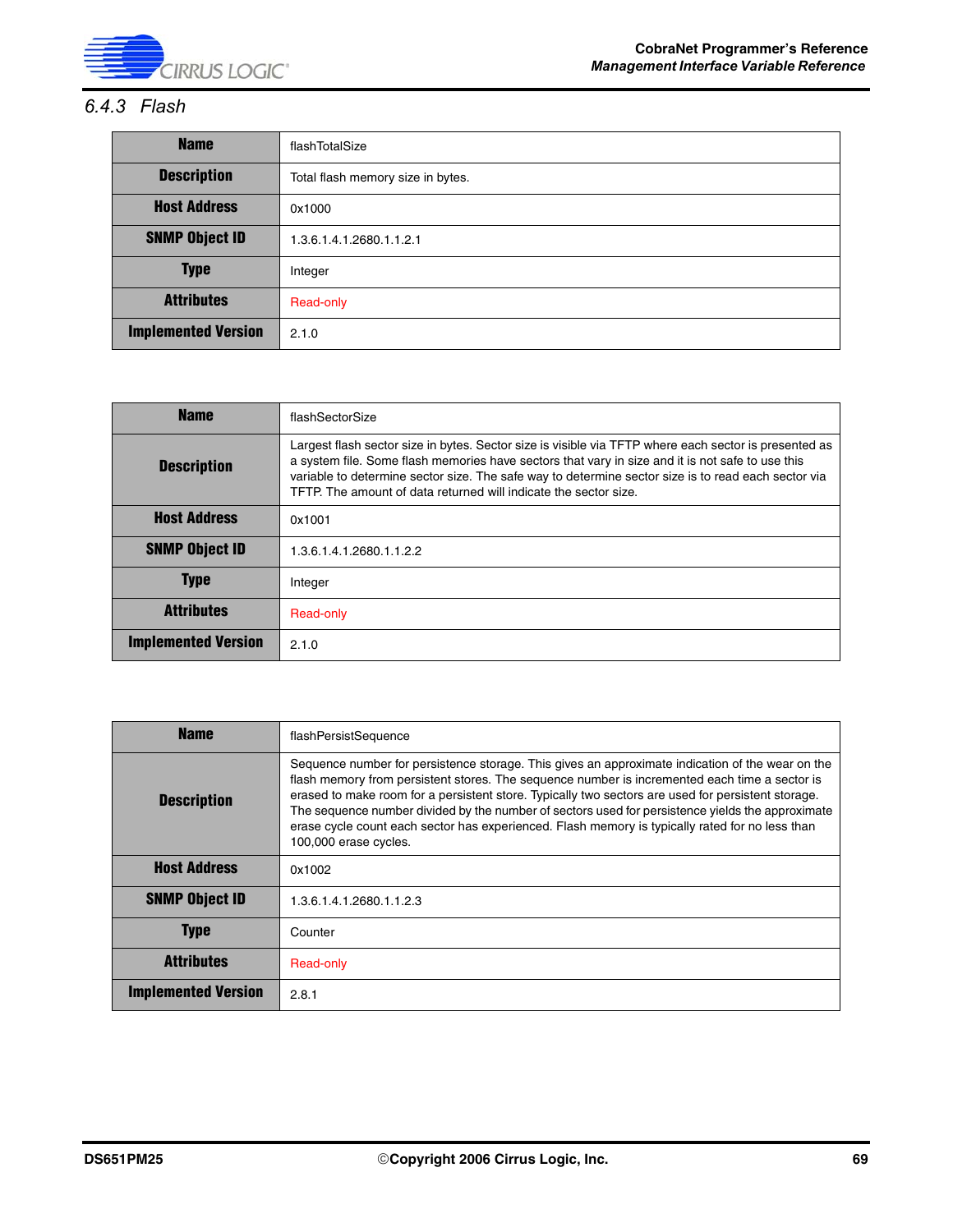### 6.4.3 Flash

| Name | flashTotalSize |
|---|---|
| Description | Total flash memory size in bytes. |
| Host Address | 0x1000 |
| SNMP Object ID | 1.3.6.1.4.1.2680.1.1.2.1 |
| Type | Integer |
| Attributes | Read-only |
| Implemented Version | 2.1.0 |

| Name | flashSectorSize |
|---|---|
| Description | Largest flash sector size in bytes. Sector size is visible via TFTP where each sector is presented as a system file. Some flash memories have sectors that vary in size and it is not safe to use this variable to determine sector size. The safe way to determine sector size is to read each sector via TFTP. The amount of data returned will indicate the sector size. |
| Host Address | 0x1001 |
| SNMP Object ID | 1.3.6.1.4.1.2680.1.1.2.2 |
| Type | Integer |
| Attributes | Read-only |
| Implemented Version | 2.1.0 |

| Name | flashPersistSequence |
|---|---|
| Description | Sequence number for persistence storage. This gives an approximate indication of the wear on the flash memory from persistent stores. The sequence number is incremented each time a sector is erased to make room for a persistent store. Typically two sectors are used for persistent storage. The sequence number divided by the number of sectors used for persistence yields the approximate erase cycle count each sector has experienced. Flash memory is typically rated for no less than 100,000 erase cycles. |
| Host Address | 0x1002 |
| SNMP Object ID | 1.3.6.1.4.1.2680.1.1.2.3 |
| Type | Counter |
| Attributes | Read-only |
| Implemented Version | 2.8.1 |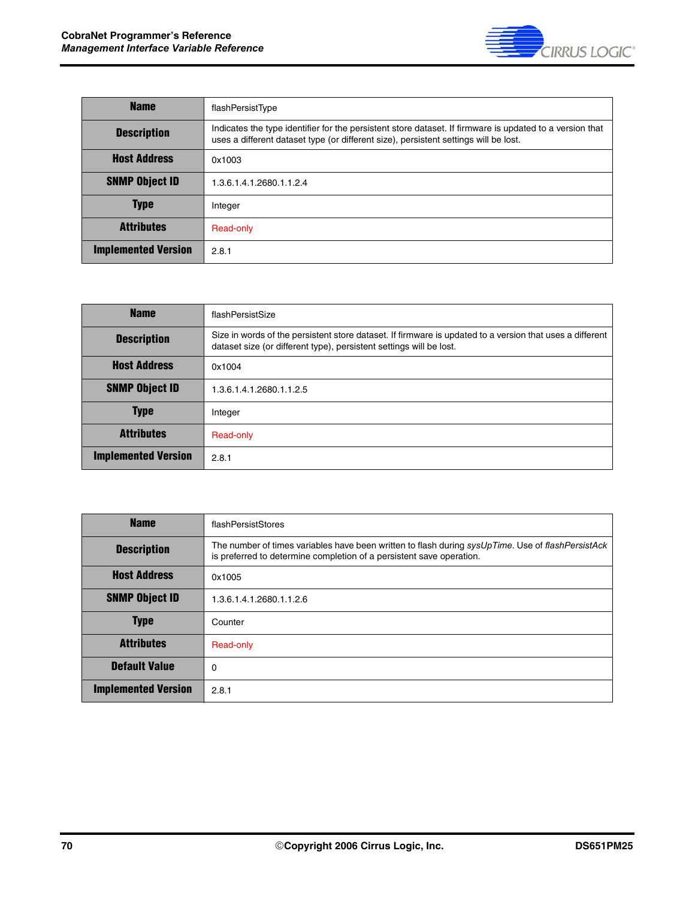| Name | flashPersistType |
|---|---|
| Description | Indicates the type identifier for the persistent store dataset. If firmware is updated to a version that uses a different dataset type (or different size), persistent settings will be lost. |
| Host Address | 0x1003 |
| SNMP Object ID | 1.3.6.1.4.1.2680.1.1.2.4 |
| Type | Integer |
| Attributes | Read-only |
| Implemented Version | 2.8.1 |

| Name | flashPersistSize |
|---|---|
| Description | Size in words of the persistent store dataset. If firmware is updated to a version that uses a different dataset size (or different type), persistent settings will be lost. |
| Host Address | 0x1004 |
| SNMP Object ID | 1.3.6.1.4.1.2680.1.1.2.5 |
| Type | Integer |
| Attributes | Read-only |
| Implemented Version | 2.8.1 |

| Name | flashPersistStores |
|---|---|
| Description | The number of times variables have been written to flash during *sysUpTime*. Use of *flashPersistAck* is preferred to determine completion of a persistent save operation. |
| Host Address | 0x1005 |
| SNMP Object ID | 1.3.6.1.4.1.2680.1.1.2.6 |
| Type | Counter |
| Attributes | Read-only |
| Default Value | 0 |
| Implemented Version | 2.8.1 |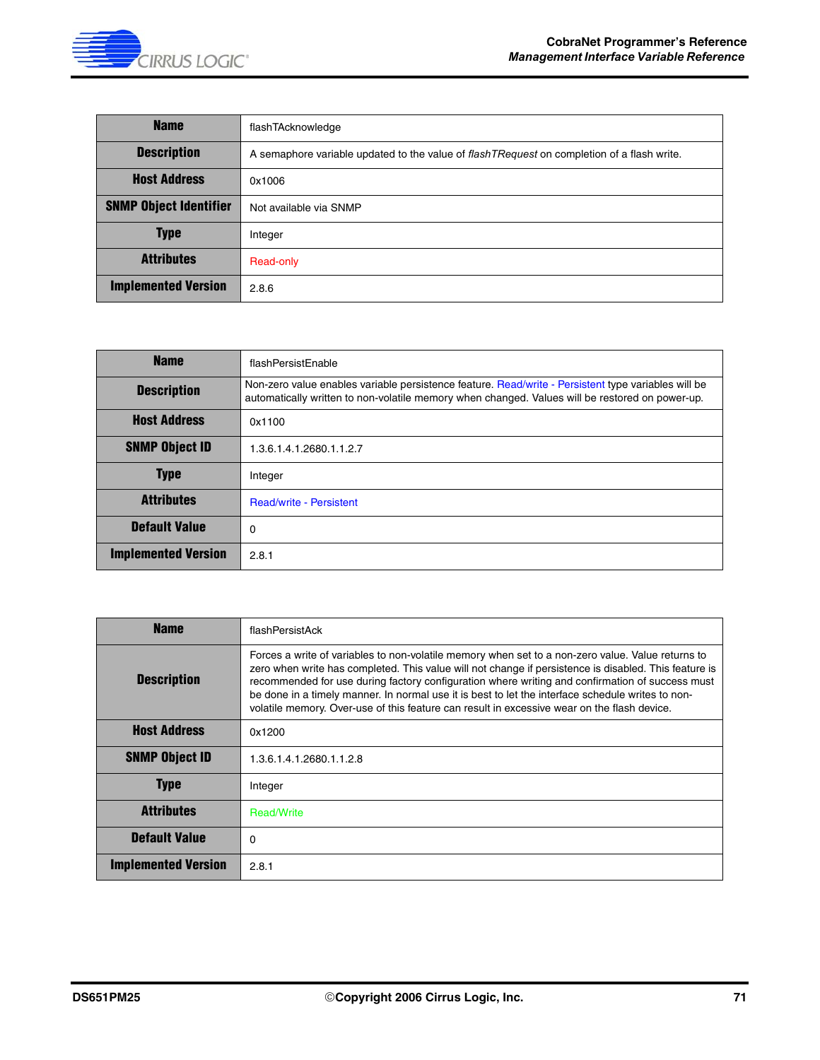| Name | flashTAcknowledge |
|---|---|
| Description | A semaphore variable updated to the value of *flashTRequest* on completion of a flash write. |
| Host Address | 0x1006 |
| SNMP Object Identifier | Not available via SNMP |
| Type | Integer |
| Attributes | Read-only |
| Implemented Version | 2.8.6 |

| Name | flashPersistEnable |
|---|---|
| Description | Non-zero value enables variable persistence feature. Read/write - Persistent type variables will be automatically written to non-volatile memory when changed. Values will be restored on power-up. |
| Host Address | 0x1100 |
| SNMP Object ID | 1.3.6.1.4.1.2680.1.1.2.7 |
| Type | Integer |
| Attributes | Read/write - Persistent |
| Default Value | 0 |
| Implemented Version | 2.8.1 |

| Name | flashPersistAck |
|---|---|
| Description | Forces a write of variables to non-volatile memory when set to a non-zero value. Value returns to zero when write has completed. This value will not change if persistence is disabled. This feature is recommended for use during factory configuration where writing and confirmation of success must be done in a timely manner. In normal use it is best to let the interface schedule writes to non-volatile memory. Over-use of this feature can result in excessive wear on the flash device. |
| Host Address | 0x1200 |
| SNMP Object ID | 1.3.6.1.4.1.2680.1.1.2.8 |
| Type | Integer |
| Attributes | Read/Write |
| Default Value | 0 |
| Implemented Version | 2.8.1 |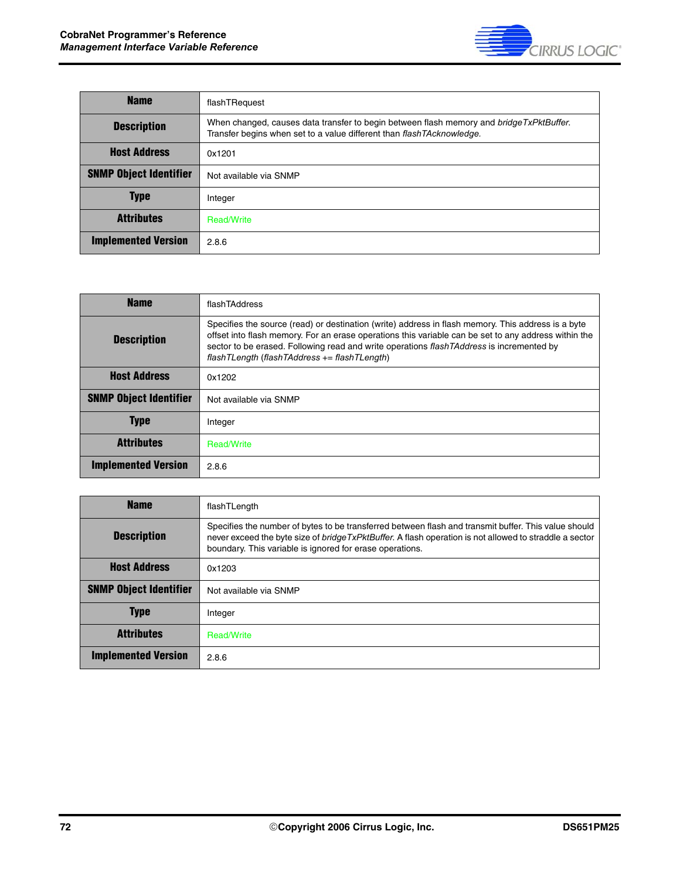| Name | flashTRequest |
|---|---|
| Description | When changed, causes data transfer to begin between flash memory and *bridgeTxPktBuffer*. Transfer begins when set to a value different than *flashTAcknowledge.* |
| Host Address | 0x1201 |
| SNMP Object Identifier | Not available via SNMP |
| Type | Integer |
| Attributes | Read/Write |
| Implemented Version | 2.8.6 |

| Name | flashTAddress |
|---|---|
| Description | Specifies the source (read) or destination (write) address in flash memory. This address is a byte offset into flash memory. For an erase operations this variable can be set to any address within the sector to be erased. Following read and write operations *flashTAddress* is incremented by *flashTLength* (*flashTAddress* += *flashTLength*) |
| Host Address | 0x1202 |
| SNMP Object Identifier | Not available via SNMP |
| Type | Integer |
| Attributes | Read/Write |
| Implemented Version | 2.8.6 |

| Name | flashTLength |
|---|---|
| Description | Specifies the number of bytes to be transferred between flash and transmit buffer. This value should never exceed the byte size of *bridgeTxPktBuffer.* A flash operation is not allowed to straddle a sector boundary. This variable is ignored for erase operations. |
| Host Address | 0x1203 |
| SNMP Object Identifier | Not available via SNMP |
| Type | Integer |
| Attributes | Read/Write |
| Implemented Version | 2.8.6 |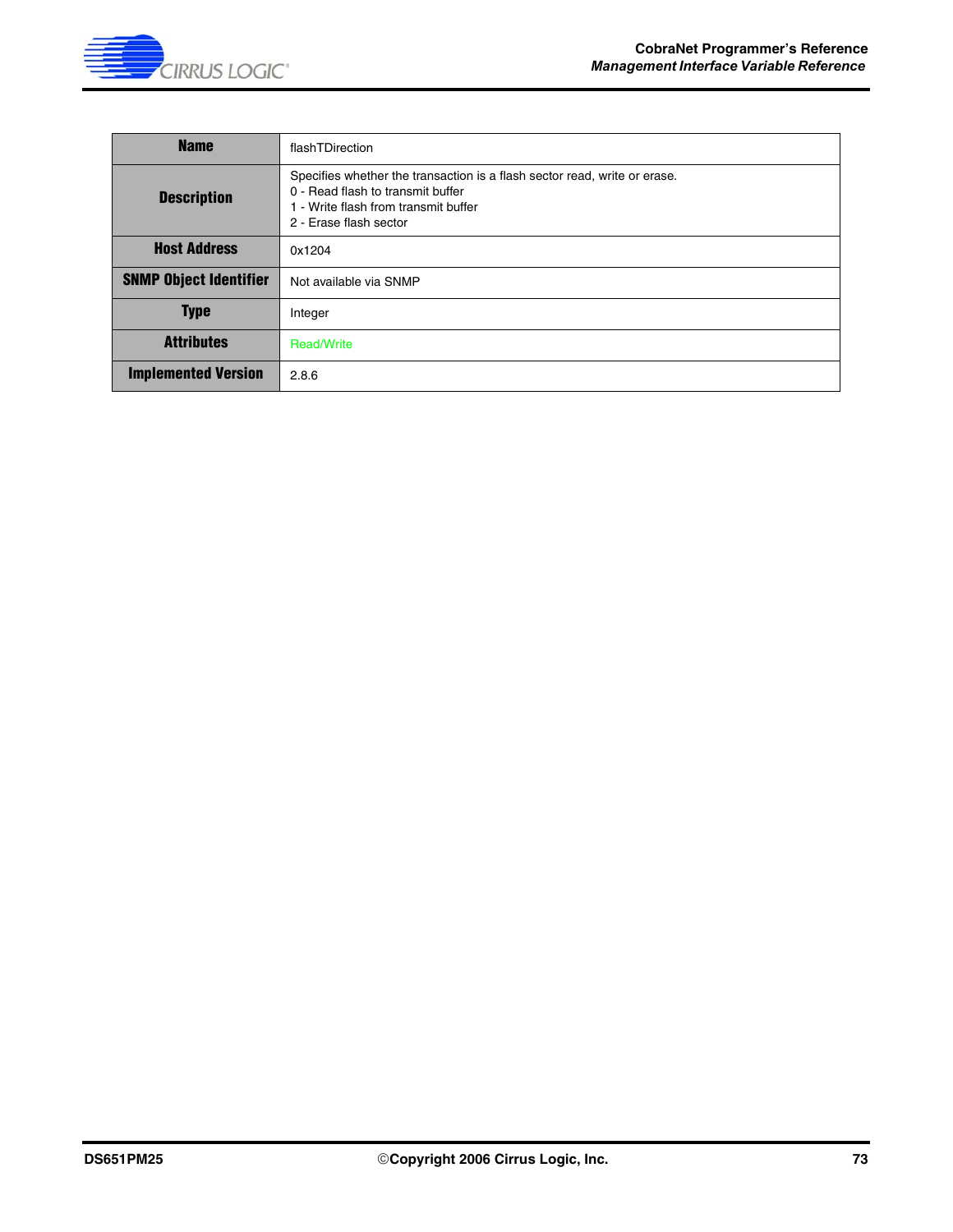| Name | flashTDirection |
|---|---|
| Description | Specifies whether the transaction is a flash sector read, write or erase.<br>0 - Read flash to transmit buffer<br>1 - Write flash from transmit buffer<br>2 - Erase flash sector |
| Host Address | 0x1204 |
| SNMP Object Identifier | Not available via SNMP |
| Type | Integer |
| Attributes | Read/Write |
| Implemented Version | 2.8.6 |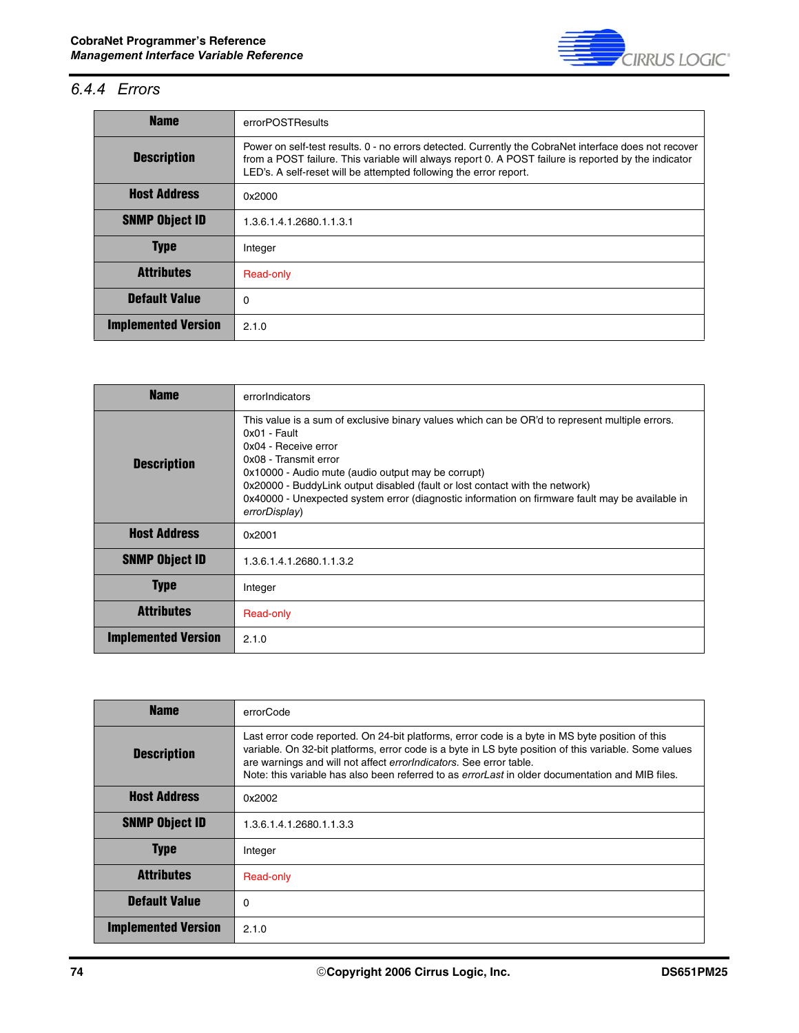### 6.4.4 Errors

| Name | errorPOSTResults |
|---|---|
| Description | Power on self-test results. 0 - no errors detected. Currently the CobraNet interface does not recover from a POST failure. This variable will always report 0. A POST failure is reported by the indicator LED's. A self-reset will be attempted following the error report. |
| Host Address | 0x2000 |
| SNMP Object ID | 1.3.6.1.4.1.2680.1.1.3.1 |
| Type | Integer |
| Attributes | Read-only |
| Default Value | 0 |
| Implemented Version | 2.1.0 |

| Name | errorIndicators |
|---|---|
| Description | This value is a sum of exclusive binary values which can be OR'd to represent multiple errors.<br>0x01 - Fault<br>0x04 - Receive error<br>0x08 - Transmit error<br>0x10000 - Audio mute (audio output may be corrupt)<br>0x20000 - BuddyLink output disabled (fault or lost contact with the network)<br>0x40000 - Unexpected system error (diagnostic information on firmware fault may be available in *errorDisplay*) |
| Host Address | 0x2001 |
| SNMP Object ID | 1.3.6.1.4.1.2680.1.1.3.2 |
| Type | Integer |
| Attributes | Read-only |
| Implemented Version | 2.1.0 |

| Name | errorCode |
|---|---|
| Description | Last error code reported. On 24-bit platforms, error code is a byte in MS byte position of this variable. On 32-bit platforms, error code is a byte in LS byte position of this variable. Some values are warnings and will not affect *errorIndicators*. See error table.<br>Note: this variable has also been referred to as *errorLast* in older documentation and MIB files. |
| Host Address | 0x2002 |
| SNMP Object ID | 1.3.6.1.4.1.2680.1.1.3.3 |
| Type | Integer |
| Attributes | Read-only |
| Default Value | 0 |
| Implemented Version | 2.1.0 |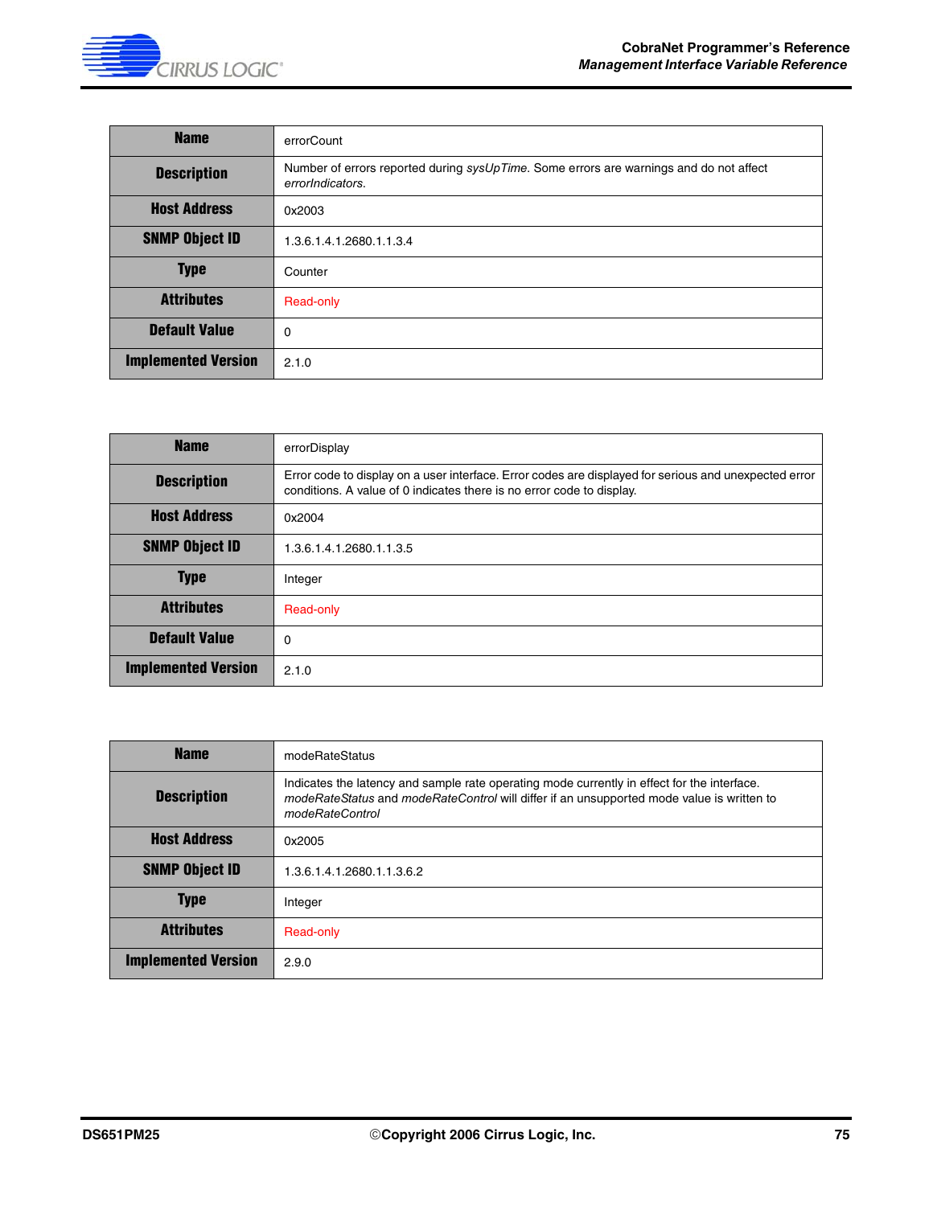| Name | errorCount |
|---|---|
| Description | Number of errors reported during *sysUpTime*. Some errors are warnings and do not affect *errorIndicators*. |
| Host Address | 0x2003 |
| SNMP Object ID | 1.3.6.1.4.1.2680.1.1.3.4 |
| Type | Counter |
| Attributes | Read-only |
| Default Value | 0 |
| Implemented Version | 2.1.0 |

| Name | errorDisplay |
|---|---|
| Description | Error code to display on a user interface. Error codes are displayed for serious and unexpected error conditions. A value of 0 indicates there is no error code to display. |
| Host Address | 0x2004 |
| SNMP Object ID | 1.3.6.1.4.1.2680.1.1.3.5 |
| Type | Integer |
| Attributes | Read-only |
| Default Value | 0 |
| Implemented Version | 2.1.0 |

| Name | modeRateStatus |
|---|---|
| Description | Indicates the latency and sample rate operating mode currently in effect for the interface. *modeRateStatus* and *modeRateControl* will differ if an unsupported mode value is written to *modeRateControl* |
| Host Address | 0x2005 |
| SNMP Object ID | 1.3.6.1.4.1.2680.1.1.3.6.2 |
| Type | Integer |
| Attributes | Read-only |
| Implemented Version | 2.9.0 |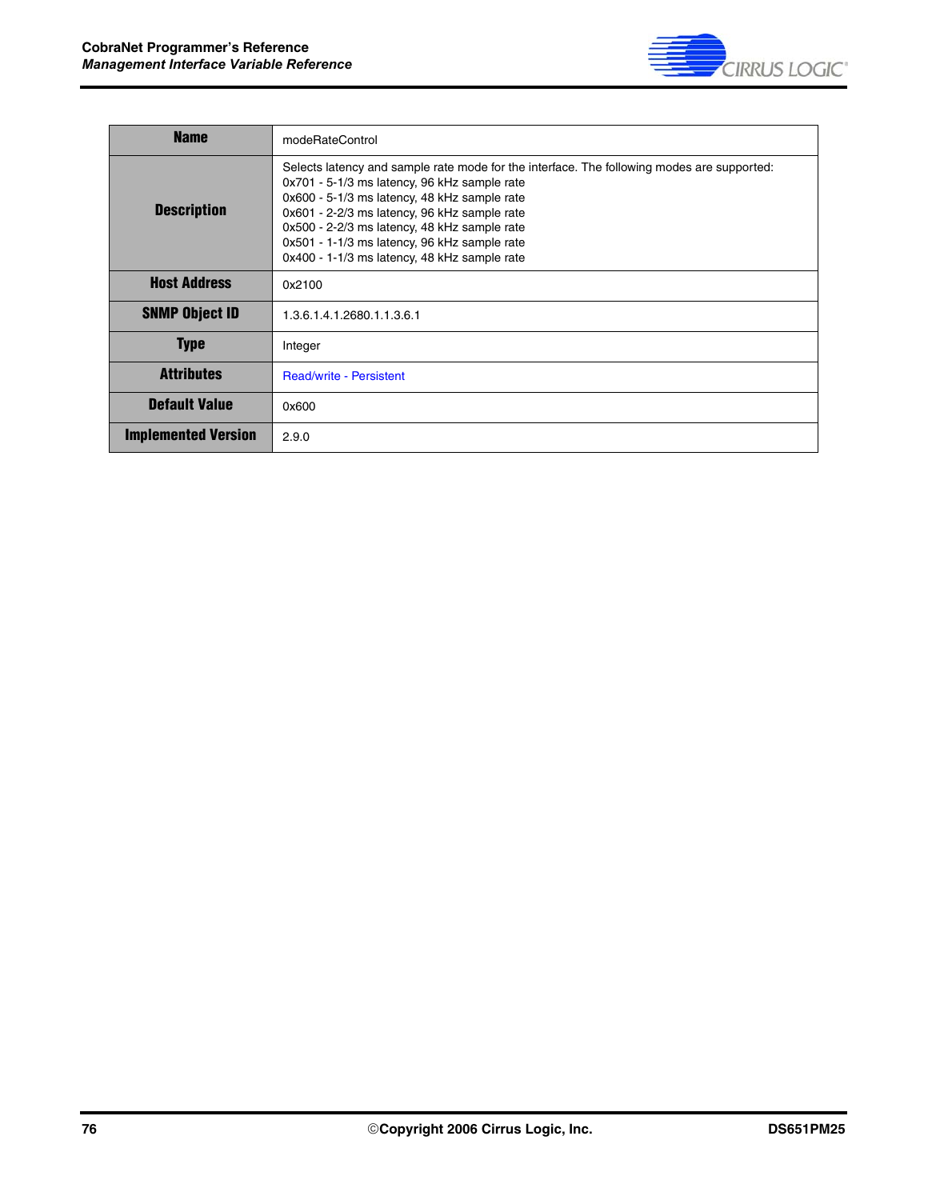| Name | modeRateControl |
|---|---|
| Description | Selects latency and sample rate mode for the interface. The following modes are supported:<br>0x701 - 5-1/3 ms latency, 96 kHz sample rate<br>0x600 - 5-1/3 ms latency, 48 kHz sample rate<br>0x601 - 2-2/3 ms latency, 96 kHz sample rate<br>0x500 - 2-2/3 ms latency, 48 kHz sample rate<br>0x501 - 1-1/3 ms latency, 96 kHz sample rate<br>0x400 - 1-1/3 ms latency, 48 kHz sample rate |
| Host Address | 0x2100 |
| SNMP Object ID | 1.3.6.1.4.1.2680.1.1.3.6.1 |
| Type | Integer |
| Attributes | Read/write - Persistent |
| Default Value | 0x600 |
| Implemented Version | 2.9.0 |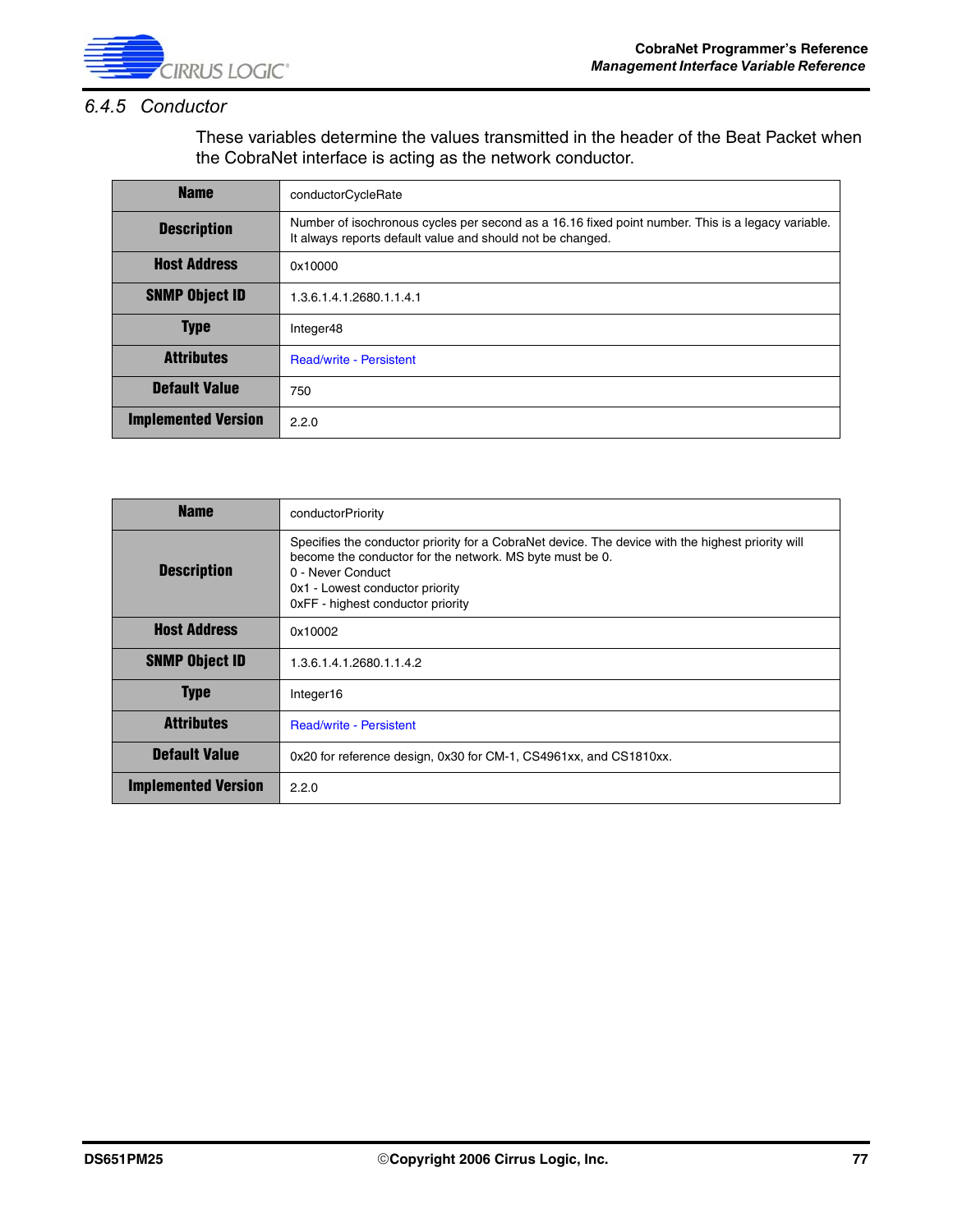### 6.4.5 Conductor

These variables determine the values transmitted in the header of the Beat Packet when the CobraNet interface is acting as the network conductor.

| Name | conductorCycleRate |
|---|---|
| Description | Number of isochronous cycles per second as a 16.16 fixed point number. This is a legacy variable. It always reports default value and should not be changed. |
| Host Address | 0x10000 |
| SNMP Object ID | 1.3.6.1.4.1.2680.1.1.4.1 |
| Type | Integer48 |
| Attributes | Read/write - Persistent |
| Default Value | 750 |
| Implemented Version | 2.2.0 |

| Name | conductorPriority |
|---|---|
| Description | Specifies the conductor priority for a CobraNet device. The device with the highest priority will become the conductor for the network. MS byte must be 0.<br>0 - Never Conduct<br>0x1 - Lowest conductor priority<br>0xFF - highest conductor priority |
| Host Address | 0x10002 |
| SNMP Object ID | 1.3.6.1.4.1.2680.1.1.4.2 |
| Type | Integer16 |
| Attributes | Read/write - Persistent |
| Default Value | 0x20 for reference design, 0x30 for CM-1, CS4961xx, and CS1810xx. |
| Implemented Version | 2.2.0 |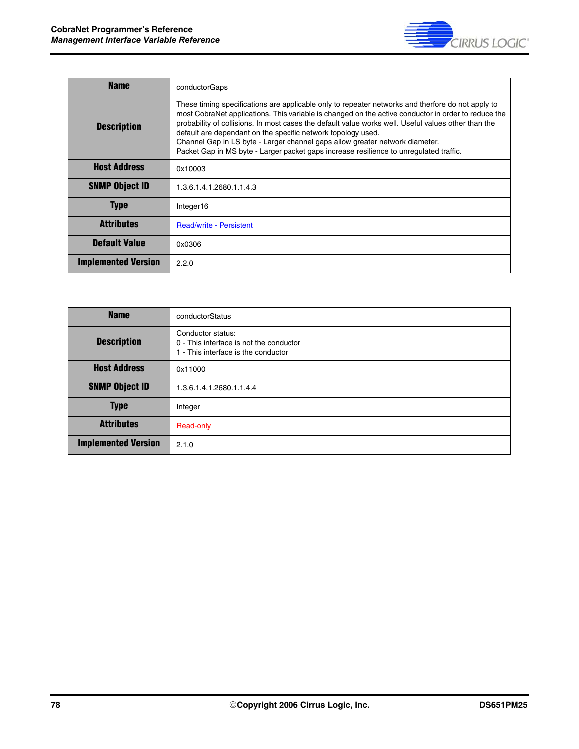| Name | conductorGaps |
|---|---|
| Description | These timing specifications are applicable only to repeater networks and therfore do not apply to most CobraNet applications. This variable is changed on the active conductor in order to reduce the probability of collisions. In most cases the default value works well. Useful values other than the default are dependant on the specific network topology used.<br>Channel Gap in LS byte - Larger channel gaps allow greater network diameter.<br>Packet Gap in MS byte - Larger packet gaps increase resilience to unregulated traffic. |
| Host Address | 0x10003 |
| SNMP Object ID | 1.3.6.1.4.1.2680.1.1.4.3 |
| Type | Integer16 |
| Attributes | Read/write - Persistent |
| Default Value | 0x0306 |
| Implemented Version | 2.2.0 |

| Name | conductorStatus |
|---|---|
| Description | Conductor status:<br>0 - This interface is not the conductor<br>1 - This interface is the conductor |
| Host Address | 0x11000 |
| SNMP Object ID | 1.3.6.1.4.1.2680.1.1.4.4 |
| Type | Integer |
| Attributes | Read-only |
| Implemented Version | 2.1.0 |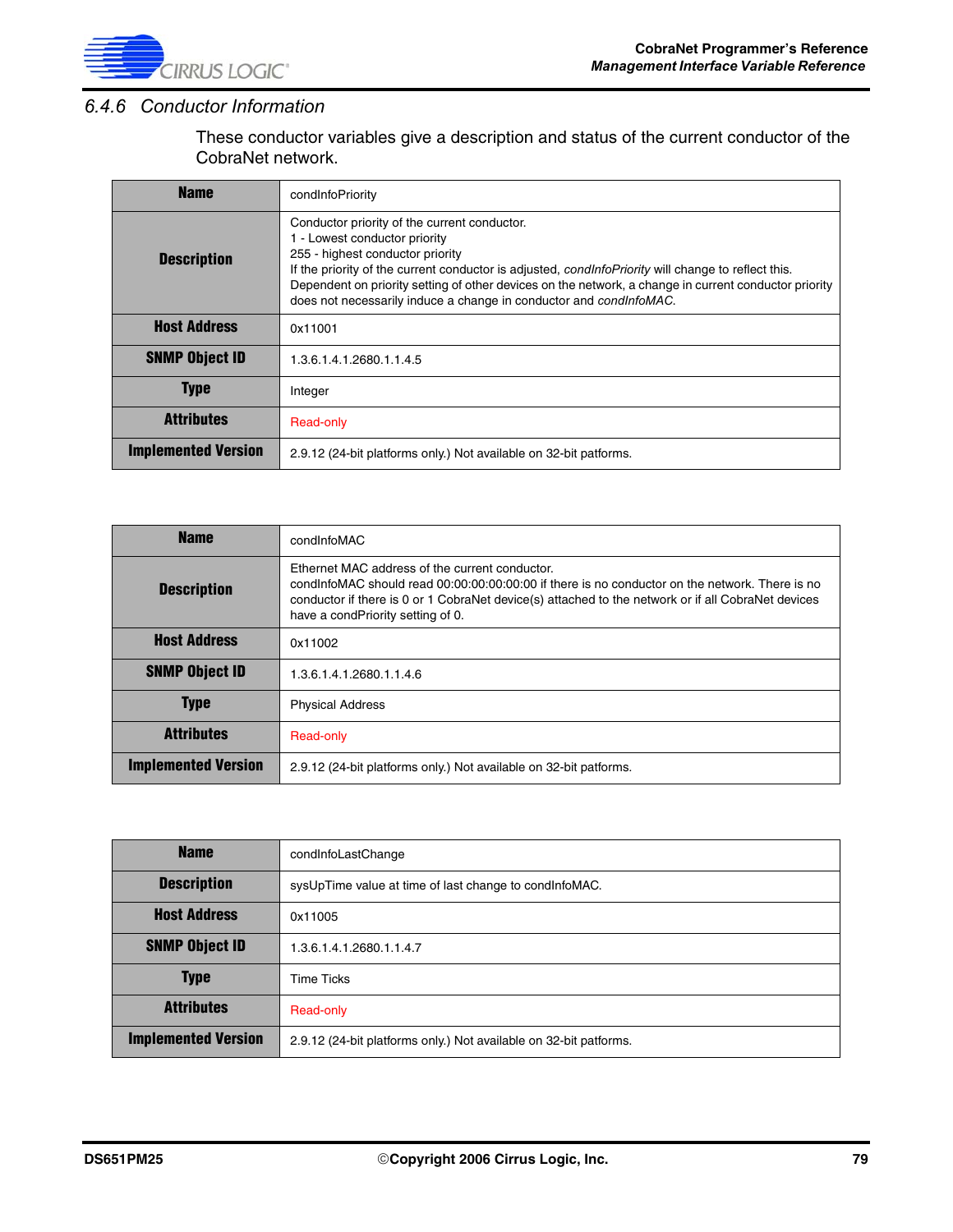### 6.4.6 Conductor Information

These conductor variables give a description and status of the current conductor of the CobraNet network.

| Name | condInfoPriority |
|---|---|
| Description | Conductor priority of the current conductor.<br>1 - Lowest conductor priority<br>255 - highest conductor priority<br>If the priority of the current conductor is adjusted, *condInfoPriority* will change to reflect this. Dependent on priority setting of other devices on the network, a change in current conductor priority does not necessarily induce a change in conductor and *condInfoMAC*. |
| Host Address | 0x11001 |
| SNMP Object ID | 1.3.6.1.4.1.2680.1.1.4.5 |
| Type | Integer |
| Attributes | Read-only |
| Implemented Version | 2.9.12 (24-bit platforms only.) Not available on 32-bit patforms. |

| Name | condInfoMAC |
|---|---|
| Description | Ethernet MAC address of the current conductor.<br>condInfoMAC should read 00:00:00:00:00:00 if there is no conductor on the network. There is no conductor if there is 0 or 1 CobraNet device(s) attached to the network or if all CobraNet devices have a condPriority setting of 0. |
| Host Address | 0x11002 |
| SNMP Object ID | 1.3.6.1.4.1.2680.1.1.4.6 |
| Type | Physical Address |
| Attributes | Read-only |
| Implemented Version | 2.9.12 (24-bit platforms only.) Not available on 32-bit patforms. |

| Name | condInfoLastChange |
|---|---|
| Description | sysUpTime value at time of last change to condInfoMAC. |
| Host Address | 0x11005 |
| SNMP Object ID | 1.3.6.1.4.1.2680.1.1.4.7 |
| Type | Time Ticks |
| Attributes | Read-only |
| Implemented Version | 2.9.12 (24-bit platforms only.) Not available on 32-bit patforms. |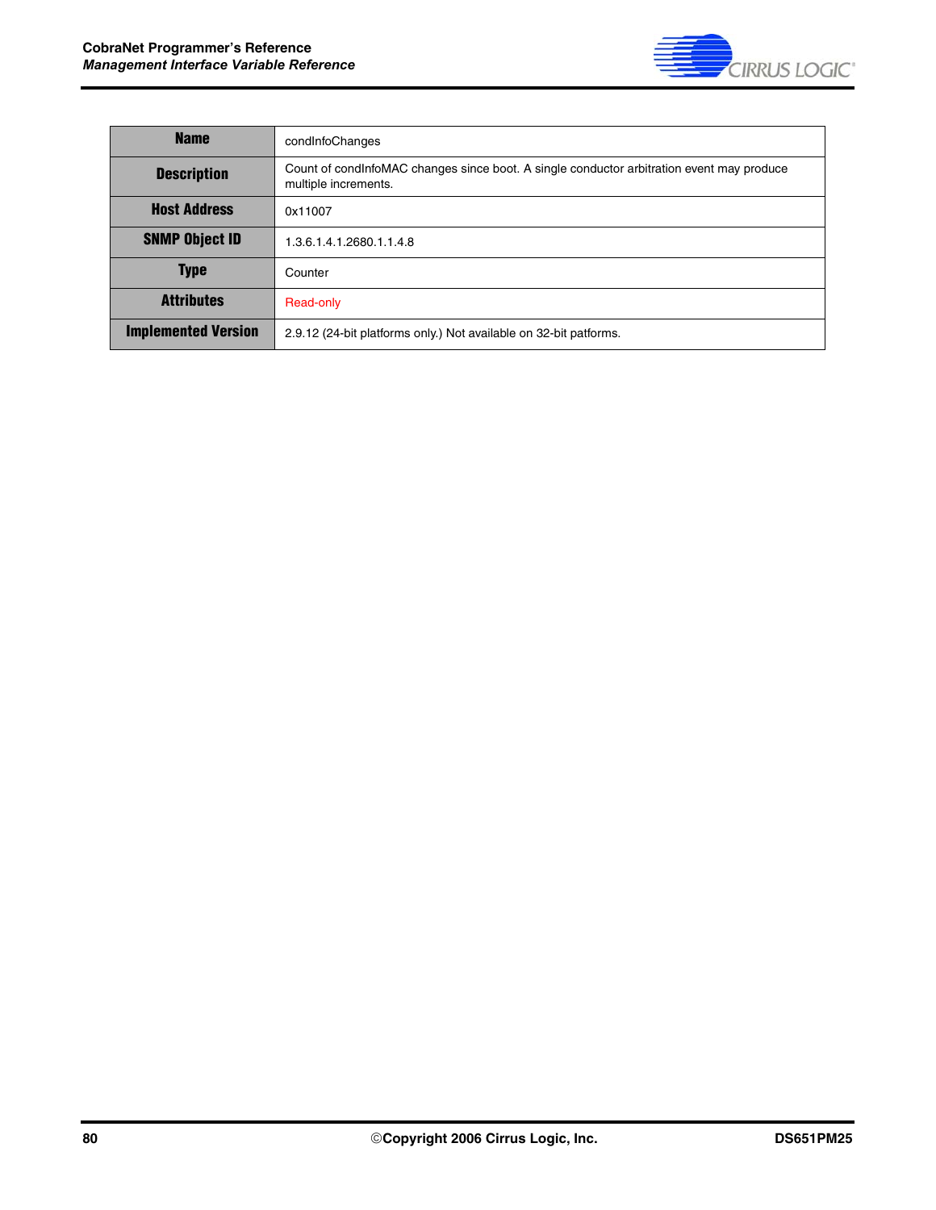| Name | condInfoChanges |
|---|---|
| Description | Count of condInfoMAC changes since boot. A single conductor arbitration event may produce multiple increments. |
| Host Address | 0x11007 |
| SNMP Object ID | 1.3.6.1.4.1.2680.1.1.4.8 |
| Type | Counter |
| Attributes | Read-only |
| Implemented Version | 2.9.12 (24-bit platforms only.) Not available on 32-bit patforms. |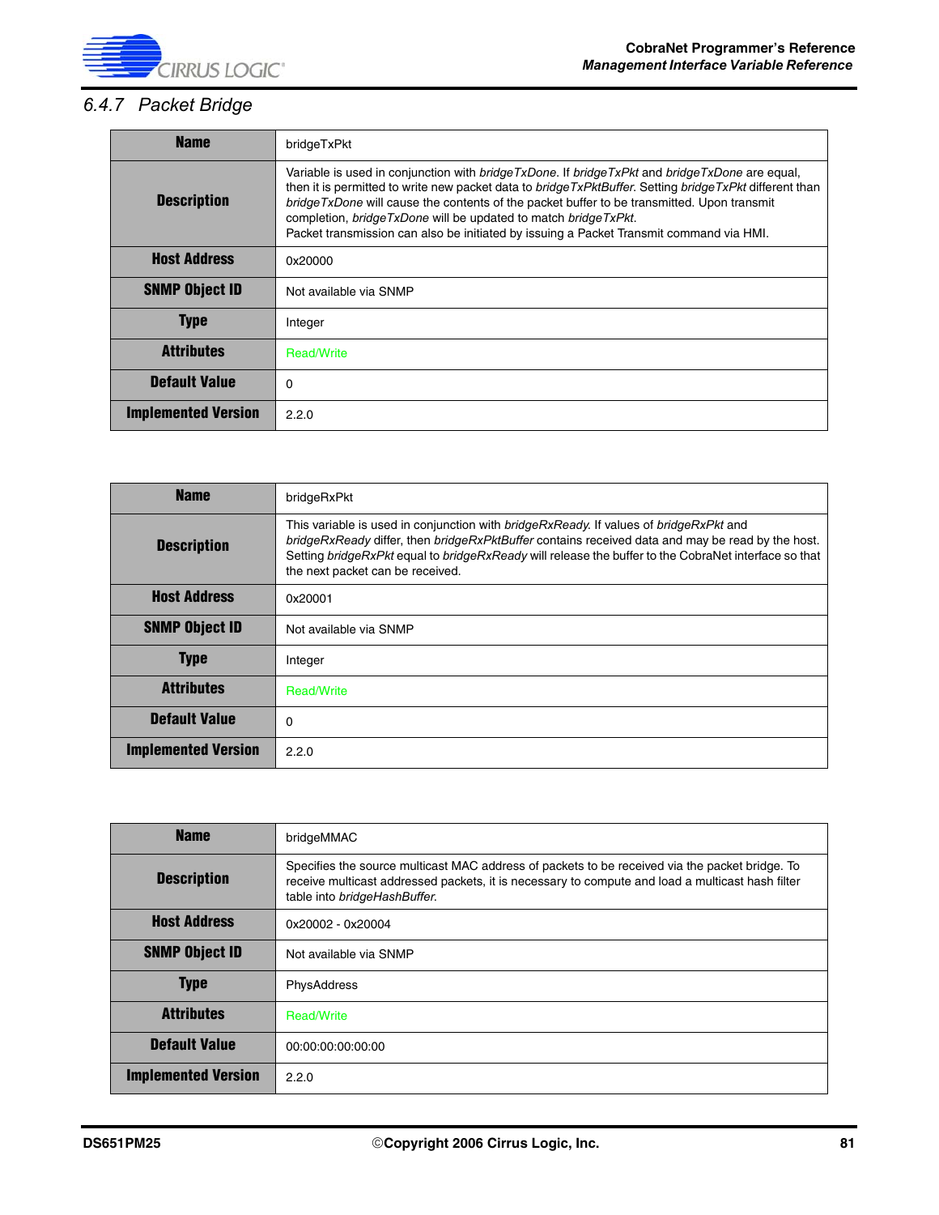### 6.4.7 Packet Bridge

| Name | bridgeTxPkt |
|---|---|
| Description | Variable is used in conjunction with *bridgeTxDone*. If *bridgeTxPkt* and *bridgeTxDone* are equal, then it is permitted to write new packet data to *bridgeTxPktBuffer*. Setting *bridgeTxPkt* different than *bridgeTxDone* will cause the contents of the packet buffer to be transmitted. Upon transmit completion, *bridgeTxDone* will be updated to match *bridgeTxPkt*. Packet transmission can also be initiated by issuing a Packet Transmit command via HMI. |
| Host Address | 0x20000 |
| SNMP Object ID | Not available via SNMP |
| Type | Integer |
| Attributes | Read/Write |
| Default Value | 0 |
| Implemented Version | 2.2.0 |

| Name | bridgeRxPkt |
|---|---|
| Description | This variable is used in conjunction with *bridgeRxReady*. If values of *bridgeRxPkt* and *bridgeRxReady* differ, then *bridgeRxPktBuffer* contains received data and may be read by the host. Setting *bridgeRxPkt* equal to *bridgeRxReady* will release the buffer to the CobraNet interface so that the next packet can be received. |
| Host Address | 0x20001 |
| SNMP Object ID | Not available via SNMP |
| Type | Integer |
| Attributes | Read/Write |
| Default Value | 0 |
| Implemented Version | 2.2.0 |

| Name | bridgeMMAC |
|---|---|
| Description | Specifies the source multicast MAC address of packets to be received via the packet bridge. To receive multicast addressed packets, it is necessary to compute and load a multicast hash filter table into *bridgeHashBuffer*. |
| Host Address | 0x20002 - 0x20004 |
| SNMP Object ID | Not available via SNMP |
| Type | PhysAddress |
| Attributes | Read/Write |
| Default Value | 00:00:00:00:00:00 |
| Implemented Version | 2.2.0 |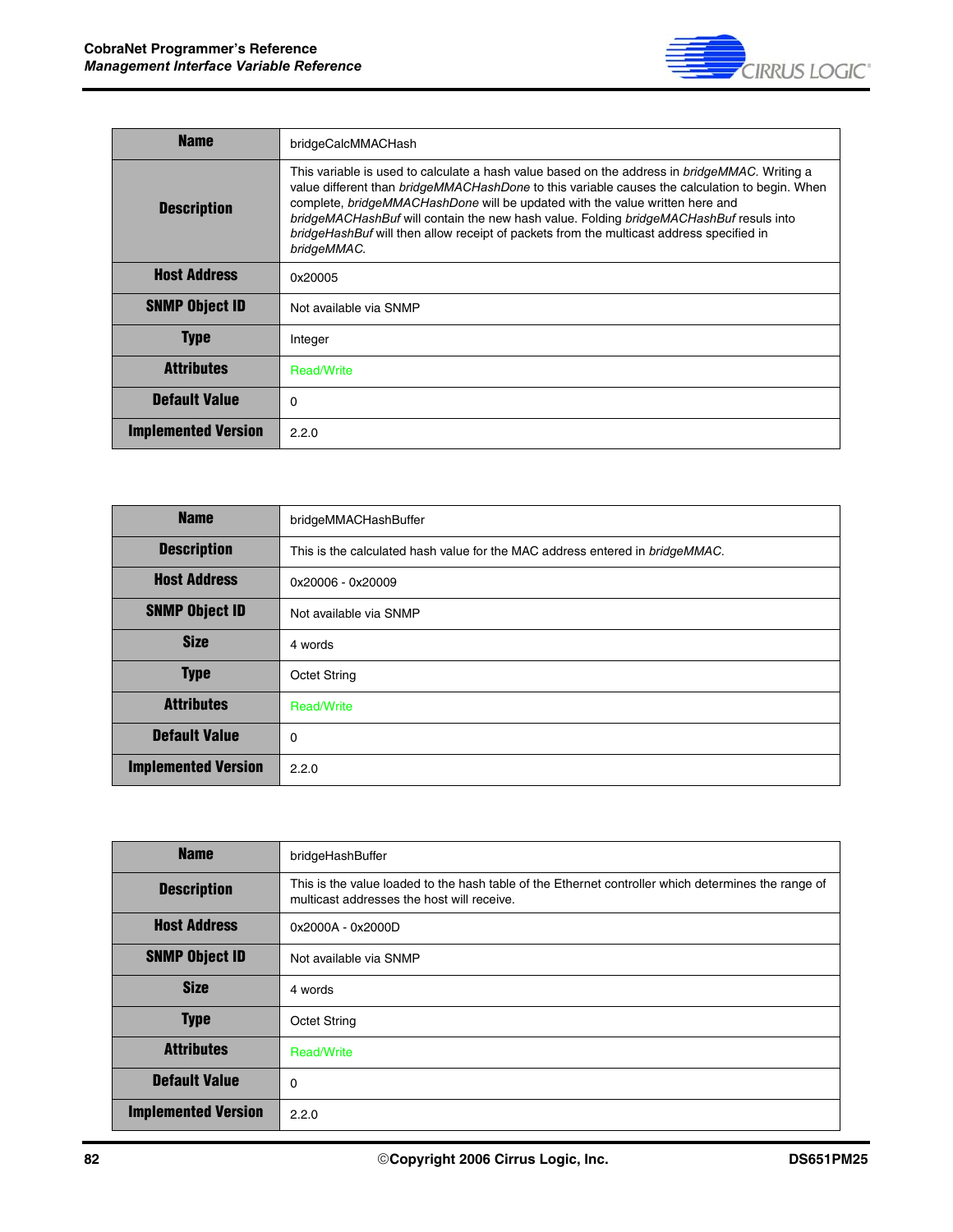| Name | bridgeCalcMMACHash |
|---|---|
| Description | This variable is used to calculate a hash value based on the address in *bridgeMMAC*. Writing a value different than *bridgeMMACHashDone* to this variable causes the calculation to begin. When complete, *bridgeMMACHashDone* will be updated with the value written here and *bridgeMACHashBuf* will contain the new hash value. Folding *bridgeMACHashBuf* resuls into *bridgeHashBuf* will then allow receipt of packets from the multicast address specified in *bridgeMMAC*. |
| Host Address | 0x20005 |
| SNMP Object ID | Not available via SNMP |
| Type | Integer |
| Attributes | Read/Write |
| Default Value | 0 |
| Implemented Version | 2.2.0 |

| Name | bridgeMMACHashBuffer |
|---|---|
| Description | This is the calculated hash value for the MAC address entered in *bridgeMMAC*. |
| Host Address | 0x20006 - 0x20009 |
| SNMP Object ID | Not available via SNMP |
| Size | 4 words |
| Type | Octet String |
| Attributes | Read/Write |
| Default Value | 0 |
| Implemented Version | 2.2.0 |

| Name | bridgeHashBuffer |
|---|---|
| Description | This is the value loaded to the hash table of the Ethernet controller which determines the range of multicast addresses the host will receive. |
| Host Address | 0x2000A - 0x2000D |
| SNMP Object ID | Not available via SNMP |
| Size | 4 words |
| Type | Octet String |
| Attributes | Read/Write |
| Default Value | 0 |
| Implemented Version | 2.2.0 |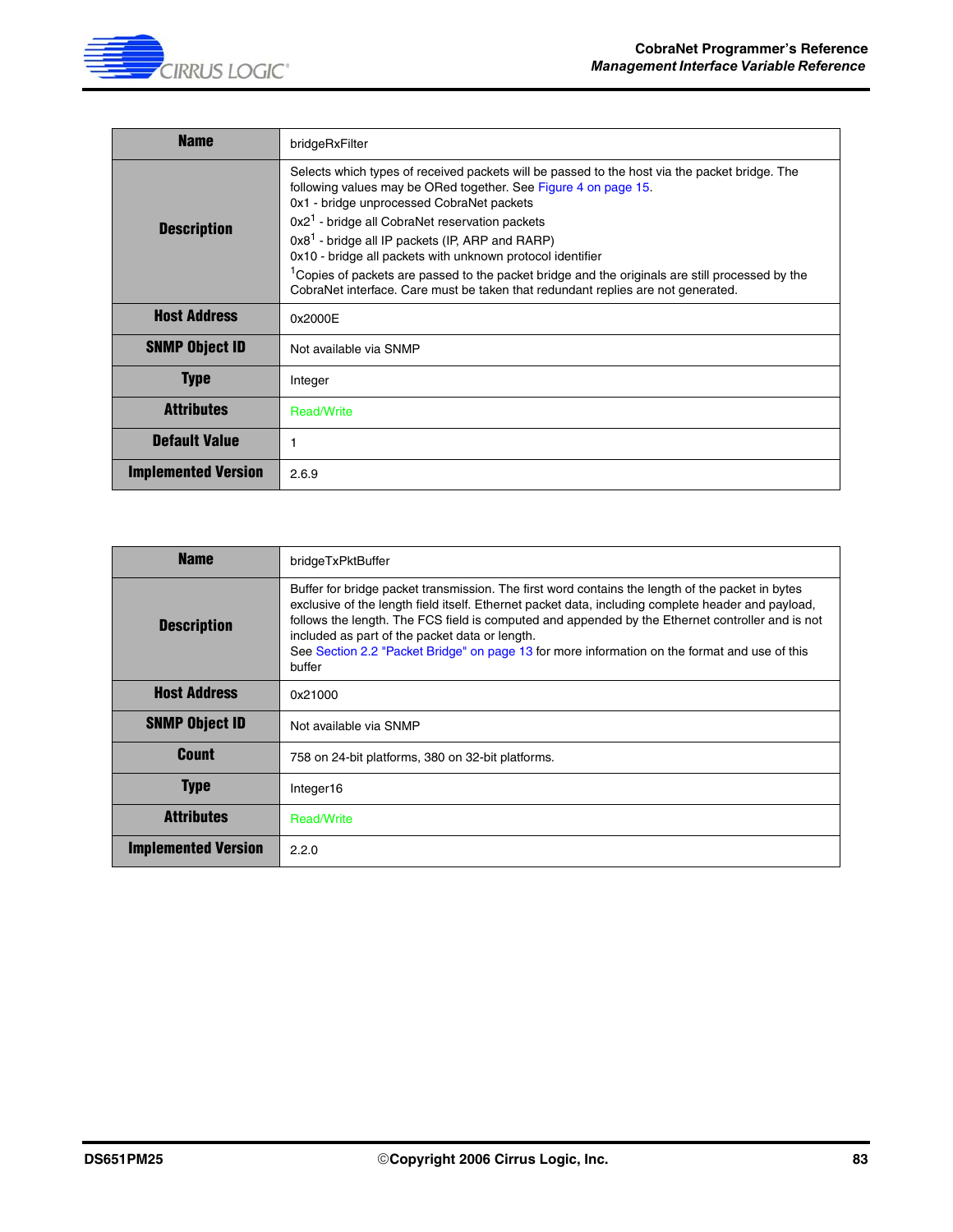| Name | bridgeRxFilter |
|---|---|
| Description | Selects which types of received packets will be passed to the host via the packet bridge. The following values may be ORed together. See Figure 4 on page 15.<br>0x1 - bridge unprocessed CobraNet packets<br>0x2[1] - bridge all CobraNet reservation packets<br>0x8[1] - bridge all IP packets (IP, ARP and RARP)<br>0x10 - bridge all packets with unknown protocol identifier<br>[1]Copies of packets are passed to the packet bridge and the originals are still processed by the CobraNet interface. Care must be taken that redundant replies are not generated. |
| Host Address | 0x2000E |
| SNMP Object ID | Not available via SNMP |
| Type | Integer |
| Attributes | Read/Write |
| Default Value | 1 |
| Implemented Version | 2.6.9 |

| Name | bridgeTxPktBuffer |
|---|---|
| Description | Buffer for bridge packet transmission. The first word contains the length of the packet in bytes exclusive of the length field itself. Ethernet packet data, including complete header and payload, follows the length. The FCS field is computed and appended by the Ethernet controller and is not included as part of the packet data or length.<br>See Section 2.2 "Packet Bridge" on page 13 for more information on the format and use of this buffer |
| Host Address | 0x21000 |
| SNMP Object ID | Not available via SNMP |
| Count | 758 on 24-bit platforms, 380 on 32-bit platforms. |
| Type | Integer16 |
| Attributes | Read/Write |
| Implemented Version | 2.2.0 |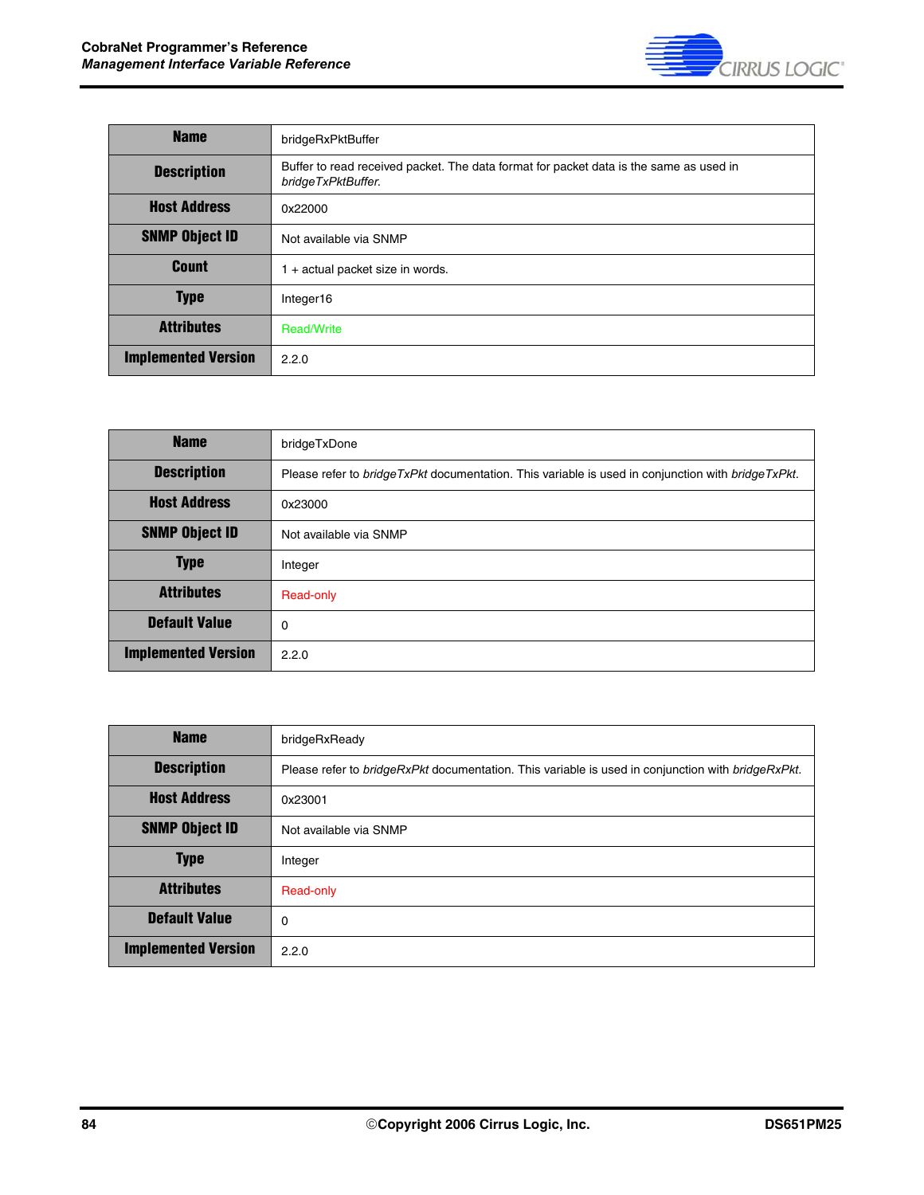| Name | bridgeRxPktBuffer |
|---|---|
| Description | Buffer to read received packet. The data format for packet data is the same as used in *bridgeTxPktBuffer.* |
| Host Address | 0x22000 |
| SNMP Object ID | Not available via SNMP |
| Count | 1 + actual packet size in words. |
| Type | Integer16 |
| Attributes | Read/Write |
| Implemented Version | 2.2.0 |

| Name | bridgeTxDone |
|---|---|
| Description | Please refer to *bridgeTxPkt* documentation. This variable is used in conjunction with *bridgeTxPkt*. |
| Host Address | 0x23000 |
| SNMP Object ID | Not available via SNMP |
| Type | Integer |
| Attributes | Read-only |
| Default Value | 0 |
| Implemented Version | 2.2.0 |

| Name | bridgeRxReady |
|---|---|
| Description | Please refer to *bridgeRxPkt* documentation. This variable is used in conjunction with *bridgeRxPkt*. |
| Host Address | 0x23001 |
| SNMP Object ID | Not available via SNMP |
| Type | Integer |
| Attributes | Read-only |
| Default Value | 0 |
| Implemented Version | 2.2.0 |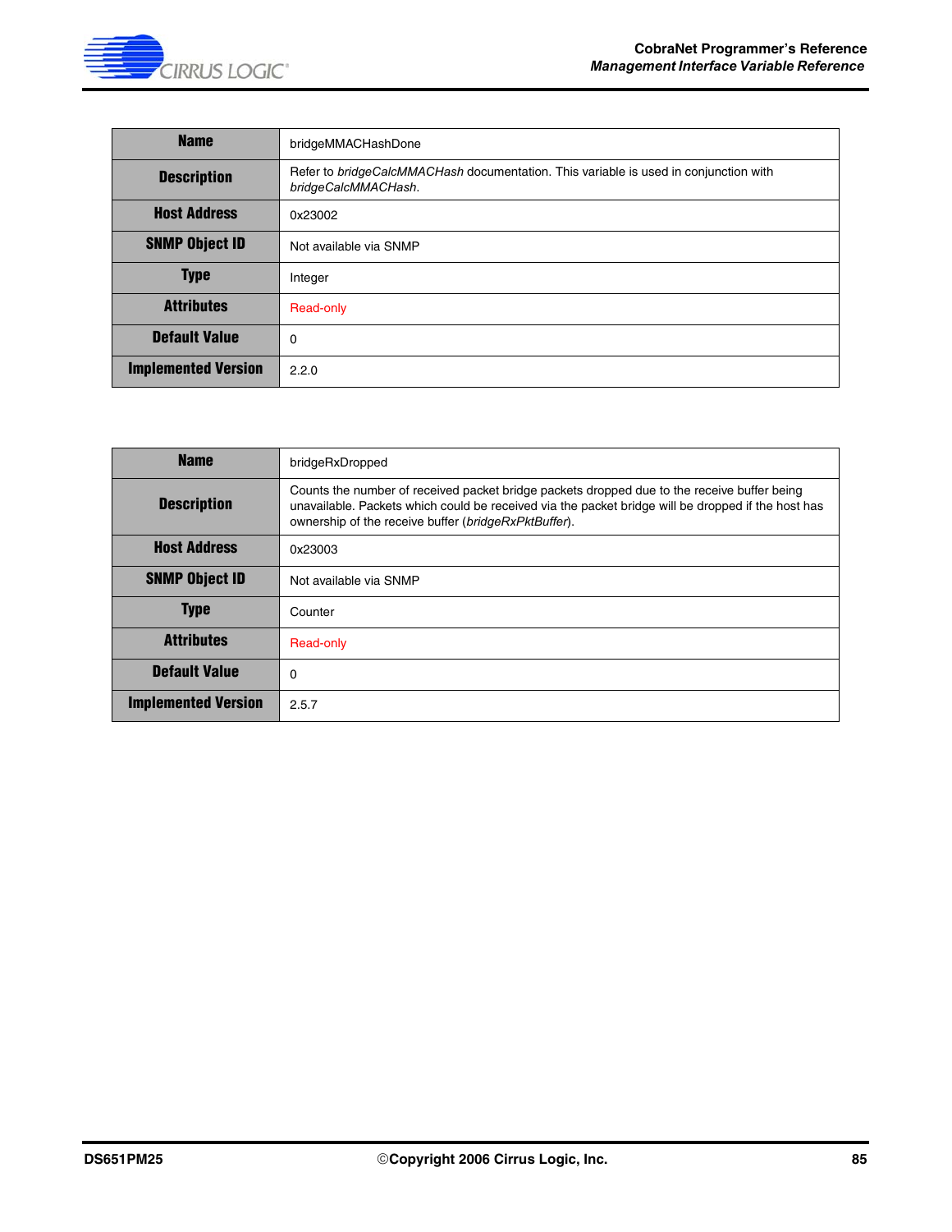| Name | bridgeMMACHashDone |
|---|---|
| Description | Refer to *bridgeCalcMMACHash* documentation. This variable is used in conjunction with *bridgeCalcMMACHash*. |
| Host Address | 0x23002 |
| SNMP Object ID | Not available via SNMP |
| Type | Integer |
| Attributes | Read-only |
| Default Value | 0 |
| Implemented Version | 2.2.0 |

| Name | bridgeRxDropped |
|---|---|
| Description | Counts the number of received packet bridge packets dropped due to the receive buffer being unavailable. Packets which could be received via the packet bridge will be dropped if the host has ownership of the receive buffer (*bridgeRxPktBuffer*). |
| Host Address | 0x23003 |
| SNMP Object ID | Not available via SNMP |
| Type | Counter |
| Attributes | Read-only |
| Default Value | 0 |
| Implemented Version | 2.5.7 |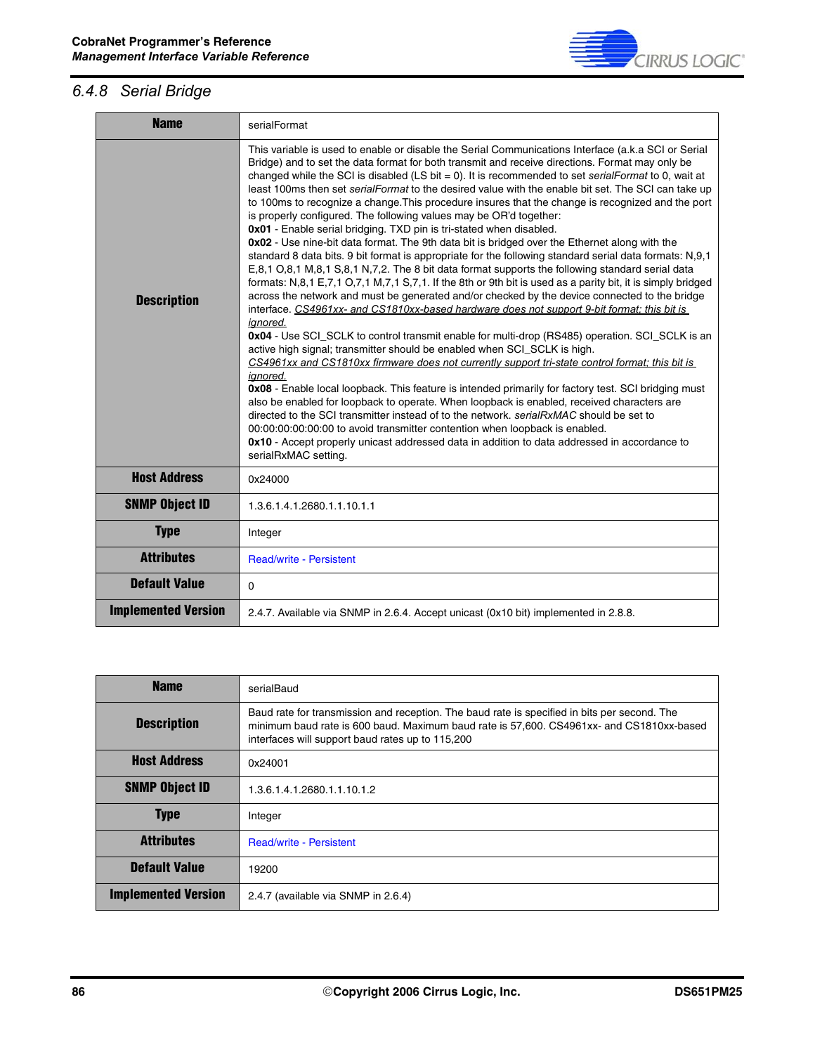## 6.4.8 Serial Bridge

| Name | serialFormat |
|---|---|
| Description | This variable is used to enable or disable the Serial Communications Interface (a.k.a SCI or Serial Bridge) and to set the data format for both transmit and receive directions. Format may only be changed while the SCI is disabled (LS bit = 0). It is recommended to set *serialFormat* to 0, wait at least 100ms then set *serialFormat* to the desired value with the enable bit set. The SCI can take up to 100ms to recognize a change.This procedure insures that the change is recognized and the port is properly configured. The following values may be OR'd together:<br>**0x01** - Enable serial bridging. TXD pin is tri-stated when disabled.<br>**0x02** - Use nine-bit data format. The 9th data bit is bridged over the Ethernet along with the standard 8 data bits. 9 bit format is appropriate for the following standard serial data formats: N,9,1 E,8,1 O,8,1 M,8,1 S,8,1 N,7,2. The 8 bit data format supports the following standard serial data formats: N,8,1 E,7,1 O,7,1 M,7,1 S,7,1. If the 8th or 9th bit is used as a parity bit, it is simply bridged across the network and must be generated and/or checked by the device connected to the bridge interface. <u>CS4961xx- and CS1810xx-based hardware does not support 9-bit format; this bit is ignored.</u><br>**0x04** - Use SCI_SCLK to control transmit enable for multi-drop (RS485) operation. SCI_SCLK is an active high signal; transmitter should be enabled when SCI_SCLK is high.<br><u>CS4961xx and CS1810xx firmware does not currently support tri-state control format; this bit is ignored.</u><br>**0x08** - Enable local loopback. This feature is intended primarily for factory test. SCI bridging must also be enabled for loopback to operate. When loopback is enabled, received characters are directed to the SCI transmitter instead of to the network. *serialRxMAC* should be set to 00:00:00:00:00:00 to avoid transmitter contention when loopback is enabled.<br>**0x10** - Accept properly unicast addressed data in addition to data addressed in accordance to serialRxMAC setting. |
| Host Address | 0x24000 |
| SNMP Object ID | 1.3.6.1.4.1.2680.1.1.10.1.1 |
| Type | Integer |
| Attributes | Read/write - Persistent |
| Default Value | 0 |
| Implemented Version | 2.4.7. Available via SNMP in 2.6.4. Accept unicast (0x10 bit) implemented in 2.8.8. |

| Name | serialBaud |
|---|---|
| Description | Baud rate for transmission and reception. The baud rate is specified in bits per second. The minimum baud rate is 600 baud. Maximum baud rate is 57,600. CS4961xx- and CS1810xx-based interfaces will support baud rates up to 115,200 |
| Host Address | 0x24001 |
| SNMP Object ID | 1.3.6.1.4.1.2680.1.1.10.1.2 |
| Type | Integer |
| Attributes | Read/write - Persistent |
| Default Value | 19200 |
| Implemented Version | 2.4.7 (available via SNMP in 2.6.4) |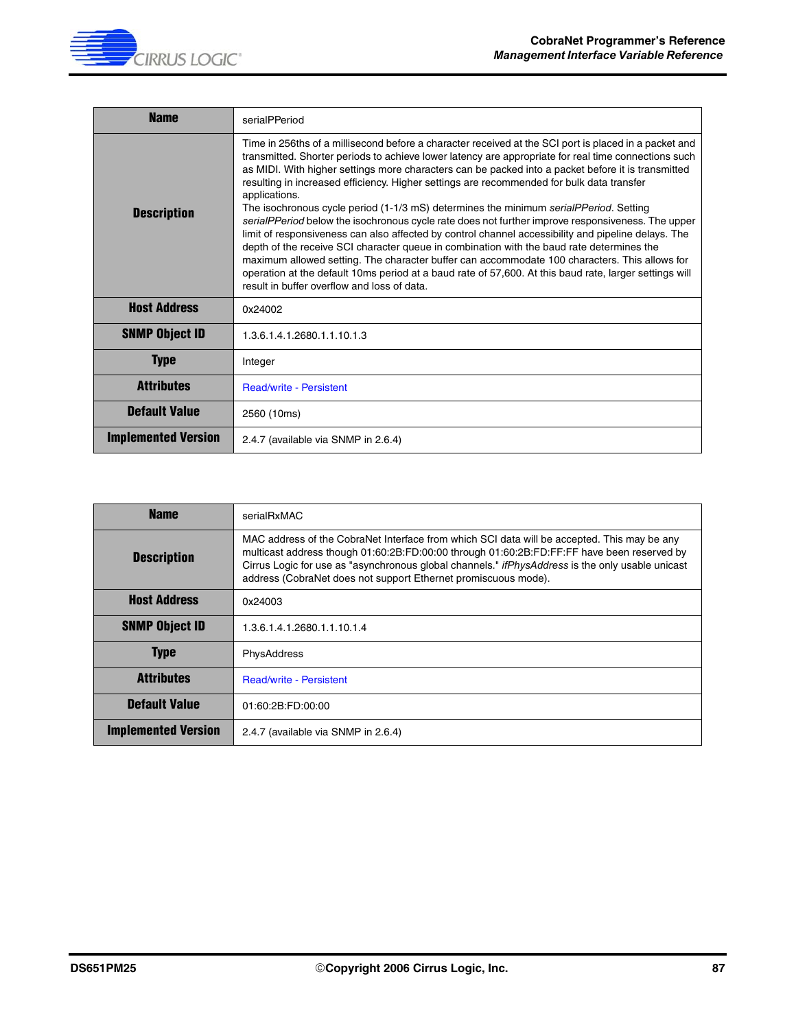| Name | serialPPeriod |
|---|---|
| Description | Time in 256ths of a millisecond before a character received at the SCI port is placed in a packet and transmitted. Shorter periods to achieve lower latency are appropriate for real time connections such as MIDI. With higher settings more characters can be packed into a packet before it is transmitted resulting in increased efficiency. Higher settings are recommended for bulk data transfer applications. The isochronous cycle period (1-1/3 mS) determines the minimum *serialPPeriod*. Setting *serialPPeriod* below the isochronous cycle rate does not further improve responsiveness. The upper limit of responsiveness can also affected by control channel accessibility and pipeline delays. The depth of the receive SCI character queue in combination with the baud rate determines the maximum allowed setting. The character buffer can accommodate 100 characters. This allows for operation at the default 10ms period at a baud rate of 57,600. At this baud rate, larger settings will result in buffer overflow and loss of data. |
| Host Address | 0x24002 |
| SNMP Object ID | 1.3.6.1.4.1.2680.1.1.10.1.3 |
| Type | Integer |
| Attributes | Read/write - Persistent |
| Default Value | 2560 (10ms) |
| Implemented Version | 2.4.7 (available via SNMP in 2.6.4) |

| Name | serialRxMAC |
|---|---|
| Description | MAC address of the CobraNet Interface from which SCI data will be accepted. This may be any multicast address though 01:60:2B:FD:00:00 through 01:60:2B:FD:FF:FF have been reserved by Cirrus Logic for use as "asynchronous global channels." *ifPhysAddress* is the only usable unicast address (CobraNet does not support Ethernet promiscuous mode). |
| Host Address | 0x24003 |
| SNMP Object ID | 1.3.6.1.4.1.2680.1.1.10.1.4 |
| Type | PhysAddress |
| Attributes | Read/write - Persistent |
| Default Value | 01:60:2B:FD:00:00 |
| Implemented Version | 2.4.7 (available via SNMP in 2.6.4) |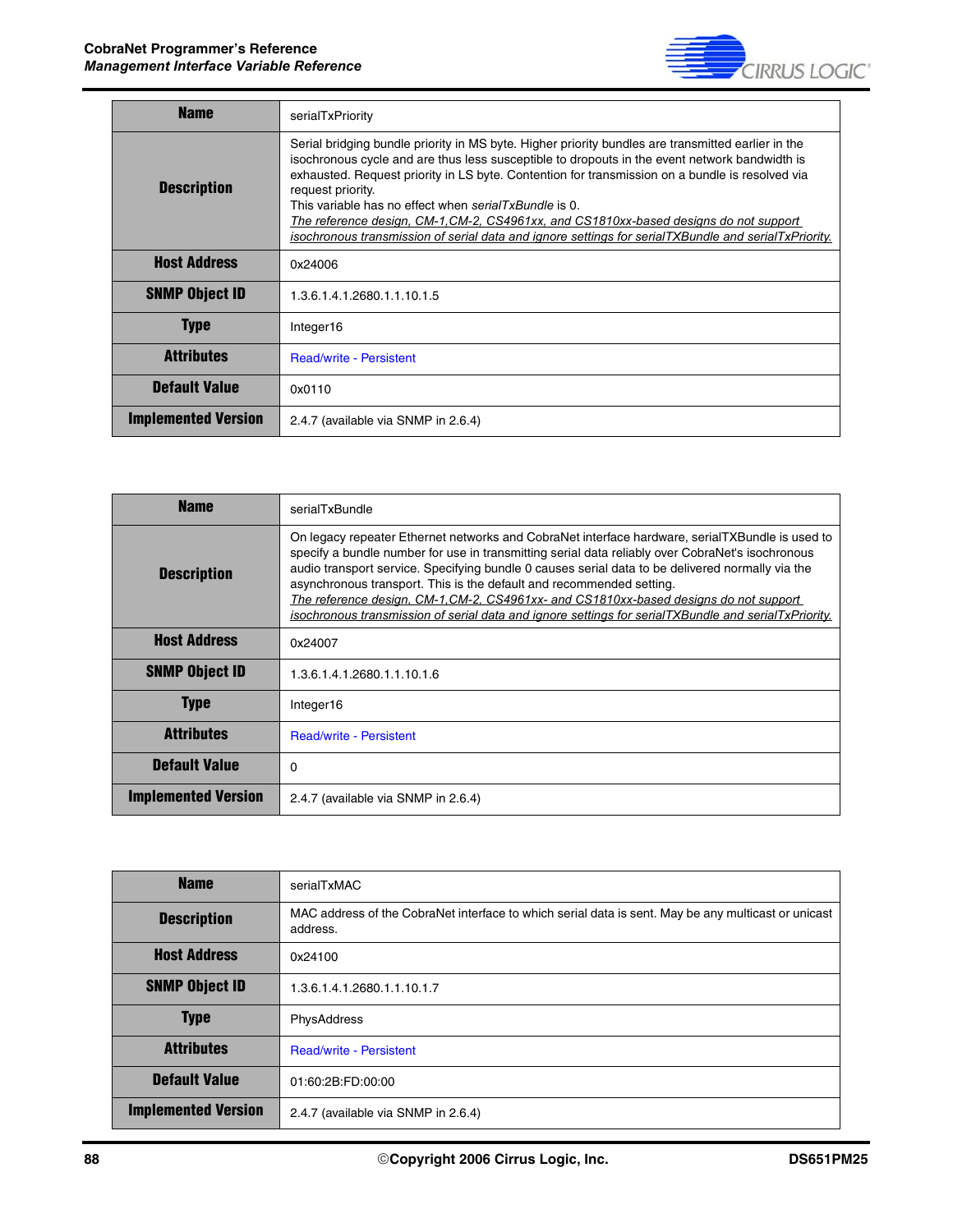| Name | serialTxPriority |
|---|---|
| Description | Serial bridging bundle priority in MS byte. Higher priority bundles are transmitted earlier in the isochronous cycle and are thus less susceptible to dropouts in the event network bandwidth is exhausted. Request priority in LS byte. Contention for transmission on a bundle is resolved via request priority.<br>This variable has no effect when *serialTxBundle* is 0.<br>*The reference design, CM-1,CM-2, CS4961xx, and CS1810xx-based designs do not support isochronous transmission of serial data and ignore settings for serialTXBundle and serialTxPriority.* |
| Host Address | 0x24006 |
| SNMP Object ID | 1.3.6.1.4.1.2680.1.1.10.1.5 |
| Type | Integer16 |
| Attributes | Read/write - Persistent |
| Default Value | 0x0110 |
| Implemented Version | 2.4.7 (available via SNMP in 2.6.4) |

| Name | serialTxBundle |
|---|---|
| Description | On legacy repeater Ethernet networks and CobraNet interface hardware, serialTXBundle is used to specify a bundle number for use in transmitting serial data reliably over CobraNet's isochronous audio transport service. Specifying bundle 0 causes serial data to be delivered normally via the asynchronous transport. This is the default and recommended setting.<br>*The reference design, CM-1,CM-2, CS4961xx- and CS1810xx-based designs do not support isochronous transmission of serial data and ignore settings for serialTXBundle and serialTxPriority.* |
| Host Address | 0x24007 |
| SNMP Object ID | 1.3.6.1.4.1.2680.1.1.10.1.6 |
| Type | Integer16 |
| Attributes | Read/write - Persistent |
| Default Value | 0 |
| Implemented Version | 2.4.7 (available via SNMP in 2.6.4) |

| Name | serialTxMAC |
|---|---|
| Description | MAC address of the CobraNet interface to which serial data is sent. May be any multicast or unicast address. |
| Host Address | 0x24100 |
| SNMP Object ID | 1.3.6.1.4.1.2680.1.1.10.1.7 |
| Type | PhysAddress |
| Attributes | Read/write - Persistent |
| Default Value | 01:60:2B:FD:00:00 |
| Implemented Version | 2.4.7 (available via SNMP in 2.6.4) |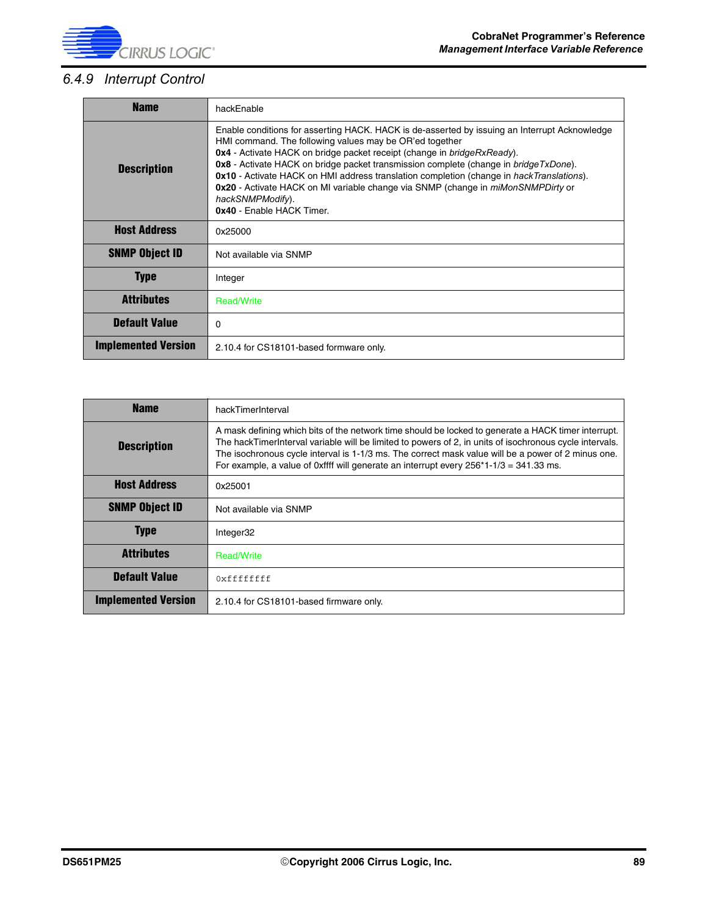### 6.4.9 Interrupt Control

| Name | hackEnable |
|---|---|
| Description | Enable conditions for asserting HACK. HACK is de-asserted by issuing an Interrupt Acknowledge HMI command. The following values may be OR'ed together<br>**0x4** - Activate HACK on bridge packet receipt (change in *bridgeRxReady*).<br>**0x8** - Activate HACK on bridge packet transmission complete (change in *bridgeTxDone*).<br>**0x10** - Activate HACK on HMI address translation completion (change in *hackTranslations*).<br>**0x20** - Activate HACK on MI variable change via SNMP (change in *miMonSNMPDirty* or *hackSNMPModify*).<br>**0x40** - Enable HACK Timer. |
| Host Address | 0x25000 |
| SNMP Object ID | Not available via SNMP |
| Type | Integer |
| Attributes | Read/Write |
| Default Value | 0 |
| Implemented Version | 2.10.4 for CS18101-based formware only. |

| Name | hackTimerInterval |
|---|---|
| Description | A mask defining which bits of the network time should be locked to generate a HACK timer interrupt. The hackTimerInterval variable will be limited to powers of 2, in units of isochronous cycle intervals. The isochronous cycle interval is 1-1/3 ms. The correct mask value will be a power of 2 minus one. For example, a value of 0xffff will generate an interrupt every 256*1-1/3 = 341.33 ms. |
| Host Address | 0x25001 |
| SNMP Object ID | Not available via SNMP |
| Type | Integer32 |
| Attributes | Read/Write |
| Default Value | 0xffffffff |
| Implemented Version | 2.10.4 for CS18101-based firmware only. |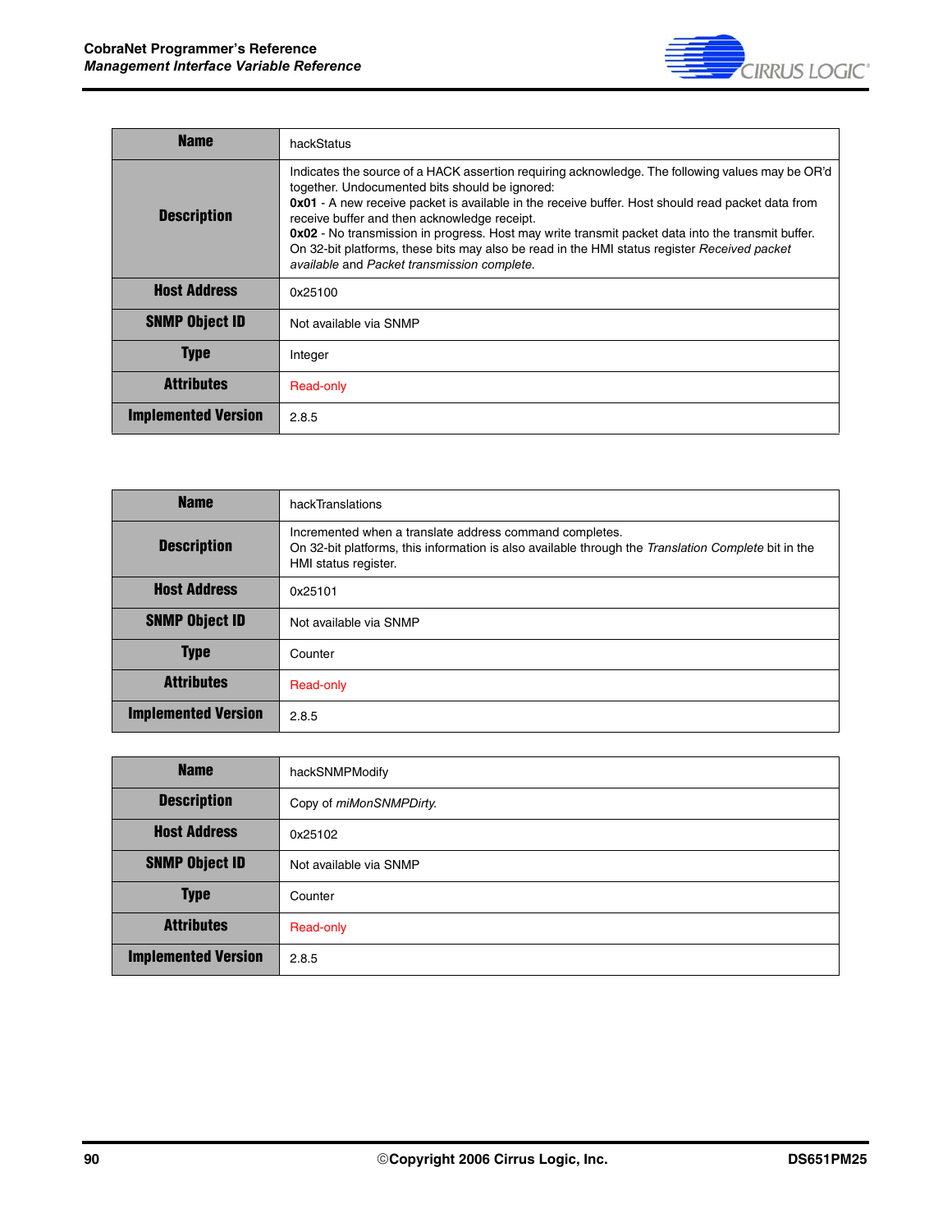| Name | hackStatus |
|---|---|
| Description | Indicates the source of a HACK assertion requiring acknowledge. The following values may be OR'd together. Undocumented bits should be ignored:<br>**0x01** - A new receive packet is available in the receive buffer. Host should read packet data from receive buffer and then acknowledge receipt.<br>**0x02** - No transmission in progress. Host may write transmit packet data into the transmit buffer.<br>On 32-bit platforms, these bits may also be read in the HMI status register *Received packet available* and *Packet transmission complete*. |
| Host Address | 0x25100 |
| SNMP Object ID | Not available via SNMP |
| Type | Integer |
| Attributes | Read-only |
| Implemented Version | 2.8.5 |

| Name | hackTranslations |
|---|---|
| Description | Incremented when a translate address command completes.<br>On 32-bit platforms, this information is also available through the *Translation Complete* bit in the HMI status register. |
| Host Address | 0x25101 |
| SNMP Object ID | Not available via SNMP |
| Type | Counter |
| Attributes | Read-only |
| Implemented Version | 2.8.5 |

| Name | hackSNMPModify |
|---|---|
| Description | Copy of *miMonSNMPDirty*. |
| Host Address | 0x25102 |
| SNMP Object ID | Not available via SNMP |
| Type | Counter |
| Attributes | Read-only |
| Implemented Version | 2.8.5 |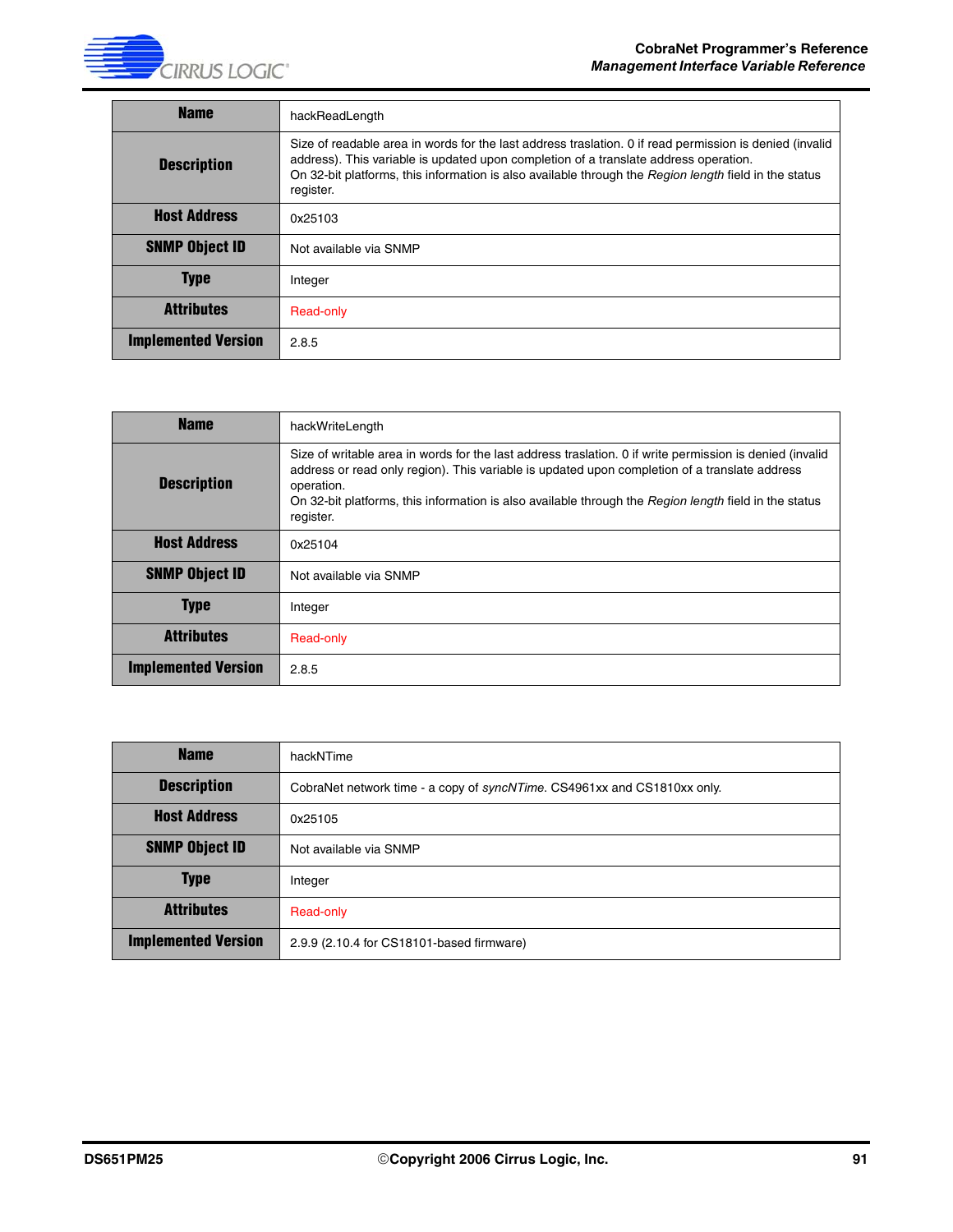| Name | hackReadLength |
|---|---|
| Description | Size of readable area in words for the last address traslation. 0 if read permission is denied (invalid address). This variable is updated upon completion of a translate address operation.<br>On 32-bit platforms, this information is also available through the *Region length* field in the status register. |
| Host Address | 0x25103 |
| SNMP Object ID | Not available via SNMP |
| Type | Integer |
| Attributes | Read-only |
| Implemented Version | 2.8.5 |

| Name | hackWriteLength |
|---|---|
| Description | Size of writable area in words for the last address traslation. 0 if write permission is denied (invalid address or read only region). This variable is updated upon completion of a translate address operation.<br>On 32-bit platforms, this information is also available through the *Region length* field in the status register. |
| Host Address | 0x25104 |
| SNMP Object ID | Not available via SNMP |
| Type | Integer |
| Attributes | Read-only |
| Implemented Version | 2.8.5 |

| Name | hackNTime |
|---|---|
| Description | CobraNet network time - a copy of *syncNTime*. CS4961xx and CS1810xx only. |
| Host Address | 0x25105 |
| SNMP Object ID | Not available via SNMP |
| Type | Integer |
| Attributes | Read-only |
| Implemented Version | 2.9.9 (2.10.4 for CS18101-based firmware) |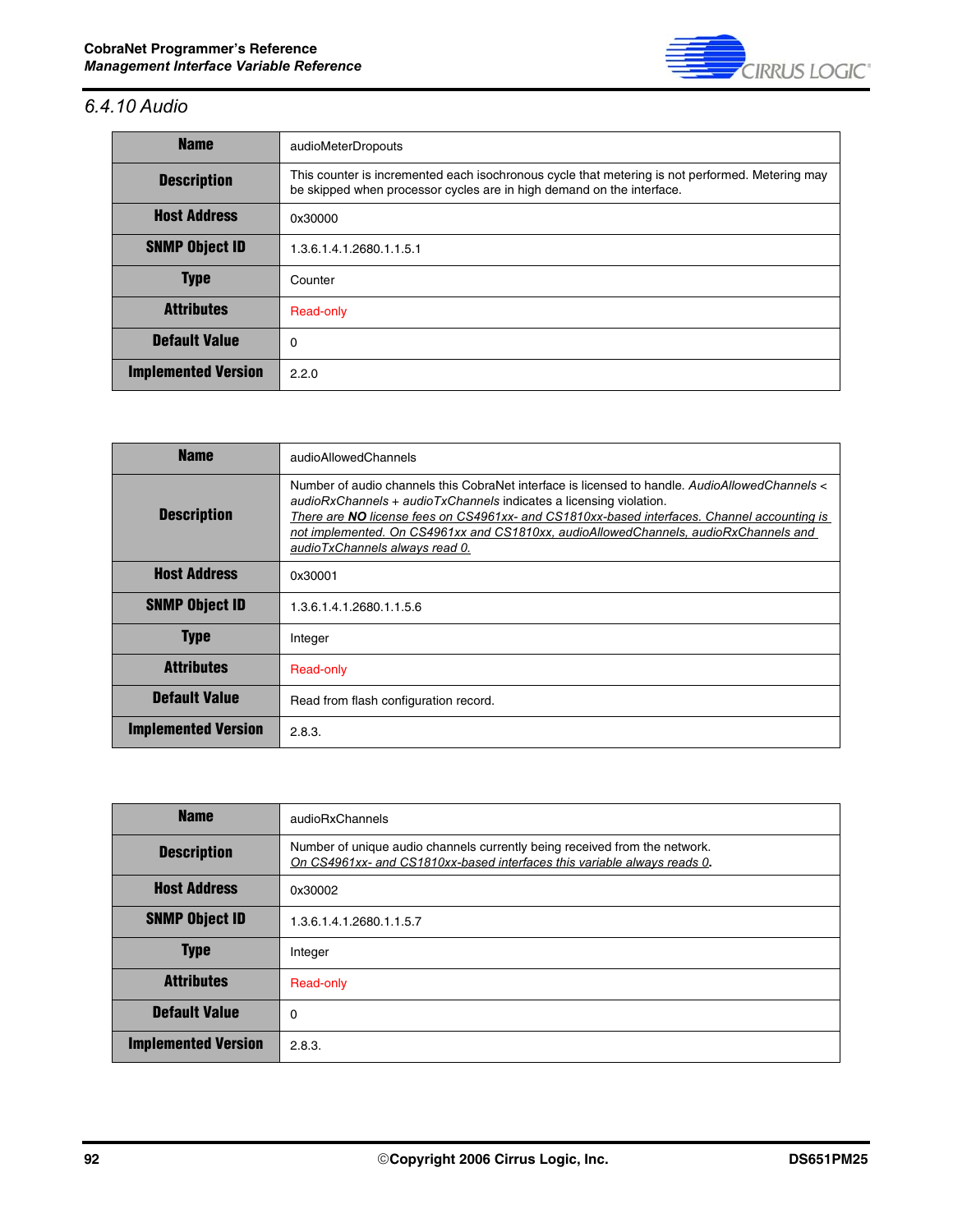### 6.4.10 Audio

| Name | audioMeterDropouts |
|---|---|
| Description | This counter is incremented each isochronous cycle that metering is not performed. Metering may be skipped when processor cycles are in high demand on the interface. |
| Host Address | 0x30000 |
| SNMP Object ID | 1.3.6.1.4.1.2680.1.1.5.1 |
| Type | Counter |
| Attributes | Read-only |
| Default Value | 0 |
| Implemented Version | 2.2.0 |

| Name | audioAllowedChannels |
|---|---|
| Description | Number of audio channels this CobraNet interface is licensed to handle. *AudioAllowedChannels* < *audioRxChannels* + *audioTxChannels* indicates a licensing violation. *There are **NO** license fees on CS4961xx- and CS1810xx-based interfaces. Channel accounting is not implemented. On CS4961xx and CS1810xx, audioAllowedChannels, audioRxChannels and audioTxChannels always read 0.* |
| Host Address | 0x30001 |
| SNMP Object ID | 1.3.6.1.4.1.2680.1.1.5.6 |
| Type | Integer |
| Attributes | Read-only |
| Default Value | Read from flash configuration record. |
| Implemented Version | 2.8.3. |

| Name | audioRxChannels |
|---|---|
| Description | Number of unique audio channels currently being received from the network. *On CS4961xx- and CS1810xx-based interfaces this variable always reads 0*. |
| Host Address | 0x30002 |
| SNMP Object ID | 1.3.6.1.4.1.2680.1.1.5.7 |
| Type | Integer |
| Attributes | Read-only |
| Default Value | 0 |
| Implemented Version | 2.8.3. |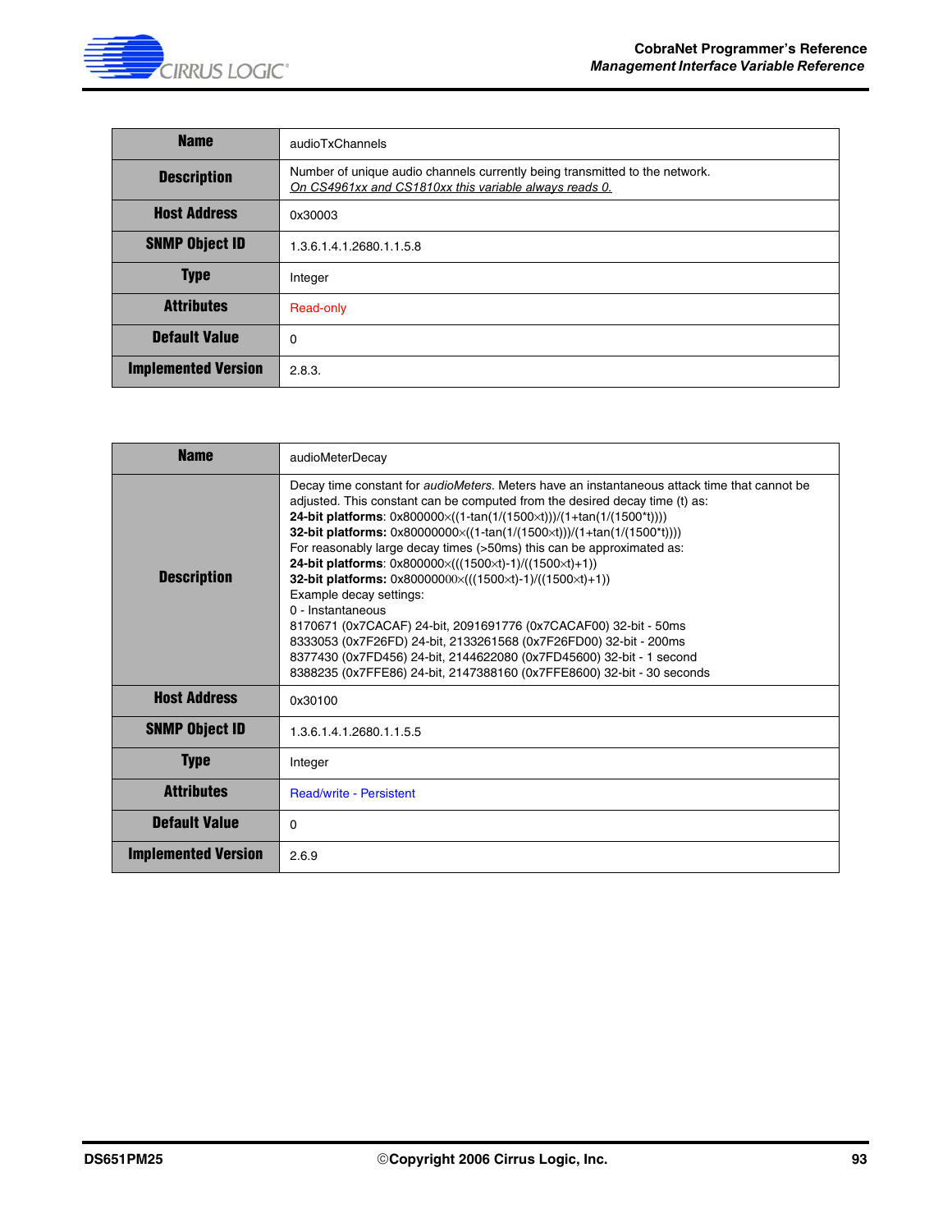| Name | audioTxChannels |
|---|---|
| Description | Number of unique audio channels currently being transmitted to the network. <br> *On CS4961xx and CS1810xx this variable always reads 0.* |
| Host Address | 0x30003 |
| SNMP Object ID | 1.3.6.1.4.1.2680.1.1.5.8 |
| Type | Integer |
| Attributes | Read-only |
| Default Value | 0 |
| Implemented Version | 2.8.3. |

| Name | audioMeterDecay |
|---|---|
| Description | Decay time constant for *audioMeters*. Meters have an instantaneous attack time that cannot be adjusted. This constant can be computed from the desired decay time (t) as: <br> **24-bit platforms**: 0x800000×((1-tan(1/(1500×t)))/(1+tan(1/(1500*t)))) <br> **32-bit platforms:** 0x80000000×((1-tan(1/(1500×t)))/(1+tan(1/(1500*t)))) <br> For reasonably large decay times (>50ms) this can be approximated as: <br> **24-bit platforms**: 0x800000×(((1500×t)-1)/((1500×t)+1)) <br> **32-bit platforms:** 0x80000000×(((1500×t)-1)/((1500×t)+1)) <br> Example decay settings: <br> 0 - Instantaneous <br> 8170671 (0x7CACAF) 24-bit, 2091691776 (0x7CACAF00) 32-bit - 50ms <br> 8333053 (0x7F26FD) 24-bit, 2133261568 (0x7F26FD00) 32-bit - 200ms <br> 8377430 (0x7FD456) 24-bit, 2144622080 (0x7FD45600) 32-bit - 1 second <br> 8388235 (0x7FFE86) 24-bit, 2147388160 (0x7FFE8600) 32-bit - 30 seconds |
| Host Address | 0x30100 |
| SNMP Object ID | 1.3.6.1.4.1.2680.1.1.5.5 |
| Type | Integer |
| Attributes | Read/write - Persistent |
| Default Value | 0 |
| Implemented Version | 2.6.9 |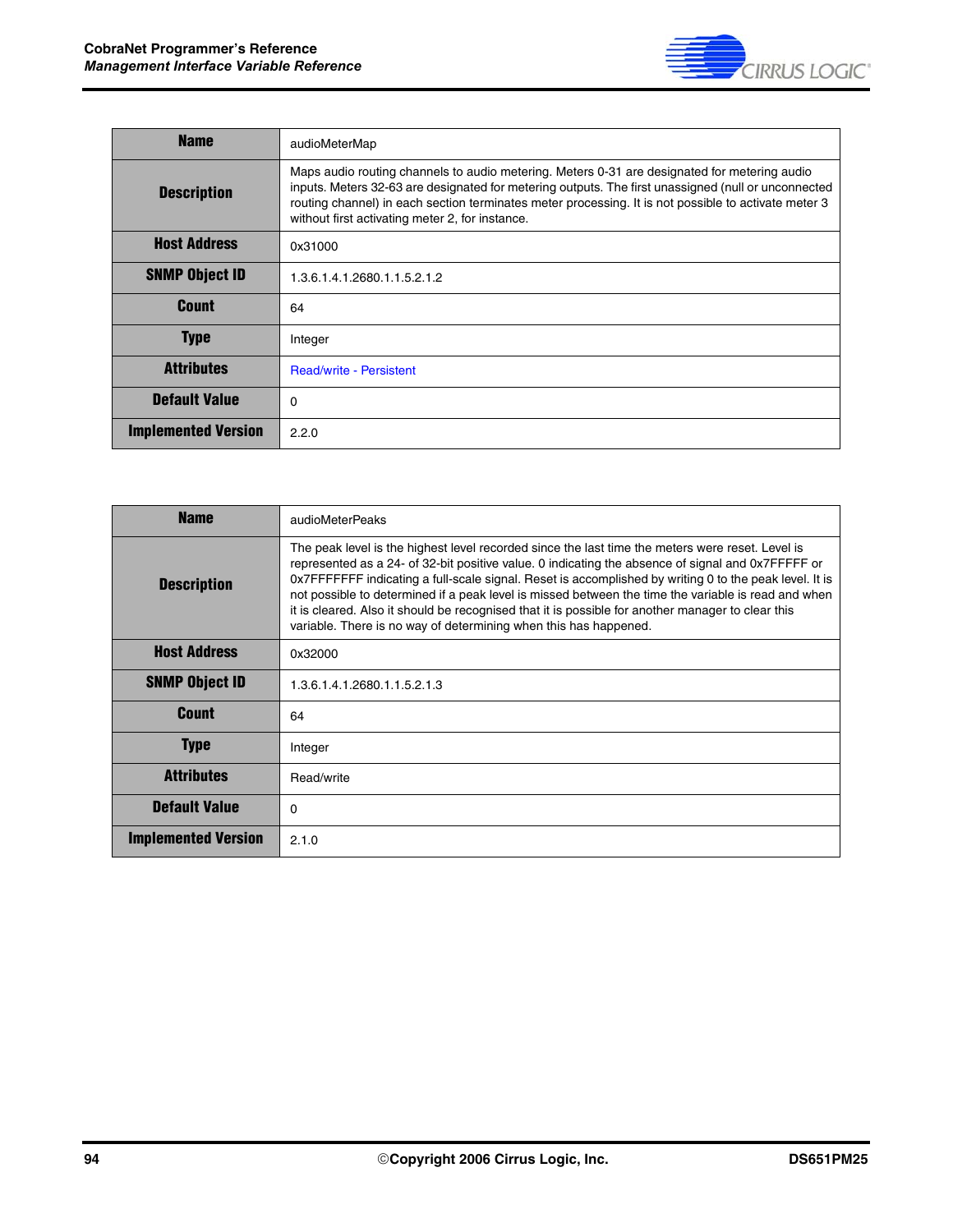| Name | audioMeterMap |
|---|---|
| Description | Maps audio routing channels to audio metering. Meters 0-31 are designated for metering audio inputs. Meters 32-63 are designated for metering outputs. The first unassigned (null or unconnected routing channel) in each section terminates meter processing. It is not possible to activate meter 3 without first activating meter 2, for instance. |
| Host Address | 0x31000 |
| SNMP Object ID | 1.3.6.1.4.1.2680.1.1.5.2.1.2 |
| Count | 64 |
| Type | Integer |
| Attributes | Read/write - Persistent |
| Default Value | 0 |
| Implemented Version | 2.2.0 |

| Name | audioMeterPeaks |
|---|---|
| Description | The peak level is the highest level recorded since the last time the meters were reset. Level is represented as a 24- of 32-bit positive value. 0 indicating the absence of signal and 0x7FFFFF or 0x7FFFFFFF indicating a full-scale signal. Reset is accomplished by writing 0 to the peak level. It is not possible to determined if a peak level is missed between the time the variable is read and when it is cleared. Also it should be recognised that it is possible for another manager to clear this variable. There is no way of determining when this has happened. |
| Host Address | 0x32000 |
| SNMP Object ID | 1.3.6.1.4.1.2680.1.1.5.2.1.3 |
| Count | 64 |
| Type | Integer |
| Attributes | Read/write |
| Default Value | 0 |
| Implemented Version | 2.1.0 |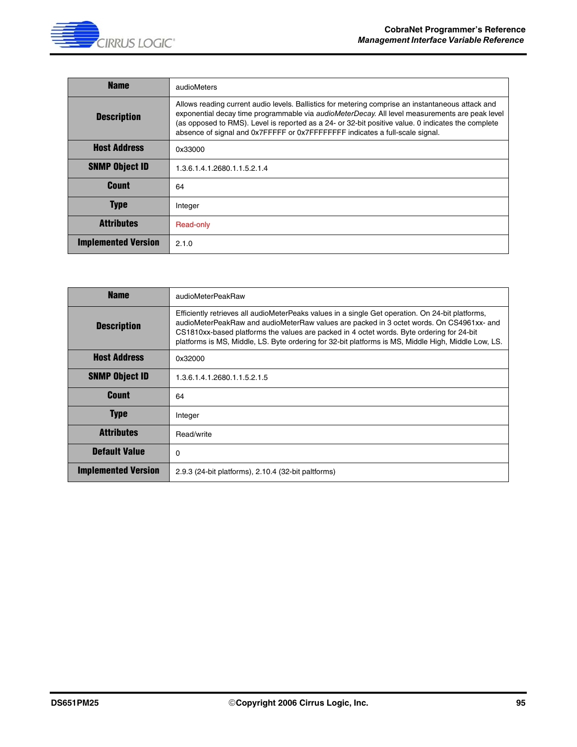| Name | audioMeters |
|---|---|
| Description | Allows reading current audio levels. Ballistics for metering comprise an instantaneous attack and exponential decay time programmable via *audioMeterDecay*. All level measurements are peak level (as opposed to RMS). Level is reported as a 24- or 32-bit positive value. 0 indicates the complete absence of signal and 0x7FFFFF or 0x7FFFFFFF indicates a full-scale signal. |
| Host Address | 0x33000 |
| SNMP Object ID | 1.3.6.1.4.1.2680.1.1.5.2.1.4 |
| Count | 64 |
| Type | Integer |
| Attributes | Read-only |
| Implemented Version | 2.1.0 |

| Name | audioMeterPeakRaw |
|---|---|
| Description | Efficiently retrieves all audioMeterPeaks values in a single Get operation. On 24-bit platforms, audioMeterPeakRaw and audioMeterRaw values are packed in 3 octet words. On CS4961xx- and CS1810xx-based platforms the values are packed in 4 octet words. Byte ordering for 24-bit platforms is MS, Middle, LS. Byte ordering for 32-bit platforms is MS, Middle High, Middle Low, LS. |
| Host Address | 0x32000 |
| SNMP Object ID | 1.3.6.1.4.1.2680.1.1.5.2.1.5 |
| Count | 64 |
| Type | Integer |
| Attributes | Read/write |
| Default Value | 0 |
| Implemented Version | 2.9.3 (24-bit platforms), 2.10.4 (32-bit paltforms) |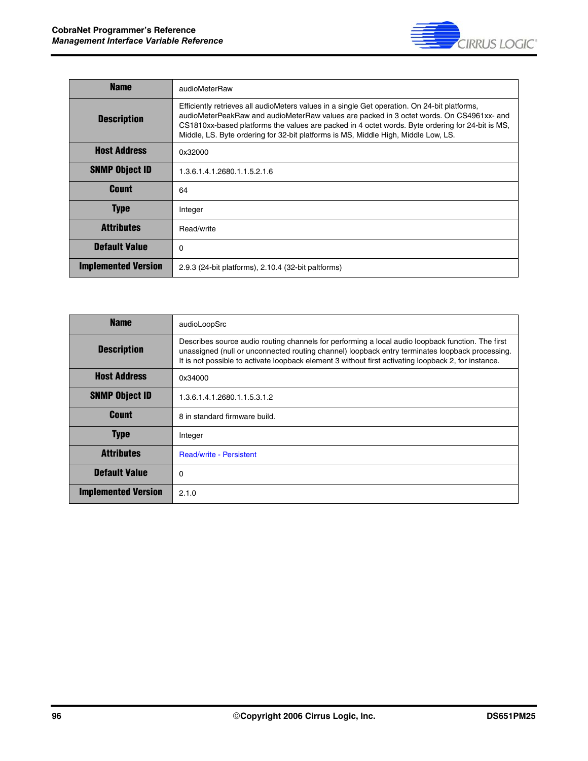| Name | audioMeterRaw |
|---|---|
| Description | Efficiently retrieves all audioMeters values in a single Get operation. On 24-bit platforms, audioMeterPeakRaw and audioMeterRaw values are packed in 3 octet words. On CS4961xx- and CS1810xx-based platforms the values are packed in 4 octet words. Byte ordering for 24-bit is MS, Middle, LS. Byte ordering for 32-bit platforms is MS, Middle High, Middle Low, LS. |
| Host Address | 0x32000 |
| SNMP Object ID | 1.3.6.1.4.1.2680.1.1.5.2.1.6 |
| Count | 64 |
| Type | Integer |
| Attributes | Read/write |
| Default Value | 0 |
| Implemented Version | 2.9.3 (24-bit platforms), 2.10.4 (32-bit paltforms) |

| Name | audioLoopSrc |
|---|---|
| Description | Describes source audio routing channels for performing a local audio loopback function. The first unassigned (null or unconnected routing channel) loopback entry terminates loopback processing. It is not possible to activate loopback element 3 without first activating loopback 2, for instance. |
| Host Address | 0x34000 |
| SNMP Object ID | 1.3.6.1.4.1.2680.1.1.5.3.1.2 |
| Count | 8 in standard firmware build. |
| Type | Integer |
| Attributes | Read/write - Persistent |
| Default Value | 0 |
| Implemented Version | 2.1.0 |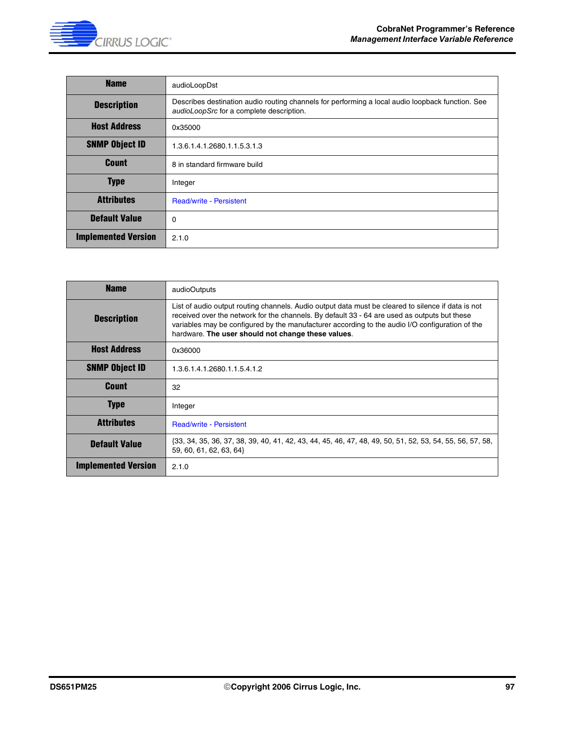| Name | audioLoopDst |
|---|---|
| Description | Describes destination audio routing channels for performing a local audio loopback function. See *audioLoopSrc* for a complete description. |
| Host Address | 0x35000 |
| SNMP Object ID | 1.3.6.1.4.1.2680.1.1.5.3.1.3 |
| Count | 8 in standard firmware build |
| Type | Integer |
| Attributes | Read/write - Persistent |
| Default Value | 0 |
| Implemented Version | 2.1.0 |

| Name | audioOutputs |
|---|---|
| Description | List of audio output routing channels. Audio output data must be cleared to silence if data is not received over the network for the channels. By default 33 - 64 are used as outputs but these variables may be configured by the manufacturer according to the audio I/O configuration of the hardware. **The user should not change these values**. |
| Host Address | 0x36000 |
| SNMP Object ID | 1.3.6.1.4.1.2680.1.1.5.4.1.2 |
| Count | 32 |
| Type | Integer |
| Attributes | Read/write - Persistent |
| Default Value | {33, 34, 35, 36, 37, 38, 39, 40, 41, 42, 43, 44, 45, 46, 47, 48, 49, 50, 51, 52, 53, 54, 55, 56, 57, 58, 59, 60, 61, 62, 63, 64} |
| Implemented Version | 2.1.0 |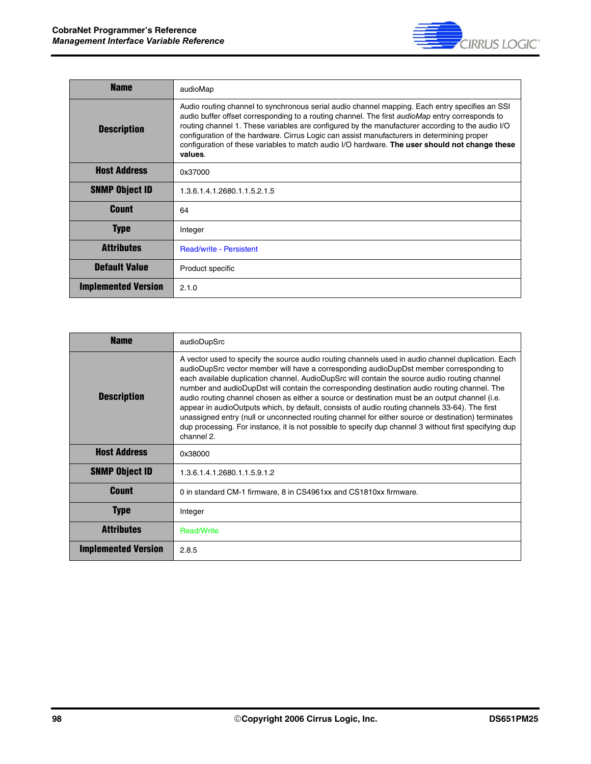| Name | audioMap |
|---|---|
| Description | Audio routing channel to synchronous serial audio channel mapping. Each entry specifies an SSI audio buffer offset corresponding to a routing channel. The first *audioMap* entry corresponds to routing channel 1. These variables are configured by the manufacturer according to the audio I/O configuration of the hardware. Cirrus Logic can assist manufacturers in determining proper configuration of these variables to match audio I/O hardware. **The user should not change these values**. |
| Host Address | 0x37000 |
| SNMP Object ID | 1.3.6.1.4.1.2680.1.1.5.2.1.5 |
| Count | 64 |
| Type | Integer |
| Attributes | Read/write - Persistent |
| Default Value | Product specific |
| Implemented Version | 2.1.0 |

| Name | audioDupSrc |
|---|---|
| Description | A vector used to specify the source audio routing channels used in audio channel duplication. Each audioDupSrc vector member will have a corresponding audioDupDst member corresponding to each available duplication channel. AudioDupSrc will contain the source audio routing channel number and audioDupDst will contain the corresponding destination audio routing channel. The audio routing channel chosen as either a source or destination must be an output channel (i.e. appear in audioOutputs which, by default, consists of audio routing channels 33-64). The first unassigned entry (null or unconnected routing channel for either source or destination) terminates dup processing. For instance, it is not possible to specify dup channel 3 without first specifying dup channel 2. |
| Host Address | 0x38000 |
| SNMP Object ID | 1.3.6.1.4.1.2680.1.1.5.9.1.2 |
| Count | 0 in standard CM-1 firmware, 8 in CS4961xx and CS1810xx firmware. |
| Type | Integer |
| Attributes | Read/Write |
| Implemented Version | 2.8.5 |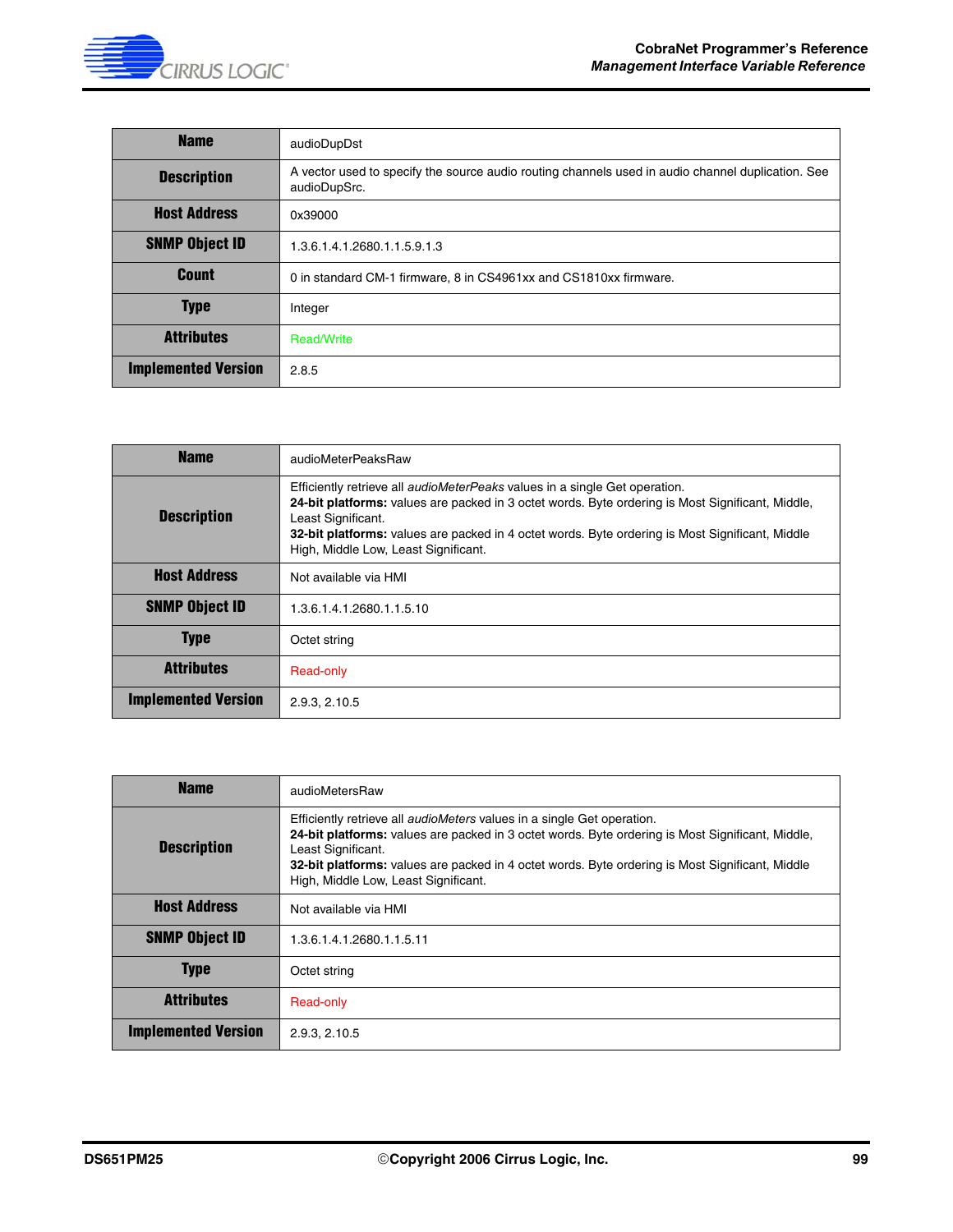| Name | audioDupDst |
|---|---|
| Description | A vector used to specify the source audio routing channels used in audio channel duplication. See audioDupSrc. |
| Host Address | 0x39000 |
| SNMP Object ID | 1.3.6.1.4.1.2680.1.1.5.9.1.3 |
| Count | 0 in standard CM-1 firmware, 8 in CS4961xx and CS1810xx firmware. |
| Type | Integer |
| Attributes | Read/Write |
| Implemented Version | 2.8.5 |

| Name | audioMeterPeaksRaw |
|---|---|
| Description | Efficiently retrieve all *audioMeterPeaks* values in a single Get operation.<br>**24-bit platforms:** values are packed in 3 octet words. Byte ordering is Most Significant, Middle, Least Significant.<br>**32-bit platforms:** values are packed in 4 octet words. Byte ordering is Most Significant, Middle High, Middle Low, Least Significant. |
| Host Address | Not available via HMI |
| SNMP Object ID | 1.3.6.1.4.1.2680.1.1.5.10 |
| Type | Octet string |
| Attributes | Read-only |
| Implemented Version | 2.9.3, 2.10.5 |

| Name | audioMetersRaw |
|---|---|
| Description | Efficiently retrieve all *audioMeters* values in a single Get operation.<br>**24-bit platforms:** values are packed in 3 octet words. Byte ordering is Most Significant, Middle, Least Significant.<br>**32-bit platforms:** values are packed in 4 octet words. Byte ordering is Most Significant, Middle High, Middle Low, Least Significant. |
| Host Address | Not available via HMI |
| SNMP Object ID | 1.3.6.1.4.1.2680.1.1.5.11 |
| Type | Octet string |
| Attributes | Read-only |
| Implemented Version | 2.9.3, 2.10.5 |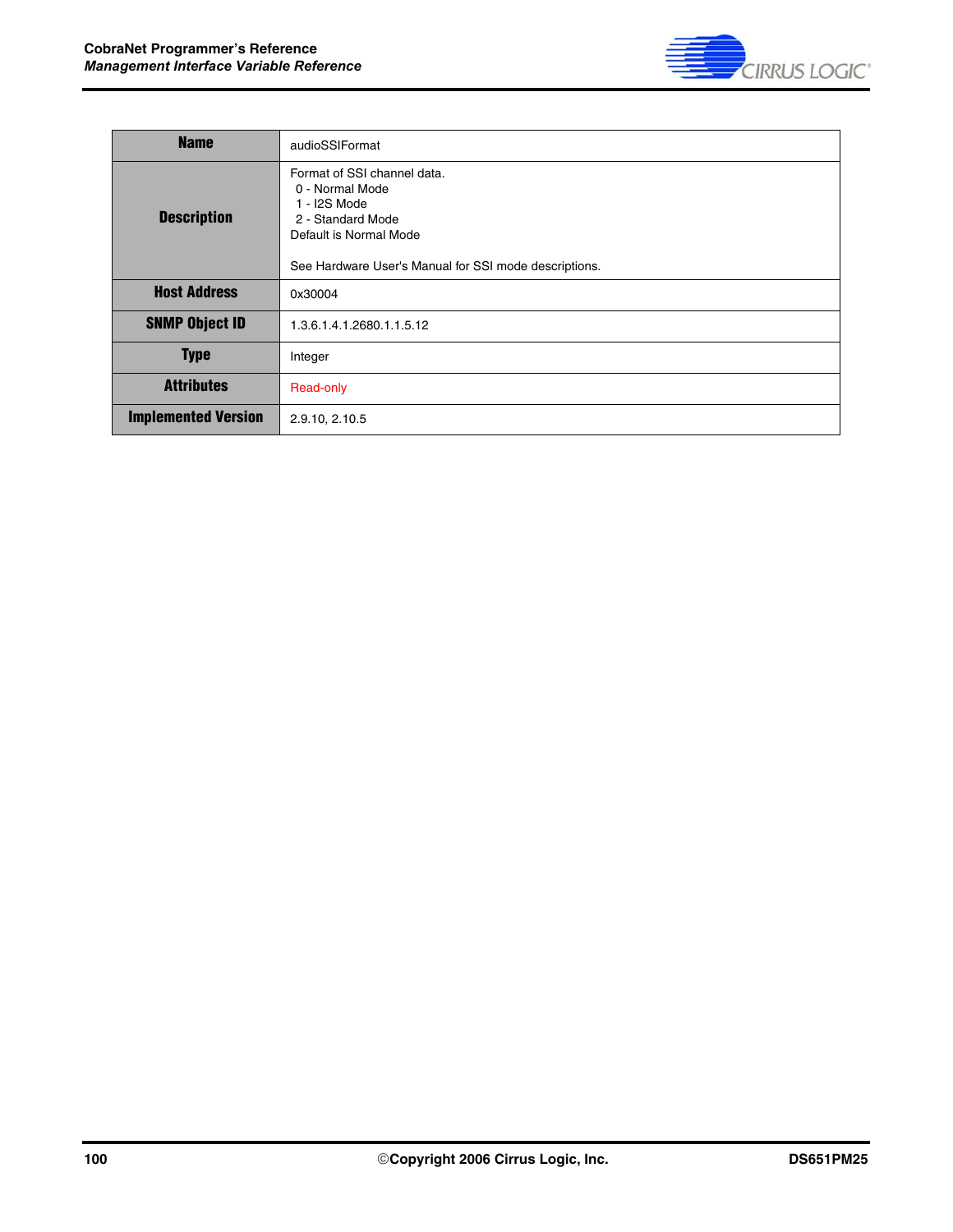| Name | audioSSIFormat |
|---|---|
| Description | Format of SSI channel data.<br>0 - Normal Mode<br>1 - I2S Mode<br>2 - Standard Mode<br>Default is Normal Mode<br><br>See Hardware User's Manual for SSI mode descriptions. |
| Host Address | 0x30004 |
| SNMP Object ID | 1.3.6.1.4.1.2680.1.1.5.12 |
| Type | Integer |
| Attributes | Read-only |
| Implemented Version | 2.9.10, 2.10.5 |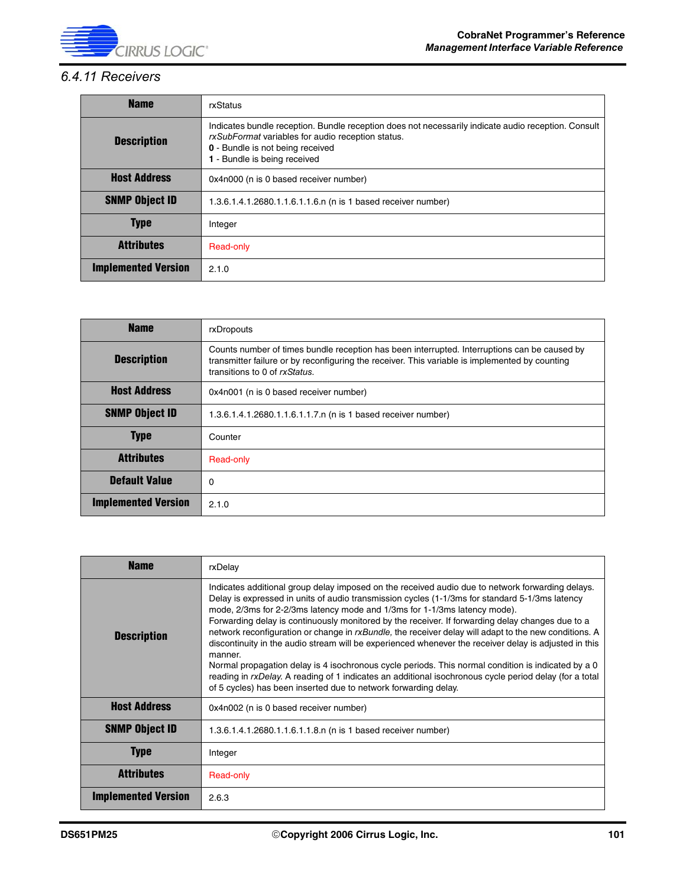### 6.4.11 Receivers

| Name | rxStatus |
|---|---|
| Description | Indicates bundle reception. Bundle reception does not necessarily indicate audio reception. Consult *rxSubFormat* variables for audio reception status.<br>**0** - Bundle is not being received<br>**1** - Bundle is being received |
| Host Address | 0x4n000 (n is 0 based receiver number) |
| SNMP Object ID | 1.3.6.1.4.1.2680.1.1.6.1.1.6.n (n is 1 based receiver number) |
| Type | Integer |
| Attributes | Read-only |
| Implemented Version | 2.1.0 |

| Name | rxDropouts |
|---|---|
| Description | Counts number of times bundle reception has been interrupted. Interruptions can be caused by transmitter failure or by reconfiguring the receiver. This variable is implemented by counting transitions to 0 of *rxStatus.* |
| Host Address | 0x4n001 (n is 0 based receiver number) |
| SNMP Object ID | 1.3.6.1.4.1.2680.1.1.6.1.1.7.n (n is 1 based receiver number) |
| Type | Counter |
| Attributes | Read-only |
| Default Value | 0 |
| Implemented Version | 2.1.0 |

| Name | rxDelay |
|---|---|
| Description | Indicates additional group delay imposed on the received audio due to network forwarding delays. Delay is expressed in units of audio transmission cycles (1-1/3ms for standard 5-1/3ms latency mode, 2/3ms for 2-2/3ms latency mode and 1/3ms for 1-1/3ms latency mode).<br>Forwarding delay is continuously monitored by the receiver. If forwarding delay changes due to a network reconfiguration or change in *rxBundle,* the receiver delay will adapt to the new conditions. A discontinuity in the audio stream will be experienced whenever the receiver delay is adjusted in this manner.<br>Normal propagation delay is 4 isochronous cycle periods. This normal condition is indicated by a 0 reading in *rxDelay.* A reading of 1 indicates an additional isochronous cycle period delay (for a total of 5 cycles) has been inserted due to network forwarding delay. |
| Host Address | 0x4n002 (n is 0 based receiver number) |
| SNMP Object ID | 1.3.6.1.4.1.2680.1.1.6.1.1.8.n (n is 1 based receiver number) |
| Type | Integer |
| Attributes | Read-only |
| Implemented Version | 2.6.3 |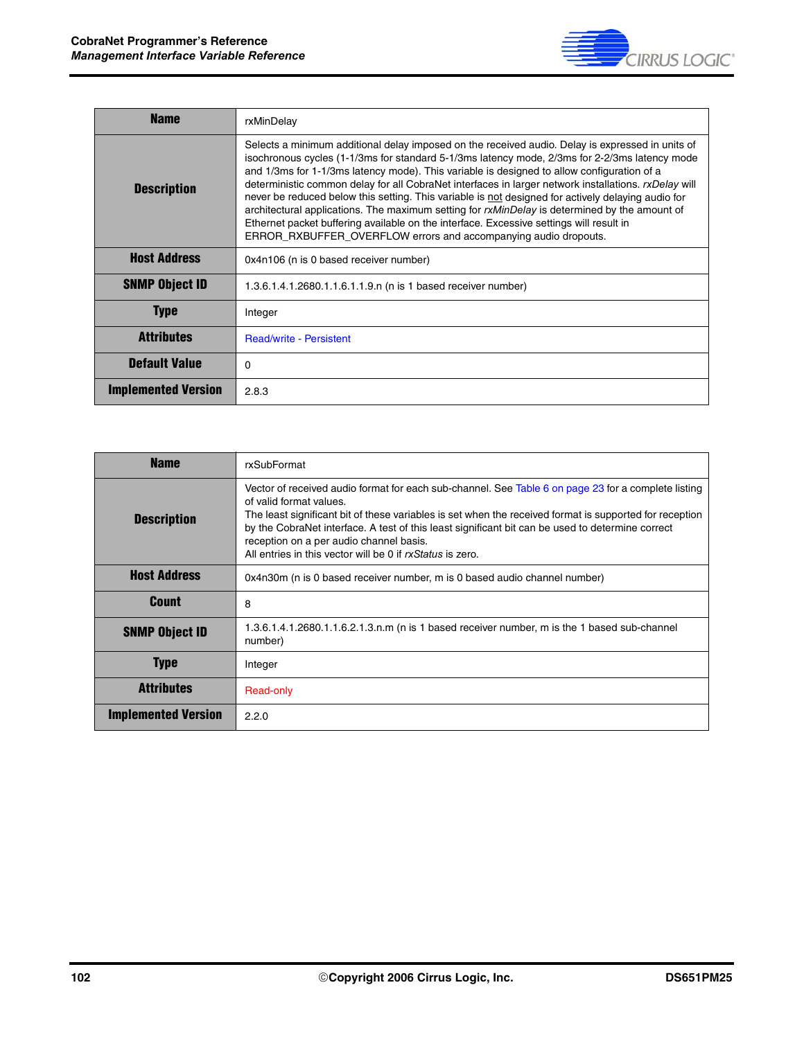| Name | rxMinDelay |
|---|---|
| Description | Selects a minimum additional delay imposed on the received audio. Delay is expressed in units of isochronous cycles (1-1/3ms for standard 5-1/3ms latency mode, 2/3ms for 2-2/3ms latency mode and 1/3ms for 1-1/3ms latency mode). This variable is designed to allow configuration of a deterministic common delay for all CobraNet interfaces in larger network installations. *rxDelay* will never be reduced below this setting. This variable is not designed for actively delaying audio for architectural applications. The maximum setting for *rxMinDelay* is determined by the amount of Ethernet packet buffering available on the interface. Excessive settings will result in ERROR_RXBUFFER_OVERFLOW errors and accompanying audio dropouts. |
| Host Address | 0x4n106 (n is 0 based receiver number) |
| SNMP Object ID | 1.3.6.1.4.1.2680.1.1.6.1.1.9.n (n is 1 based receiver number) |
| Type | Integer |
| Attributes | Read/write - Persistent |
| Default Value | 0 |
| Implemented Version | 2.8.3 |

| Name | rxSubFormat |
|---|---|
| Description | Vector of received audio format for each sub-channel. See Table 6 on page 23 for a complete listing of valid format values.<br>The least significant bit of these variables is set when the received format is supported for reception by the CobraNet interface. A test of this least significant bit can be used to determine correct reception on a per audio channel basis.<br>All entries in this vector will be 0 if *rxStatus* is zero. |
| Host Address | 0x4n30m (n is 0 based receiver number, m is 0 based audio channel number) |
| Count | 8 |
| SNMP Object ID | 1.3.6.1.4.1.2680.1.1.6.2.1.3.n.m (n is 1 based receiver number, m is the 1 based sub-channel number) |
| Type | Integer |
| Attributes | Read-only |
| Implemented Version | 2.2.0 |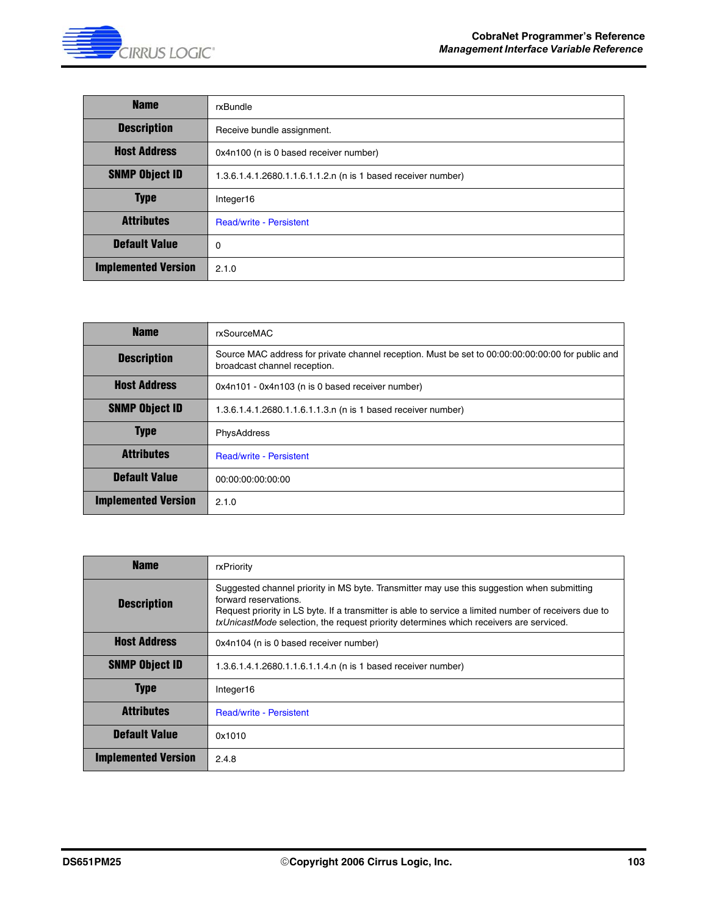| Name | rxBundle |
|---|---|
| Description | Receive bundle assignment. |
| Host Address | 0x4n100 (n is 0 based receiver number) |
| SNMP Object ID | 1.3.6.1.4.1.2680.1.1.6.1.1.2.n (n is 1 based receiver number) |
| Type | Integer16 |
| Attributes | Read/write - Persistent |
| Default Value | 0 |
| Implemented Version | 2.1.0 |

| Name | rxSourceMAC |
|---|---|
| Description | Source MAC address for private channel reception. Must be set to 00:00:00:00:00:00 for public and broadcast channel reception. |
| Host Address | 0x4n101 - 0x4n103 (n is 0 based receiver number) |
| SNMP Object ID | 1.3.6.1.4.1.2680.1.1.6.1.1.3.n (n is 1 based receiver number) |
| Type | PhysAddress |
| Attributes | Read/write - Persistent |
| Default Value | 00:00:00:00:00:00 |
| Implemented Version | 2.1.0 |

| Name | rxPriority |
|---|---|
| Description | Suggested channel priority in MS byte. Transmitter may use this suggestion when submitting forward reservations.<br>Request priority in LS byte. If a transmitter is able to service a limited number of receivers due to *txUnicastMode* selection, the request priority determines which receivers are serviced. |
| Host Address | 0x4n104 (n is 0 based receiver number) |
| SNMP Object ID | 1.3.6.1.4.1.2680.1.1.6.1.1.4.n (n is 1 based receiver number) |
| Type | Integer16 |
| Attributes | Read/write - Persistent |
| Default Value | 0x1010 |
| Implemented Version | 2.4.8 |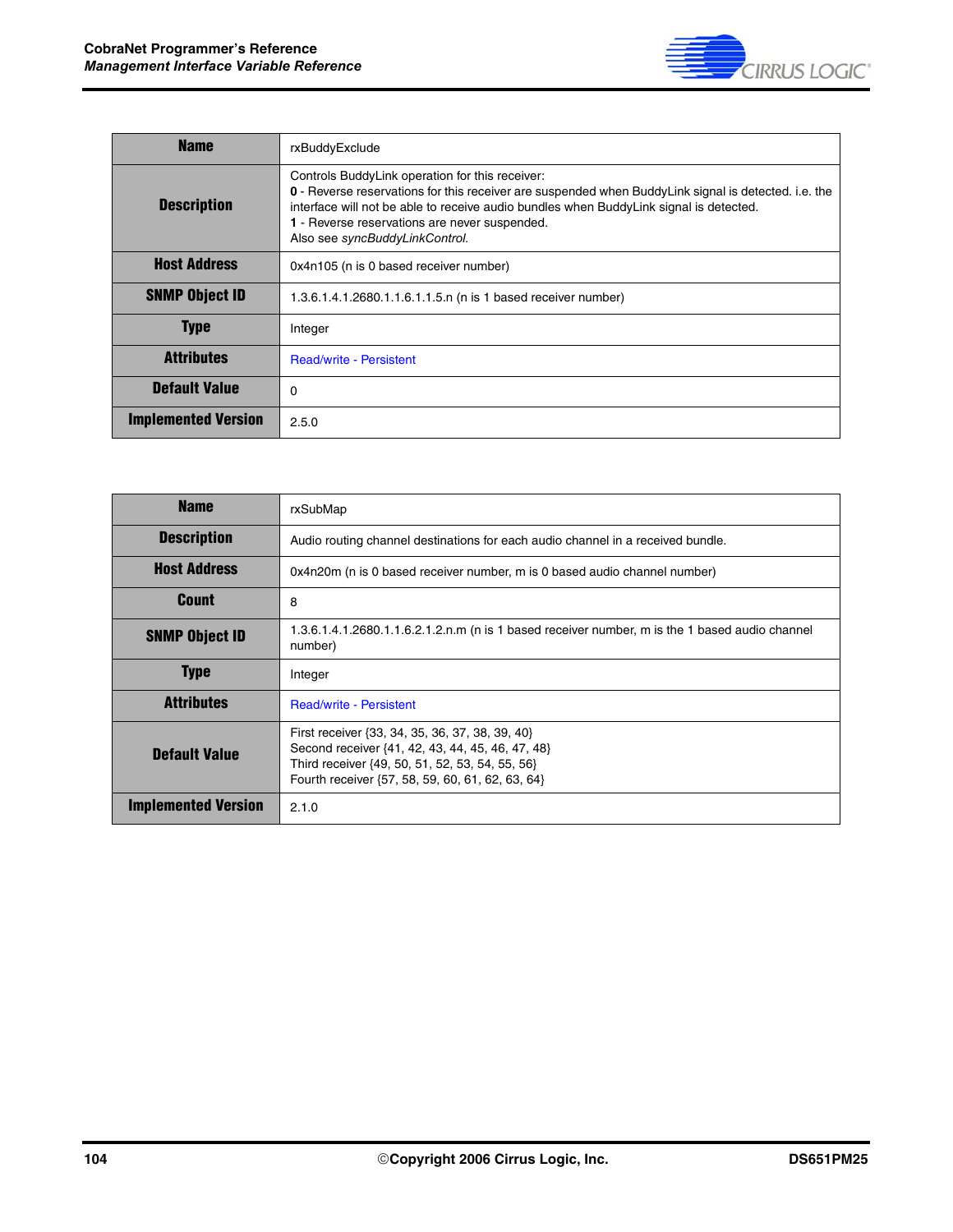| Name | rxBuddyExclude |
|---|---|
| Description | Controls BuddyLink operation for this receiver:<br>**0** - Reverse reservations for this receiver are suspended when BuddyLink signal is detected. i.e. the interface will not be able to receive audio bundles when BuddyLink signal is detected.<br>**1** - Reverse reservations are never suspended.<br>Also see *syncBuddyLinkControl.* |
| Host Address | 0x4n105 (n is 0 based receiver number) |
| SNMP Object ID | 1.3.6.1.4.1.2680.1.1.6.1.1.5.n (n is 1 based receiver number) |
| Type | Integer |
| Attributes | Read/write - Persistent |
| Default Value | 0 |
| Implemented Version | 2.5.0 |

| Name | rxSubMap |
|---|---|
| Description | Audio routing channel destinations for each audio channel in a received bundle. |
| Host Address | 0x4n20m (n is 0 based receiver number, m is 0 based audio channel number) |
| Count | 8 |
| SNMP Object ID | 1.3.6.1.4.1.2680.1.1.6.2.1.2.n.m (n is 1 based receiver number, m is the 1 based audio channel number) |
| Type | Integer |
| Attributes | Read/write - Persistent |
| Default Value | First receiver {33, 34, 35, 36, 37, 38, 39, 40}<br>Second receiver {41, 42, 43, 44, 45, 46, 47, 48}<br>Third receiver {49, 50, 51, 52, 53, 54, 55, 56}<br>Fourth receiver {57, 58, 59, 60, 61, 62, 63, 64} |
| Implemented Version | 2.1.0 |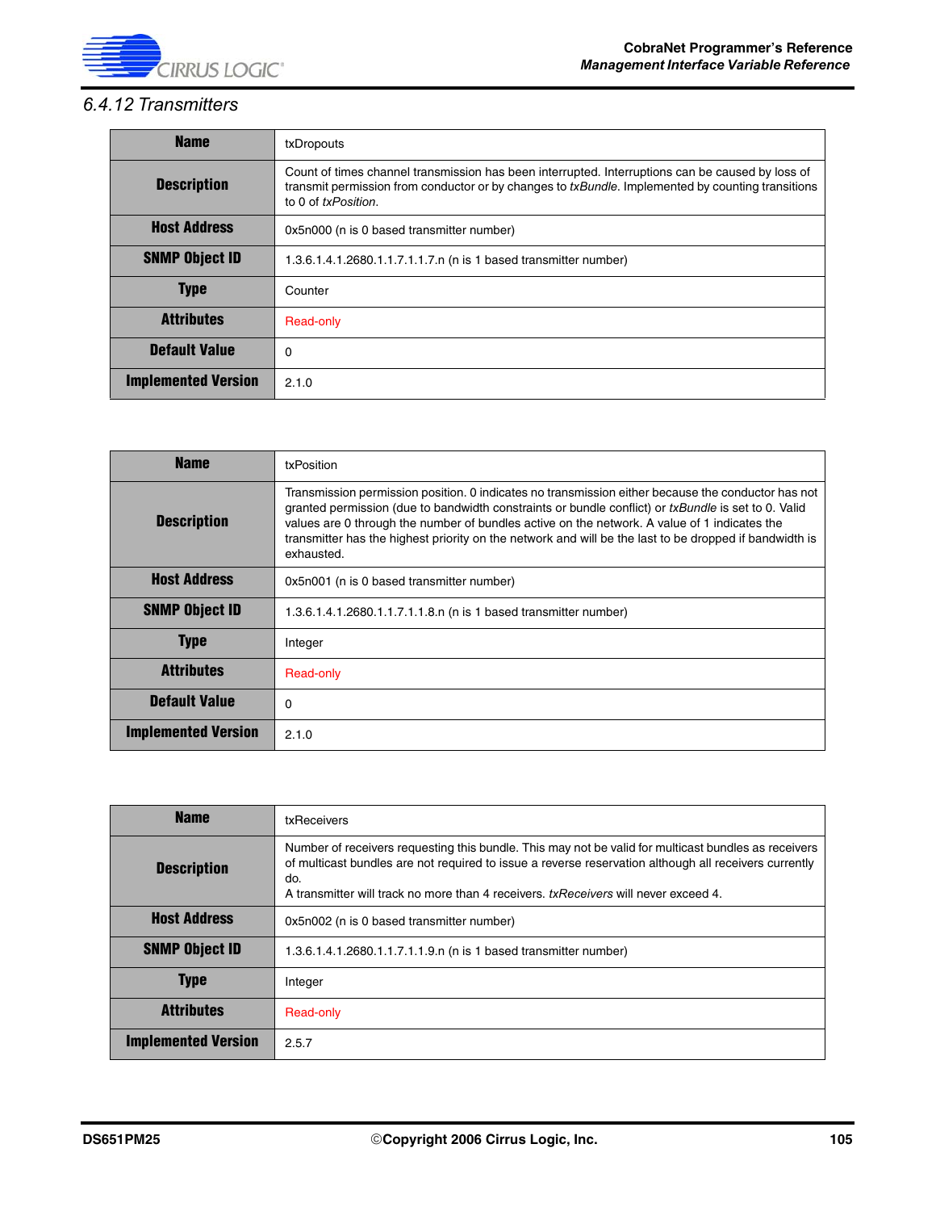### 6.4.12 Transmitters

| Name | txDropouts |
|---|---|
| Description | Count of times channel transmission has been interrupted. Interruptions can be caused by loss of transmit permission from conductor or by changes to *txBundle*. Implemented by counting transitions to 0 of *txPosition*. |
| Host Address | 0x5n000 (n is 0 based transmitter number) |
| SNMP Object ID | 1.3.6.1.4.1.2680.1.1.7.1.1.7.n (n is 1 based transmitter number) |
| Type | Counter |
| Attributes | Read-only |
| Default Value | 0 |
| Implemented Version | 2.1.0 |

| Name | txPosition |
|---|---|
| Description | Transmission permission position. 0 indicates no transmission either because the conductor has not granted permission (due to bandwidth constraints or bundle conflict) or *txBundle* is set to 0. Valid values are 0 through the number of bundles active on the network. A value of 1 indicates the transmitter has the highest priority on the network and will be the last to be dropped if bandwidth is exhausted. |
| Host Address | 0x5n001 (n is 0 based transmitter number) |
| SNMP Object ID | 1.3.6.1.4.1.2680.1.1.7.1.1.8.n (n is 1 based transmitter number) |
| Type | Integer |
| Attributes | Read-only |
| Default Value | 0 |
| Implemented Version | 2.1.0 |

| Name | txReceivers |
|---|---|
| Description | Number of receivers requesting this bundle. This may not be valid for multicast bundles as receivers of multicast bundles are not required to issue a reverse reservation although all receivers currently do. A transmitter will track no more than 4 receivers. *txReceivers* will never exceed 4. |
| Host Address | 0x5n002 (n is 0 based transmitter number) |
| SNMP Object ID | 1.3.6.1.4.1.2680.1.1.7.1.1.9.n (n is 1 based transmitter number) |
| Type | Integer |
| Attributes | Read-only |
| Implemented Version | 2.5.7 |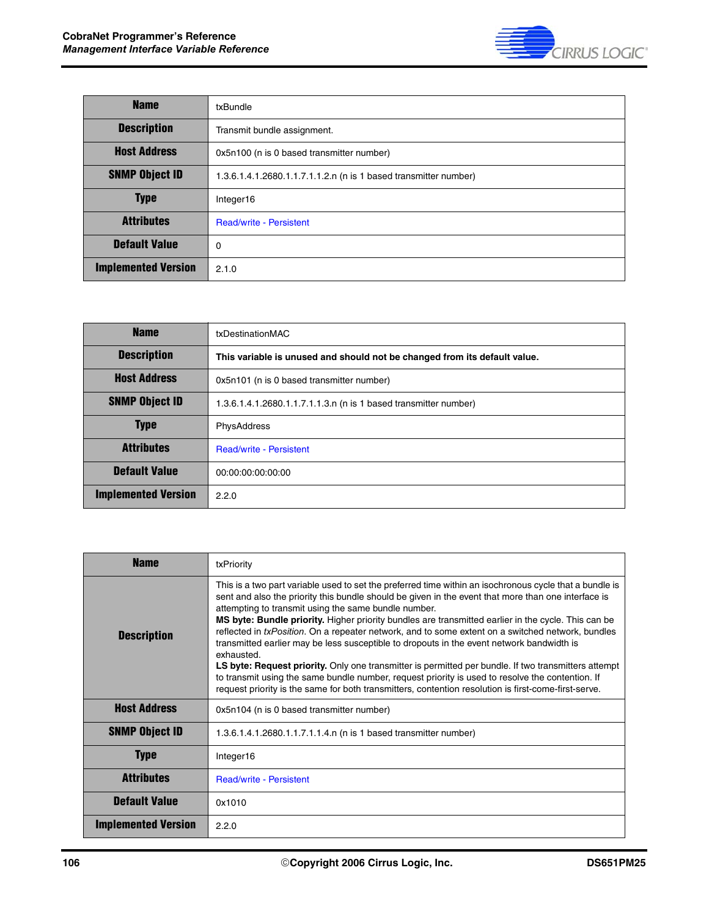| Name | txBundle |
|---|---|
| Description | Transmit bundle assignment. |
| Host Address | 0x5n100 (n is 0 based transmitter number) |
| SNMP Object ID | 1.3.6.1.4.1.2680.1.1.7.1.1.2.n (n is 1 based transmitter number) |
| Type | Integer16 |
| Attributes | Read/write - Persistent |
| Default Value | 0 |
| Implemented Version | 2.1.0 |

| Name | txDestinationMAC |
|---|---|
| Description | **This variable is unused and should not be changed from its default value.** |
| Host Address | 0x5n101 (n is 0 based transmitter number) |
| SNMP Object ID | 1.3.6.1.4.1.2680.1.1.7.1.1.3.n (n is 1 based transmitter number) |
| Type | PhysAddress |
| Attributes | Read/write - Persistent |
| Default Value | 00:00:00:00:00:00 |
| Implemented Version | 2.2.0 |

| Name | txPriority |
|---|---|
| Description | This is a two part variable used to set the preferred time within an isochronous cycle that a bundle is sent and also the priority this bundle should be given in the event that more than one interface is attempting to transmit using the same bundle number.<br>**MS byte: Bundle priority.** Higher priority bundles are transmitted earlier in the cycle. This can be reflected in *txPosition*. On a repeater network, and to some extent on a switched network, bundles transmitted earlier may be less susceptible to dropouts in the event network bandwidth is exhausted.<br>**LS byte: Request priority.** Only one transmitter is permitted per bundle. If two transmitters attempt to transmit using the same bundle number, request priority is used to resolve the contention. If request priority is the same for both transmitters, contention resolution is first-come-first-serve. |
| Host Address | 0x5n104 (n is 0 based transmitter number) |
| SNMP Object ID | 1.3.6.1.4.1.2680.1.1.7.1.1.4.n (n is 1 based transmitter number) |
| Type | Integer16 |
| Attributes | Read/write - Persistent |
| Default Value | 0x1010 |
| Implemented Version | 2.2.0 |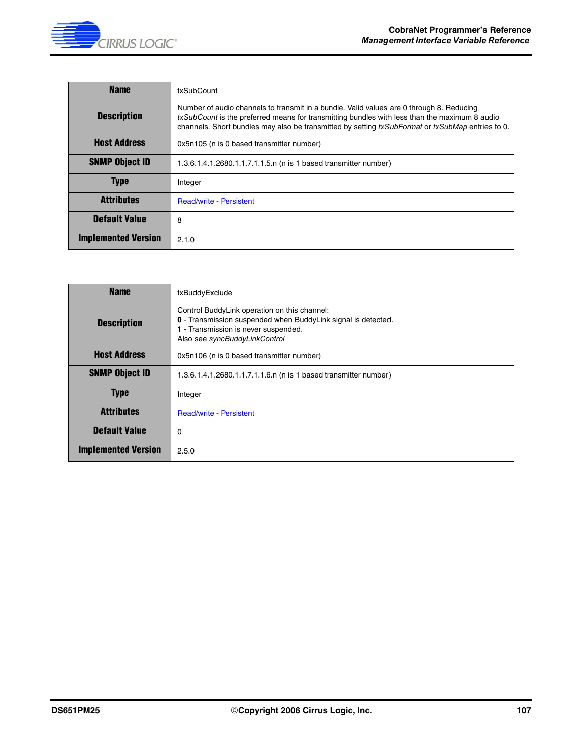| Name | txSubCount |
|---|---|
| Description | Number of audio channels to transmit in a bundle. Valid values are 0 through 8. Reducing *txSubCount* is the preferred means for transmitting bundles with less than the maximum 8 audio channels. Short bundles may also be transmitted by setting *txSubFormat* or *txSubMap* entries to 0. |
| Host Address | 0x5n105 (n is 0 based transmitter number) |
| SNMP Object ID | 1.3.6.1.4.1.2680.1.1.7.1.1.5.n (n is 1 based transmitter number) |
| Type | Integer |
| Attributes | Read/write - Persistent |
| Default Value | 8 |
| Implemented Version | 2.1.0 |

| Name | txBuddyExclude |
|---|---|
| Description | Control BuddyLink operation on this channel:<br>**0** - Transmission suspended when BuddyLink signal is detected.<br>**1** - Transmission is never suspended.<br>Also see *syncBuddyLinkControl* |
| Host Address | 0x5n106 (n is 0 based transmitter number) |
| SNMP Object ID | 1.3.6.1.4.1.2680.1.1.7.1.1.6.n (n is 1 based transmitter number) |
| Type | Integer |
| Attributes | Read/write - Persistent |
| Default Value | 0 |
| Implemented Version | 2.5.0 |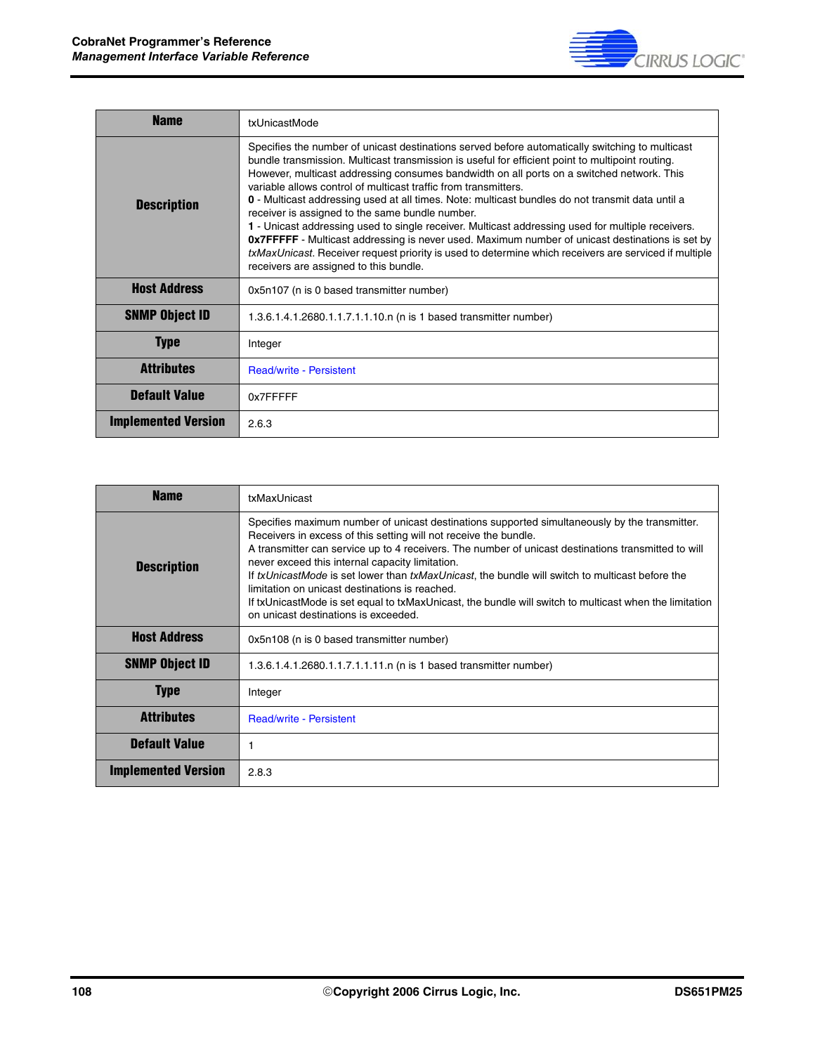| Name | txUnicastMode |
|---|---|
| Description | Specifies the number of unicast destinations served before automatically switching to multicast bundle transmission. Multicast transmission is useful for efficient point to multipoint routing. However, multicast addressing consumes bandwidth on all ports on a switched network. This variable allows control of multicast traffic from transmitters.<br>**0** - Multicast addressing used at all times. Note: multicast bundles do not transmit data until a receiver is assigned to the same bundle number.<br>**1** - Unicast addressing used to single receiver. Multicast addressing used for multiple receivers.<br>**0x7FFFFF** - Multicast addressing is never used. Maximum number of unicast destinations is set by *txMaxUnicast*. Receiver request priority is used to determine which receivers are serviced if multiple receivers are assigned to this bundle. |
| Host Address | 0x5n107 (n is 0 based transmitter number) |
| SNMP Object ID | 1.3.6.1.4.1.2680.1.1.7.1.1.10.n (n is 1 based transmitter number) |
| Type | Integer |
| Attributes | Read/write - Persistent |
| Default Value | 0x7FFFFF |
| Implemented Version | 2.6.3 |

| Name | txMaxUnicast |
|---|---|
| Description | Specifies maximum number of unicast destinations supported simultaneously by the transmitter. Receivers in excess of this setting will not receive the bundle.<br>A transmitter can service up to 4 receivers. The number of unicast destinations transmitted to will never exceed this internal capacity limitation.<br>If *txUnicastMode* is set lower than *txMaxUnicast*, the bundle will switch to multicast before the limitation on unicast destinations is reached.<br>If txUnicastMode is set equal to txMaxUnicast, the bundle will switch to multicast when the limitation on unicast destinations is exceeded. |
| Host Address | 0x5n108 (n is 0 based transmitter number) |
| SNMP Object ID | 1.3.6.1.4.1.2680.1.1.7.1.1.11.n (n is 1 based transmitter number) |
| Type | Integer |
| Attributes | Read/write - Persistent |
| Default Value | 1 |
| Implemented Version | 2.8.3 |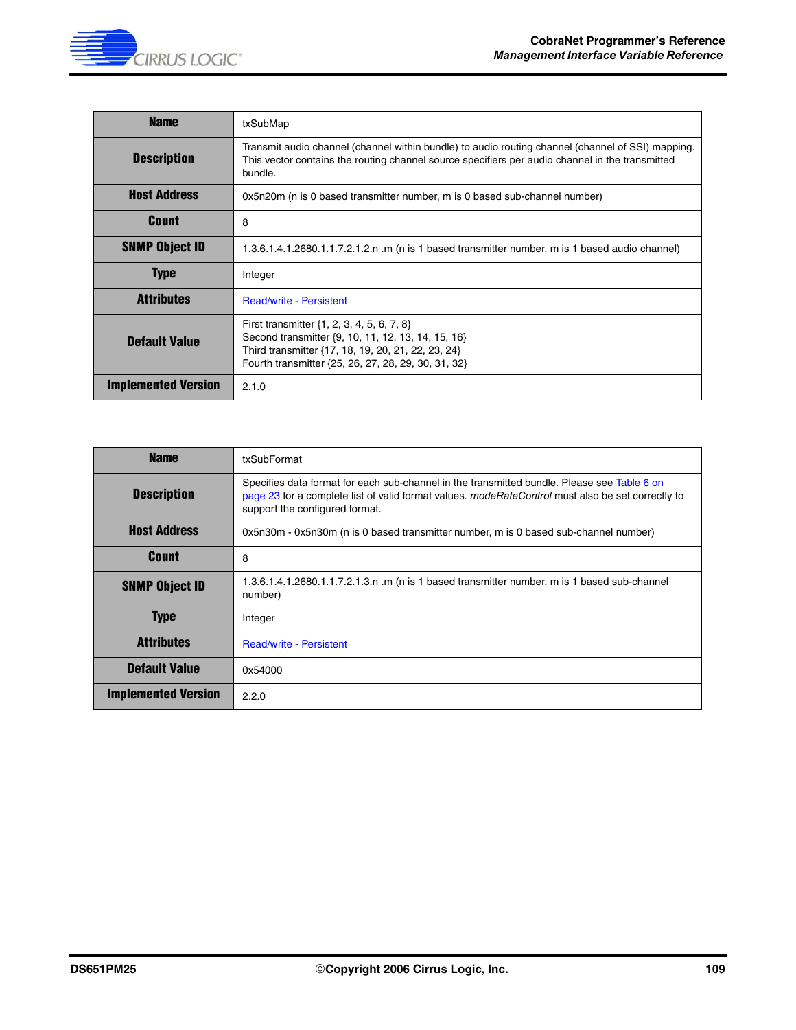| Name | txSubMap |
|---|---|
| Description | Transmit audio channel (channel within bundle) to audio routing channel (channel of SSI) mapping. This vector contains the routing channel source specifiers per audio channel in the transmitted bundle. |
| Host Address | 0x5n20m (n is 0 based transmitter number, m is 0 based sub-channel number) |
| Count | 8 |
| SNMP Object ID | 1.3.6.1.4.1.2680.1.1.7.2.1.2.n .m (n is 1 based transmitter number, m is 1 based audio channel) |
| Type | Integer |
| Attributes | Read/write - Persistent |
| Default Value | First transmitter {1, 2, 3, 4, 5, 6, 7, 8}<br>Second transmitter {9, 10, 11, 12, 13, 14, 15, 16}<br>Third transmitter {17, 18, 19, 20, 21, 22, 23, 24}<br>Fourth transmitter {25, 26, 27, 28, 29, 30, 31, 32} |
| Implemented Version | 2.1.0 |

| Name | txSubFormat |
|---|---|
| Description | Specifies data format for each sub-channel in the transmitted bundle. Please see Table 6 on page 23 for a complete list of valid format values. *modeRateControl* must also be set correctly to support the configured format. |
| Host Address | 0x5n30m - 0x5n30m (n is 0 based transmitter number, m is 0 based sub-channel number) |
| Count | 8 |
| SNMP Object ID | 1.3.6.1.4.1.2680.1.1.7.2.1.3.n .m (n is 1 based transmitter number, m is 1 based sub-channel number) |
| Type | Integer |
| Attributes | Read/write - Persistent |
| Default Value | 0x54000 |
| Implemented Version | 2.2.0 |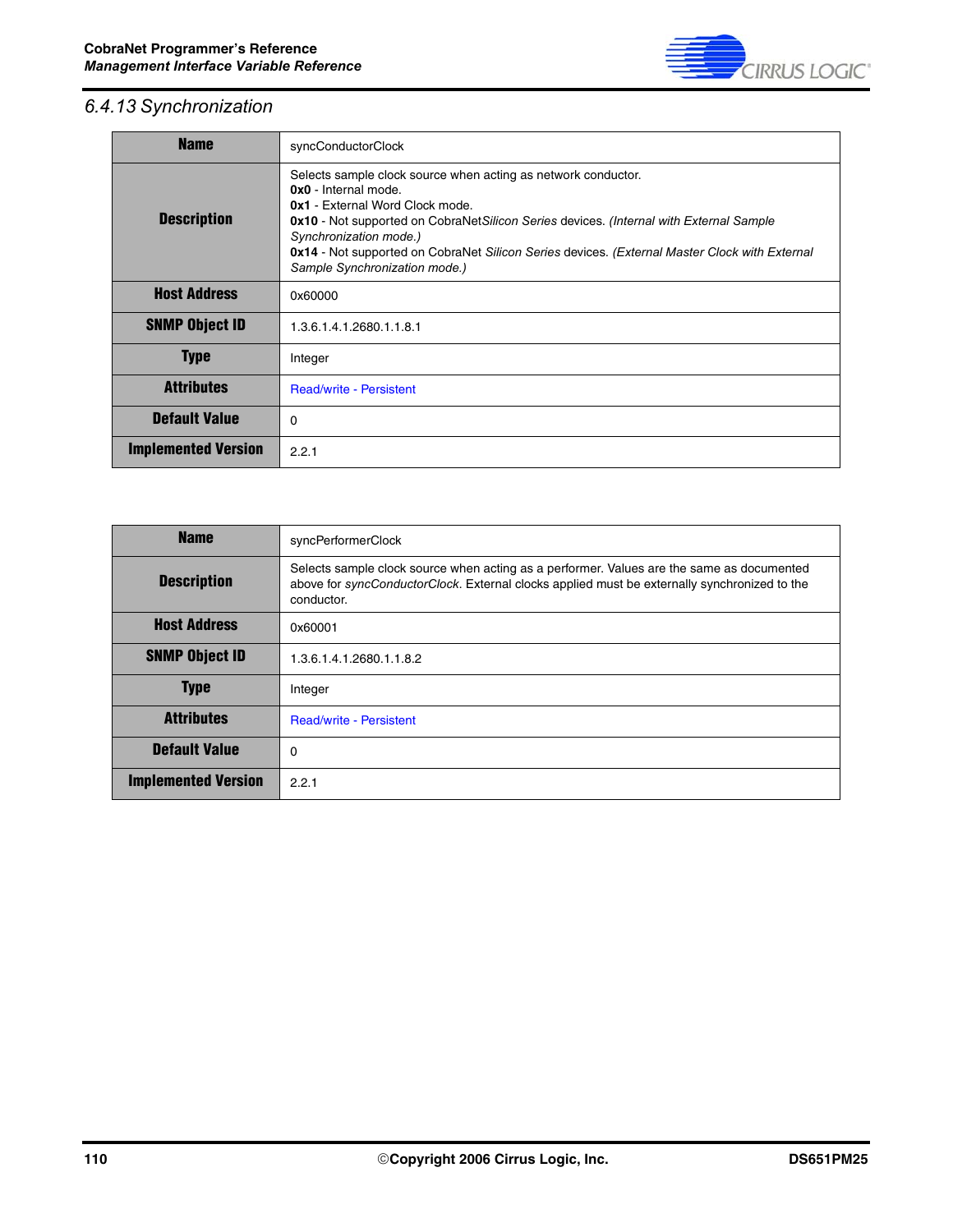### 6.4.13 Synchronization

| Name | syncConductorClock |
|---|---|
| Description | Selects sample clock source when acting as network conductor.<br>**0x0** - Internal mode.<br>**0x1** - External Word Clock mode.<br>**0x10** - Not supported on CobraNet*Silicon Series* devices. *(Internal with External Sample Synchronization mode.)*<br>**0x14** - Not supported on CobraNet *Silicon Series* devices. *(External Master Clock with External Sample Synchronization mode.)* |
| Host Address | 0x60000 |
| SNMP Object ID | 1.3.6.1.4.1.2680.1.1.8.1 |
| Type | Integer |
| Attributes | Read/write - Persistent |
| Default Value | 0 |
| Implemented Version | 2.2.1 |

| Name | syncPerformerClock |
|---|---|
| Description | Selects sample clock source when acting as a performer. Values are the same as documented above for *syncConductorClock*. External clocks applied must be externally synchronized to the conductor. |
| Host Address | 0x60001 |
| SNMP Object ID | 1.3.6.1.4.1.2680.1.1.8.2 |
| Type | Integer |
| Attributes | Read/write - Persistent |
| Default Value | 0 |
| Implemented Version | 2.2.1 |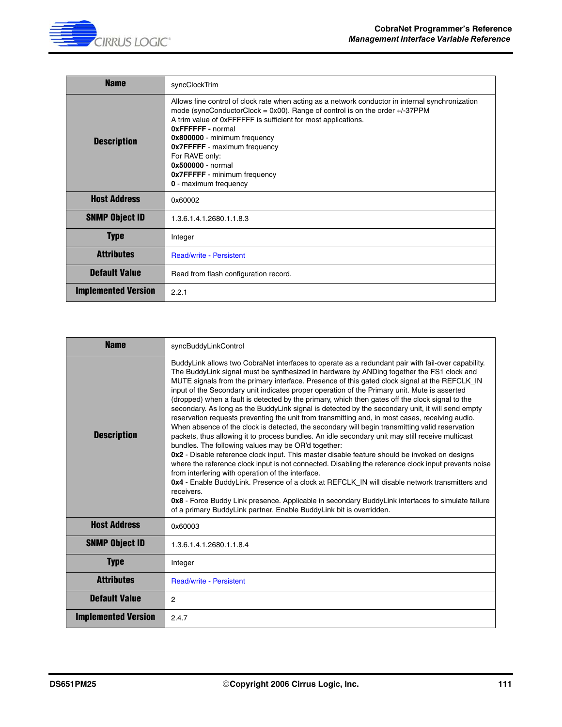| Name | syncClockTrim |
|---|---|
| Description | Allows fine control of clock rate when acting as a network conductor in internal synchronization mode (syncConductorClock = 0x00). Range of control is on the order +/-37PPM<br>A trim value of 0xFFFFFF is sufficient for most applications.<br>**0xFFFFFF -** normal<br>**0x800000** - minimum frequency<br>**0x7FFFFF** - maximum frequency<br>For RAVE only:<br>**0x500000** - normal<br>**0x7FFFFF** - minimum frequency<br>**0** - maximum frequency |
| Host Address | 0x60002 |
| SNMP Object ID | 1.3.6.1.4.1.2680.1.1.8.3 |
| Type | Integer |
| Attributes | Read/write - Persistent |
| Default Value | Read from flash configuration record. |
| Implemented Version | 2.2.1 |

| Name | syncBuddyLinkControl |
|---|---|
| Description | BuddyLink allows two CobraNet interfaces to operate as a redundant pair with fail-over capability. The BuddyLink signal must be synthesized in hardware by ANDing together the FS1 clock and MUTE signals from the primary interface. Presence of this gated clock signal at the REFCLK_IN input of the Secondary unit indicates proper operation of the Primary unit. Mute is asserted (dropped) when a fault is detected by the primary, which then gates off the clock signal to the secondary. As long as the BuddyLink signal is detected by the secondary unit, it will send empty reservation requests preventing the unit from transmitting and, in most cases, receiving audio. When absence of the clock is detected, the secondary will begin transmitting valid reservation packets, thus allowing it to process bundles. An idle secondary unit may still receive multicast bundles. The following values may be OR'd together:<br>**0x2** - Disable reference clock input. This master disable feature should be invoked on designs where the reference clock input is not connected. Disabling the reference clock input prevents noise from interfering with operation of the interface.<br>**0x4** - Enable BuddyLink. Presence of a clock at REFCLK_IN will disable network transmitters and receivers.<br>**0x8** - Force Buddy Link presence. Applicable in secondary BuddyLink interfaces to simulate failure of a primary BuddyLink partner. Enable BuddyLink bit is overridden. |
| Host Address | 0x60003 |
| SNMP Object ID | 1.3.6.1.4.1.2680.1.1.8.4 |
| Type | Integer |
| Attributes | Read/write - Persistent |
| Default Value | 2 |
| Implemented Version | 2.4.7 |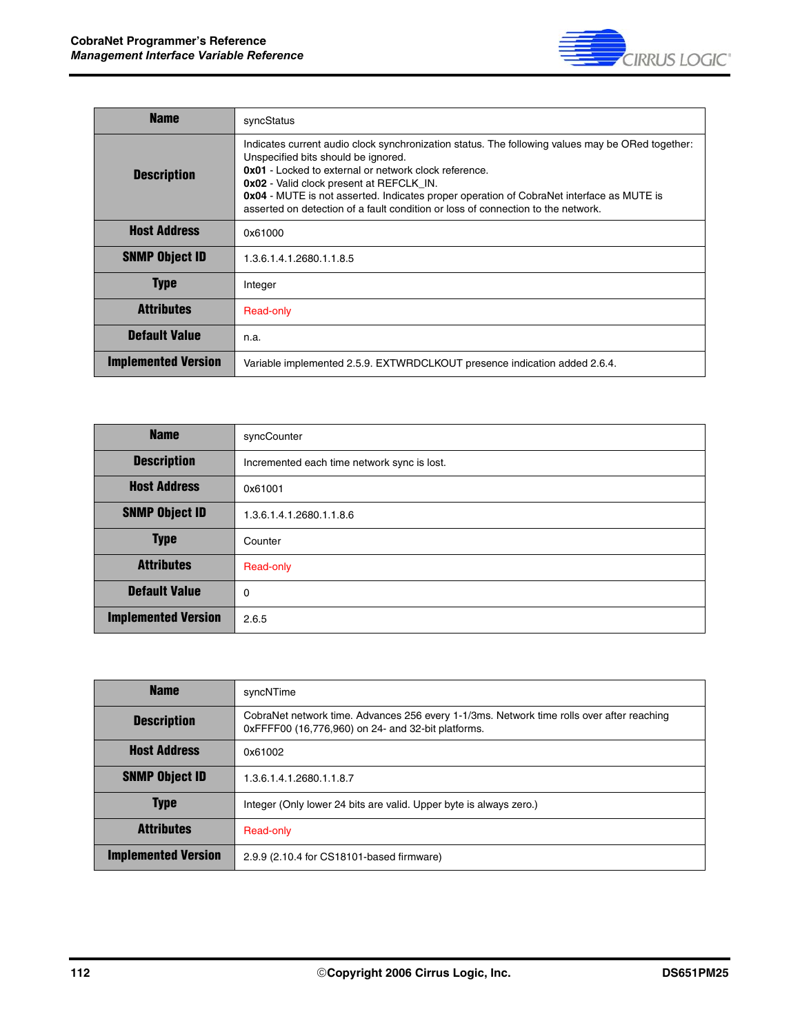| Name | syncStatus |
|---|---|
| Description | Indicates current audio clock synchronization status. The following values may be ORed together: Unspecified bits should be ignored.<br>**0x01** - Locked to external or network clock reference.<br>**0x02** - Valid clock present at REFCLK_IN.<br>**0x04** - MUTE is not asserted. Indicates proper operation of CobraNet interface as MUTE is asserted on detection of a fault condition or loss of connection to the network. |
| Host Address | 0x61000 |
| SNMP Object ID | 1.3.6.1.4.1.2680.1.1.8.5 |
| Type | Integer |
| Attributes | Read-only |
| Default Value | n.a. |
| Implemented Version | Variable implemented 2.5.9. EXTWRDCLKOUT presence indication added 2.6.4. |

| Name | syncCounter |
|---|---|
| Description | Incremented each time network sync is lost. |
| Host Address | 0x61001 |
| SNMP Object ID | 1.3.6.1.4.1.2680.1.1.8.6 |
| Type | Counter |
| Attributes | Read-only |
| Default Value | 0 |
| Implemented Version | 2.6.5 |

| Name | syncNTime |
|---|---|
| Description | CobraNet network time. Advances 256 every 1-1/3ms. Network time rolls over after reaching 0xFFFF00 (16,776,960) on 24- and 32-bit platforms. |
| Host Address | 0x61002 |
| SNMP Object ID | 1.3.6.1.4.1.2680.1.1.8.7 |
| Type | Integer (Only lower 24 bits are valid. Upper byte is always zero.) |
| Attributes | Read-only |
| Implemented Version | 2.9.9 (2.10.4 for CS18101-based firmware) |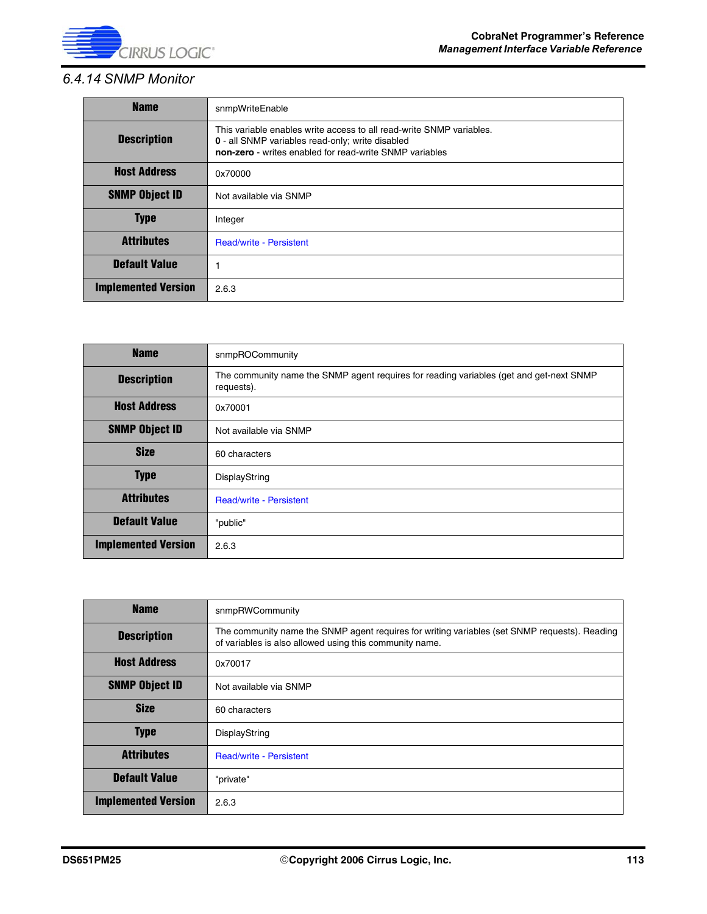### 6.4.14 SNMP Monitor

| Name | snmpWriteEnable |
|---|---|
| Description | This variable enables write access to all read-write SNMP variables.<br>**0** - all SNMP variables read-only; write disabled<br>**non-zero** - writes enabled for read-write SNMP variables |
| Host Address | 0x70000 |
| SNMP Object ID | Not available via SNMP |
| Type | Integer |
| Attributes | Read/write - Persistent |
| Default Value | 1 |
| Implemented Version | 2.6.3 |

| Name | snmpROCommunity |
|---|---|
| Description | The community name the SNMP agent requires for reading variables (get and get-next SNMP requests). |
| Host Address | 0x70001 |
| SNMP Object ID | Not available via SNMP |
| Size | 60 characters |
| Type | DisplayString |
| Attributes | Read/write - Persistent |
| Default Value | "public" |
| Implemented Version | 2.6.3 |

| Name | snmpRWCommunity |
|---|---|
| Description | The community name the SNMP agent requires for writing variables (set SNMP requests). Reading of variables is also allowed using this community name. |
| Host Address | 0x70017 |
| SNMP Object ID | Not available via SNMP |
| Size | 60 characters |
| Type | DisplayString |
| Attributes | Read/write - Persistent |
| Default Value | "private" |
| Implemented Version | 2.6.3 |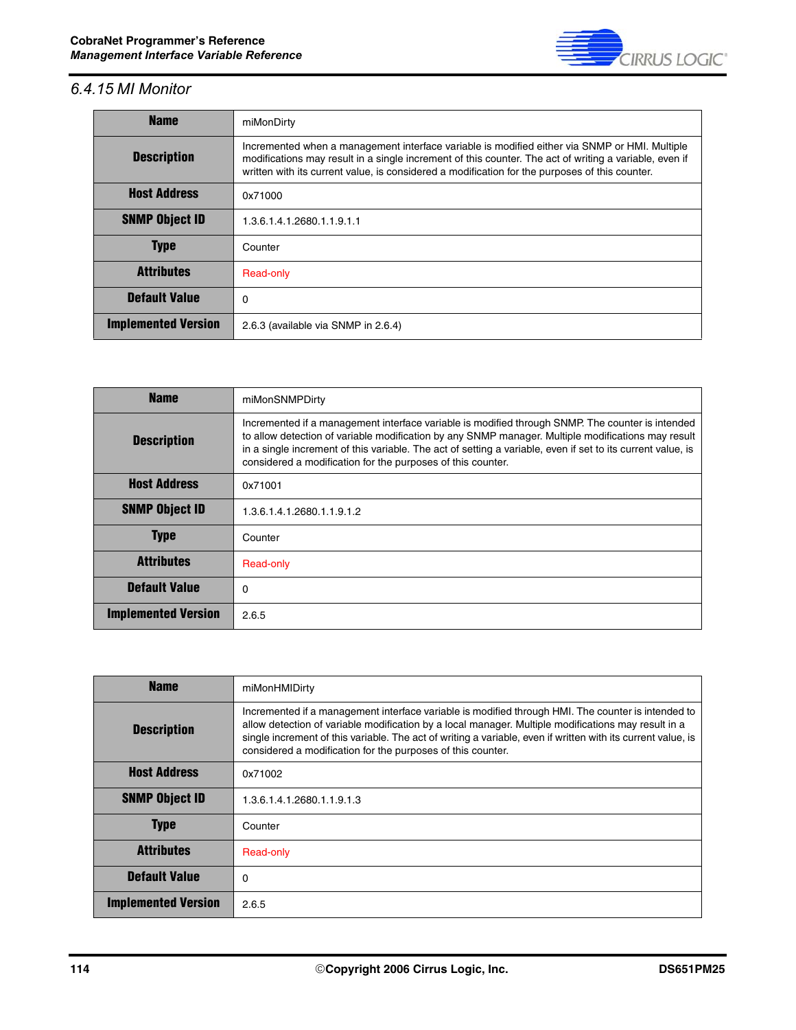### 6.4.15 MI Monitor

| Name | miMonDirty |
|---|---|
| Description | Incremented when a management interface variable is modified either via SNMP or HMI. Multiple modifications may result in a single increment of this counter. The act of writing a variable, even if written with its current value, is considered a modification for the purposes of this counter. |
| Host Address | 0x71000 |
| SNMP Object ID | 1.3.6.1.4.1.2680.1.1.9.1.1 |
| Type | Counter |
| Attributes | Read-only |
| Default Value | 0 |
| Implemented Version | 2.6.3 (available via SNMP in 2.6.4) |

| Name | miMonSNMPDirty |
|---|---|
| Description | Incremented if a management interface variable is modified through SNMP. The counter is intended to allow detection of variable modification by any SNMP manager. Multiple modifications may result in a single increment of this variable. The act of setting a variable, even if set to its current value, is considered a modification for the purposes of this counter. |
| Host Address | 0x71001 |
| SNMP Object ID | 1.3.6.1.4.1.2680.1.1.9.1.2 |
| Type | Counter |
| Attributes | Read-only |
| Default Value | 0 |
| Implemented Version | 2.6.5 |

| Name | miMonHMIDirty |
|---|---|
| Description | Incremented if a management interface variable is modified through HMI. The counter is intended to allow detection of variable modification by a local manager. Multiple modifications may result in a single increment of this variable. The act of writing a variable, even if written with its current value, is considered a modification for the purposes of this counter. |
| Host Address | 0x71002 |
| SNMP Object ID | 1.3.6.1.4.1.2680.1.1.9.1.3 |
| Type | Counter |
| Attributes | Read-only |
| Default Value | 0 |
| Implemented Version | 2.6.5 |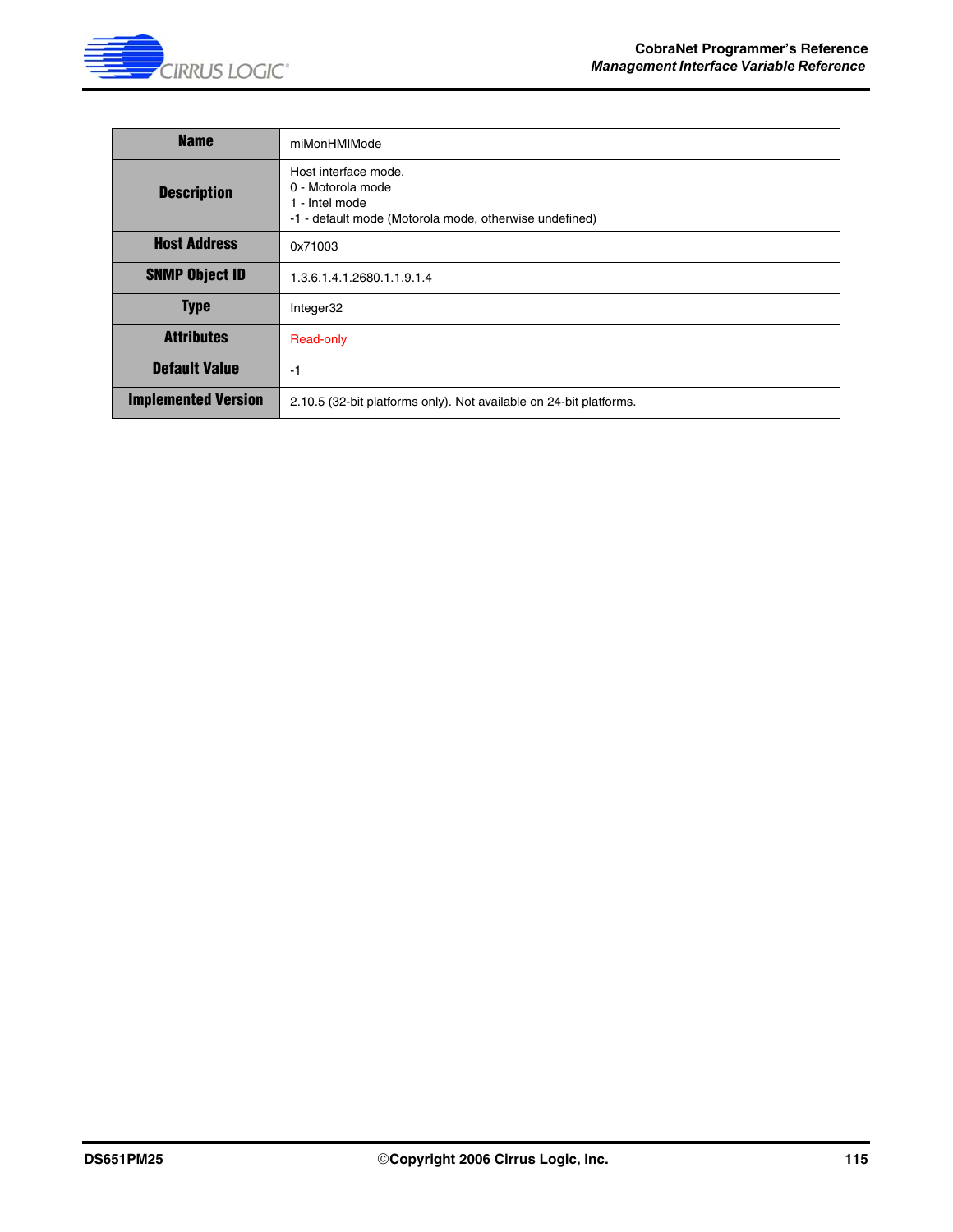| Name | miMonHMIMode |
|---|---|
| Description | Host interface mode.<br>0 - Motorola mode<br>1 - Intel mode<br>-1 - default mode (Motorola mode, otherwise undefined) |
| Host Address | 0x71003 |
| SNMP Object ID | 1.3.6.1.4.1.2680.1.1.9.1.4 |
| Type | Integer32 |
| Attributes | Read-only |
| Default Value | -1 |
| Implemented Version | 2.10.5 (32-bit platforms only). Not available on 24-bit platforms. |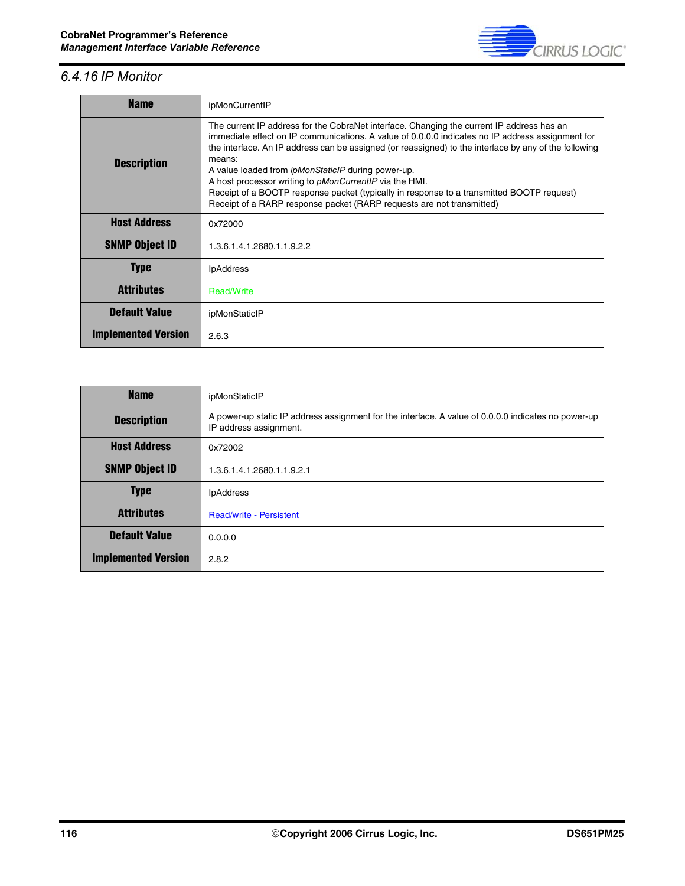### 6.4.16 IP Monitor

| Name | ipMonCurrentIP |
|---|---|
| Description | The current IP address for the CobraNet interface. Changing the current IP address has an immediate effect on IP communications. A value of 0.0.0.0 indicates no IP address assignment for the interface. An IP address can be assigned (or reassigned) to the interface by any of the following means:<br>A value loaded from *ipMonStaticIP* during power-up.<br>A host processor writing to *pMonCurrentIP* via the HMI.<br>Receipt of a BOOTP response packet (typically in response to a transmitted BOOTP request)<br>Receipt of a RARP response packet (RARP requests are not transmitted) |
| Host Address | 0x72000 |
| SNMP Object ID | 1.3.6.1.4.1.2680.1.1.9.2.2 |
| Type | IpAddress |
| Attributes | Read/Write |
| Default Value | ipMonStaticIP |
| Implemented Version | 2.6.3 |

| Name | ipMonStaticIP |
|---|---|
| Description | A power-up static IP address assignment for the interface. A value of 0.0.0.0 indicates no power-up IP address assignment. |
| Host Address | 0x72002 |
| SNMP Object ID | 1.3.6.1.4.1.2680.1.1.9.2.1 |
| Type | IpAddress |
| Attributes | Read/write - Persistent |
| Default Value | 0.0.0.0 |
| Implemented Version | 2.8.2 |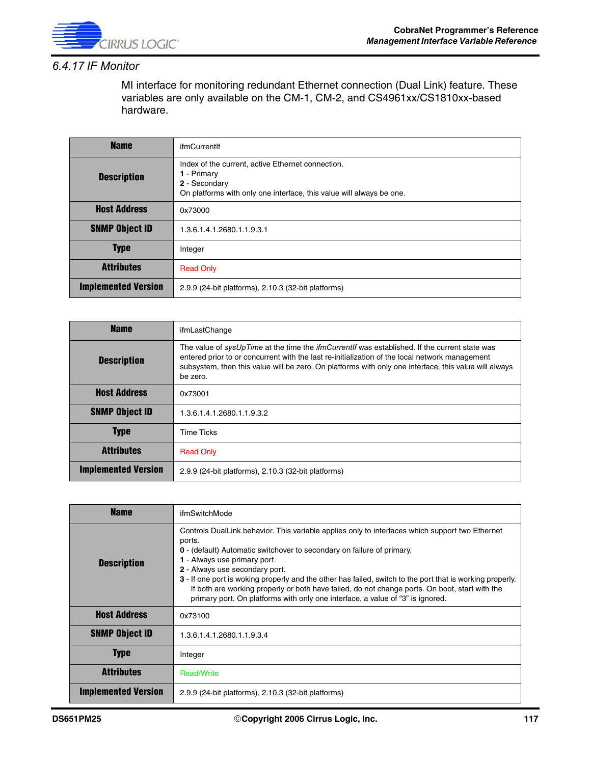### 6.4.17 IF Monitor

MI interface for monitoring redundant Ethernet connection (Dual Link) feature. These variables are only available on the CM-1, CM-2, and CS4961xx/CS1810xx-based hardware.

| **Name** | ifmCurrentIf |
|---|---|
| **Description** | Index of the current, active Ethernet connection.<br>**1** - Primary<br>**2** - Secondary<br>On platforms with only one interface, this value will always be one. |
| **Host Address** | 0x73000 |
| **SNMP Object ID** | 1.3.6.1.4.1.2680.1.1.9.3.1 |
| **Type** | Integer |
| **Attributes** | Read Only |
| **Implemented Version** | 2.9.9 (24-bit platforms), 2.10.3 (32-bit platforms) |

| **Name** | ifmLastChange |
|---|---|
| **Description** | The value of *sysUpTime* at the time the *ifmCurrentIf* was established. If the current state was entered prior to or concurrent with the last re-initialization of the local network management subsystem, then this value will be zero. On platforms with only one interface, this value will always be zero. |
| **Host Address** | 0x73001 |
| **SNMP Object ID** | 1.3.6.1.4.1.2680.1.1.9.3.2 |
| **Type** | Time Ticks |
| **Attributes** | Read Only |
| **Implemented Version** | 2.9.9 (24-bit platforms), 2.10.3 (32-bit platforms) |

| **Name** | ifmSwitchMode |
|---|---|
| **Description** | Controls DualLink behavior. This variable applies only to interfaces which support two Ethernet ports.<br>**0** - (default) Automatic switchover to secondary on failure of primary.<br>**1** - Always use primary port.<br>**2** - Always use secondary port.<br>**3** - If one port is woking properly and the other has failed, switch to the port that is working properly. If both are working properly or both have failed, do not change ports. On boot, start with the primary port. On platforms with only one interface, a value of "3" is ignored. |
| **Host Address** | 0x73100 |
| **SNMP Object ID** | 1.3.6.1.4.1.2680.1.1.9.3.4 |
| **Type** | Integer |
| **Attributes** | Read/Write |
| **Implemented Version** | 2.9.9 (24-bit platforms), 2.10.3 (32-bit platforms) |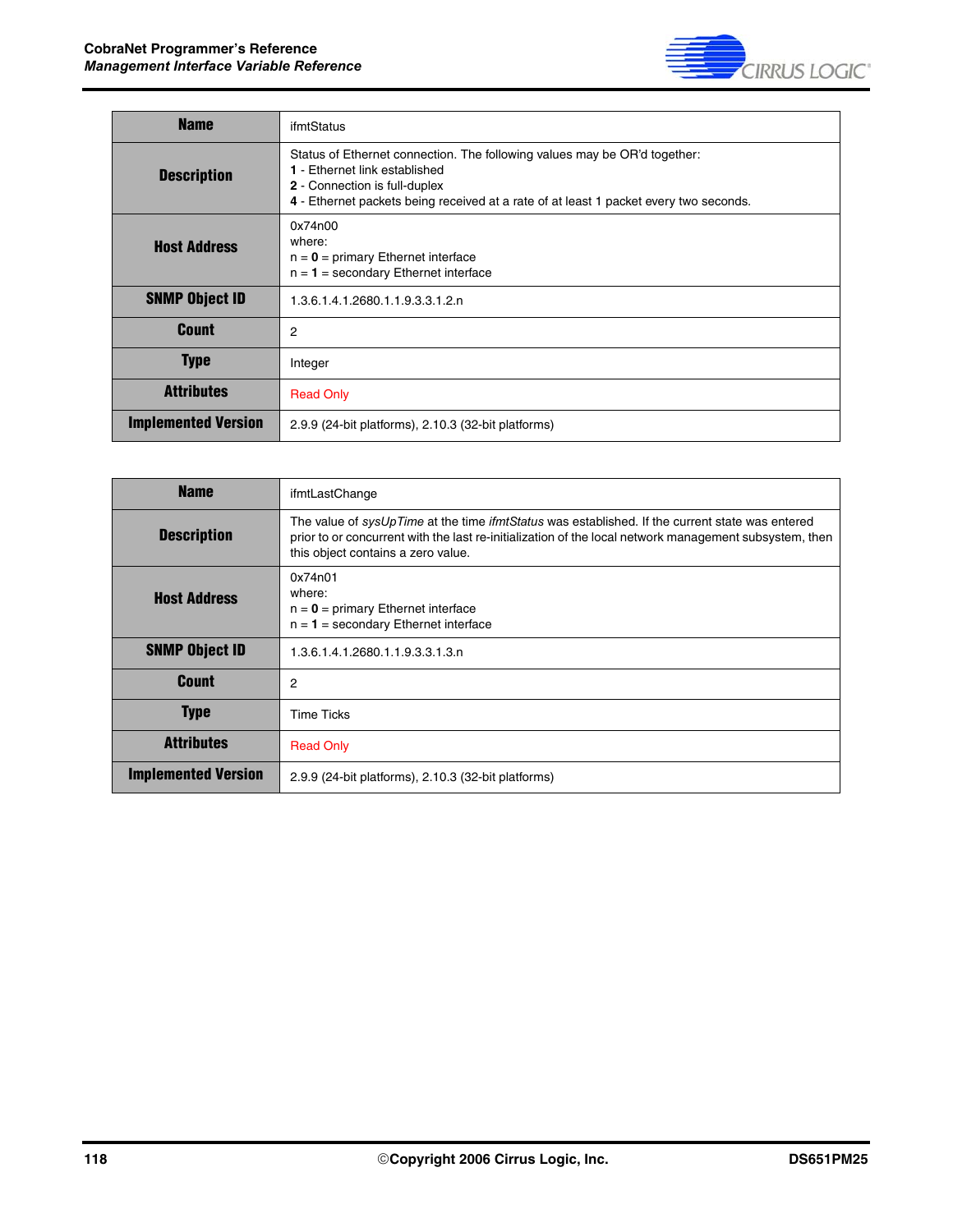| Name | ifmtStatus |
|---|---|
| **Description** | Status of Ethernet connection. The following values may be OR'd together:<br>**1** - Ethernet link established<br>**2** - Connection is full-duplex<br>**4** - Ethernet packets being received at a rate of at least 1 packet every two seconds. |
| **Host Address** | 0x74n00<br>where:<br>n = **0** = primary Ethernet interface<br>n = **1** = secondary Ethernet interface |
| **SNMP Object ID** | 1.3.6.1.4.1.2680.1.1.9.3.3.1.2.n |
| **Count** | 2 |
| **Type** | Integer |
| **Attributes** | Read Only |
| **Implemented Version** | 2.9.9 (24-bit platforms), 2.10.3 (32-bit platforms) |

| Name | ifmtLastChange |
|---|---|
| **Description** | The value of *sysUpTime* at the time *ifmtStatus* was established. If the current state was entered prior to or concurrent with the last re-initialization of the local network management subsystem, then this object contains a zero value. |
| **Host Address** | 0x74n01<br>where:<br>n = **0** = primary Ethernet interface<br>n = **1** = secondary Ethernet interface |
| **SNMP Object ID** | 1.3.6.1.4.1.2680.1.1.9.3.3.1.3.n |
| **Count** | 2 |
| **Type** | Time Ticks |
| **Attributes** | Read Only |
| **Implemented Version** | 2.9.9 (24-bit platforms), 2.10.3 (32-bit platforms) |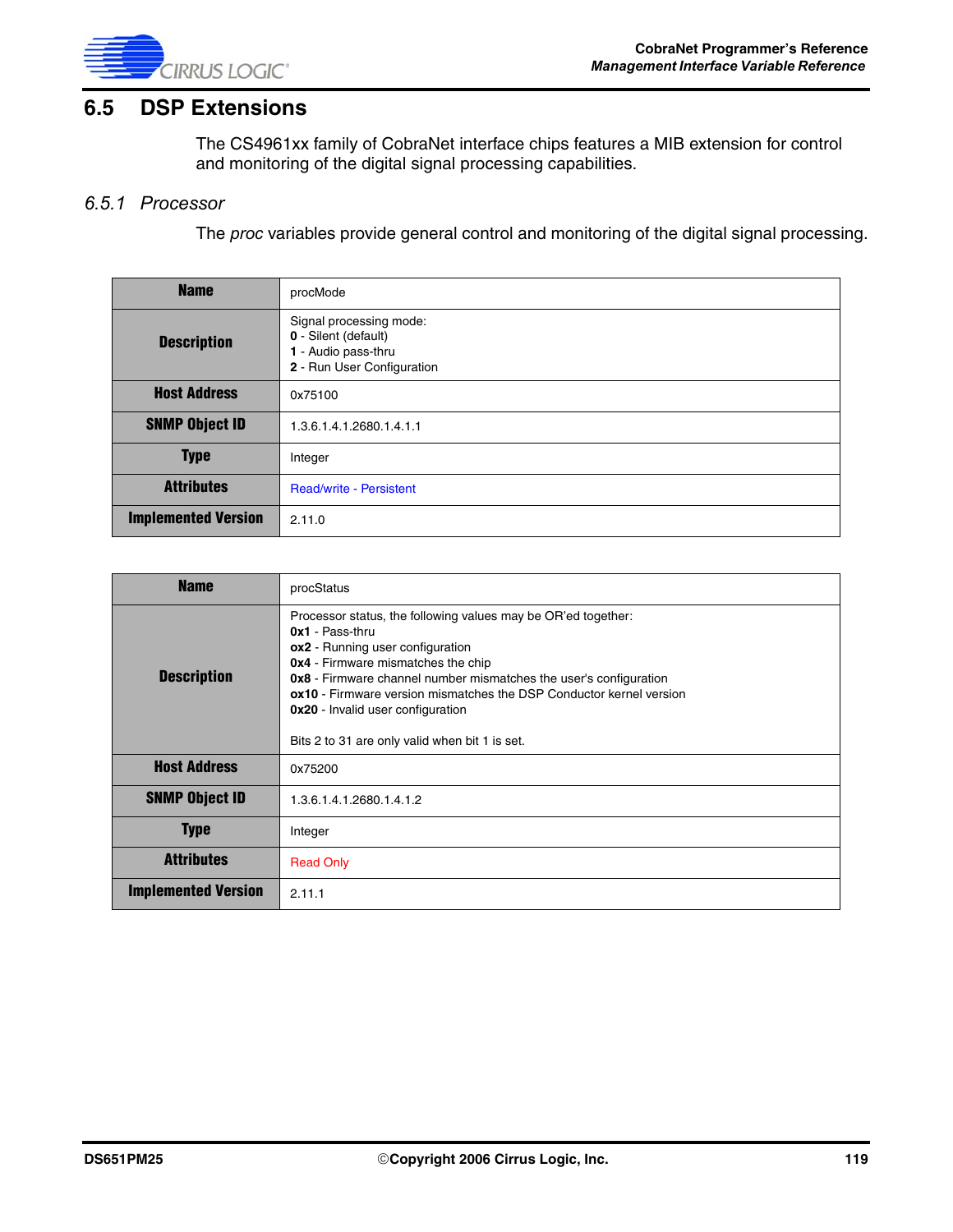## 6.5 DSP Extensions

The CS4961xx family of CobraNet interface chips features a MIB extension for control and monitoring of the digital signal processing capabilities.

### *6.5.1 Processor*

The *proc* variables provide general control and monitoring of the digital signal processing.

| **Name** | procMode |
|---|---|
| **Description** | Signal processing mode:<br>**0** - Silent (default)<br>**1** - Audio pass-thru<br>**2** - Run User Configuration |
| **Host Address** | 0x75100 |
| **SNMP Object ID** | 1.3.6.1.4.1.2680.1.4.1.1 |
| **Type** | Integer |
| **Attributes** | Read/write - Persistent |
| **Implemented Version** | 2.11.0 |

| **Name** | procStatus |
|---|---|
| **Description** | Processor status, the following values may be OR'ed together:<br>**0x1** - Pass-thru<br>**ox2** - Running user configuration<br>**0x4** - Firmware mismatches the chip<br>**0x8** - Firmware channel number mismatches the user's configuration<br>**ox10** - Firmware version mismatches the DSP Conductor kernel version<br>**0x20** - Invalid user configuration<br><br>Bits 2 to 31 are only valid when bit 1 is set. |
| **Host Address** | 0x75200 |
| **SNMP Object ID** | 1.3.6.1.4.1.2680.1.4.1.2 |
| **Type** | Integer |
| **Attributes** | Read Only |
| **Implemented Version** | 2.11.1 |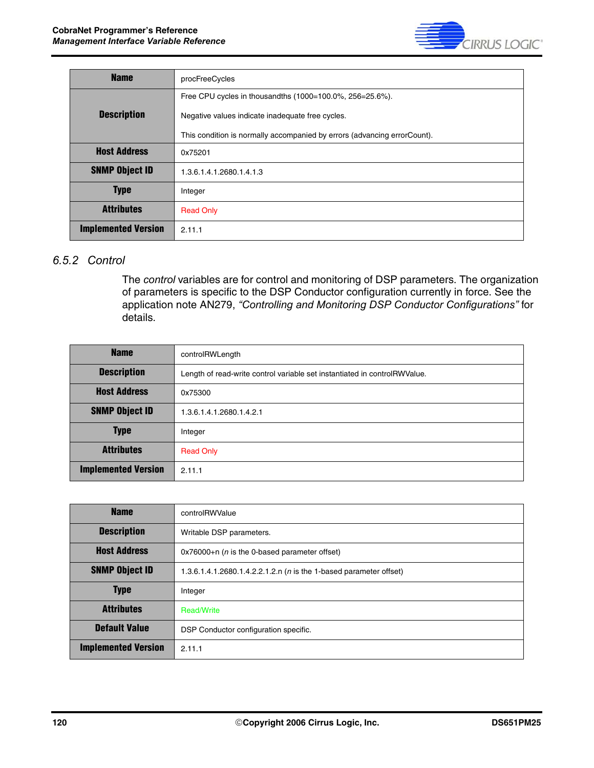| Name | procFreeCycles |
|---|---|
| Description | Free CPU cycles in thousandths (1000=100.0%, 256=25.6%).<br><br>Negative values indicate inadequate free cycles.<br><br>This condition is normally accompanied by errors (advancing errorCount). |
| Host Address | 0x75201 |
| SNMP Object ID | 1.3.6.1.4.1.2680.1.4.1.3 |
| Type | Integer |
| Attributes | Read Only |
| Implemented Version | 2.11.1 |

### 6.5.2 Control

The *control* variables are for control and monitoring of DSP parameters. The organization of parameters is specific to the DSP Conductor configuration currently in force. See the application note AN279, *"Controlling and Monitoring DSP Conductor Configurations"* for details.

| Name | controlRWLength |
|---|---|
| Description | Length of read-write control variable set instantiated in controlRWValue. |
| Host Address | 0x75300 |
| SNMP Object ID | 1.3.6.1.4.1.2680.1.4.2.1 |
| Type | Integer |
| Attributes | Read Only |
| Implemented Version | 2.11.1 |

| Name | controlRWValue |
|---|---|
| Description | Writable DSP parameters. |
| Host Address | 0x76000+n (*n* is the 0-based parameter offset) |
| SNMP Object ID | 1.3.6.1.4.1.2680.1.4.2.2.1.2.n (*n* is the 1-based parameter offset) |
| Type | Integer |
| Attributes | Read/Write |
| Default Value | DSP Conductor configuration specific. |
| Implemented Version | 2.11.1 |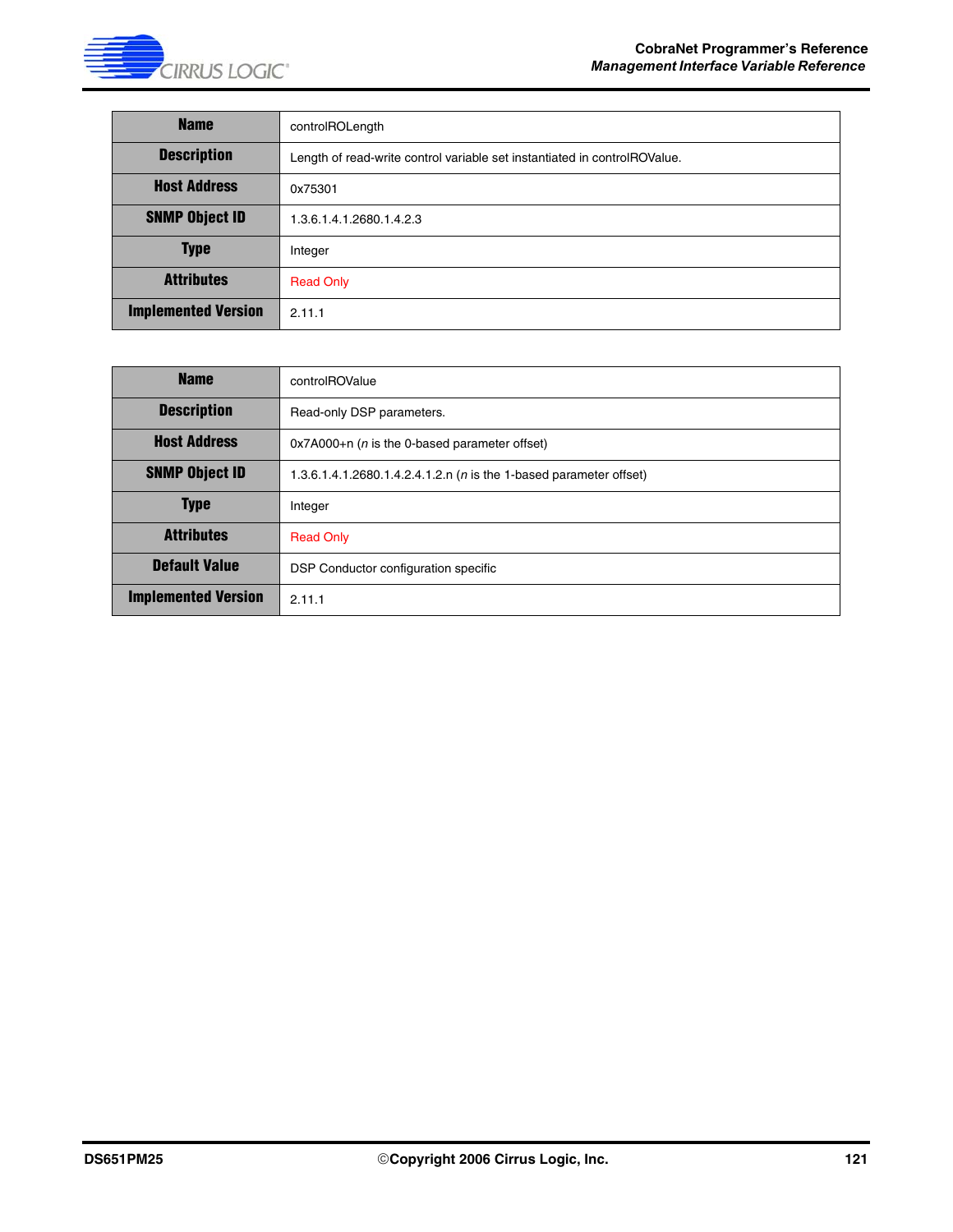| Name | controlROLength |
|---|---|
| Description | Length of read-write control variable set instantiated in controlROValue. |
| Host Address | 0x75301 |
| SNMP Object ID | 1.3.6.1.4.1.2680.1.4.2.3 |
| Type | Integer |
| Attributes | Read Only |
| Implemented Version | 2.11.1 |

| Name | controlROValue |
|---|---|
| Description | Read-only DSP parameters. |
| Host Address | 0x7A000+n (*n* is the 0-based parameter offset) |
| SNMP Object ID | 1.3.6.1.4.1.2680.1.4.2.4.1.2.n (*n* is the 1-based parameter offset) |
| Type | Integer |
| Attributes | Read Only |
| Default Value | DSP Conductor configuration specific |
| Implemented Version | 2.11.1 |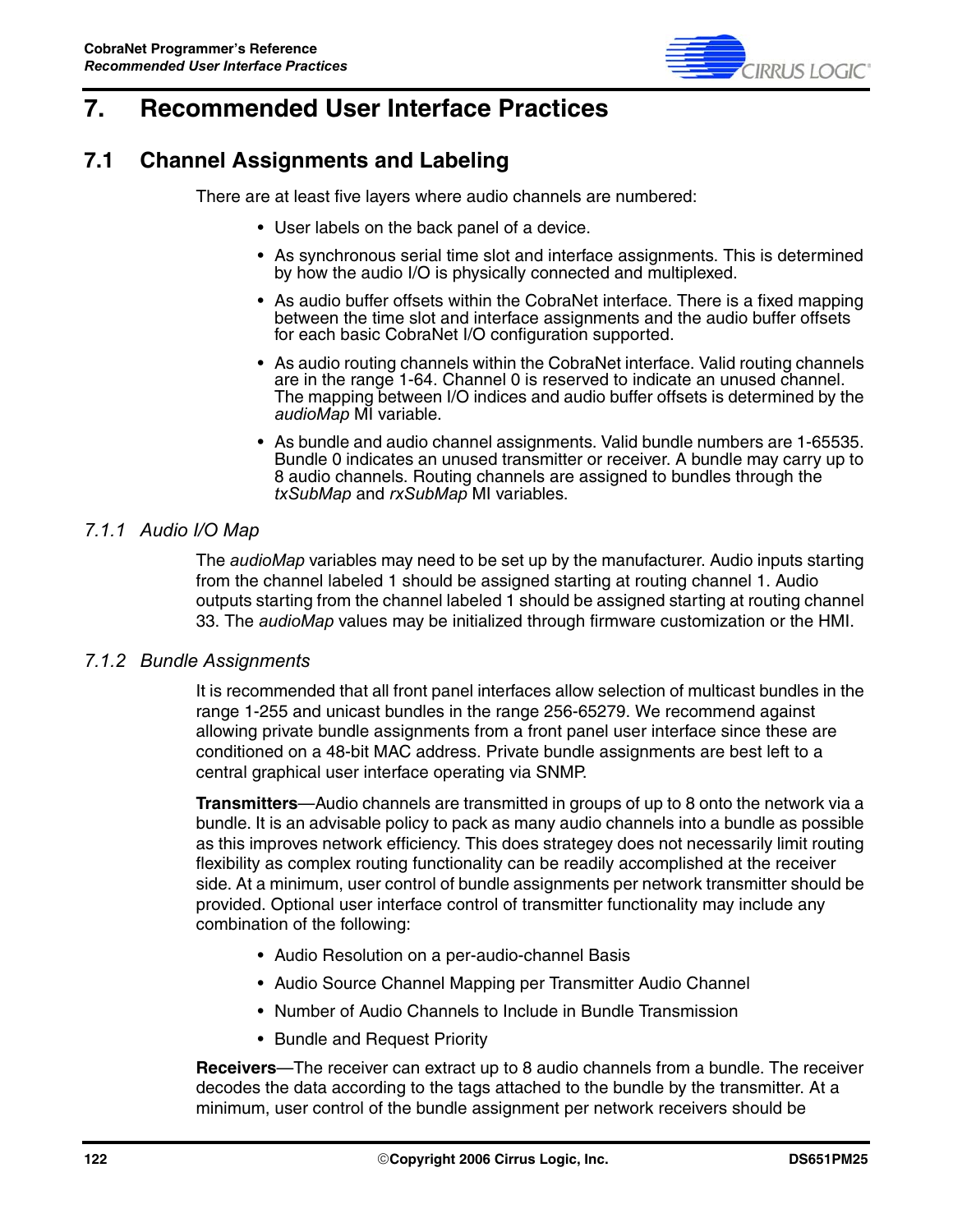// Page 122
# 7. Recommended User Interface Practices

## 7.1 Channel Assignments and Labeling

There are at least five layers where audio channels are numbered:

- User labels on the back panel of a device.
- As synchronous serial time slot and interface assignments. This is determined by how the audio I/O is physically connected and multiplexed.
- As audio buffer offsets within the CobraNet interface. There is a fixed mapping between the time slot and interface assignments and the audio buffer offsets for each basic CobraNet I/O configuration supported.
- As audio routing channels within the CobraNet interface. Valid routing channels are in the range 1-64. Channel 0 is reserved to indicate an unused channel. The mapping between I/O indices and audio buffer offsets is determined by the *audioMap* MI variable.
- As bundle and audio channel assignments. Valid bundle numbers are 1-65535. Bundle 0 indicates an unused transmitter or receiver. A bundle may carry up to 8 audio channels. Routing channels are assigned to bundles through the *txSubMap* and *rxSubMap* MI variables.

### *7.1.1 Audio I/O Map*

The *audioMap* variables may need to be set up by the manufacturer. Audio inputs starting from the channel labeled 1 should be assigned starting at routing channel 1. Audio outputs starting from the channel labeled 1 should be assigned starting at routing channel 33. The *audioMap* values may be initialized through firmware customization or the HMI.

### *7.1.2 Bundle Assignments*

It is recommended that all front panel interfaces allow selection of multicast bundles in the range 1-255 and unicast bundles in the range 256-65279. We recommend against allowing private bundle assignments from a front panel user interface since these are conditioned on a 48-bit MAC address. Private bundle assignments are best left to a central graphical user interface operating via SNMP.

**Transmitters**—Audio channels are transmitted in groups of up to 8 onto the network via a bundle. It is an advisable policy to pack as many audio channels into a bundle as possible as this improves network efficiency. This does strategey does not necessarily limit routing flexibility as complex routing functionality can be readily accomplished at the receiver side. At a minimum, user control of bundle assignments per network transmitter should be provided. Optional user interface control of transmitter functionality may include any combination of the following:

- Audio Resolution on a per-audio-channel Basis
- Audio Source Channel Mapping per Transmitter Audio Channel
- Number of Audio Channels to Include in Bundle Transmission
- Bundle and Request Priority

**Receivers**—The receiver can extract up to 8 audio channels from a bundle. The receiver decodes the data according to the tags attached to the bundle by the transmitter. At a minimum, user control of the bundle assignment per network receivers should be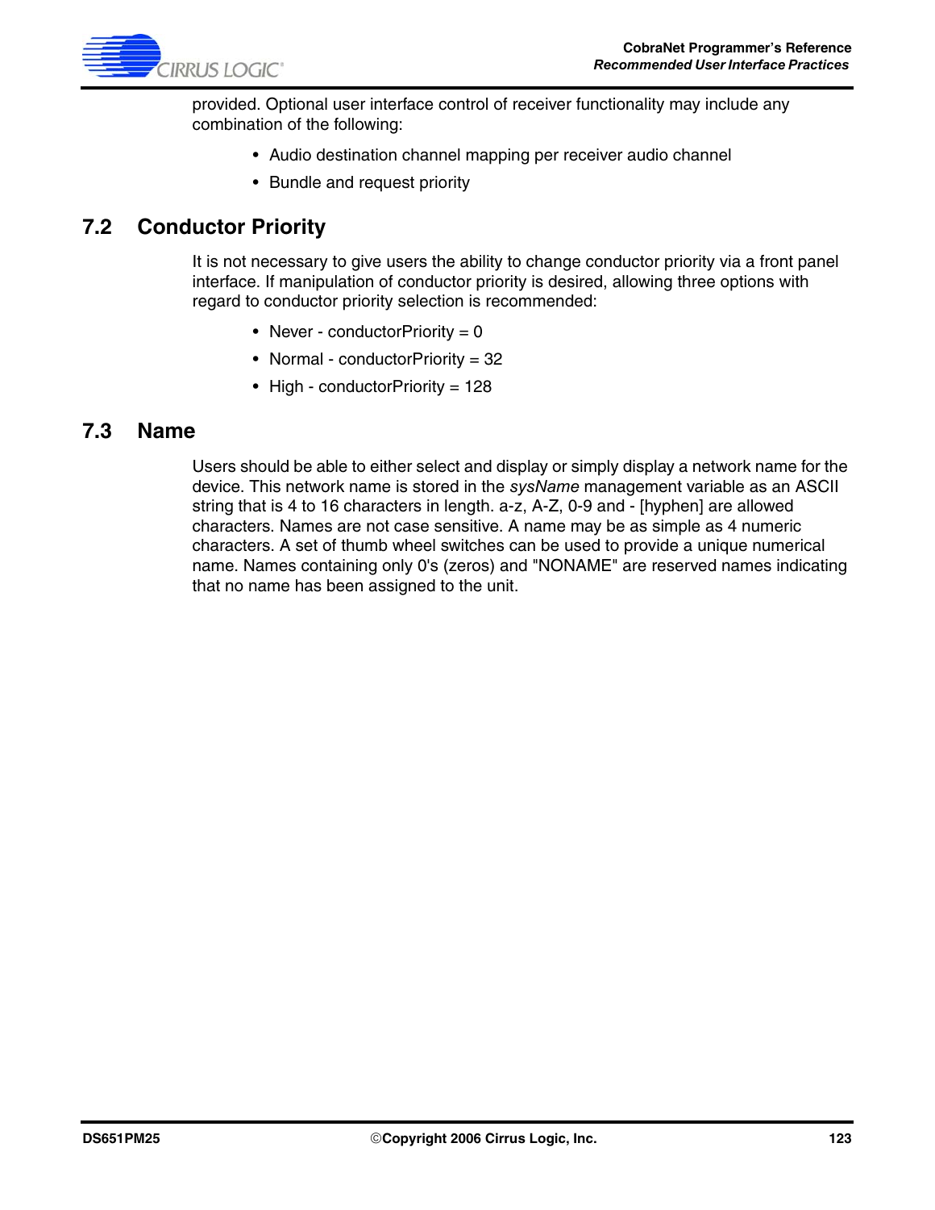provided. Optional user interface control of receiver functionality may include any combination of the following:

- Audio destination channel mapping per receiver audio channel
- Bundle and request priority

## 7.2 Conductor Priority

It is not necessary to give users the ability to change conductor priority via a front panel interface. If manipulation of conductor priority is desired, allowing three options with regard to conductor priority selection is recommended:

- Never - conductorPriority = 0
- Normal - conductorPriority = 32
- High - conductorPriority = 128

## 7.3 Name

Users should be able to either select and display or simply display a network name for the device. This network name is stored in the *sysName* management variable as an ASCII string that is 4 to 16 characters in length. a-z, A-Z, 0-9 and - [hyphen] are allowed characters. Names are not case sensitive. A name may be as simple as 4 numeric characters. A set of thumb wheel switches can be used to provide a unique numerical name. Names containing only 0's (zeros) and "NONAME" are reserved names indicating that no name has been assigned to the unit.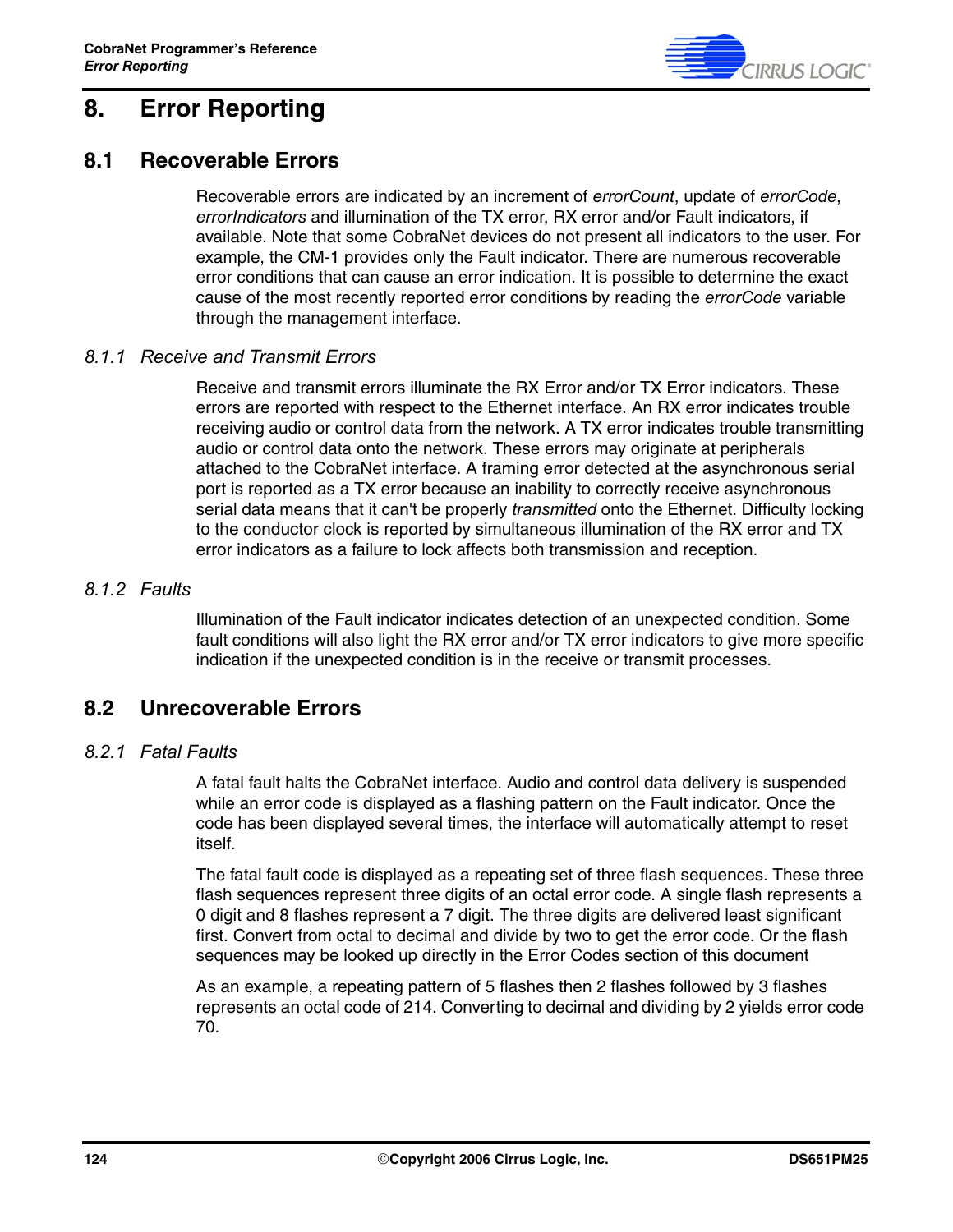# 8. Error Reporting

## 8.1 Recoverable Errors

Recoverable errors are indicated by an increment of *errorCount*, update of *errorCode*, *errorIndicators* and illumination of the TX error, RX error and/or Fault indicators, if available. Note that some CobraNet devices do not present all indicators to the user. For example, the CM-1 provides only the Fault indicator. There are numerous recoverable error conditions that can cause an error indication. It is possible to determine the exact cause of the most recently reported error conditions by reading the *errorCode* variable through the management interface.

### 8.1.1 Receive and Transmit Errors

Receive and transmit errors illuminate the RX Error and/or TX Error indicators. These errors are reported with respect to the Ethernet interface. An RX error indicates trouble receiving audio or control data from the network. A TX error indicates trouble transmitting audio or control data onto the network. These errors may originate at peripherals attached to the CobraNet interface. A framing error detected at the asynchronous serial port is reported as a TX error because an inability to correctly receive asynchronous serial data means that it can't be properly *transmitted* onto the Ethernet. Difficulty locking to the conductor clock is reported by simultaneous illumination of the RX error and TX error indicators as a failure to lock affects both transmission and reception.

### 8.1.2 Faults

Illumination of the Fault indicator indicates detection of an unexpected condition. Some fault conditions will also light the RX error and/or TX error indicators to give more specific indication if the unexpected condition is in the receive or transmit processes.

## 8.2 Unrecoverable Errors

### 8.2.1 Fatal Faults

A fatal fault halts the CobraNet interface. Audio and control data delivery is suspended while an error code is displayed as a flashing pattern on the Fault indicator. Once the code has been displayed several times, the interface will automatically attempt to reset itself.

The fatal fault code is displayed as a repeating set of three flash sequences. These three flash sequences represent three digits of an octal error code. A single flash represents a 0 digit and 8 flashes represent a 7 digit. The three digits are delivered least significant first. Convert from octal to decimal and divide by two to get the error code. Or the flash sequences may be looked up directly in the Error Codes section of this document

As an example, a repeating pattern of 5 flashes then 2 flashes followed by 3 flashes represents an octal code of 214. Converting to decimal and dividing by 2 yields error code 70.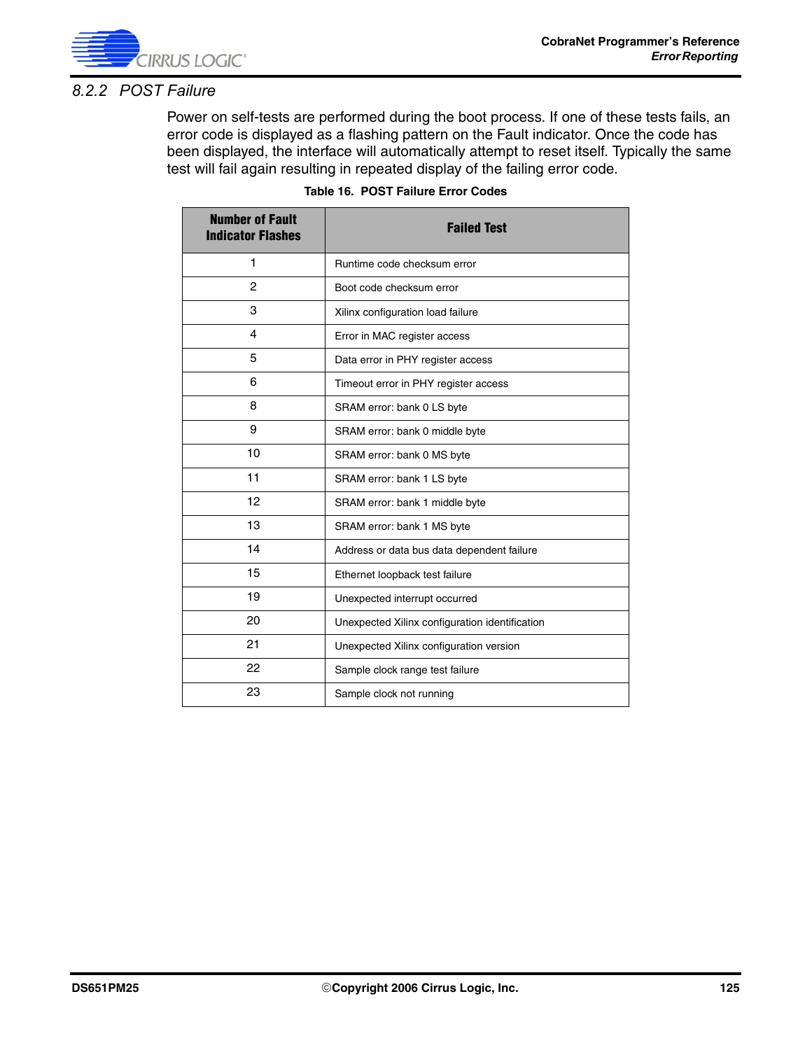### 8.2.2 POST Failure

Power on self-tests are performed during the boot process. If one of these tests fails, an error code is displayed as a flashing pattern on the Fault indicator. Once the code has been displayed, the interface will automatically attempt to reset itself. Typically the same test will fail again resulting in repeated display of the failing error code.

**Table 16. POST Failure Error Codes**

| Number of Fault Indicator Flashes | Failed Test |
|---|---|
| 1 | Runtime code checksum error |
| 2 | Boot code checksum error |
| 3 | Xilinx configuration load failure |
| 4 | Error in MAC register access |
| 5 | Data error in PHY register access |
| 6 | Timeout error in PHY register access |
| 8 | SRAM error: bank 0 LS byte |
| 9 | SRAM error: bank 0 middle byte |
| 10 | SRAM error: bank 0 MS byte |
| 11 | SRAM error: bank 1 LS byte |
| 12 | SRAM error: bank 1 middle byte |
| 13 | SRAM error: bank 1 MS byte |
| 14 | Address or data bus data dependent failure |
| 15 | Ethernet loopback test failure |
| 19 | Unexpected interrupt occurred |
| 20 | Unexpected Xilinx configuration identification |
| 21 | Unexpected Xilinx configuration version |
| 22 | Sample clock range test failure |
| 23 | Sample clock not running |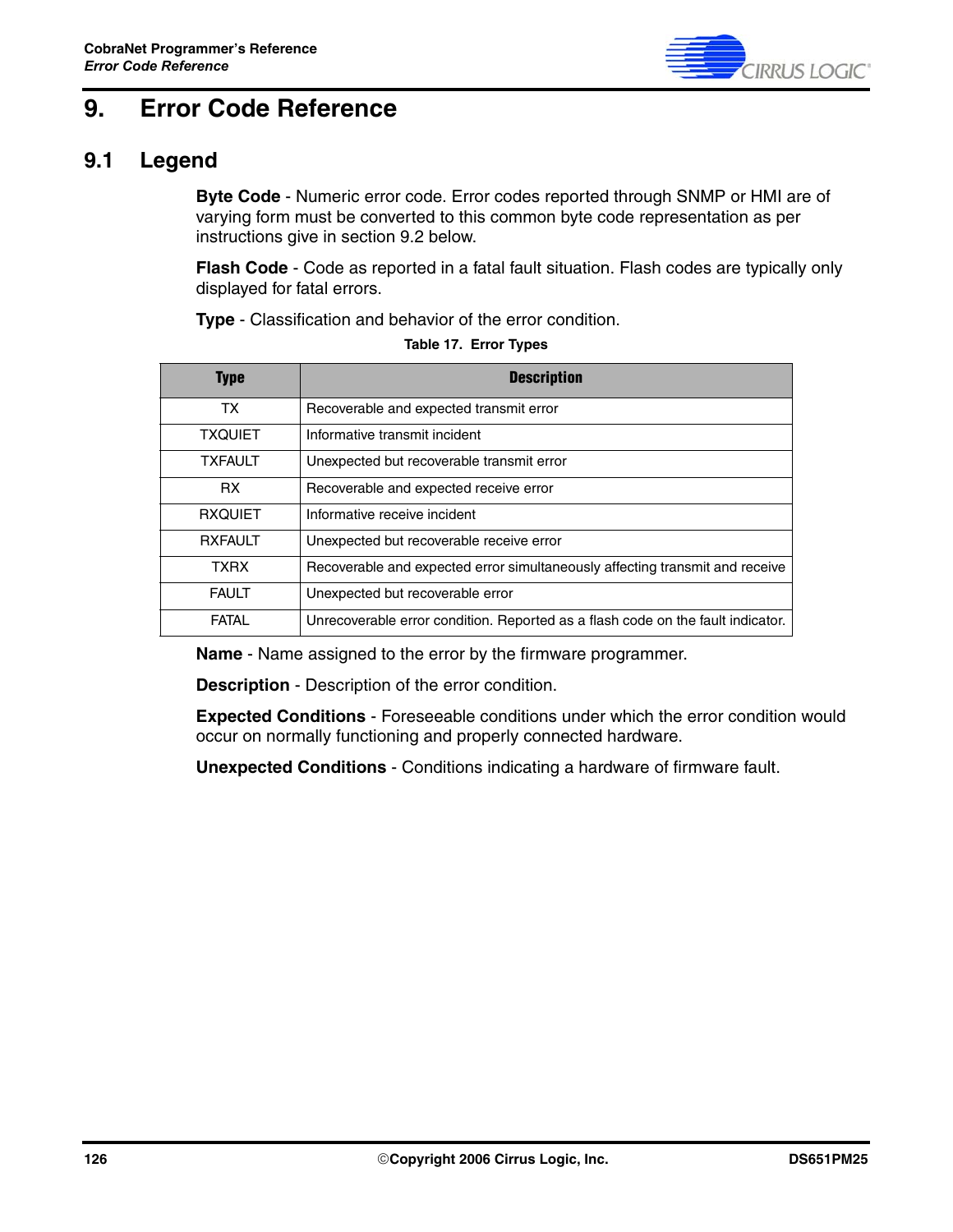# 9. Error Code Reference

## 9.1 Legend

**Byte Code** - Numeric error code. Error codes reported through SNMP or HMI are of varying form must be converted to this common byte code representation as per instructions give in section 9.2 below.

**Flash Code** - Code as reported in a fatal fault situation. Flash codes are typically only displayed for fatal errors.

**Type** - Classification and behavior of the error condition.

Table 17. Error Types

| Type | Description |
|---|---|
| TX | Recoverable and expected transmit error |
| TXQUIET | Informative transmit incident |
| TXFAULT | Unexpected but recoverable transmit error |
| RX | Recoverable and expected receive error |
| RXQUIET | Informative receive incident |
| RXFAULT | Unexpected but recoverable receive error |
| TXRX | Recoverable and expected error simultaneously affecting transmit and receive |
| FAULT | Unexpected but recoverable error |
| FATAL | Unrecoverable error condition. Reported as a flash code on the fault indicator. |

**Name** - Name assigned to the error by the firmware programmer.

**Description** - Description of the error condition.

**Expected Conditions** - Foreseeable conditions under which the error condition would occur on normally functioning and properly connected hardware.

**Unexpected Conditions** - Conditions indicating a hardware of firmware fault.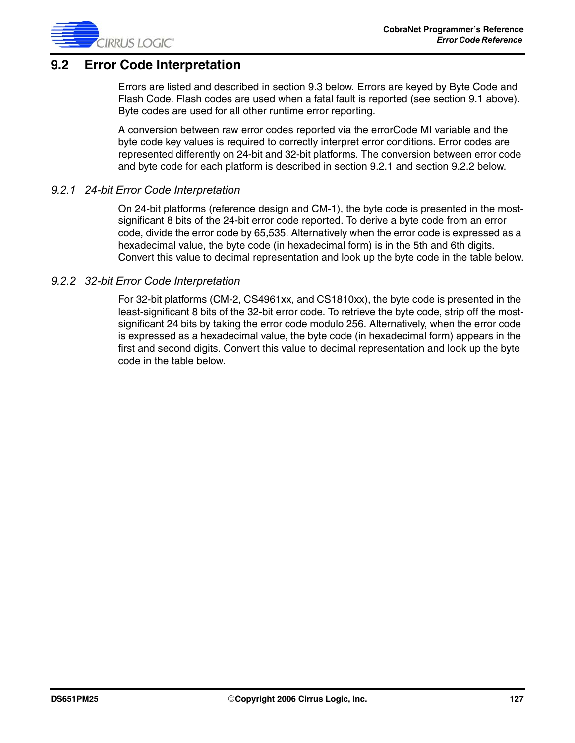## 9.2 Error Code Interpretation

Errors are listed and described in section 9.3 below. Errors are keyed by Byte Code and Flash Code. Flash codes are used when a fatal fault is reported (see section 9.1 above). Byte codes are used for all other runtime error reporting.

A conversion between raw error codes reported via the errorCode MI variable and the byte code key values is required to correctly interpret error conditions. Error codes are represented differently on 24-bit and 32-bit platforms. The conversion between error code and byte code for each platform is described in section 9.2.1 and section 9.2.2 below.

### *9.2.1 24-bit Error Code Interpretation*

On 24-bit platforms (reference design and CM-1), the byte code is presented in the most-significant 8 bits of the 24-bit error code reported. To derive a byte code from an error code, divide the error code by 65,535. Alternatively when the error code is expressed as a hexadecimal value, the byte code (in hexadecimal form) is in the 5th and 6th digits. Convert this value to decimal representation and look up the byte code in the table below.

### *9.2.2 32-bit Error Code Interpretation*

For 32-bit platforms (CM-2, CS4961xx, and CS1810xx), the byte code is presented in the least-significant 8 bits of the 32-bit error code. To retrieve the byte code, strip off the most-significant 24 bits by taking the error code modulo 256. Alternatively, when the error code is expressed as a hexadecimal value, the byte code (in hexadecimal form) appears in the first and second digits. Convert this value to decimal representation and look up the byte code in the table below.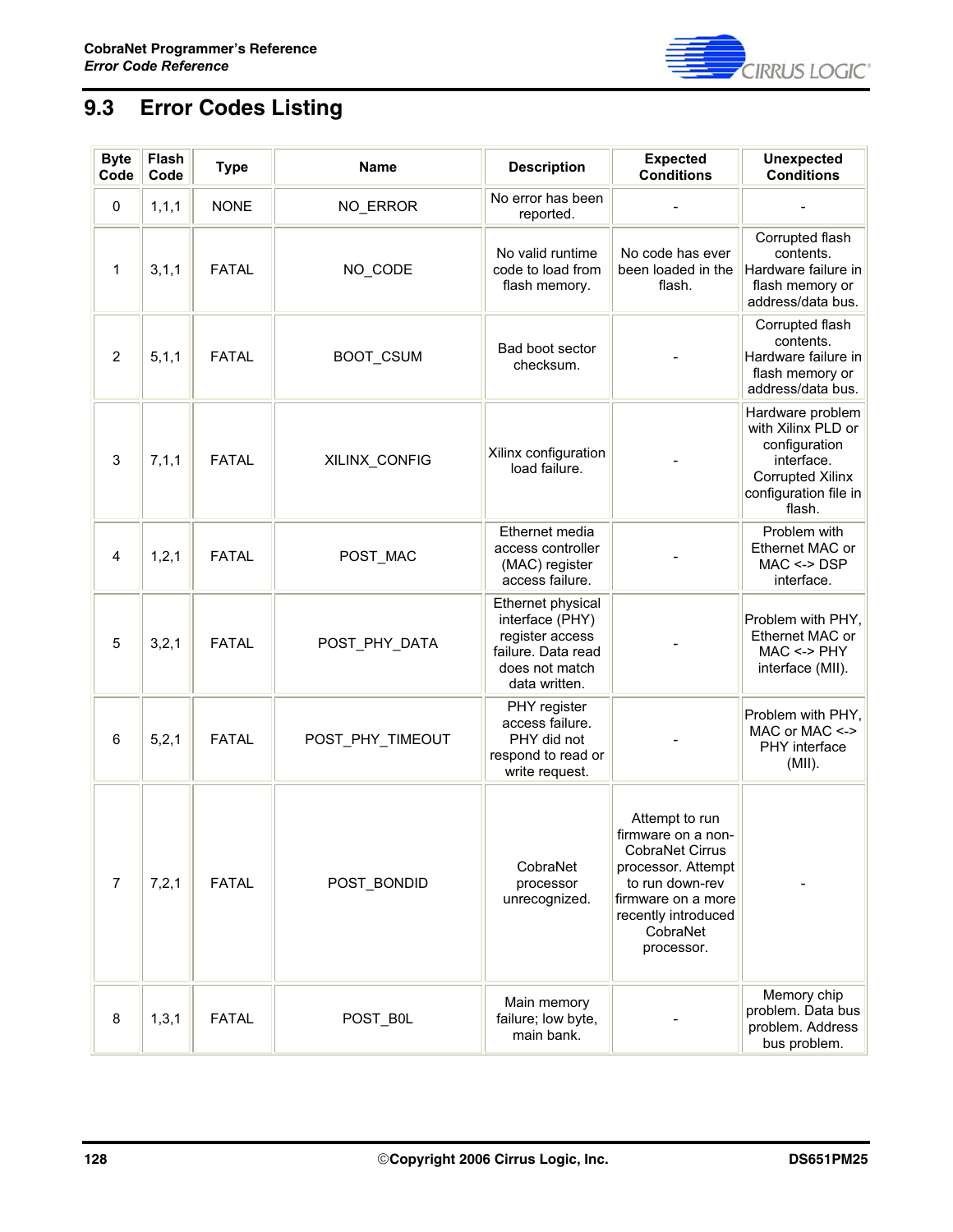## 9.3 Error Codes Listing

| Byte Code | Flash Code | Type | Name | Description | Expected Conditions | Unexpected Conditions |
|---|---|---|---|---|---|---|
| 0 | 1,1,1 | NONE | NO_ERROR | No error has been reported. | - | - |
| 1 | 3,1,1 | FATAL | NO_CODE | No valid runtime code to load from flash memory. | No code has ever been loaded in the flash. | Corrupted flash contents. Hardware failure in flash memory or address/data bus. |
| 2 | 5,1,1 | FATAL | BOOT_CSUM | Bad boot sector checksum. | - | Corrupted flash contents. Hardware failure in flash memory or address/data bus. |
| 3 | 7,1,1 | FATAL | XILINX_CONFIG | Xilinx configuration load failure. | - | Hardware problem with Xilinx PLD or configuration interface. Corrupted Xilinx configuration file in flash. |
| 4 | 1,2,1 | FATAL | POST_MAC | Ethernet media access controller (MAC) register access failure. | - | Problem with Ethernet MAC or MAC <-> DSP interface. |
| 5 | 3,2,1 | FATAL | POST_PHY_DATA | Ethernet physical interface (PHY) register access failure. Data read does not match data written. | - | Problem with PHY, Ethernet MAC or MAC <-> PHY interface (MII). |
| 6 | 5,2,1 | FATAL | POST_PHY_TIMEOUT | PHY register access failure. PHY did not respond to read or write request. | - | Problem with PHY, MAC or MAC <-> PHY interface (MII). |
| 7 | 7,2,1 | FATAL | POST_BONDID | CobraNet processor unrecognized. | Attempt to run firmware on a non-CobraNet Cirrus processor. Attempt to run down-rev firmware on a more recently introduced CobraNet processor. | - |
| 8 | 1,3,1 | FATAL | POST_B0L | Main memory failure; low byte, main bank. | - | Memory chip problem. Data bus problem. Address bus problem. |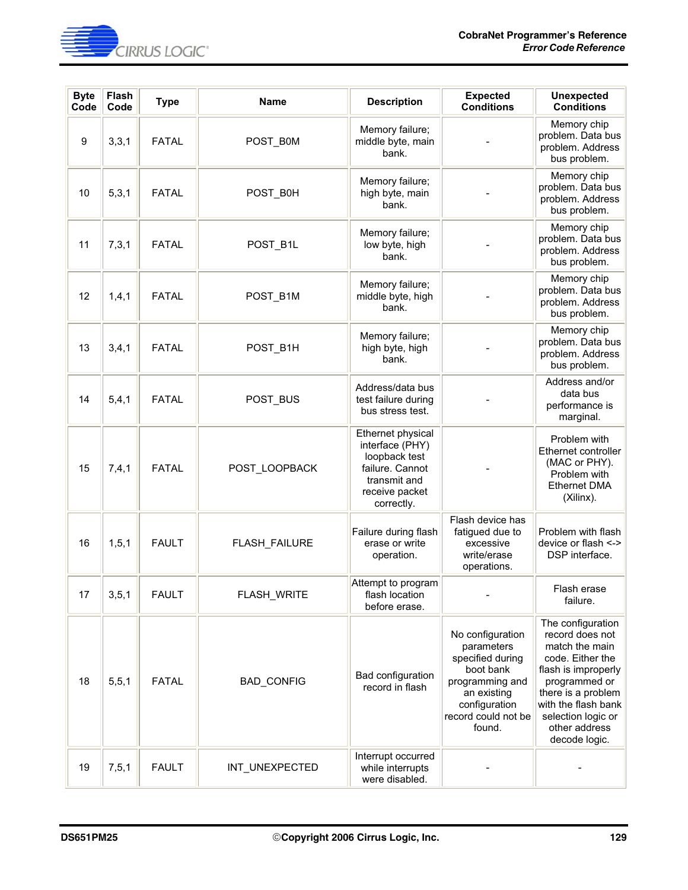| Byte Code | Flash Code | Type | Name | Description | Expected Conditions | Unexpected Conditions |
|---|---|---|---|---|---|---|
| 9 | 3,3,1 | FATAL | POST_B0M | Memory failure; middle byte, main bank. | - | Memory chip problem. Data bus problem. Address bus problem. |
| 10 | 5,3,1 | FATAL | POST_B0H | Memory failure; high byte, main bank. | - | Memory chip problem. Data bus problem. Address bus problem. |
| 11 | 7,3,1 | FATAL | POST_B1L | Memory failure; low byte, high bank. | - | Memory chip problem. Data bus problem. Address bus problem. |
| 12 | 1,4,1 | FATAL | POST_B1M | Memory failure; middle byte, high bank. | - | Memory chip problem. Data bus problem. Address bus problem. |
| 13 | 3,4,1 | FATAL | POST_B1H | Memory failure; high byte, high bank. | - | Memory chip problem. Data bus problem. Address bus problem. |
| 14 | 5,4,1 | FATAL | POST_BUS | Address/data bus test failure during bus stress test. | - | Address and/or data bus performance is marginal. |
| 15 | 7,4,1 | FATAL | POST_LOOPBACK | Ethernet physical interface (PHY) loopback test failure. Cannot transmit and receive packet correctly. | - | Problem with Ethernet controller (MAC or PHY). Problem with Ethernet DMA (Xilinx). |
| 16 | 1,5,1 | FAULT | FLASH_FAILURE | Failure during flash erase or write operation. | Flash device has fatigued due to excessive write/erase operations. | Problem with flash device or flash <-> DSP interface. |
| 17 | 3,5,1 | FAULT | FLASH_WRITE | Attempt to program flash location before erase. | - | Flash erase failure. |
| 18 | 5,5,1 | FATAL | BAD_CONFIG | Bad configuration record in flash | No configuration parameters specified during boot bank programming and an existing configuration record could not be found. | The configuration record does not match the main code. Either the flash is improperly programmed or there is a problem with the flash bank selection logic or other address decode logic. |
| 19 | 7,5,1 | FAULT | INT_UNEXPECTED | Interrupt occurred while interrupts were disabled. | - | - |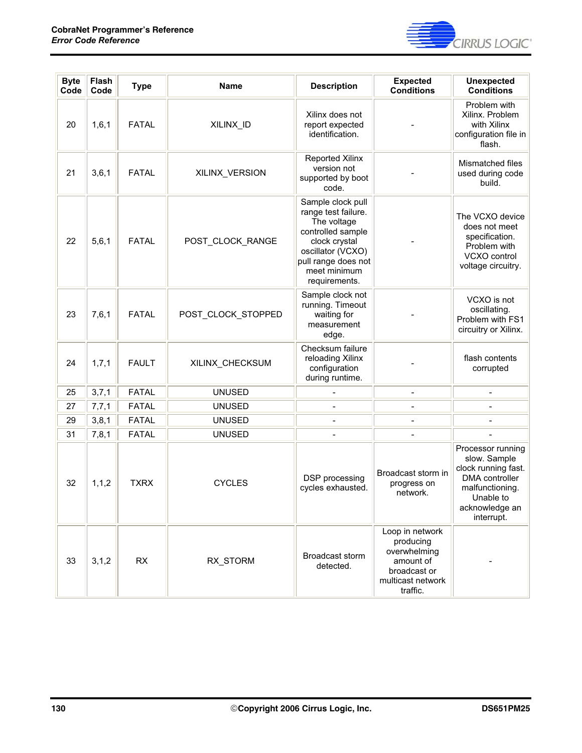| Byte Code | Flash Code | Type | Name | Description | Expected Conditions | Unexpected Conditions |
|---|---|---|---|---|---|---|
| 20 | 1,6,1 | FATAL | XILINX_ID | Xilinx does not report expected identification. | - | Problem with Xilinx. Problem with Xilinx configuration file in flash. |
| 21 | 3,6,1 | FATAL | XILINX_VERSION | Reported Xilinx version not supported by boot code. | - | Mismatched files used during code build. |
| 22 | 5,6,1 | FATAL | POST_CLOCK_RANGE | Sample clock pull range test failure. The voltage controlled sample clock crystal oscillator (VCXO) pull range does not meet minimum requirements. | - | The VCXO device does not meet specification. Problem with VCXO control voltage circuitry. |
| 23 | 7,6,1 | FATAL | POST_CLOCK_STOPPED | Sample clock not running. Timeout waiting for measurement edge. | - | VCXO is not oscillating. Problem with FS1 circuitry or Xilinx. |
| 24 | 1,7,1 | FAULT | XILINX_CHECKSUM | Checksum failure reloading Xilinx configuration during runtime. | - | flash contents corrupted |
| 25 | 3,7,1 | FATAL | UNUSED | - | - | - |
| 27 | 7,7,1 | FATAL | UNUSED | - | - | - |
| 29 | 3,8,1 | FATAL | UNUSED | - | - | - |
| 31 | 7,8,1 | FATAL | UNUSED | - | - | - |
| 32 | 1,1,2 | TXRX | CYCLES | DSP processing cycles exhausted. | Broadcast storm in progress on network. | Processor running slow. Sample clock running fast. DMA controller malfunctioning. Unable to acknowledge an interrupt. |
| 33 | 3,1,2 | RX | RX_STORM | Broadcast storm detected. | Loop in network producing overwhelming amount of broadcast or multicast network traffic. | - |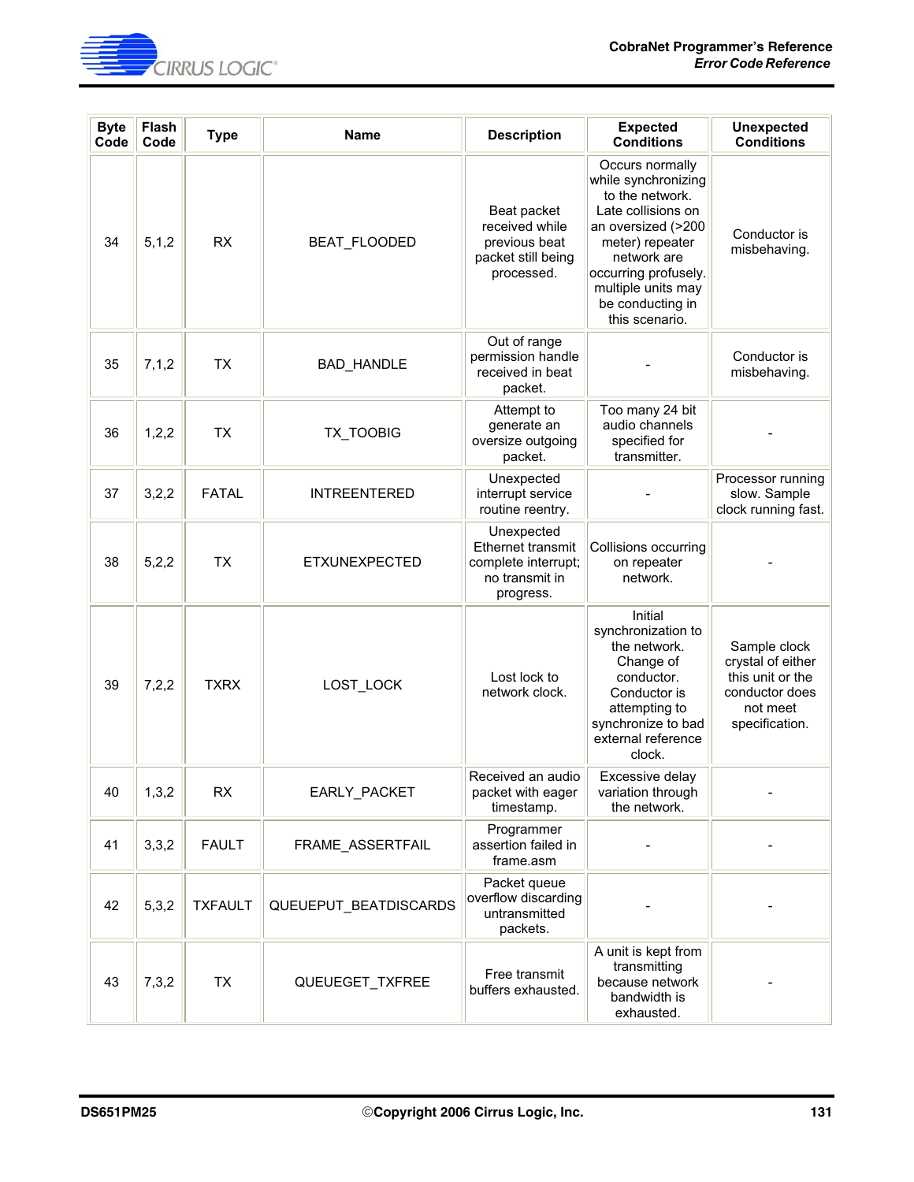| Byte Code | Flash Code | Type | Name | Description | Expected Conditions | Unexpected Conditions |
|---|---|---|---|---|---|---|
| 34 | 5,1,2 | RX | BEAT_FLOODED | Beat packet received while previous beat packet still being processed. | Occurs normally while synchronizing to the network. Late collisions on an oversized (>200 meter) repeater network are occurring profusely. multiple units may be conducting in this scenario. | Conductor is misbehaving. |
| 35 | 7,1,2 | TX | BAD_HANDLE | Out of range permission handle received in beat packet. | - | Conductor is misbehaving. |
| 36 | 1,2,2 | TX | TX_TOOBIG | Attempt to generate an oversize outgoing packet. | Too many 24 bit audio channels specified for transmitter. | - |
| 37 | 3,2,2 | FATAL | INTREENTERED | Unexpected interrupt service routine reentry. | - | Processor running slow. Sample clock running fast. |
| 38 | 5,2,2 | TX | ETXUNEXPECTED | Unexpected Ethernet transmit complete interrupt; no transmit in progress. | Collisions occurring on repeater network. | - |
| 39 | 7,2,2 | TXRX | LOST_LOCK | Lost lock to network clock. | Initial synchronization to the network. Change of conductor. Conductor is attempting to synchronize to bad external reference clock. | Sample clock crystal of either this unit or the conductor does not meet specification. |
| 40 | 1,3,2 | RX | EARLY_PACKET | Received an audio packet with eager timestamp. | Excessive delay variation through the network. | - |
| 41 | 3,3,2 | FAULT | FRAME_ASSERTFAIL | Programmer assertion failed in frame.asm | - | - |
| 42 | 5,3,2 | TXFAULT | QUEUEPUT_BEATDISCARDS | Packet queue overflow discarding untransmitted packets. | - | - |
| 43 | 7,3,2 | TX | QUEUEGET_TXFREE | Free transmit buffers exhausted. | A unit is kept from transmitting because network bandwidth is exhausted. | - |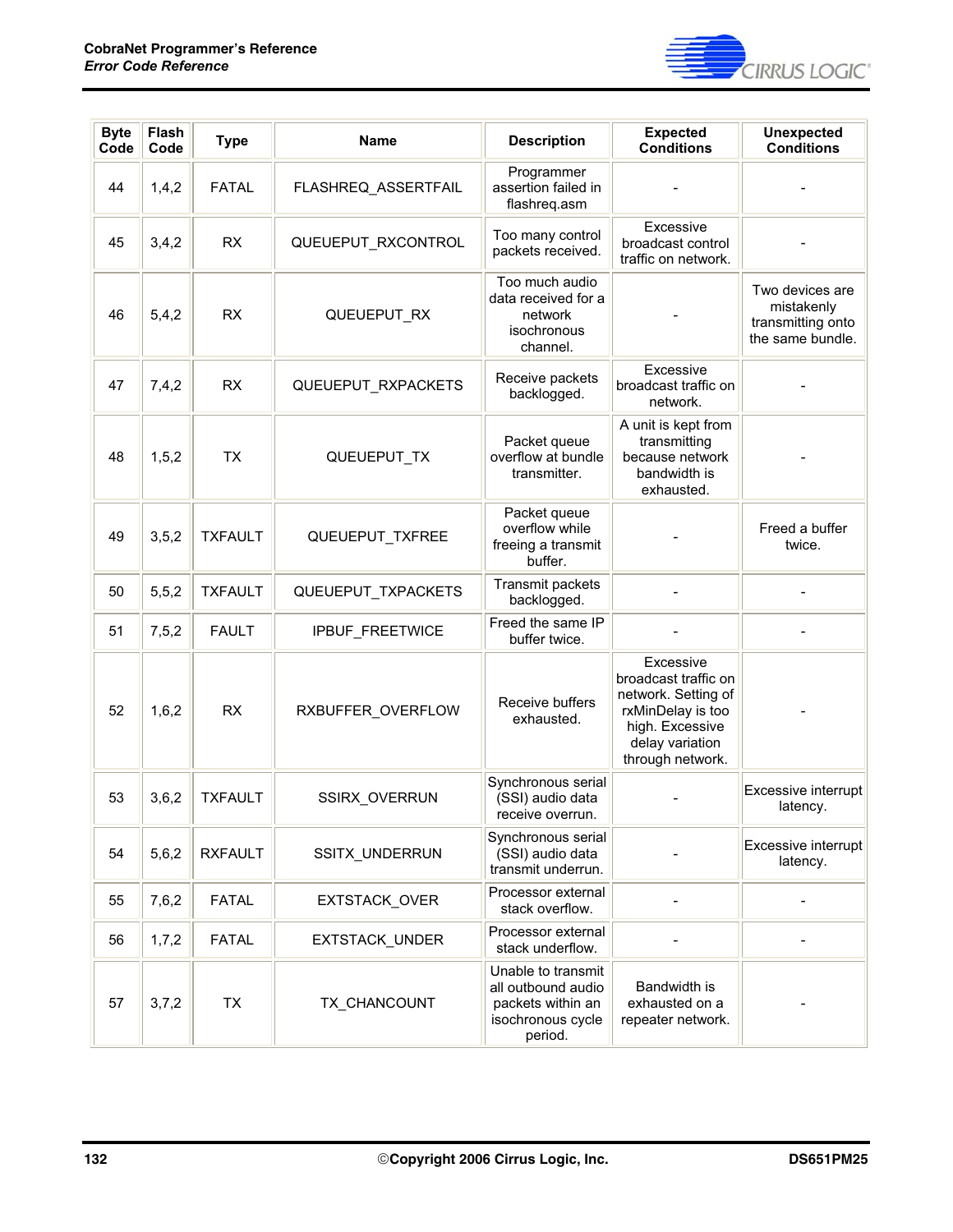| Byte Code | Flash Code | Type | Name | Description | Expected Conditions | Unexpected Conditions |
|---|---|---|---|---|---|---|
| 44 | 1,4,2 | FATAL | FLASHREQ_ASSERTFAIL | Programmer assertion failed in flashreq.asm | - | - |
| 45 | 3,4,2 | RX | QUEUEPUT_RXCONTROL | Too many control packets received. | Excessive broadcast control traffic on network. | - |
| 46 | 5,4,2 | RX | QUEUEPUT_RX | Too much audio data received for a network isochronous channel. | - | Two devices are mistakenly transmitting onto the same bundle. |
| 47 | 7,4,2 | RX | QUEUEPUT_RXPACKETS | Receive packets backlogged. | Excessive broadcast traffic on network. | - |
| 48 | 1,5,2 | TX | QUEUEPUT_TX | Packet queue overflow at bundle transmitter. | A unit is kept from transmitting because network bandwidth is exhausted. | - |
| 49 | 3,5,2 | TXFAULT | QUEUEPUT_TXFREE | Packet queue overflow while freeing a transmit buffer. | - | Freed a buffer twice. |
| 50 | 5,5,2 | TXFAULT | QUEUEPUT_TXPACKETS | Transmit packets backlogged. | - | - |
| 51 | 7,5,2 | FAULT | IPBUF_FREETWICE | Freed the same IP buffer twice. | - | - |
| 52 | 1,6,2 | RX | RXBUFFER_OVERFLOW | Receive buffers exhausted. | Excessive broadcast traffic on network. Setting of rxMinDelay is too high. Excessive delay variation through network. | - |
| 53 | 3,6,2 | TXFAULT | SSIRX_OVERRUN | Synchronous serial (SSI) audio data receive overrun. | - | Excessive interrupt latency. |
| 54 | 5,6,2 | RXFAULT | SSITX_UNDERRUN | Synchronous serial (SSI) audio data transmit underrun. | - | Excessive interrupt latency. |
| 55 | 7,6,2 | FATAL | EXTSTACK_OVER | Processor external stack overflow. | - | - |
| 56 | 1,7,2 | FATAL | EXTSTACK_UNDER | Processor external stack underflow. | - | - |
| 57 | 3,7,2 | TX | TX_CHANCOUNT | Unable to transmit all outbound audio packets within an isochronous cycle period. | Bandwidth is exhausted on a repeater network. | - |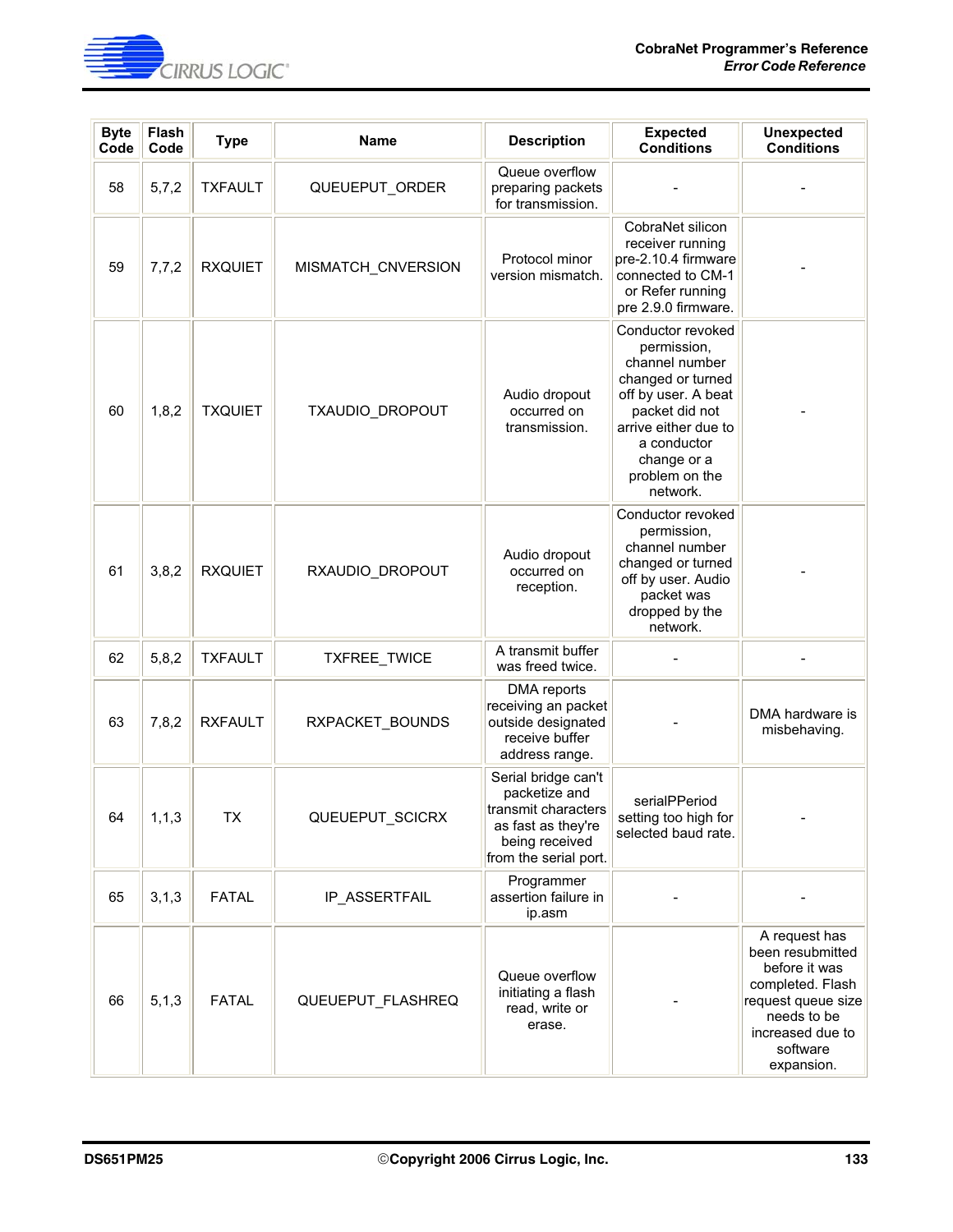| Byte Code | Flash Code | Type | Name | Description | Expected Conditions | Unexpected Conditions |
|---|---|---|---|---|---|---|
| 58 | 5,7,2 | TXFAULT | QUEUEPUT_ORDER | Queue overflow preparing packets for transmission. | - | - |
| 59 | 7,7,2 | RXQUIET | MISMATCH_CNVERSION | Protocol minor version mismatch. | CobraNet silicon receiver running pre-2.10.4 firmware connected to CM-1 or Refer running pre 2.9.0 firmware. | - |
| 60 | 1,8,2 | TXQUIET | TXAUDIO_DROPOUT | Audio dropout occurred on transmission. | Conductor revoked permission, channel number changed or turned off by user. A beat packet did not arrive either due to a conductor change or a problem on the network. | - |
| 61 | 3,8,2 | RXQUIET | RXAUDIO_DROPOUT | Audio dropout occurred on reception. | Conductor revoked permission, channel number changed or turned off by user. Audio packet was dropped by the network. | - |
| 62 | 5,8,2 | TXFAULT | TXFREE_TWICE | A transmit buffer was freed twice. | - | - |
| 63 | 7,8,2 | RXFAULT | RXPACKET_BOUNDS | DMA reports receiving an packet outside designated receive buffer address range. | - | DMA hardware is misbehaving. |
| 64 | 1,1,3 | TX | QUEUEPUT_SCICRX | Serial bridge can't packetize and transmit characters as fast as they're being received from the serial port. | serialPPeriod setting too high for selected baud rate. | - |
| 65 | 3,1,3 | FATAL | IP_ASSERTFAIL | Programmer assertion failure in ip.asm | - | - |
| 66 | 5,1,3 | FATAL | QUEUEPUT_FLASHREQ | Queue overflow initiating a flash read, write or erase. | - | A request has been resubmitted before it was completed. Flash request queue size needs to be increased due to software expansion. |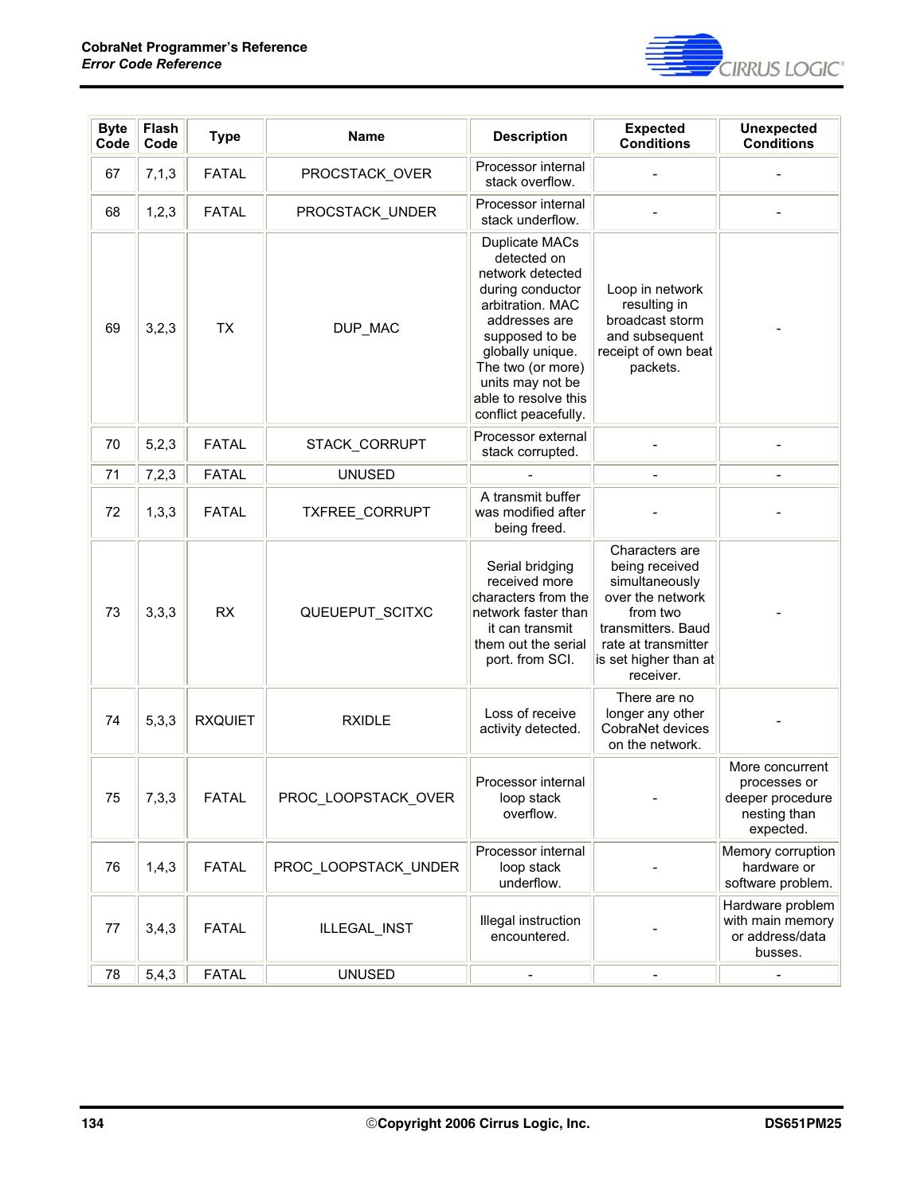| Byte Code | Flash Code | Type | Name | Description | Expected Conditions | Unexpected Conditions |
|---|---|---|---|---|---|---|
| 67 | 7,1,3 | FATAL | PROCSTACK_OVER | Processor internal stack overflow. | - | - |
| 68 | 1,2,3 | FATAL | PROCSTACK_UNDER | Processor internal stack underflow. | - | - |
| 69 | 3,2,3 | TX | DUP_MAC | Duplicate MACs detected on network detected during conductor arbitration. MAC addresses are supposed to be globally unique. The two (or more) units may not be able to resolve this conflict peacefully. | Loop in network resulting in broadcast storm and subsequent receipt of own beat packets. | - |
| 70 | 5,2,3 | FATAL | STACK_CORRUPT | Processor external stack corrupted. | - | - |
| 71 | 7,2,3 | FATAL | UNUSED | - | - | - |
| 72 | 1,3,3 | FATAL | TXFREE_CORRUPT | A transmit buffer was modified after being freed. | - | - |
| 73 | 3,3,3 | RX | QUEUEPUT_SCITXC | Serial bridging received more characters from the network faster than it can transmit them out the serial port. from SCI. | Characters are being received simultaneously over the network from two transmitters. Baud rate at transmitter is set higher than at receiver. | - |
| 74 | 5,3,3 | RXQUIET | RXIDLE | Loss of receive activity detected. | There are no longer any other CobraNet devices on the network. | - |
| 75 | 7,3,3 | FATAL | PROC_LOOPSTACK_OVER | Processor internal loop stack overflow. | - | More concurrent processes or deeper procedure nesting than expected. |
| 76 | 1,4,3 | FATAL | PROC_LOOPSTACK_UNDER | Processor internal loop stack underflow. | - | Memory corruption hardware or software problem. |
| 77 | 3,4,3 | FATAL | ILLEGAL_INST | Illegal instruction encountered. | - | Hardware problem with main memory or address/data busses. |
| 78 | 5,4,3 | FATAL | UNUSED | - | - | - |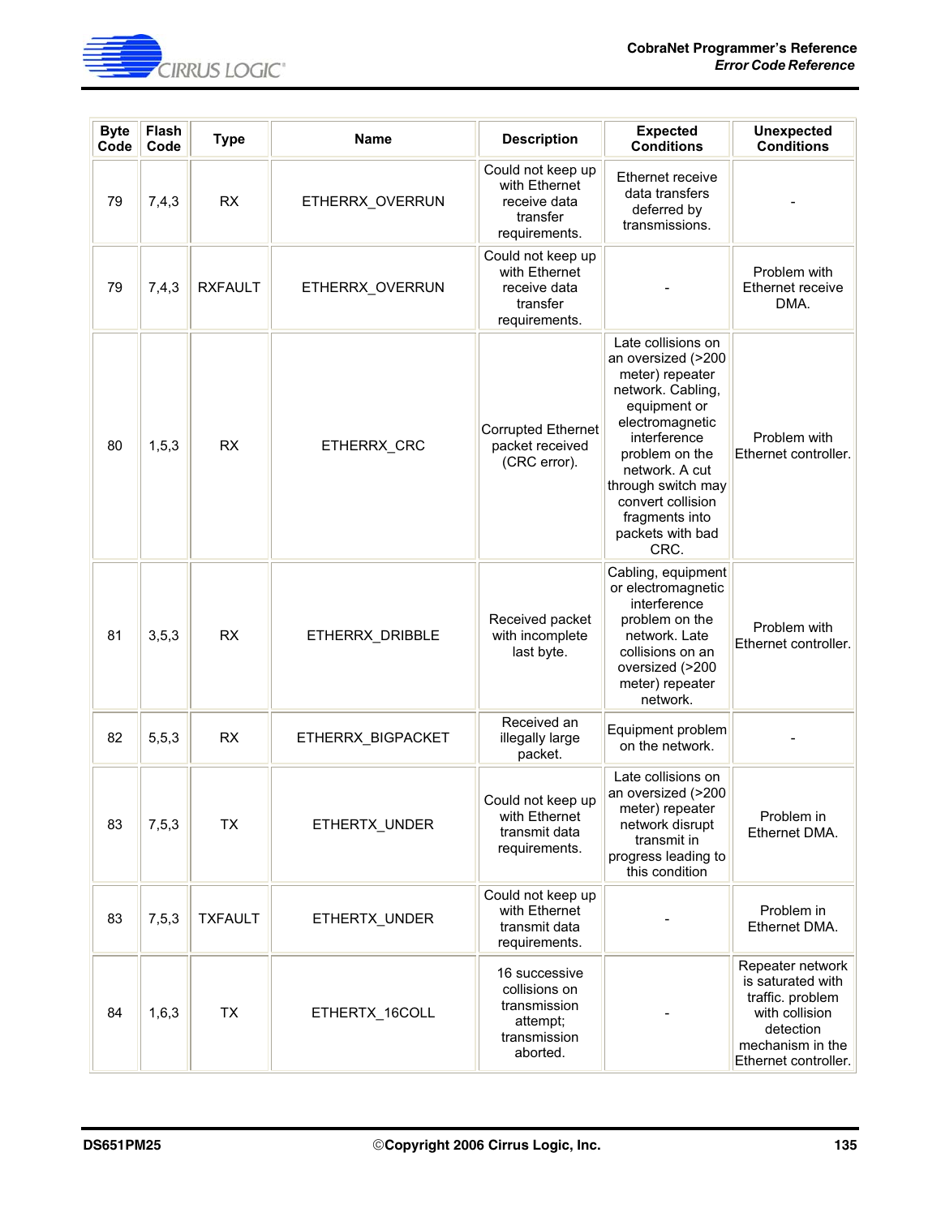| Byte Code | Flash Code | Type | Name | Description | Expected Conditions | Unexpected Conditions |
|---|---|---|---|---|---|---|
| 79 | 7,4,3 | RX | ETHERRX_OVERRUN | Could not keep up with Ethernet receive data transfer requirements. | Ethernet receive data transfers deferred by transmissions. | - |
| 79 | 7,4,3 | RXFAULT | ETHERRX_OVERRUN | Could not keep up with Ethernet receive data transfer requirements. | - | Problem with Ethernet receive DMA. |
| 80 | 1,5,3 | RX | ETHERRX_CRC | Corrupted Ethernet packet received (CRC error). | Late collisions on an oversized (>200 meter) repeater network. Cabling, equipment or electromagnetic interference problem on the network. A cut through switch may convert collision fragments into packets with bad CRC. | Problem with Ethernet controller. |
| 81 | 3,5,3 | RX | ETHERRX_DRIBBLE | Received packet with incomplete last byte. | Cabling, equipment or electromagnetic interference problem on the network. Late collisions on an oversized (>200 meter) repeater network. | Problem with Ethernet controller. |
| 82 | 5,5,3 | RX | ETHERRX_BIGPACKET | Received an illegally large packet. | Equipment problem on the network. | - |
| 83 | 7,5,3 | TX | ETHERTX_UNDER | Could not keep up with Ethernet transmit data requirements. | Late collisions on an oversized (>200 meter) repeater network disrupt transmit in progress leading to this condition | Problem in Ethernet DMA. |
| 83 | 7,5,3 | TXFAULT | ETHERTX_UNDER | Could not keep up with Ethernet transmit data requirements. | - | Problem in Ethernet DMA. |
| 84 | 1,6,3 | TX | ETHERTX_16COLL | 16 successive collisions on transmission attempt; transmission aborted. | - | Repeater network is saturated with traffic. problem with collision detection mechanism in the Ethernet controller. |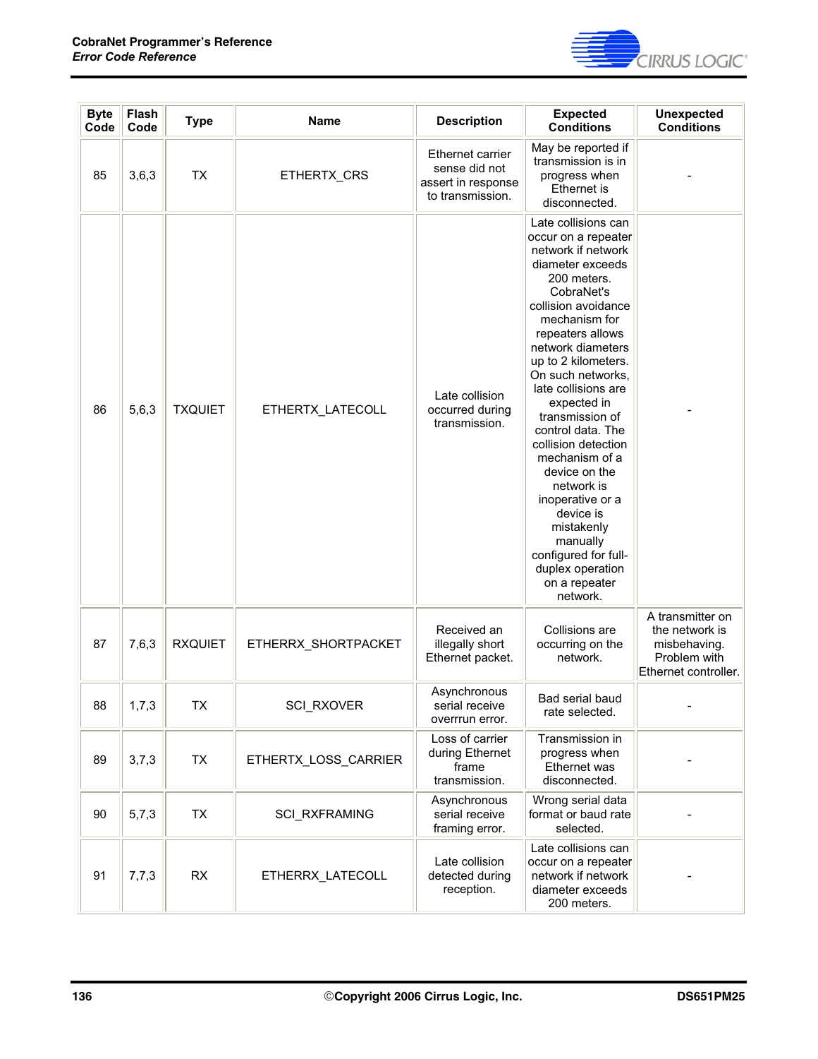| Byte Code | Flash Code | Type | Name | Description | Expected Conditions | Unexpected Conditions |
|---|---|---|---|---|---|---|
| 85 | 3,6,3 | TX | ETHERTX_CRS | Ethernet carrier sense did not assert in response to transmission. | May be reported if transmission is in progress when Ethernet is disconnected. | - |
| 86 | 5,6,3 | TXQUIET | ETHERTX_LATECOLL | Late collision occurred during transmission. | Late collisions can occur on a repeater network if network diameter exceeds 200 meters. CobraNet's collision avoidance mechanism for repeaters allows network diameters up to 2 kilometers. On such networks, late collisions are expected in transmission of control data. The collision detection mechanism of a device on the network is inoperative or a device is mistakenly manually configured for full-duplex operation on a repeater network. | - |
| 87 | 7,6,3 | RXQUIET | ETHERRX_SHORTPACKET | Received an illegally short Ethernet packet. | Collisions are occurring on the network. | A transmitter on the network is misbehaving. Problem with Ethernet controller. |
| 88 | 1,7,3 | TX | SCI_RXOVER | Asynchronous serial receive overrrun error. | Bad serial baud rate selected. | - |
| 89 | 3,7,3 | TX | ETHERTX_LOSS_CARRIER | Loss of carrier during Ethernet frame transmission. | Transmission in progress when Ethernet was disconnected. | - |
| 90 | 5,7,3 | TX | SCI_RXFRAMING | Asynchronous serial receive framing error. | Wrong serial data format or baud rate selected. | - |
| 91 | 7,7,3 | RX | ETHERRX_LATECOLL | Late collision detected during reception. | Late collisions can occur on a repeater network if network diameter exceeds 200 meters. | - |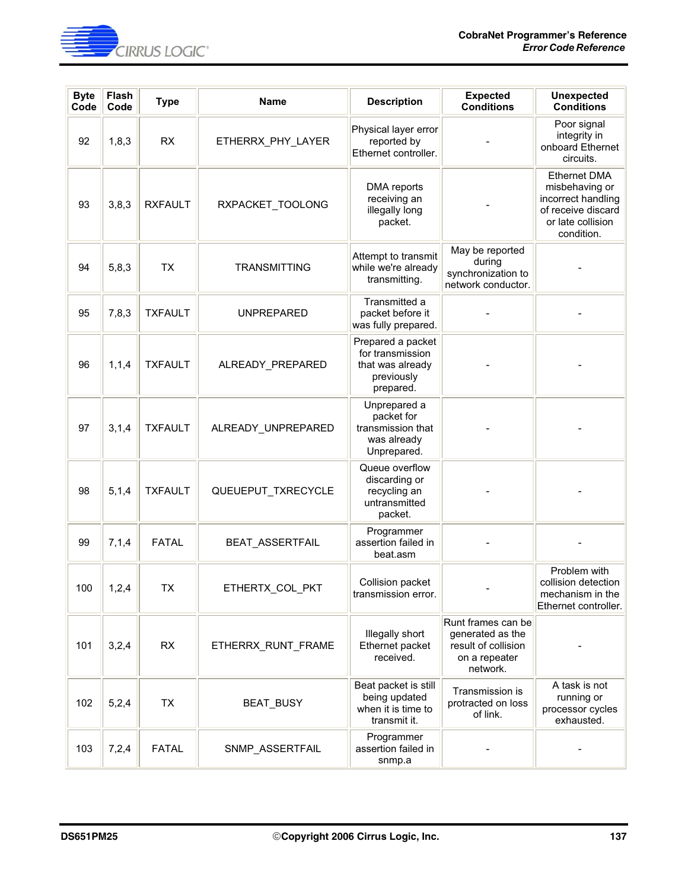| Byte Code | Flash Code | Type | Name | Description | Expected Conditions | Unexpected Conditions |
|---|---|---|---|---|---|---|
| 92 | 1,8,3 | RX | ETHERRX_PHY_LAYER | Physical layer error reported by Ethernet controller. | - | Poor signal integrity in onboard Ethernet circuits. |
| 93 | 3,8,3 | RXFAULT | RXPACKET_TOOLONG | DMA reports receiving an illegally long packet. | - | Ethernet DMA misbehaving or incorrect handling of receive discard or late collision condition. |
| 94 | 5,8,3 | TX | TRANSMITTING | Attempt to transmit while we're already transmitting. | May be reported during synchronization to network conductor. | - |
| 95 | 7,8,3 | TXFAULT | UNPREPARED | Transmitted a packet before it was fully prepared. | - | - |
| 96 | 1,1,4 | TXFAULT | ALREADY_PREPARED | Prepared a packet for transmission that was already previously prepared. | - | - |
| 97 | 3,1,4 | TXFAULT | ALREADY_UNPREPARED | Unprepared a packet for transmission that was already Unprepared. | - | - |
| 98 | 5,1,4 | TXFAULT | QUEUEPUT_TXRECYCLE | Queue overflow discarding or recycling an untransmitted packet. | - | - |
| 99 | 7,1,4 | FATAL | BEAT_ASSERTFAIL | Programmer assertion failed in beat.asm | - | - |
| 100 | 1,2,4 | TX | ETHERTX_COL_PKT | Collision packet transmission error. | - | Problem with collision detection mechanism in the Ethernet controller. |
| 101 | 3,2,4 | RX | ETHERRX_RUNT_FRAME | Illegally short Ethernet packet received. | Runt frames can be generated as the result of collision on a repeater network. | - |
| 102 | 5,2,4 | TX | BEAT_BUSY | Beat packet is still being updated when it is time to transmit it. | Transmission is protracted on loss of link. | A task is not running or processor cycles exhausted. |
| 103 | 7,2,4 | FATAL | SNMP_ASSERTFAIL | Programmer assertion failed in snmp.a | - | - |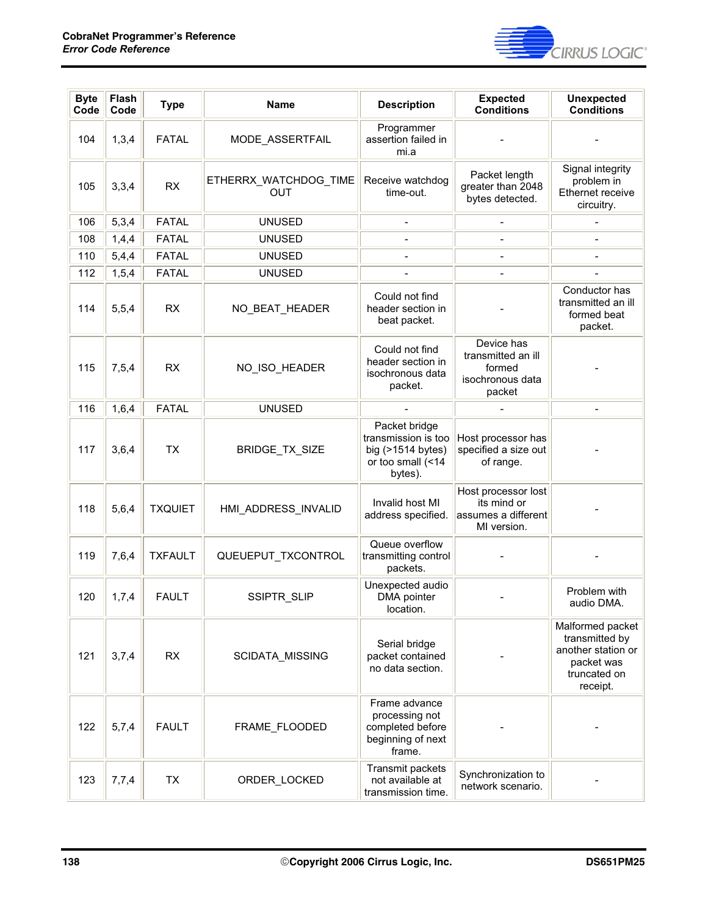| Byte Code | Flash Code | Type | Name | Description | Expected Conditions | Unexpected Conditions |
|---|---|---|---|---|---|---|
| 104 | 1,3,4 | FATAL | MODE_ASSERTFAIL | Programmer assertion failed in mi.a | - | - |
| 105 | 3,3,4 | RX | ETHERRX_WATCHDOG_TIMEOUT | Receive watchdog time-out. | Packet length greater than 2048 bytes detected. | Signal integrity problem in Ethernet receive circuitry. |
| 106 | 5,3,4 | FATAL | UNUSED | - | - | - |
| 108 | 1,4,4 | FATAL | UNUSED | - | - | - |
| 110 | 5,4,4 | FATAL | UNUSED | - | - | - |
| 112 | 1,5,4 | FATAL | UNUSED | - | - | - |
| 114 | 5,5,4 | RX | NO_BEAT_HEADER | Could not find header section in beat packet. | - | Conductor has transmitted an ill formed beat packet. |
| 115 | 7,5,4 | RX | NO_ISO_HEADER | Could not find header section in isochronous data packet. | Device has transmitted an ill formed isochronous data packet | - |
| 116 | 1,6,4 | FATAL | UNUSED | - | - | - |
| 117 | 3,6,4 | TX | BRIDGE_TX_SIZE | Packet bridge transmission is too big (>1514 bytes) or too small (<14 bytes). | Host processor has specified a size out of range. | - |
| 118 | 5,6,4 | TXQUIET | HMI_ADDRESS_INVALID | Invalid host MI address specified. | Host processor lost its mind or assumes a different MI version. | - |
| 119 | 7,6,4 | TXFAULT | QUEUEPUT_TXCONTROL | Queue overflow transmitting control packets. | - | - |
| 120 | 1,7,4 | FAULT | SSIPTR_SLIP | Unexpected audio DMA pointer location. | - | Problem with audio DMA. |
| 121 | 3,7,4 | RX | SCIDATA_MISSING | Serial bridge packet contained no data section. | - | Malformed packet transmitted by another station or packet was truncated on receipt. |
| 122 | 5,7,4 | FAULT | FRAME_FLOODED | Frame advance processing not completed before beginning of next frame. | - | - |
| 123 | 7,7,4 | TX | ORDER_LOCKED | Transmit packets not available at transmission time. | Synchronization to network scenario. | - |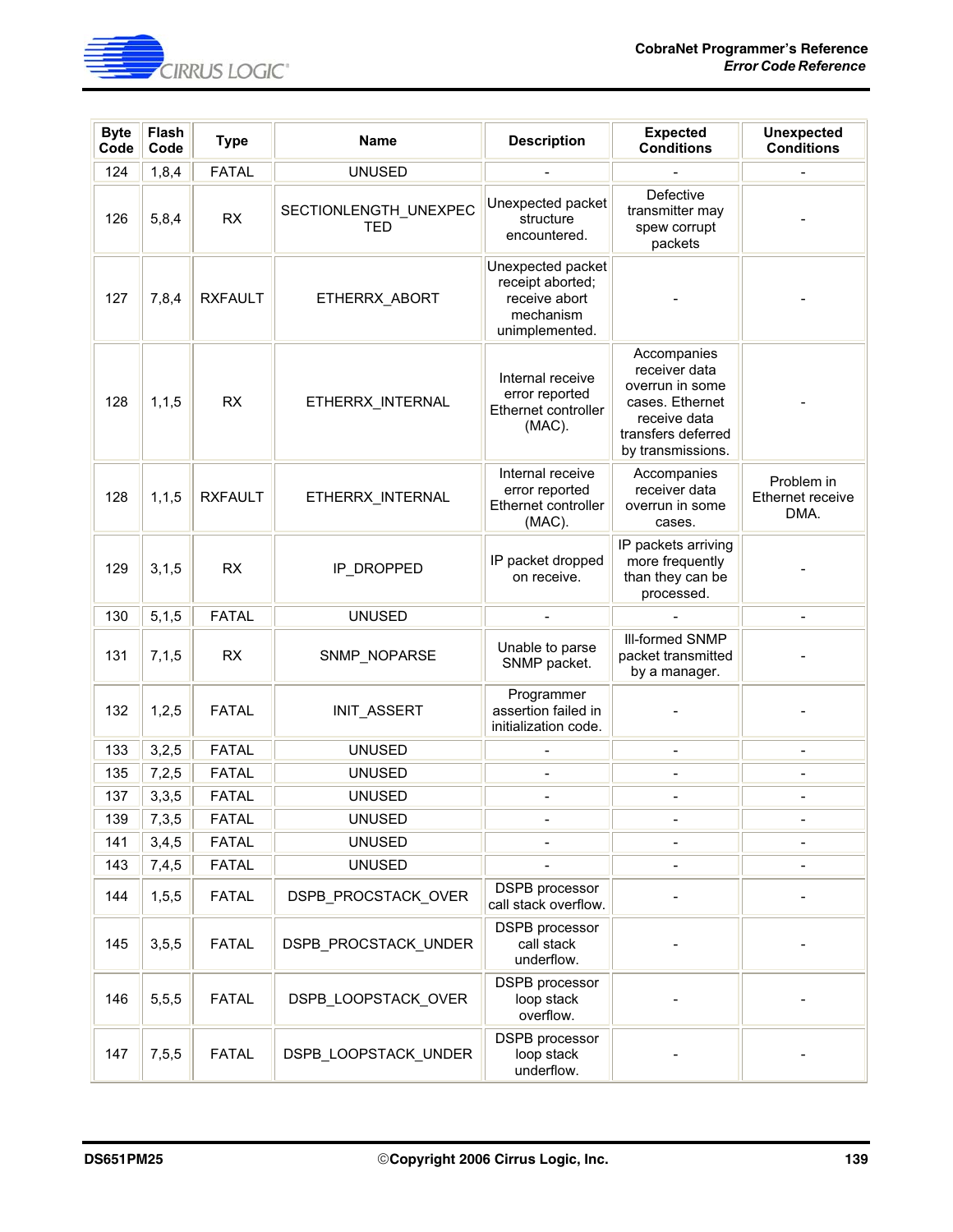| Byte Code | Flash Code | Type | Name | Description | Expected Conditions | Unexpected Conditions |
|---|---|---|---|---|---|---|
| 124 | 1,8,4 | FATAL | UNUSED | - | - | - |
| 126 | 5,8,4 | RX | SECTIONLENGTH_UNEXPECTED | Unexpected packet structure encountered. | Defective transmitter may spew corrupt packets | - |
| 127 | 7,8,4 | RXFAULT | ETHERRX_ABORT | Unexpected packet receipt aborted; receive abort mechanism unimplemented. | - | - |
| 128 | 1,1,5 | RX | ETHERRX_INTERNAL | Internal receive error reported Ethernet controller (MAC). | Accompanies receiver data overrun in some cases. Ethernet receive data transfers deferred by transmissions. | - |
| 128 | 1,1,5 | RXFAULT | ETHERRX_INTERNAL | Internal receive error reported Ethernet controller (MAC). | Accompanies receiver data overrun in some cases. | Problem in Ethernet receive DMA. |
| 129 | 3,1,5 | RX | IP_DROPPED | IP packet dropped on receive. | IP packets arriving more frequently than they can be processed. | - |
| 130 | 5,1,5 | FATAL | UNUSED | - | - | - |
| 131 | 7,1,5 | RX | SNMP_NOPARSE | Unable to parse SNMP packet. | Ill-formed SNMP packet transmitted by a manager. | - |
| 132 | 1,2,5 | FATAL | INIT_ASSERT | Programmer assertion failed in initialization code. | - | - |
| 133 | 3,2,5 | FATAL | UNUSED | - | - | - |
| 135 | 7,2,5 | FATAL | UNUSED | - | - | - |
| 137 | 3,3,5 | FATAL | UNUSED | - | - | - |
| 139 | 7,3,5 | FATAL | UNUSED | - | - | - |
| 141 | 3,4,5 | FATAL | UNUSED | - | - | - |
| 143 | 7,4,5 | FATAL | UNUSED | - | - | - |
| 144 | 1,5,5 | FATAL | DSPB_PROCSTACK_OVER | DSPB processor call stack overflow. | - | - |
| 145 | 3,5,5 | FATAL | DSPB_PROCSTACK_UNDER | DSPB processor call stack underflow. | - | - |
| 146 | 5,5,5 | FATAL | DSPB_LOOPSTACK_OVER | DSPB processor loop stack overflow. | - | - |
| 147 | 7,5,5 | FATAL | DSPB_LOOPSTACK_UNDER | DSPB processor loop stack underflow. | - | - |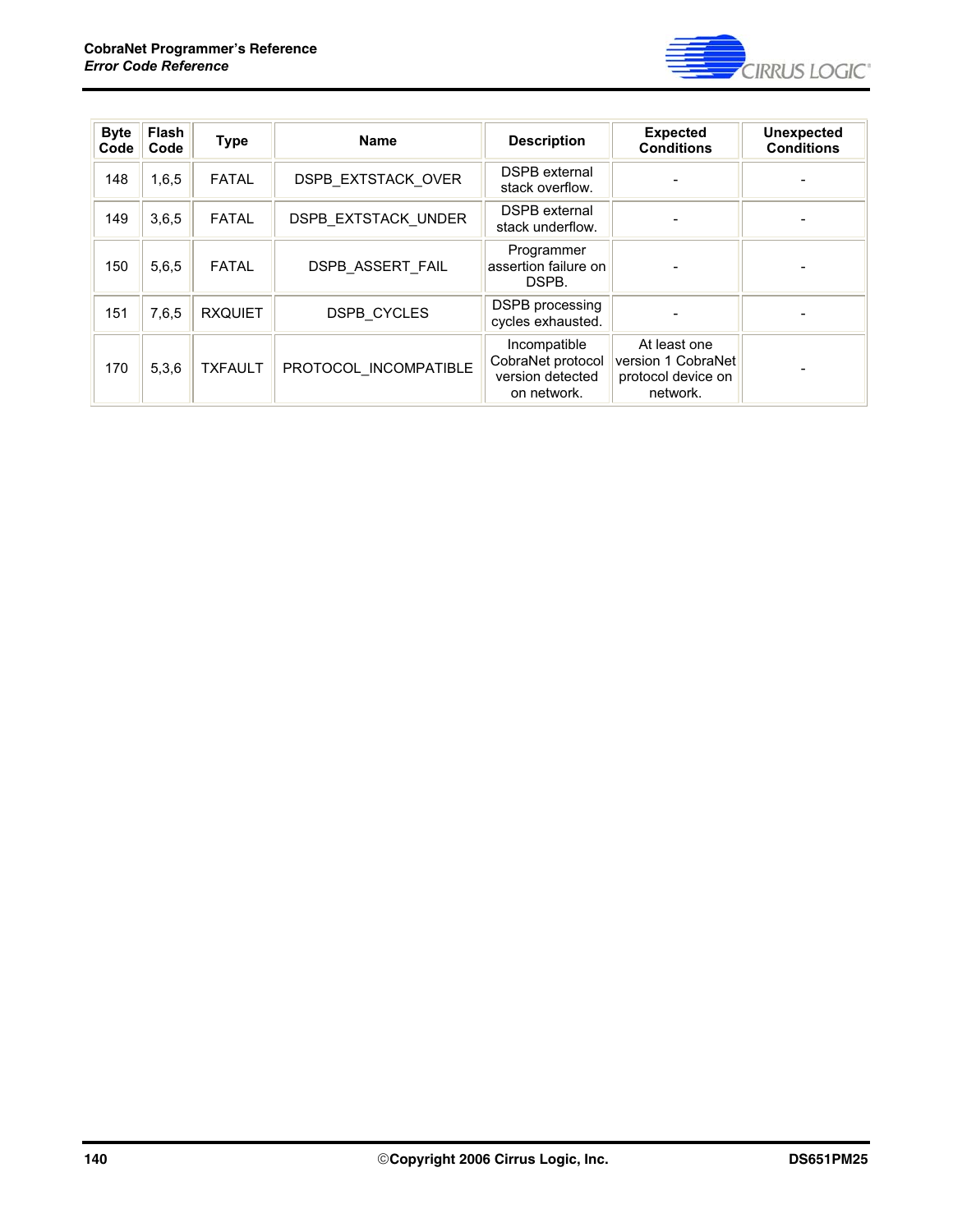| Byte Code | Flash Code | Type | Name | Description | Expected Conditions | Unexpected Conditions |
|---|---|---|---|---|---|---|
| 148 | 1,6,5 | FATAL | DSPB_EXTSTACK_OVER | DSPB external stack overflow. | - | - |
| 149 | 3,6,5 | FATAL | DSPB_EXTSTACK_UNDER | DSPB external stack underflow. | - | - |
| 150 | 5,6,5 | FATAL | DSPB_ASSERT_FAIL | Programmer assertion failure on DSPB. | - | - |
| 151 | 7,6,5 | RXQUIET | DSPB_CYCLES | DSPB processing cycles exhausted. | - | - |
| 170 | 5,3,6 | TXFAULT | PROTOCOL_INCOMPATIBLE | Incompatible CobraNet protocol version detected on network. | At least one version 1 CobraNet protocol device on network. | - |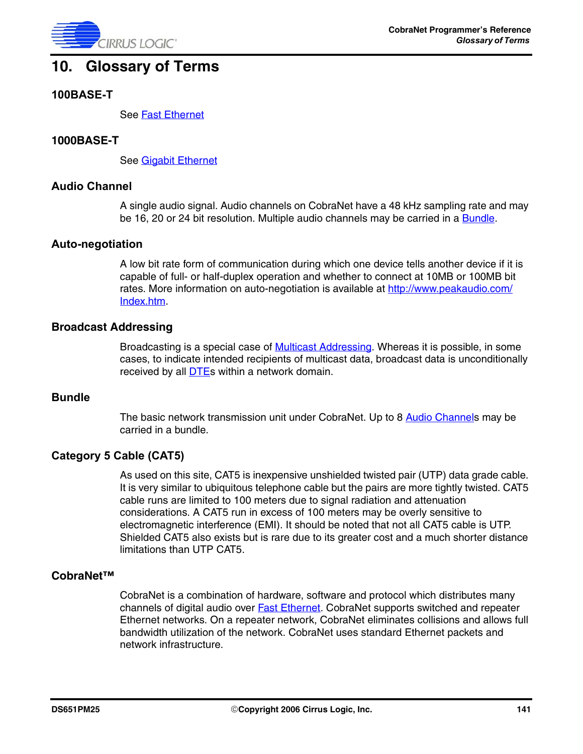# 10. Glossary of Terms

### 100BASE-T

See Fast Ethernet

### 1000BASE-T

See Gigabit Ethernet

### Audio Channel

A single audio signal. Audio channels on CobraNet have a 48 kHz sampling rate and may be 16, 20 or 24 bit resolution. Multiple audio channels may be carried in a Bundle.

### Auto-negotiation

A low bit rate form of communication during which one device tells another device if it is capable of full- or half-duplex operation and whether to connect at 10MB or 100MB bit rates. More information on auto-negotiation is available at http://www.peakaudio.com/Index.htm.

### Broadcast Addressing

Broadcasting is a special case of Multicast Addressing. Whereas it is possible, in some cases, to indicate intended recipients of multicast data, broadcast data is unconditionally received by all DTEs within a network domain.

### Bundle

The basic network transmission unit under CobraNet. Up to 8 Audio Channels may be carried in a bundle.

### Category 5 Cable (CAT5)

As used on this site, CAT5 is inexpensive unshielded twisted pair (UTP) data grade cable. It is very similar to ubiquitous telephone cable but the pairs are more tightly twisted. CAT5 cable runs are limited to 100 meters due to signal radiation and attenuation considerations. A CAT5 run in excess of 100 meters may be overly sensitive to electromagnetic interference (EMI). It should be noted that not all CAT5 cable is UTP. Shielded CAT5 also exists but is rare due to its greater cost and a much shorter distance limitations than UTP CAT5.

### CobraNet™

CobraNet is a combination of hardware, software and protocol which distributes many channels of digital audio over Fast Ethernet. CobraNet supports switched and repeater Ethernet networks. On a repeater network, CobraNet eliminates collisions and allows full bandwidth utilization of the network. CobraNet uses standard Ethernet packets and network infrastructure.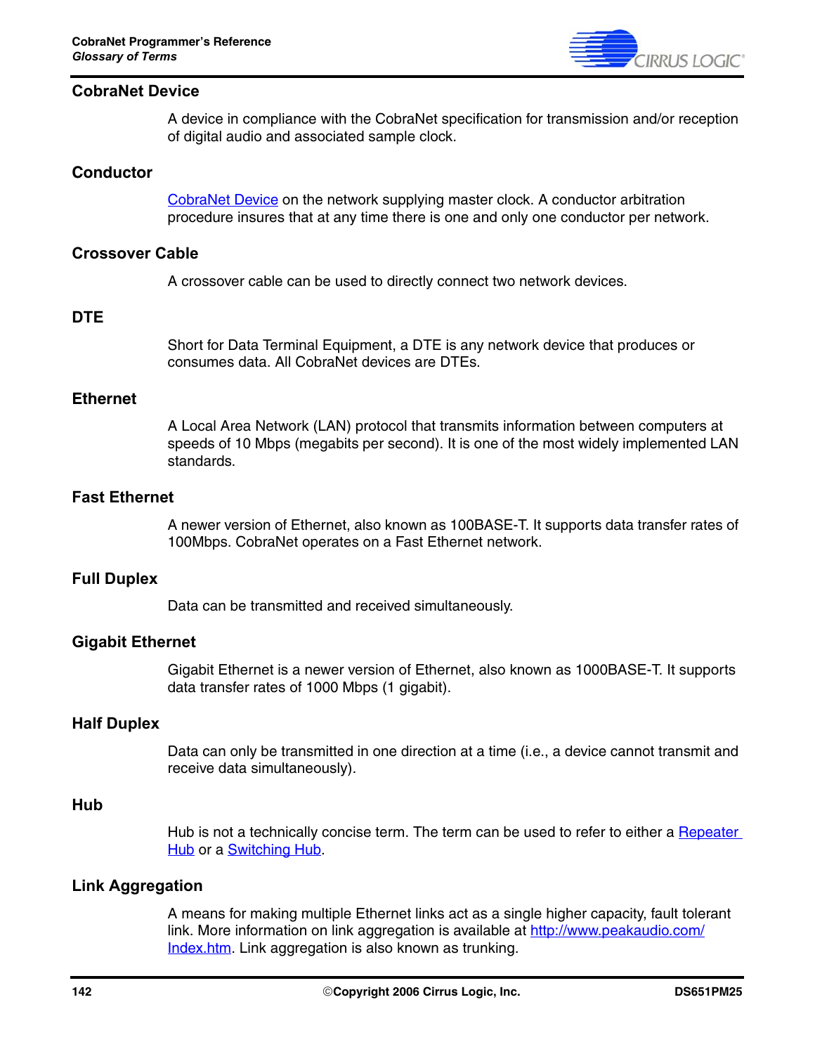### CobraNet Device

A device in compliance with the CobraNet specification for transmission and/or reception of digital audio and associated sample clock.

### Conductor

[CobraNet Device](#) on the network supplying master clock. A conductor arbitration procedure insures that at any time there is one and only one conductor per network.

### Crossover Cable

A crossover cable can be used to directly connect two network devices.

### DTE

Short for Data Terminal Equipment, a DTE is any network device that produces or consumes data. All CobraNet devices are DTEs.

### Ethernet

A Local Area Network (LAN) protocol that transmits information between computers at speeds of 10 Mbps (megabits per second). It is one of the most widely implemented LAN standards.

### Fast Ethernet

A newer version of Ethernet, also known as 100BASE-T. It supports data transfer rates of 100Mbps. CobraNet operates on a Fast Ethernet network.

### Full Duplex

Data can be transmitted and received simultaneously.

### Gigabit Ethernet

Gigabit Ethernet is a newer version of Ethernet, also known as 1000BASE-T. It supports data transfer rates of 1000 Mbps (1 gigabit).

### Half Duplex

Data can only be transmitted in one direction at a time (i.e., a device cannot transmit and receive data simultaneously).

### Hub

Hub is not a technically concise term. The term can be used to refer to either a [Repeater Hub](#) or a [Switching Hub](#).

### Link Aggregation

A means for making multiple Ethernet links act as a single higher capacity, fault tolerant link. More information on link aggregation is available at [http://www.peakaudio.com/Index.htm](http://www.peakaudio.com/Index.htm). Link aggregation is also known as trunking.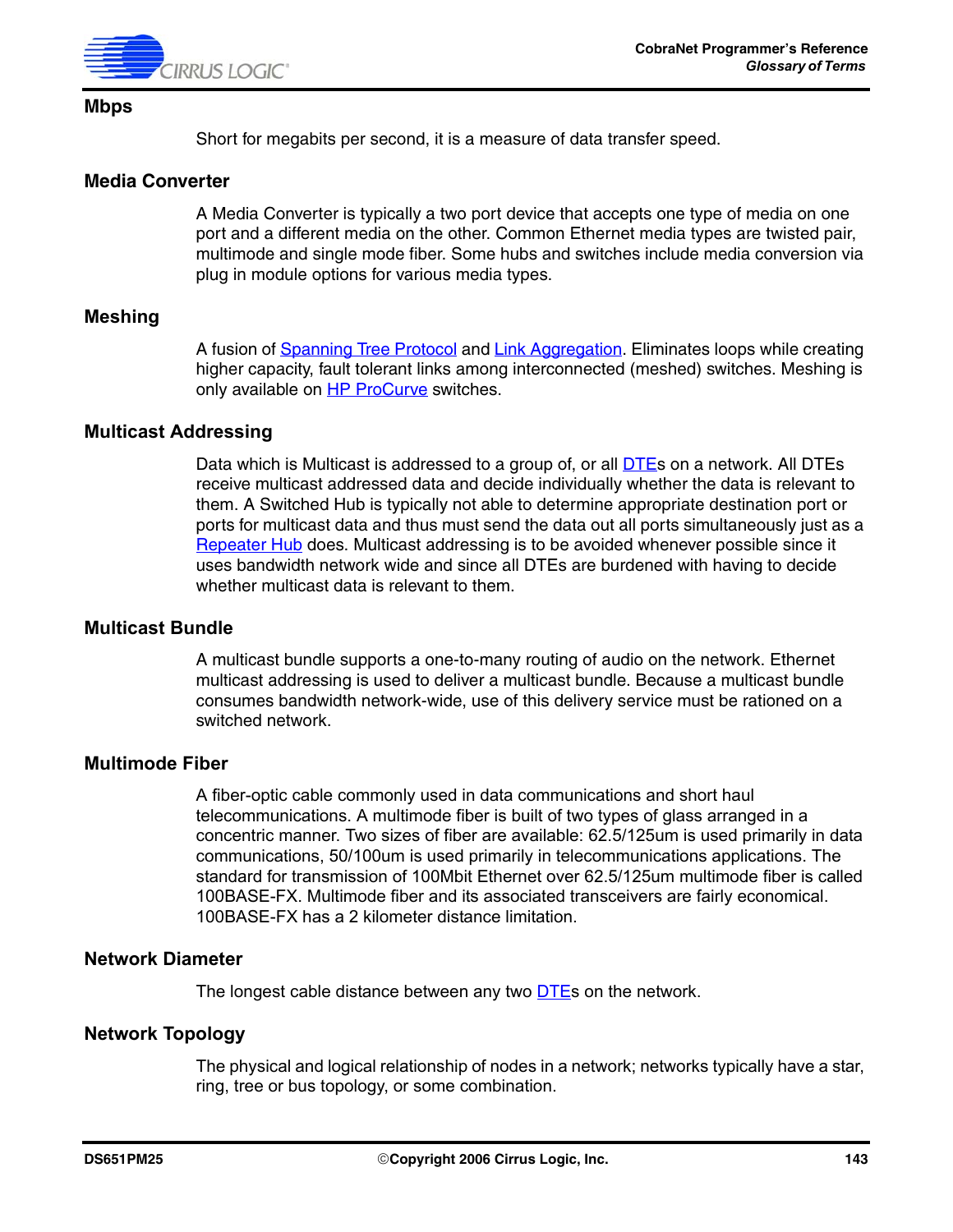### Mbps

Short for megabits per second, it is a measure of data transfer speed.

### Media Converter

A Media Converter is typically a two port device that accepts one type of media on one port and a different media on the other. Common Ethernet media types are twisted pair, multimode and single mode fiber. Some hubs and switches include media conversion via plug in module options for various media types.

### Meshing

A fusion of Spanning Tree Protocol and Link Aggregation. Eliminates loops while creating higher capacity, fault tolerant links among interconnected (meshed) switches. Meshing is only available on HP ProCurve switches.

### Multicast Addressing

Data which is Multicast is addressed to a group of, or all DTEs on a network. All DTEs receive multicast addressed data and decide individually whether the data is relevant to them. A Switched Hub is typically not able to determine appropriate destination port or ports for multicast data and thus must send the data out all ports simultaneously just as a Repeater Hub does. Multicast addressing is to be avoided whenever possible since it uses bandwidth network wide and since all DTEs are burdened with having to decide whether multicast data is relevant to them.

### Multicast Bundle

A multicast bundle supports a one-to-many routing of audio on the network. Ethernet multicast addressing is used to deliver a multicast bundle. Because a multicast bundle consumes bandwidth network-wide, use of this delivery service must be rationed on a switched network.

### Multimode Fiber

A fiber-optic cable commonly used in data communications and short haul telecommunications. A multimode fiber is built of two types of glass arranged in a concentric manner. Two sizes of fiber are available: 62.5/125um is used primarily in data communications, 50/100um is used primarily in telecommunications applications. The standard for transmission of 100Mbit Ethernet over 62.5/125um multimode fiber is called 100BASE-FX. Multimode fiber and its associated transceivers are fairly economical. 100BASE-FX has a 2 kilometer distance limitation.

### Network Diameter

The longest cable distance between any two DTEs on the network.

### Network Topology

The physical and logical relationship of nodes in a network; networks typically have a star, ring, tree or bus topology, or some combination.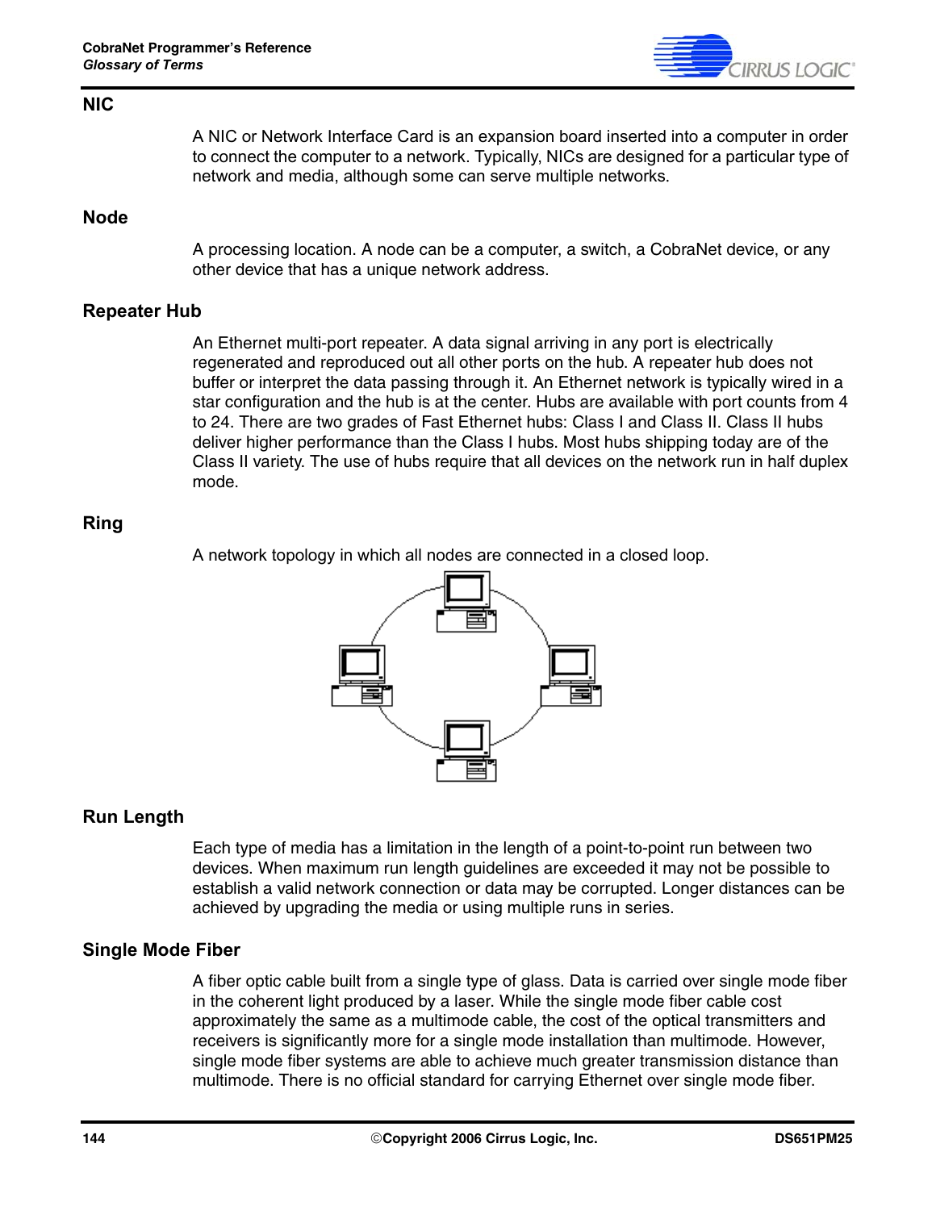### NIC

A NIC or Network Interface Card is an expansion board inserted into a computer in order to connect the computer to a network. Typically, NICs are designed for a particular type of network and media, although some can serve multiple networks.

### Node

A processing location. A node can be a computer, a switch, a CobraNet device, or any other device that has a unique network address.

### Repeater Hub

An Ethernet multi-port repeater. A data signal arriving in any port is electrically regenerated and reproduced out all other ports on the hub. A repeater hub does not buffer or interpret the data passing through it. An Ethernet network is typically wired in a star configuration and the hub is at the center. Hubs are available with port counts from 4 to 24. There are two grades of Fast Ethernet hubs: Class I and Class II. Class II hubs deliver higher performance than the Class I hubs. Most hubs shipping today are of the Class II variety. The use of hubs require that all devices on the network run in half duplex mode.

### Ring

A network topology in which all nodes are connected in a closed loop.

### Run Length

Each type of media has a limitation in the length of a point-to-point run between two devices. When maximum run length guidelines are exceeded it may not be possible to establish a valid network connection or data may be corrupted. Longer distances can be achieved by upgrading the media or using multiple runs in series.

### Single Mode Fiber

A fiber optic cable built from a single type of glass. Data is carried over single mode fiber in the coherent light produced by a laser. While the single mode fiber cable cost approximately the same as a multimode cable, the cost of the optical transmitters and receivers is significantly more for a single mode installation than multimode. However, single mode fiber systems are able to achieve much greater transmission distance than multimode. There is no official standard for carrying Ethernet over single mode fiber.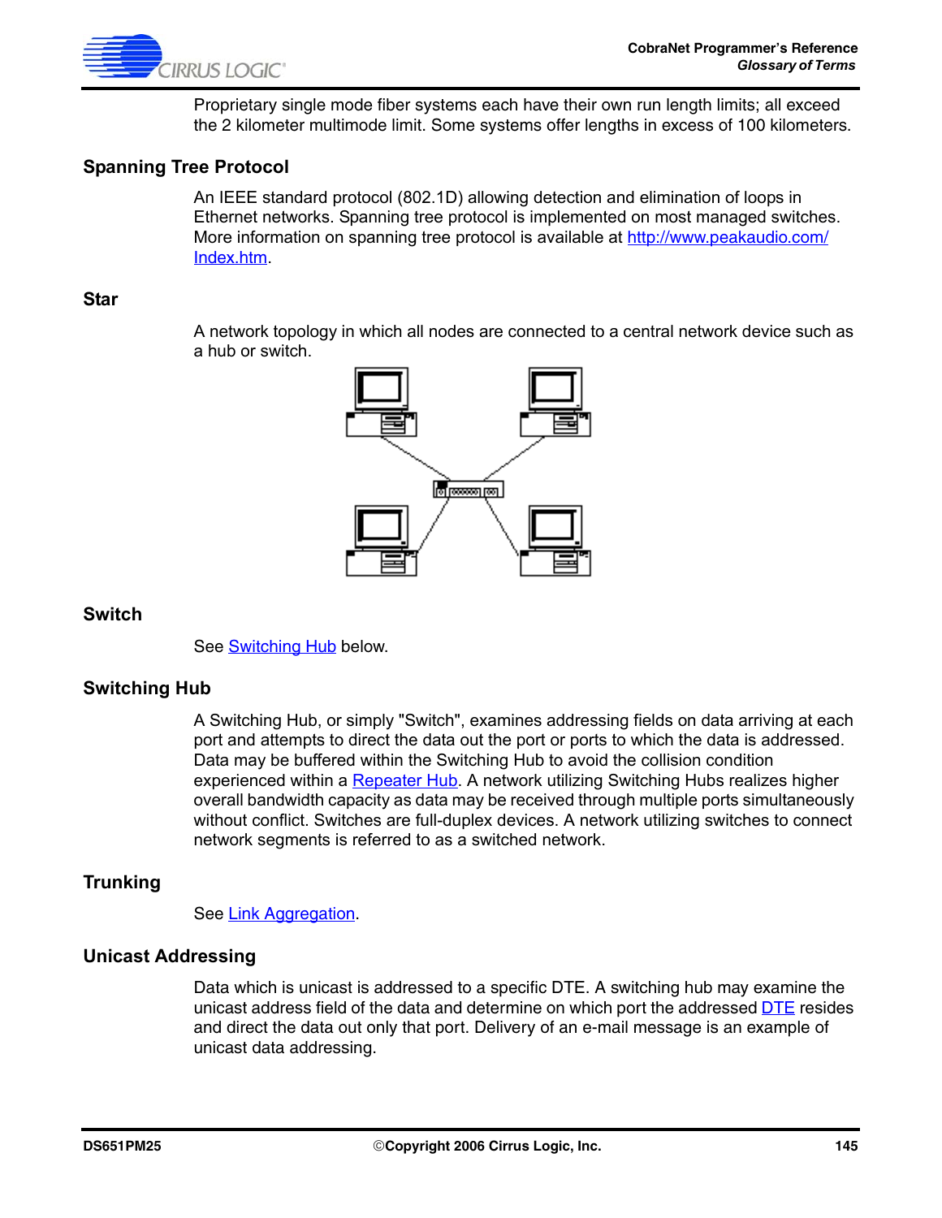Proprietary single mode fiber systems each have their own run length limits; all exceed the 2 kilometer multimode limit. Some systems offer lengths in excess of 100 kilometers.

### Spanning Tree Protocol

An IEEE standard protocol (802.1D) allowing detection and elimination of loops in Ethernet networks. Spanning tree protocol is implemented on most managed switches. More information on spanning tree protocol is available at http://www.peakaudio.com/Index.htm.

### Star

A network topology in which all nodes are connected to a central network device such as a hub or switch.

### Switch

See Switching Hub below.

### Switching Hub

A Switching Hub, or simply "Switch", examines addressing fields on data arriving at each port and attempts to direct the data out the port or ports to which the data is addressed. Data may be buffered within the Switching Hub to avoid the collision condition experienced within a Repeater Hub. A network utilizing Switching Hubs realizes higher overall bandwidth capacity as data may be received through multiple ports simultaneously without conflict. Switches are full-duplex devices. A network utilizing switches to connect network segments is referred to as a switched network.

### Trunking

See Link Aggregation.

### Unicast Addressing

Data which is unicast is addressed to a specific DTE. A switching hub may examine the unicast address field of the data and determine on which port the addressed DTE resides and direct the data out only that port. Delivery of an e-mail message is an example of unicast data addressing.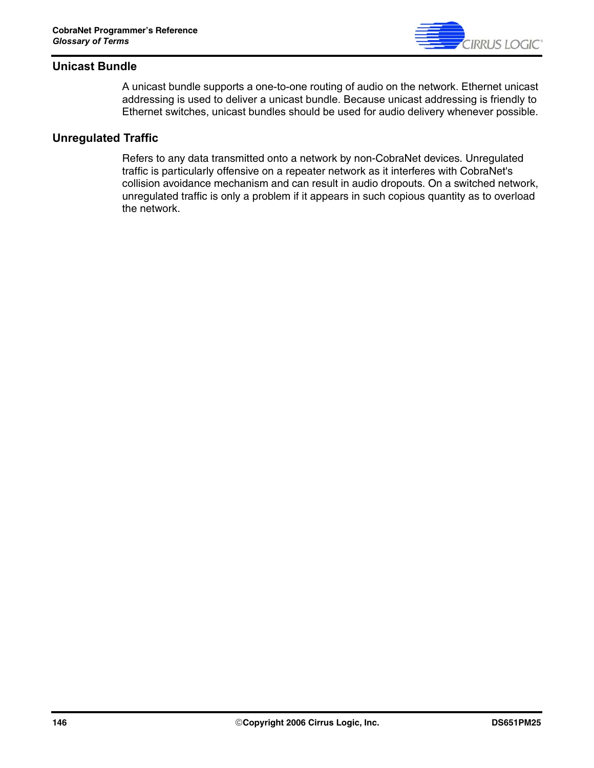## Unicast Bundle

A unicast bundle supports a one-to-one routing of audio on the network. Ethernet unicast addressing is used to deliver a unicast bundle. Because unicast addressing is friendly to Ethernet switches, unicast bundles should be used for audio delivery whenever possible.

## Unregulated Traffic

Refers to any data transmitted onto a network by non-CobraNet devices. Unregulated traffic is particularly offensive on a repeater network as it interferes with CobraNet's collision avoidance mechanism and can result in audio dropouts. On a switched network, unregulated traffic is only a problem if it appears in such copious quantity as to overload the network.